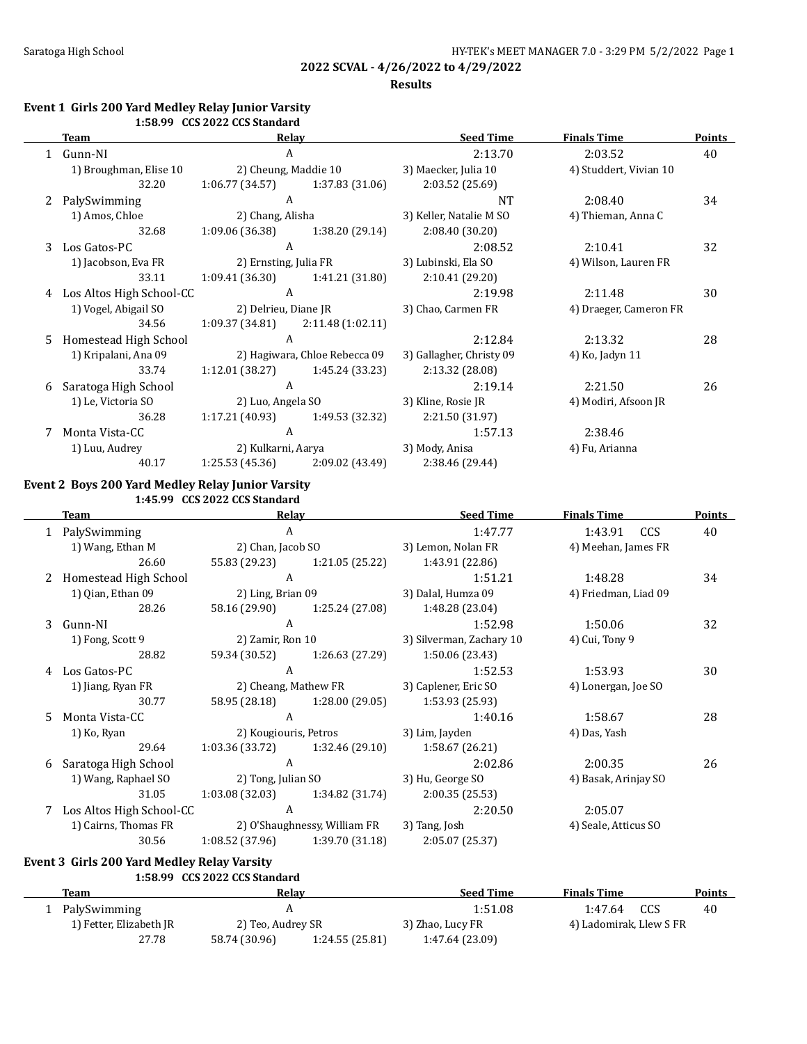## 2022 SCVAL - 4/26/2022 to 4/29/2022

### Results

### Event 1 Girls 200 Yard Medley Relay Junior Varsity

1:58.99 CCS 2022 CCS Standard

| | Team | Relay | | Seed Time | Finals Time | Points |
|---|---|---|---|---|---|---|
| 1 | Gunn-NI | A | | 2:13.70 | 2:03.52 | 40 |
| | 1) Broughman, Elise 10 | 2) Cheung, Maddie 10 | | 3) Maecker, Julia 10 | 4) Studdert, Vivian 10 | |
| | 32.20 | 1:06.77 (34.57) | 1:37.83 (31.06) | 2:03.52 (25.69) | | |
| 2 | PalySwimming | A | | NT | 2:08.40 | 34 |
| | 1) Amos, Chloe | 2) Chang, Alisha | | 3) Keller, Natalie M SO | 4) Thieman, Anna C | |
| | 32.68 | 1:09.06 (36.38) | 1:38.20 (29.14) | 2:08.40 (30.20) | | |
| 3 | Los Gatos-PC | A | | 2:08.52 | 2:10.41 | 32 |
| | 1) Jacobson, Eva FR | 2) Ernsting, Julia FR | | 3) Lubinski, Ela SO | 4) Wilson, Lauren FR | |
| | 33.11 | 1:09.41 (36.30) | 1:41.21 (31.80) | 2:10.41 (29.20) | | |
| 4 | Los Altos High School-CC | A | | 2:19.98 | 2:11.48 | 30 |
| | 1) Vogel, Abigail SO | 2) Delrieu, Diane JR | | 3) Chao, Carmen FR | 4) Draeger, Cameron FR | |
| | 34.56 | 1:09.37 (34.81) | 2:11.48 (1:02.11) | | | |
| 5 | Homestead High School | A | | 2:12.84 | 2:13.32 | 28 |
| | 1) Kripalani, Ana 09 | 2) Hagiwara, Chloe Rebecca 09 | | 3) Gallagher, Christy 09 | 4) Ko, Jadyn 11 | |
| | 33.74 | 1:12.01 (38.27) | 1:45.24 (33.23) | 2:13.32 (28.08) | | |
| 6 | Saratoga High School | A | | 2:19.14 | 2:21.50 | 26 |
| | 1) Le, Victoria SO | 2) Luo, Angela SO | | 3) Kline, Rosie JR | 4) Modiri, Afsoon JR | |
| | 36.28 | 1:17.21 (40.93) | 1:49.53 (32.32) | 2:21.50 (31.97) | | |
| 7 | Monta Vista-CC | A | | 1:57.13 | 2:38.46 | |
| | 1) Luu, Audrey | 2) Kulkarni, Aarya | | 3) Mody, Anisa | 4) Fu, Arianna | |
| | 40.17 | 1:25.53 (45.36) | 2:09.02 (43.49) | 2:38.46 (29.44) | | |

### Event 2 Boys 200 Yard Medley Relay Junior Varsity

1:45.99 CCS 2022 CCS Standard

| | Team | Relay | | Seed Time | Finals Time | Points |
|---|---|---|---|---|---|---|
| 1 | PalySwimming | A | | 1:47.77 | 1:43.91 CCS | 40 |
| | 1) Wang, Ethan M | 2) Chan, Jacob SO | | 3) Lemon, Nolan FR | 4) Meehan, James FR | |
| | 26.60 | 55.83 (29.23) | 1:21.05 (25.22) | 1:43.91 (22.86) | | |
| 2 | Homestead High School | A | | 1:51.21 | 1:48.28 | 34 |
| | 1) Qian, Ethan 09 | 2) Ling, Brian 09 | | 3) Dalal, Humza 09 | 4) Friedman, Liad 09 | |
| | 28.26 | 58.16 (29.90) | 1:25.24 (27.08) | 1:48.28 (23.04) | | |
| 3 | Gunn-NI | A | | 1:52.98 | 1:50.06 | 32 |
| | 1) Fong, Scott 9 | 2) Zamir, Ron 10 | | 3) Silverman, Zachary 10 | 4) Cui, Tony 9 | |
| | 28.82 | 59.34 (30.52) | 1:26.63 (27.29) | 1:50.06 (23.43) | | |
| 4 | Los Gatos-PC | A | | 1:52.53 | 1:53.93 | 30 |
| | 1) Jiang, Ryan FR | 2) Cheang, Mathew FR | | 3) Caplener, Eric SO | 4) Lonergan, Joe SO | |
| | 30.77 | 58.95 (28.18) | 1:28.00 (29.05) | 1:53.93 (25.93) | | |
| 5 | Monta Vista-CC | A | | 1:40.16 | 1:58.67 | 28 |
| | 1) Ko, Ryan | 2) Kougiouris, Petros | | 3) Lim, Jayden | 4) Das, Yash | |
| | 29.64 | 1:03.36 (33.72) | 1:32.46 (29.10) | 1:58.67 (26.21) | | |
| 6 | Saratoga High School | A | | 2:02.86 | 2:00.35 | 26 |
| | 1) Wang, Raphael SO | 2) Tong, Julian SO | | 3) Hu, George SO | 4) Basak, Arinjay SO | |
| | 31.05 | 1:03.08 (32.03) | 1:34.82 (31.74) | 2:00.35 (25.53) | | |
| 7 | Los Altos High School-CC | A | | 2:20.50 | 2:05.07 | |
| | 1) Cairns, Thomas FR | 2) O'Shaughnessy, William FR | | 3) Tang, Josh | 4) Seale, Atticus SO | |
| | 30.56 | 1:08.52 (37.96) | 1:39.70 (31.18) | 2:05.07 (25.37) | | |

### Event 3 Girls 200 Yard Medley Relay Varsity

1:58.99 CCS 2022 CCS Standard

| | Team | Relay | | Seed Time | Finals Time | Points |
|---|---|---|---|---|---|---|
| 1 | PalySwimming | A | | 1:51.08 | 1:47.64 CCS | 40 |
| | 1) Fetter, Elizabeth JR | 2) Teo, Audrey SR | | 3) Zhao, Lucy FR | 4) Ladomirak, Llew S FR | |
| | 27.78 | 58.74 (30.96) | 1:24.55 (25.81) | 1:47.64 (23.09) | | |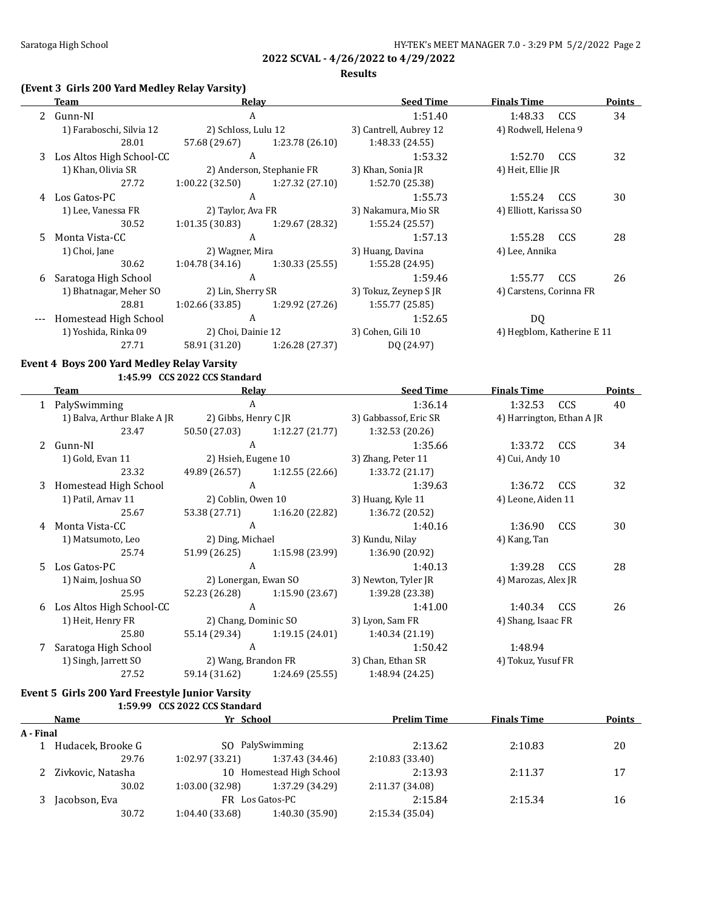**2022 SCVAL - 4/26/2022 to 4/29/2022**

**Results**

### (Event 3 Girls 200 Yard Medley Relay Varsity)

| | Team | Relay | | Seed Time | Finals Time | | Points |
|---|---|---|---|---|---|---|---|
| 2 | Gunn-NI | A | | 1:51.40 | 1:48.33 | CCS | 34 |
| | 1) Faraboschi, Silvia 12 | 2) Schloss, Lulu 12 | | 3) Cantrell, Aubrey 12 | 4) Rodwell, Helena 9 | | |
| | 28.01 | 57.68 (29.67) | 1:23.78 (26.10) | 1:48.33 (24.55) | | | |
| 3 | Los Altos High School-CC | A | | 1:53.32 | 1:52.70 | CCS | 32 |
| | 1) Khan, Olivia SR | 2) Anderson, Stephanie FR | | 3) Khan, Sonia JR | 4) Heit, Ellie JR | | |
| | 27.72 | 1:00.22 (32.50) | 1:27.32 (27.10) | 1:52.70 (25.38) | | | |
| 4 | Los Gatos-PC | A | | 1:55.73 | 1:55.24 | CCS | 30 |
| | 1) Lee, Vanessa FR | 2) Taylor, Ava FR | | 3) Nakamura, Mio SR | 4) Elliott, Karissa SO | | |
| | 30.52 | 1:01.35 (30.83) | 1:29.67 (28.32) | 1:55.24 (25.57) | | | |
| 5 | Monta Vista-CC | A | | 1:57.13 | 1:55.28 | CCS | 28 |
| | 1) Choi, Jane | 2) Wagner, Mira | | 3) Huang, Davina | 4) Lee, Annika | | |
| | 30.62 | 1:04.78 (34.16) | 1:30.33 (25.55) | 1:55.28 (24.95) | | | |
| 6 | Saratoga High School | A | | 1:59.46 | 1:55.77 | CCS | 26 |
| | 1) Bhatnagar, Meher SO | 2) Lin, Sherry SR | | 3) Tokuz, Zeynep S JR | 4) Carstens, Corinna FR | | |
| | 28.81 | 1:02.66 (33.85) | 1:29.92 (27.26) | 1:55.77 (25.85) | | | |
| --- | Homestead High School | A | | 1:52.65 | DQ | | |
| | 1) Yoshida, Rinka 09 | 2) Choi, Dainie 12 | | 3) Cohen, Gili 10 | 4) Hegblom, Katherine E 11 | | |
| | 27.71 | 58.91 (31.20) | 1:26.28 (27.37) | DQ (24.97) | | | |

### Event 4 Boys 200 Yard Medley Relay Varsity

1:45.99 CCS 2022 CCS Standard

| | Team | Relay | | Seed Time | Finals Time | | Points |
|---|---|---|---|---|---|---|---|
| 1 | PalySwimming | A | | 1:36.14 | 1:32.53 | CCS | 40 |
| | 1) Balva, Arthur Blake A JR | 2) Gibbs, Henry C JR | | 3) Gabbassof, Eric SR | 4) Harrington, Ethan A JR | | |
| | 23.47 | 50.50 (27.03) | 1:12.27 (21.77) | 1:32.53 (20.26) | | | |
| 2 | Gunn-NI | A | | 1:35.66 | 1:33.72 | CCS | 34 |
| | 1) Gold, Evan 11 | 2) Hsieh, Eugene 10 | | 3) Zhang, Peter 11 | 4) Cui, Andy 10 | | |
| | 23.32 | 49.89 (26.57) | 1:12.55 (22.66) | 1:33.72 (21.17) | | | |
| 3 | Homestead High School | A | | 1:39.63 | 1:36.72 | CCS | 32 |
| | 1) Patil, Arnav 11 | 2) Coblin, Owen 10 | | 3) Huang, Kyle 11 | 4) Leone, Aiden 11 | | |
| | 25.67 | 53.38 (27.71) | 1:16.20 (22.82) | 1:36.72 (20.52) | | | |
| 4 | Monta Vista-CC | A | | 1:40.16 | 1:36.90 | CCS | 30 |
| | 1) Matsumoto, Leo | 2) Ding, Michael | | 3) Kundu, Nilay | 4) Kang, Tan | | |
| | 25.74 | 51.99 (26.25) | 1:15.98 (23.99) | 1:36.90 (20.92) | | | |
| 5 | Los Gatos-PC | A | | 1:40.13 | 1:39.28 | CCS | 28 |
| | 1) Naim, Joshua SO | 2) Lonergan, Ewan SO | | 3) Newton, Tyler JR | 4) Marozas, Alex JR | | |
| | 25.95 | 52.23 (26.28) | 1:15.90 (23.67) | 1:39.28 (23.38) | | | |
| 6 | Los Altos High School-CC | A | | 1:41.00 | 1:40.34 | CCS | 26 |
| | 1) Heit, Henry FR | 2) Chang, Dominic SO | | 3) Lyon, Sam FR | 4) Shang, Isaac FR | | |
| | 25.80 | 55.14 (29.34) | 1:19.15 (24.01) | 1:40.34 (21.19) | | | |
| 7 | Saratoga High School | A | | 1:50.42 | 1:48.94 | | |
| | 1) Singh, Jarrett SO | 2) Wang, Brandon FR | | 3) Chan, Ethan SR | 4) Tokuz, Yusuf FR | | |
| | 27.52 | 59.14 (31.62) | 1:24.69 (25.55) | 1:48.94 (24.25) | | | |

### Event 5 Girls 200 Yard Freestyle Junior Varsity

1:59.99 CCS 2022 CCS Standard

| | Name | Yr | School | Prelim Time | Finals Time | Points |
|---|---|---|---|---|---|---|
| **A - Final** | | | | | | |
| 1 | Hudacek, Brooke G | SO | PalySwimming | 2:13.62 | 2:10.83 | 20 |
| | 29.76 | 1:02.97 (33.21) | 1:37.43 (34.46) | 2:10.83 (33.40) | | |
| 2 | Zivkovic, Natasha | 10 | Homestead High School | 2:13.93 | 2:11.37 | 17 |
| | 30.02 | 1:03.00 (32.98) | 1:37.29 (34.29) | 2:11.37 (34.08) | | |
| 3 | Jacobson, Eva | FR | Los Gatos-PC | 2:15.84 | 2:15.34 | 16 |
| | 30.72 | 1:04.40 (33.68) | 1:40.30 (35.90) | 2:15.34 (35.04) | | |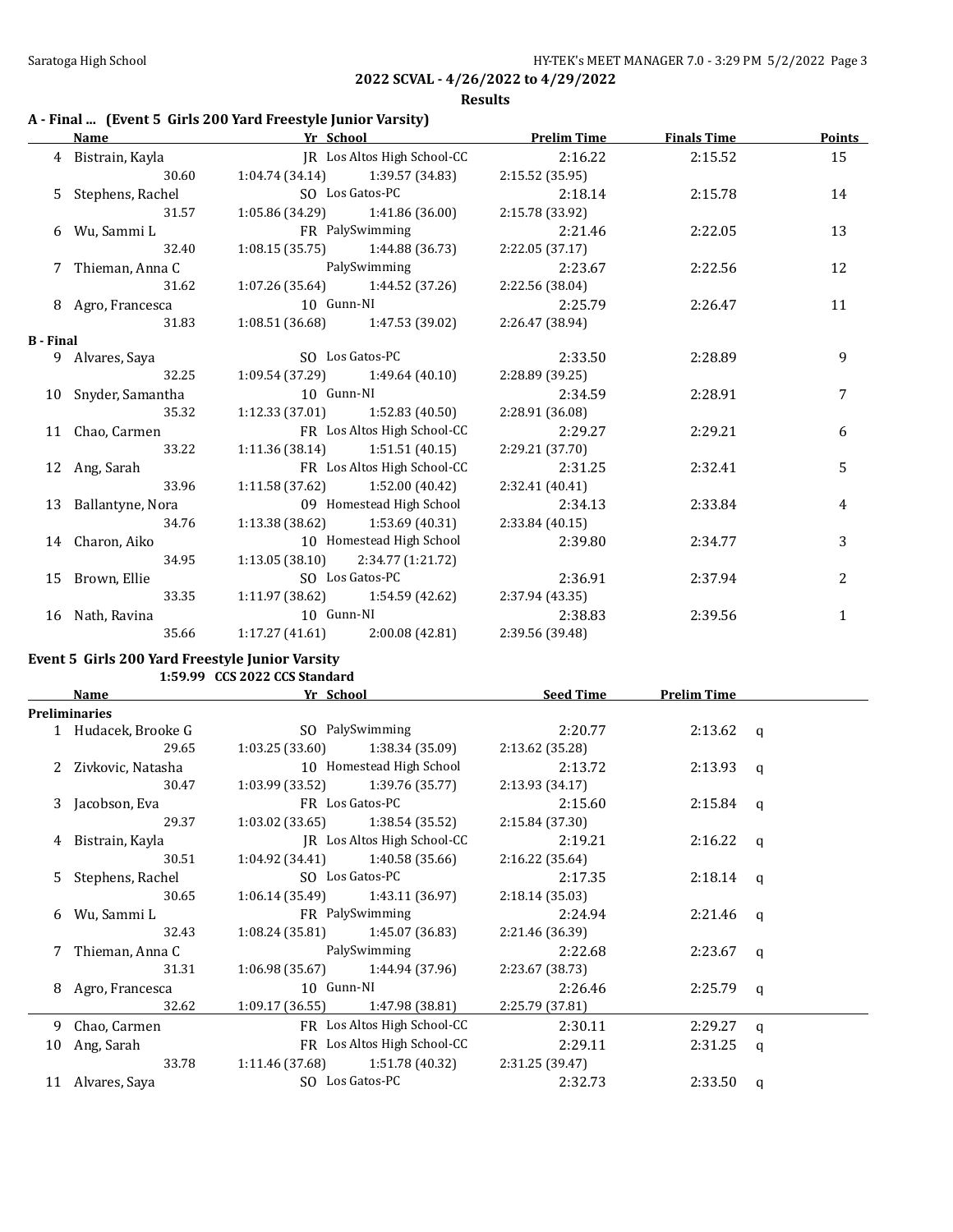**2022 SCVAL - 4/26/2022 to 4/29/2022**

**Results**

### A - Final ... (Event 5 Girls 200 Yard Freestyle Junior Varsity)

| | Name | Yr | School | Prelim Time | Finals Time | Points |
|---|---|---|---|---|---|---|
| 4 | Bistrain, Kayla | JR | Los Altos High School-CC | 2:16.22 | 2:15.52 | 15 |
| | 30.60 | 1:04.74 (34.14) | 1:39.57 (34.83) | 2:15.52 (35.95) | | |
| 5 | Stephens, Rachel | SO | Los Gatos-PC | 2:18.14 | 2:15.78 | 14 |
| | 31.57 | 1:05.86 (34.29) | 1:41.86 (36.00) | 2:15.78 (33.92) | | |
| 6 | Wu, Sammi L | FR | PalySwimming | 2:21.46 | 2:22.05 | 13 |
| | 32.40 | 1:08.15 (35.75) | 1:44.88 (36.73) | 2:22.05 (37.17) | | |
| 7 | Thieman, Anna C | | PalySwimming | 2:23.67 | 2:22.56 | 12 |
| | 31.62 | 1:07.26 (35.64) | 1:44.52 (37.26) | 2:22.56 (38.04) | | |
| 8 | Agro, Francesca | 10 | Gunn-NI | 2:25.79 | 2:26.47 | 11 |
| | 31.83 | 1:08.51 (36.68) | 1:47.53 (39.02) | 2:26.47 (38.94) | | |
| **B - Final** | | | | | | |
| 9 | Alvares, Saya | SO | Los Gatos-PC | 2:33.50 | 2:28.89 | 9 |
| | 32.25 | 1:09.54 (37.29) | 1:49.64 (40.10) | 2:28.89 (39.25) | | |
| 10 | Snyder, Samantha | 10 | Gunn-NI | 2:34.59 | 2:28.91 | 7 |
| | 35.32 | 1:12.33 (37.01) | 1:52.83 (40.50) | 2:28.91 (36.08) | | |
| 11 | Chao, Carmen | FR | Los Altos High School-CC | 2:29.27 | 2:29.21 | 6 |
| | 33.22 | 1:11.36 (38.14) | 1:51.51 (40.15) | 2:29.21 (37.70) | | |
| 12 | Ang, Sarah | FR | Los Altos High School-CC | 2:31.25 | 2:32.41 | 5 |
| | 33.96 | 1:11.58 (37.62) | 1:52.00 (40.42) | 2:32.41 (40.41) | | |
| 13 | Ballantyne, Nora | 09 | Homestead High School | 2:34.13 | 2:33.84 | 4 |
| | 34.76 | 1:13.38 (38.62) | 1:53.69 (40.31) | 2:33.84 (40.15) | | |
| 14 | Charon, Aiko | 10 | Homestead High School | 2:39.80 | 2:34.77 | 3 |
| | 34.95 | 1:13.05 (38.10) | 2:34.77 (1:21.72) | | | |
| 15 | Brown, Ellie | SO | Los Gatos-PC | 2:36.91 | 2:37.94 | 2 |
| | 33.35 | 1:11.97 (38.62) | 1:54.59 (42.62) | 2:37.94 (43.35) | | |
| 16 | Nath, Ravina | 10 | Gunn-NI | 2:38.83 | 2:39.56 | 1 |
| | 35.66 | 1:17.27 (41.61) | 2:00.08 (42.81) | 2:39.56 (39.48) | | |

### Event 5 Girls 200 Yard Freestyle Junior Varsity

1:59.99 CCS 2022 CCS Standard

| | Name | Yr | School | Seed Time | Prelim Time | |
|---|---|---|---|---|---|---|
| **Preliminaries** | | | | | | |
| 1 | Hudacek, Brooke G | SO | PalySwimming | 2:20.77 | 2:13.62 | q |
| | 29.65 | 1:03.25 (33.60) | 1:38.34 (35.09) | 2:13.62 (35.28) | | |
| 2 | Zivkovic, Natasha | 10 | Homestead High School | 2:13.72 | 2:13.93 | q |
| | 30.47 | 1:03.99 (33.52) | 1:39.76 (35.77) | 2:13.93 (34.17) | | |
| 3 | Jacobson, Eva | FR | Los Gatos-PC | 2:15.60 | 2:15.84 | q |
| | 29.37 | 1:03.02 (33.65) | 1:38.54 (35.52) | 2:15.84 (37.30) | | |
| 4 | Bistrain, Kayla | JR | Los Altos High School-CC | 2:19.21 | 2:16.22 | q |
| | 30.51 | 1:04.92 (34.41) | 1:40.58 (35.66) | 2:16.22 (35.64) | | |
| 5 | Stephens, Rachel | SO | Los Gatos-PC | 2:17.35 | 2:18.14 | q |
| | 30.65 | 1:06.14 (35.49) | 1:43.11 (36.97) | 2:18.14 (35.03) | | |
| 6 | Wu, Sammi L | FR | PalySwimming | 2:24.94 | 2:21.46 | q |
| | 32.43 | 1:08.24 (35.81) | 1:45.07 (36.83) | 2:21.46 (36.39) | | |
| 7 | Thieman, Anna C | | PalySwimming | 2:22.68 | 2:23.67 | q |
| | 31.31 | 1:06.98 (35.67) | 1:44.94 (37.96) | 2:23.67 (38.73) | | |
| 8 | Agro, Francesca | 10 | Gunn-NI | 2:26.46 | 2:25.79 | q |
| | 32.62 | 1:09.17 (36.55) | 1:47.98 (38.81) | 2:25.79 (37.81) | | |
| 9 | Chao, Carmen | FR | Los Altos High School-CC | 2:30.11 | 2:29.27 | q |
| 10 | Ang, Sarah | FR | Los Altos High School-CC | 2:29.11 | 2:31.25 | q |
| | 33.78 | 1:11.46 (37.68) | 1:51.78 (40.32) | 2:31.25 (39.47) | | |
| 11 | Alvares, Saya | SO | Los Gatos-PC | 2:32.73 | 2:33.50 | q |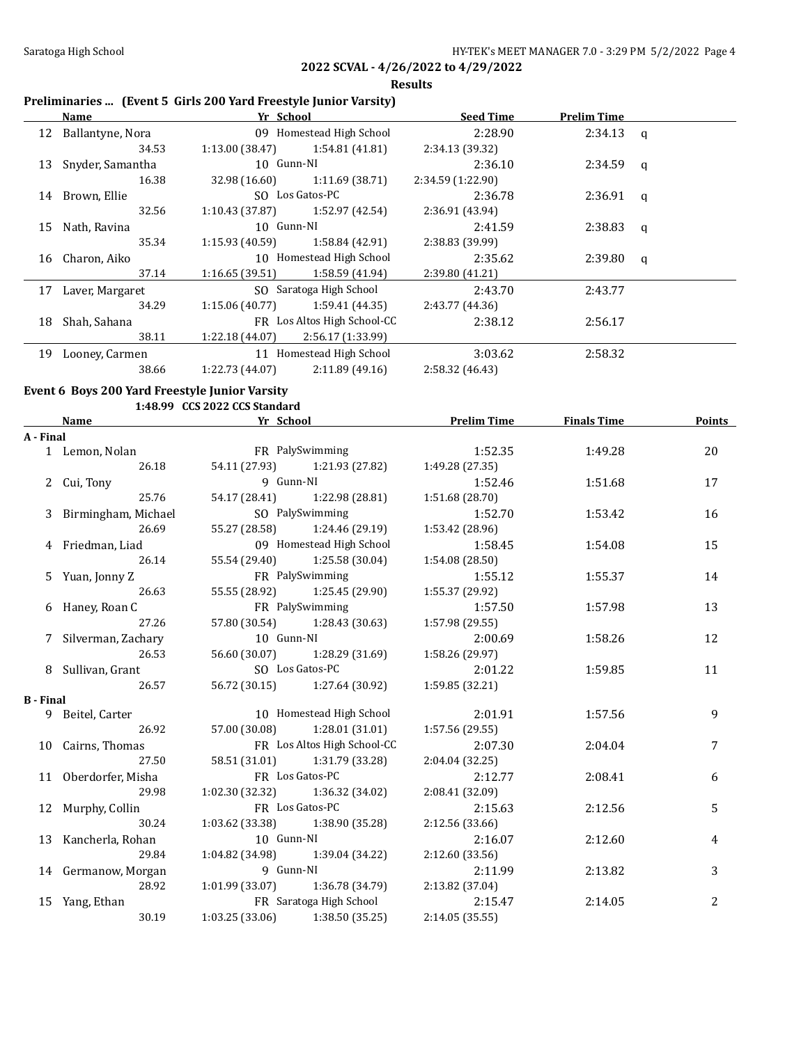## 2022 SCVAL - 4/26/2022 to 4/29/2022

### Results

**Preliminaries ... (Event 5 Girls 200 Yard Freestyle Junior Varsity)**

| | Name | Yr | School | Seed Time | Prelim Time | |
|---|---|---|---|---|---|---|
| 12 | Ballantyne, Nora | 09 | Homestead High School | 2:28.90 | 2:34.13 | q |
| | 34.53 | 1:13.00 (38.47) | 1:54.81 (41.81) | 2:34.13 (39.32) | | |
| 13 | Snyder, Samantha | 10 | Gunn-NI | 2:36.10 | 2:34.59 | q |
| | 16.38 | 32.98 (16.60) | 1:11.69 (38.71) | 2:34.59 (1:22.90) | | |
| 14 | Brown, Ellie | SO | Los Gatos-PC | 2:36.78 | 2:36.91 | q |
| | 32.56 | 1:10.43 (37.87) | 1:52.97 (42.54) | 2:36.91 (43.94) | | |
| 15 | Nath, Ravina | 10 | Gunn-NI | 2:41.59 | 2:38.83 | q |
| | 35.34 | 1:15.93 (40.59) | 1:58.84 (42.91) | 2:38.83 (39.99) | | |
| 16 | Charon, Aiko | 10 | Homestead High School | 2:35.62 | 2:39.80 | q |
| | 37.14 | 1:16.65 (39.51) | 1:58.59 (41.94) | 2:39.80 (41.21) | | |
| 17 | Laver, Margaret | SO | Saratoga High School | 2:43.70 | 2:43.77 | |
| | 34.29 | 1:15.06 (40.77) | 1:59.41 (44.35) | 2:43.77 (44.36) | | |
| 18 | Shah, Sahana | FR | Los Altos High School-CC | 2:38.12 | 2:56.17 | |
| | 38.11 | 1:22.18 (44.07) | 2:56.17 (1:33.99) | | | |
| 19 | Looney, Carmen | 11 | Homestead High School | 3:03.62 | 2:58.32 | |
| | 38.66 | 1:22.73 (44.07) | 2:11.89 (49.16) | 2:58.32 (46.43) | | |

**Event 6 Boys 200 Yard Freestyle Junior Varsity**

1:48.99 CCS 2022 CCS Standard

| | Name | Yr | School | Prelim Time | Finals Time | Points |
|---|---|---|---|---|---|---|
| **A - Final** | | | | | | |
| 1 | Lemon, Nolan | FR | PalySwimming | 1:52.35 | 1:49.28 | 20 |
| | 26.18 | 54.11 (27.93) | 1:21.93 (27.82) | 1:49.28 (27.35) | | |
| 2 | Cui, Tony | 9 | Gunn-NI | 1:52.46 | 1:51.68 | 17 |
| | 25.76 | 54.17 (28.41) | 1:22.98 (28.81) | 1:51.68 (28.70) | | |
| 3 | Birmingham, Michael | SO | PalySwimming | 1:52.70 | 1:53.42 | 16 |
| | 26.69 | 55.27 (28.58) | 1:24.46 (29.19) | 1:53.42 (28.96) | | |
| 4 | Friedman, Liad | 09 | Homestead High School | 1:58.45 | 1:54.08 | 15 |
| | 26.14 | 55.54 (29.40) | 1:25.58 (30.04) | 1:54.08 (28.50) | | |
| 5 | Yuan, Jonny Z | FR | PalySwimming | 1:55.12 | 1:55.37 | 14 |
| | 26.63 | 55.55 (28.92) | 1:25.45 (29.90) | 1:55.37 (29.92) | | |
| 6 | Haney, Roan C | FR | PalySwimming | 1:57.50 | 1:57.98 | 13 |
| | 27.26 | 57.80 (30.54) | 1:28.43 (30.63) | 1:57.98 (29.55) | | |
| 7 | Silverman, Zachary | 10 | Gunn-NI | 2:00.69 | 1:58.26 | 12 |
| | 26.53 | 56.60 (30.07) | 1:28.29 (31.69) | 1:58.26 (29.97) | | |
| 8 | Sullivan, Grant | SO | Los Gatos-PC | 2:01.22 | 1:59.85 | 11 |
| | 26.57 | 56.72 (30.15) | 1:27.64 (30.92) | 1:59.85 (32.21) | | |
| **B - Final** | | | | | | |
| 9 | Beitel, Carter | 10 | Homestead High School | 2:01.91 | 1:57.56 | 9 |
| | 26.92 | 57.00 (30.08) | 1:28.01 (31.01) | 1:57.56 (29.55) | | |
| 10 | Cairns, Thomas | FR | Los Altos High School-CC | 2:07.30 | 2:04.04 | 7 |
| | 27.50 | 58.51 (31.01) | 1:31.79 (33.28) | 2:04.04 (32.25) | | |
| 11 | Oberdorfer, Misha | FR | Los Gatos-PC | 2:12.77 | 2:08.41 | 6 |
| | 29.98 | 1:02.30 (32.32) | 1:36.32 (34.02) | 2:08.41 (32.09) | | |
| 12 | Murphy, Collin | FR | Los Gatos-PC | 2:15.63 | 2:12.56 | 5 |
| | 30.24 | 1:03.62 (33.38) | 1:38.90 (35.28) | 2:12.56 (33.66) | | |
| 13 | Kancherla, Rohan | 10 | Gunn-NI | 2:16.07 | 2:12.60 | 4 |
| | 29.84 | 1:04.82 (34.98) | 1:39.04 (34.22) | 2:12.60 (33.56) | | |
| 14 | Germanow, Morgan | 9 | Gunn-NI | 2:11.99 | 2:13.82 | 3 |
| | 28.92 | 1:01.99 (33.07) | 1:36.78 (34.79) | 2:13.82 (37.04) | | |
| 15 | Yang, Ethan | FR | Saratoga High School | 2:15.47 | 2:14.05 | 2 |
| | 30.19 | 1:03.25 (33.06) | 1:38.50 (35.25) | 2:14.05 (35.55) | | |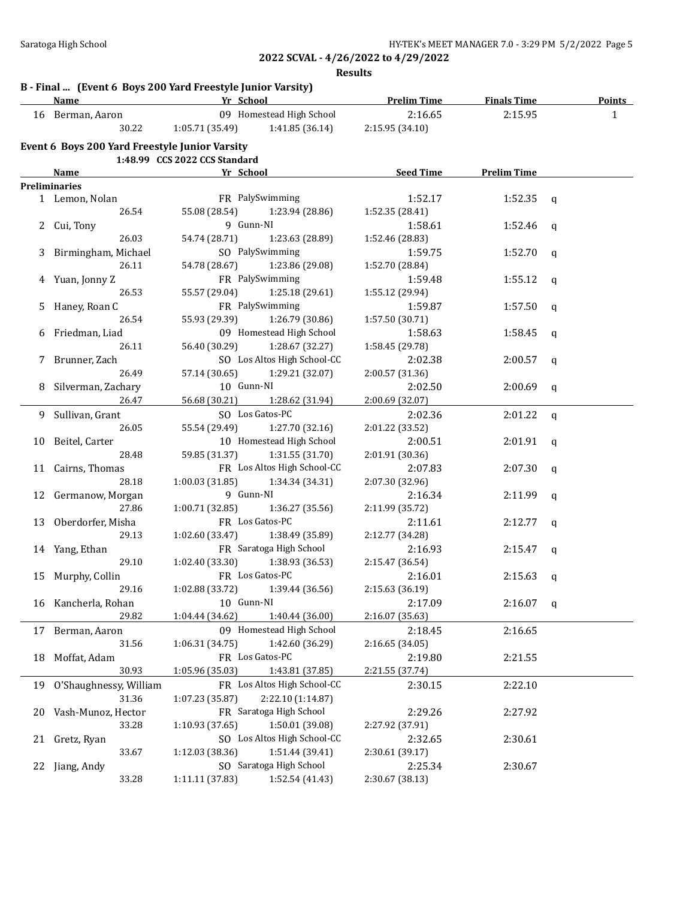## 2022 SCVAL - 4/26/2022 to 4/29/2022

### Results

**B - Final ... (Event 6 Boys 200 Yard Freestyle Junior Varsity)**

| | Name | Yr | School | Prelim Time | Finals Time | Points |
|---|---|---|---|---|---|---|
| 16 | Berman, Aaron | 09 | Homestead High School | 2:16.65 | 2:15.95 | 1 |
| | 30.22 | 1:05.71 (35.49) | 1:41.85 (36.14) | 2:15.95 (34.10) | | |

**Event 6 Boys 200 Yard Freestyle Junior Varsity**

1:48.99 CCS 2022 CCS Standard

| | Name | Yr | School | Seed Time | Prelim Time | |
|---|---|---|---|---|---|---|
| **Preliminaries** | | | | | | |
| 1 | Lemon, Nolan | FR | PalySwimming | 1:52.17 | 1:52.35 | q |
| | 26.54 | 55.08 (28.54) | 1:23.94 (28.86) | 1:52.35 (28.41) | | |
| 2 | Cui, Tony | 9 | Gunn-NI | 1:58.61 | 1:52.46 | q |
| | 26.03 | 54.74 (28.71) | 1:23.63 (28.89) | 1:52.46 (28.83) | | |
| 3 | Birmingham, Michael | SO | PalySwimming | 1:59.75 | 1:52.70 | q |
| | 26.11 | 54.78 (28.67) | 1:23.86 (29.08) | 1:52.70 (28.84) | | |
| 4 | Yuan, Jonny Z | FR | PalySwimming | 1:59.48 | 1:55.12 | q |
| | 26.53 | 55.57 (29.04) | 1:25.18 (29.61) | 1:55.12 (29.94) | | |
| 5 | Haney, Roan C | FR | PalySwimming | 1:59.87 | 1:57.50 | q |
| | 26.54 | 55.93 (29.39) | 1:26.79 (30.86) | 1:57.50 (30.71) | | |
| 6 | Friedman, Liad | 09 | Homestead High School | 1:58.63 | 1:58.45 | q |
| | 26.11 | 56.40 (30.29) | 1:28.67 (32.27) | 1:58.45 (29.78) | | |
| 7 | Brunner, Zach | SO | Los Altos High School-CC | 2:02.38 | 2:00.57 | q |
| | 26.49 | 57.14 (30.65) | 1:29.21 (32.07) | 2:00.57 (31.36) | | |
| 8 | Silverman, Zachary | 10 | Gunn-NI | 2:02.50 | 2:00.69 | q |
| | 26.47 | 56.68 (30.21) | 1:28.62 (31.94) | 2:00.69 (32.07) | | |
| 9 | Sullivan, Grant | SO | Los Gatos-PC | 2:02.36 | 2:01.22 | q |
| | 26.05 | 55.54 (29.49) | 1:27.70 (32.16) | 2:01.22 (33.52) | | |
| 10 | Beitel, Carter | 10 | Homestead High School | 2:00.51 | 2:01.91 | q |
| | 28.48 | 59.85 (31.37) | 1:31.55 (31.70) | 2:01.91 (30.36) | | |
| 11 | Cairns, Thomas | FR | Los Altos High School-CC | 2:07.83 | 2:07.30 | q |
| | 28.18 | 1:00.03 (31.85) | 1:34.34 (34.31) | 2:07.30 (32.96) | | |
| 12 | Germanow, Morgan | 9 | Gunn-NI | 2:16.34 | 2:11.99 | q |
| | 27.86 | 1:00.71 (32.85) | 1:36.27 (35.56) | 2:11.99 (35.72) | | |
| 13 | Oberdorfer, Misha | FR | Los Gatos-PC | 2:11.61 | 2:12.77 | q |
| | 29.13 | 1:02.60 (33.47) | 1:38.49 (35.89) | 2:12.77 (34.28) | | |
| 14 | Yang, Ethan | FR | Saratoga High School | 2:16.93 | 2:15.47 | q |
| | 29.10 | 1:02.40 (33.30) | 1:38.93 (36.53) | 2:15.47 (36.54) | | |
| 15 | Murphy, Collin | FR | Los Gatos-PC | 2:16.01 | 2:15.63 | q |
| | 29.16 | 1:02.88 (33.72) | 1:39.44 (36.56) | 2:15.63 (36.19) | | |
| 16 | Kancherla, Rohan | 10 | Gunn-NI | 2:17.09 | 2:16.07 | q |
| | 29.82 | 1:04.44 (34.62) | 1:40.44 (36.00) | 2:16.07 (35.63) | | |
| 17 | Berman, Aaron | 09 | Homestead High School | 2:18.45 | 2:16.65 | |
| | 31.56 | 1:06.31 (34.75) | 1:42.60 (36.29) | 2:16.65 (34.05) | | |
| 18 | Moffat, Adam | FR | Los Gatos-PC | 2:19.80 | 2:21.55 | |
| | 30.93 | 1:05.96 (35.03) | 1:43.81 (37.85) | 2:21.55 (37.74) | | |
| 19 | O'Shaughnessy, William | FR | Los Altos High School-CC | 2:30.15 | 2:22.10 | |
| | 31.36 | 1:07.23 (35.87) | 2:22.10 (1:14.87) | | | |
| 20 | Vash-Munoz, Hector | FR | Saratoga High School | 2:29.26 | 2:27.92 | |
| | 33.28 | 1:10.93 (37.65) | 1:50.01 (39.08) | 2:27.92 (37.91) | | |
| 21 | Gretz, Ryan | SO | Los Altos High School-CC | 2:32.65 | 2:30.61 | |
| | 33.67 | 1:12.03 (38.36) | 1:51.44 (39.41) | 2:30.61 (39.17) | | |
| 22 | Jiang, Andy | SO | Saratoga High School | 2:25.34 | 2:30.67 | |
| | 33.28 | 1:11.11 (37.83) | 1:52.54 (41.43) | 2:30.67 (38.13) | | |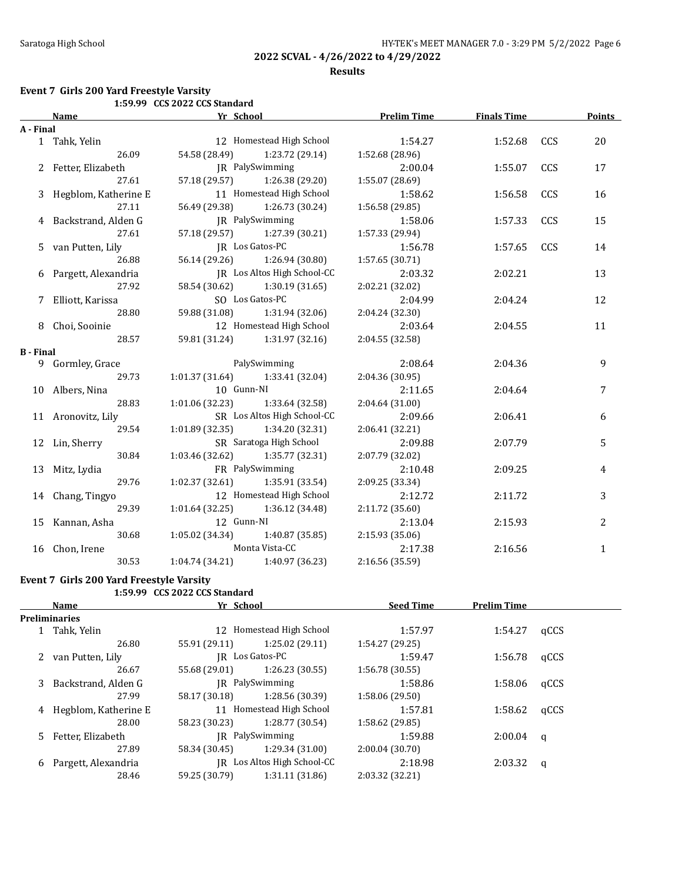## 2022 SCVAL - 4/26/2022 to 4/29/2022

### Results

**Event 7 Girls 200 Yard Freestyle Varsity**

1:59.99 CCS 2022 CCS Standard

| | Name | Yr | School | Prelim Time | Finals Time | | Points |
|---|---|---|---|---|---|---|---|
| **A - Final** | | | | | | | |
| 1 | Tahk, Yelin | 12 | Homestead High School | 1:54.27 | 1:52.68 | CCS | 20 |
| | 26.09 | 54.58 (28.49) | 1:23.72 (29.14) | 1:52.68 (28.96) | | | |
| 2 | Fetter, Elizabeth | JR | PalySwimming | 2:00.04 | 1:55.07 | CCS | 17 |
| | 27.61 | 57.18 (29.57) | 1:26.38 (29.20) | 1:55.07 (28.69) | | | |
| 3 | Hegblom, Katherine E | 11 | Homestead High School | 1:58.62 | 1:56.58 | CCS | 16 |
| | 27.11 | 56.49 (29.38) | 1:26.73 (30.24) | 1:56.58 (29.85) | | | |
| 4 | Backstrand, Alden G | JR | PalySwimming | 1:58.06 | 1:57.33 | CCS | 15 |
| | 27.61 | 57.18 (29.57) | 1:27.39 (30.21) | 1:57.33 (29.94) | | | |
| 5 | van Putten, Lily | JR | Los Gatos-PC | 1:56.78 | 1:57.65 | CCS | 14 |
| | 26.88 | 56.14 (29.26) | 1:26.94 (30.80) | 1:57.65 (30.71) | | | |
| 6 | Pargett, Alexandria | JR | Los Altos High School-CC | 2:03.32 | 2:02.21 | | 13 |
| | 27.92 | 58.54 (30.62) | 1:30.19 (31.65) | 2:02.21 (32.02) | | | |
| 7 | Elliott, Karissa | SO | Los Gatos-PC | 2:04.99 | 2:04.24 | | 12 |
| | 28.80 | 59.88 (31.08) | 1:31.94 (32.06) | 2:04.24 (32.30) | | | |
| 8 | Choi, Sooinie | 12 | Homestead High School | 2:03.64 | 2:04.55 | | 11 |
| | 28.57 | 59.81 (31.24) | 1:31.97 (32.16) | 2:04.55 (32.58) | | | |
| **B - Final** | | | | | | | |
| 9 | Gormley, Grace | | PalySwimming | 2:08.64 | 2:04.36 | | 9 |
| | 29.73 | 1:01.37 (31.64) | 1:33.41 (32.04) | 2:04.36 (30.95) | | | |
| 10 | Albers, Nina | 10 | Gunn-NI | 2:11.65 | 2:04.64 | | 7 |
| | 28.83 | 1:01.06 (32.23) | 1:33.64 (32.58) | 2:04.64 (31.00) | | | |
| 11 | Aronovitz, Lily | SR | Los Altos High School-CC | 2:09.66 | 2:06.41 | | 6 |
| | 29.54 | 1:01.89 (32.35) | 1:34.20 (32.31) | 2:06.41 (32.21) | | | |
| 12 | Lin, Sherry | SR | Saratoga High School | 2:09.88 | 2:07.79 | | 5 |
| | 30.84 | 1:03.46 (32.62) | 1:35.77 (32.31) | 2:07.79 (32.02) | | | |
| 13 | Mitz, Lydia | FR | PalySwimming | 2:10.48 | 2:09.25 | | 4 |
| | 29.76 | 1:02.37 (32.61) | 1:35.91 (33.54) | 2:09.25 (33.34) | | | |
| 14 | Chang, Tingyo | 12 | Homestead High School | 2:12.72 | 2:11.72 | | 3 |
| | 29.39 | 1:01.64 (32.25) | 1:36.12 (34.48) | 2:11.72 (35.60) | | | |
| 15 | Kannan, Asha | 12 | Gunn-NI | 2:13.04 | 2:15.93 | | 2 |
| | 30.68 | 1:05.02 (34.34) | 1:40.87 (35.85) | 2:15.93 (35.06) | | | |
| 16 | Chon, Irene | | Monta Vista-CC | 2:17.38 | 2:16.56 | | 1 |
| | 30.53 | 1:04.74 (34.21) | 1:40.97 (36.23) | 2:16.56 (35.59) | | | |

**Event 7 Girls 200 Yard Freestyle Varsity**

1:59.99 CCS 2022 CCS Standard

| | Name | Yr | School | Seed Time | Prelim Time | |
|---|---|---|---|---|---|---|
| **Preliminaries** | | | | | | |
| 1 | Tahk, Yelin | 12 | Homestead High School | 1:57.97 | 1:54.27 | qCCS |
| | 26.80 | 55.91 (29.11) | 1:25.02 (29.11) | 1:54.27 (29.25) | | |
| 2 | van Putten, Lily | JR | Los Gatos-PC | 1:59.47 | 1:56.78 | qCCS |
| | 26.67 | 55.68 (29.01) | 1:26.23 (30.55) | 1:56.78 (30.55) | | |
| 3 | Backstrand, Alden G | JR | PalySwimming | 1:58.86 | 1:58.06 | qCCS |
| | 27.99 | 58.17 (30.18) | 1:28.56 (30.39) | 1:58.06 (29.50) | | |
| 4 | Hegblom, Katherine E | 11 | Homestead High School | 1:57.81 | 1:58.62 | qCCS |
| | 28.00 | 58.23 (30.23) | 1:28.77 (30.54) | 1:58.62 (29.85) | | |
| 5 | Fetter, Elizabeth | JR | PalySwimming | 1:59.88 | 2:00.04 | q |
| | 27.89 | 58.34 (30.45) | 1:29.34 (31.00) | 2:00.04 (30.70) | | |
| 6 | Pargett, Alexandria | JR | Los Altos High School-CC | 2:18.98 | 2:03.32 | q |
| | 28.46 | 59.25 (30.79) | 1:31.11 (31.86) | 2:03.32 (32.21) | | |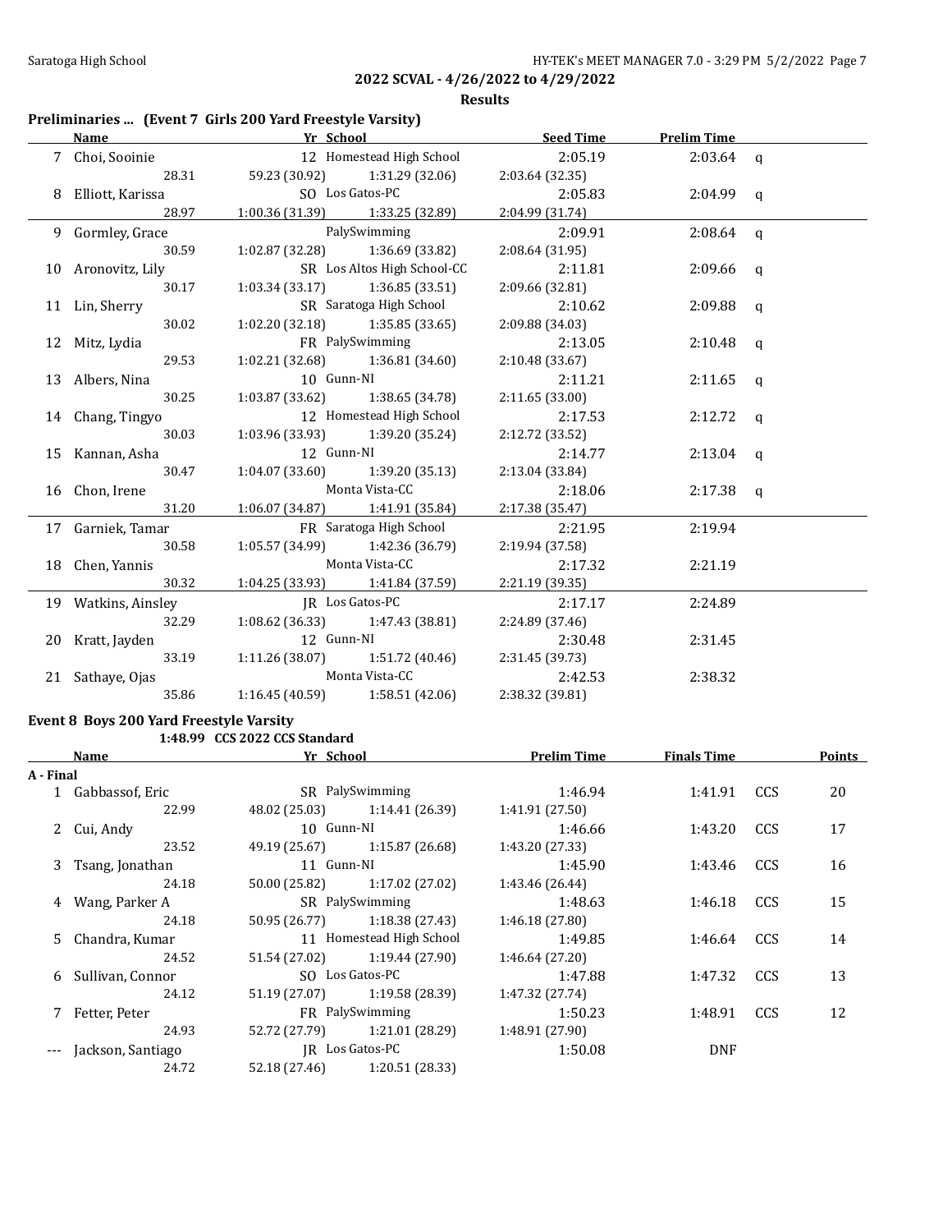## 2022 SCVAL - 4/26/2022 to 4/29/2022

### Results

**Preliminaries ... (Event 7 Girls 200 Yard Freestyle Varsity)**

| | Name | Yr | School | Seed Time | Prelim Time | |
|---|---|---|---|---|---|---|
| 7 | Choi, Sooinie | 12 | Homestead High School | 2:05.19 | 2:03.64 | q |
| | 28.31 | 59.23 (30.92) | 1:31.29 (32.06) | 2:03.64 (32.35) | | |
| 8 | Elliott, Karissa | SO | Los Gatos-PC | 2:05.83 | 2:04.99 | q |
| | 28.97 | 1:00.36 (31.39) | 1:33.25 (32.89) | 2:04.99 (31.74) | | |
| 9 | Gormley, Grace | | PalySwimming | 2:09.91 | 2:08.64 | q |
| | 30.59 | 1:02.87 (32.28) | 1:36.69 (33.82) | 2:08.64 (31.95) | | |
| 10 | Aronovitz, Lily | SR | Los Altos High School-CC | 2:11.81 | 2:09.66 | q |
| | 30.17 | 1:03.34 (33.17) | 1:36.85 (33.51) | 2:09.66 (32.81) | | |
| 11 | Lin, Sherry | SR | Saratoga High School | 2:10.62 | 2:09.88 | q |
| | 30.02 | 1:02.20 (32.18) | 1:35.85 (33.65) | 2:09.88 (34.03) | | |
| 12 | Mitz, Lydia | FR | PalySwimming | 2:13.05 | 2:10.48 | q |
| | 29.53 | 1:02.21 (32.68) | 1:36.81 (34.60) | 2:10.48 (33.67) | | |
| 13 | Albers, Nina | 10 | Gunn-NI | 2:11.21 | 2:11.65 | q |
| | 30.25 | 1:03.87 (33.62) | 1:38.65 (34.78) | 2:11.65 (33.00) | | |
| 14 | Chang, Tingyo | 12 | Homestead High School | 2:17.53 | 2:12.72 | q |
| | 30.03 | 1:03.96 (33.93) | 1:39.20 (35.24) | 2:12.72 (33.52) | | |
| 15 | Kannan, Asha | 12 | Gunn-NI | 2:14.77 | 2:13.04 | q |
| | 30.47 | 1:04.07 (33.60) | 1:39.20 (35.13) | 2:13.04 (33.84) | | |
| 16 | Chon, Irene | | Monta Vista-CC | 2:18.06 | 2:17.38 | q |
| | 31.20 | 1:06.07 (34.87) | 1:41.91 (35.84) | 2:17.38 (35.47) | | |
| 17 | Garniek, Tamar | FR | Saratoga High School | 2:21.95 | 2:19.94 | |
| | 30.58 | 1:05.57 (34.99) | 1:42.36 (36.79) | 2:19.94 (37.58) | | |
| 18 | Chen, Yannis | | Monta Vista-CC | 2:17.32 | 2:21.19 | |
| | 30.32 | 1:04.25 (33.93) | 1:41.84 (37.59) | 2:21.19 (39.35) | | |
| 19 | Watkins, Ainsley | JR | Los Gatos-PC | 2:17.17 | 2:24.89 | |
| | 32.29 | 1:08.62 (36.33) | 1:47.43 (38.81) | 2:24.89 (37.46) | | |
| 20 | Kratt, Jayden | 12 | Gunn-NI | 2:30.48 | 2:31.45 | |
| | 33.19 | 1:11.26 (38.07) | 1:51.72 (40.46) | 2:31.45 (39.73) | | |
| 21 | Sathaye, Ojas | | Monta Vista-CC | 2:42.53 | 2:38.32 | |
| | 35.86 | 1:16.45 (40.59) | 1:58.51 (42.06) | 2:38.32 (39.81) | | |

**Event 8 Boys 200 Yard Freestyle Varsity**

1:48.99 CCS 2022 CCS Standard

| | Name | Yr | School | Prelim Time | Finals Time | | Points |
|---|---|---|---|---|---|---|---|
| **A - Final** | | | | | | | |
| 1 | Gabbassof, Eric | SR | PalySwimming | 1:46.94 | 1:41.91 | CCS | 20 |
| | 22.99 | 48.02 (25.03) | 1:14.41 (26.39) | 1:41.91 (27.50) | | | |
| 2 | Cui, Andy | 10 | Gunn-NI | 1:46.66 | 1:43.20 | CCS | 17 |
| | 23.52 | 49.19 (25.67) | 1:15.87 (26.68) | 1:43.20 (27.33) | | | |
| 3 | Tsang, Jonathan | 11 | Gunn-NI | 1:45.90 | 1:43.46 | CCS | 16 |
| | 24.18 | 50.00 (25.82) | 1:17.02 (27.02) | 1:43.46 (26.44) | | | |
| 4 | Wang, Parker A | SR | PalySwimming | 1:48.63 | 1:46.18 | CCS | 15 |
| | 24.18 | 50.95 (26.77) | 1:18.38 (27.43) | 1:46.18 (27.80) | | | |
| 5 | Chandra, Kumar | 11 | Homestead High School | 1:49.85 | 1:46.64 | CCS | 14 |
| | 24.52 | 51.54 (27.02) | 1:19.44 (27.90) | 1:46.64 (27.20) | | | |
| 6 | Sullivan, Connor | SO | Los Gatos-PC | 1:47.88 | 1:47.32 | CCS | 13 |
| | 24.12 | 51.19 (27.07) | 1:19.58 (28.39) | 1:47.32 (27.74) | | | |
| 7 | Fetter, Peter | FR | PalySwimming | 1:50.23 | 1:48.91 | CCS | 12 |
| | 24.93 | 52.72 (27.79) | 1:21.01 (28.29) | 1:48.91 (27.90) | | | |
| --- | Jackson, Santiago | JR | Los Gatos-PC | 1:50.08 | DNF | | |
| | 24.72 | 52.18 (27.46) | 1:20.51 (28.33) | | | | |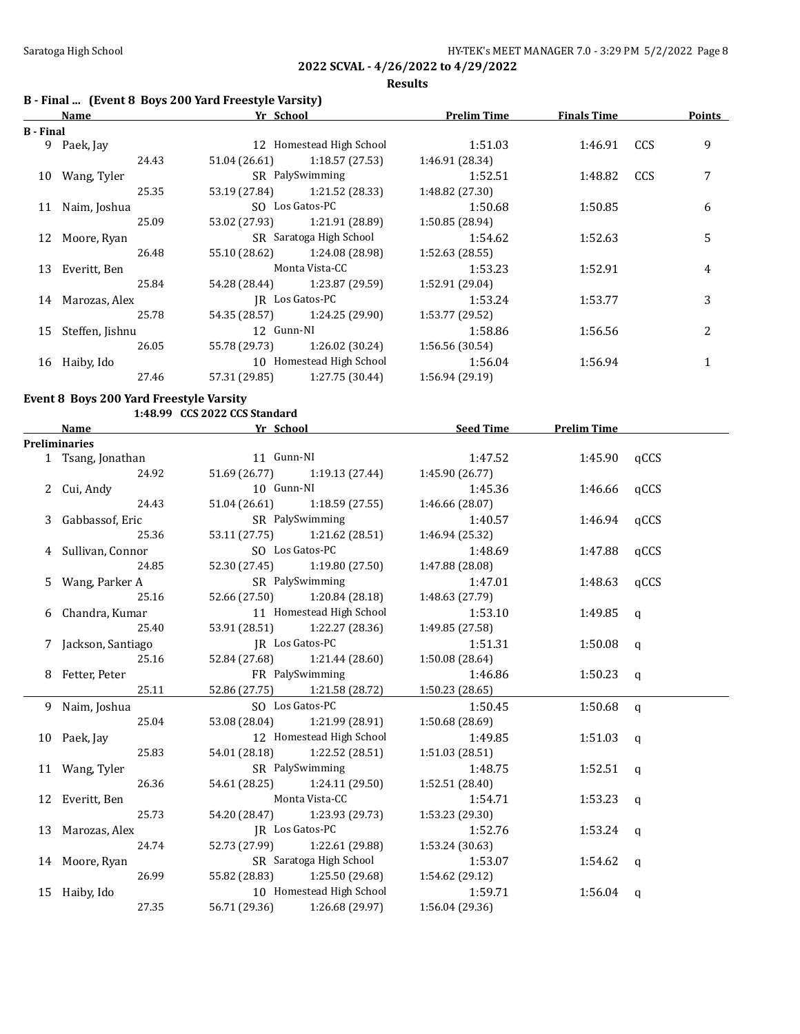## 2022 SCVAL - 4/26/2022 to 4/29/2022

### Results

### B - Final ... (Event 8 Boys 200 Yard Freestyle Varsity)

| | Name | Yr | School | Prelim Time | Finals Time | | Points |
|---|---|---|---|---|---|---|---|
| **B - Final** | | | | | | | |
| 9 | Paek, Jay | 12 | Homestead High School | 1:51.03 | 1:46.91 | CCS | 9 |
| | 24.43 | 51.04 (26.61) | 1:18.57 (27.53) | 1:46.91 (28.34) | | | |
| 10 | Wang, Tyler | SR | PalySwimming | 1:52.51 | 1:48.82 | CCS | 7 |
| | 25.35 | 53.19 (27.84) | 1:21.52 (28.33) | 1:48.82 (27.30) | | | |
| 11 | Naim, Joshua | SO | Los Gatos-PC | 1:50.68 | 1:50.85 | | 6 |
| | 25.09 | 53.02 (27.93) | 1:21.91 (28.89) | 1:50.85 (28.94) | | | |
| 12 | Moore, Ryan | SR | Saratoga High School | 1:54.62 | 1:52.63 | | 5 |
| | 26.48 | 55.10 (28.62) | 1:24.08 (28.98) | 1:52.63 (28.55) | | | |
| 13 | Everitt, Ben | | Monta Vista-CC | 1:53.23 | 1:52.91 | | 4 |
| | 25.84 | 54.28 (28.44) | 1:23.87 (29.59) | 1:52.91 (29.04) | | | |
| 14 | Marozas, Alex | JR | Los Gatos-PC | 1:53.24 | 1:53.77 | | 3 |
| | 25.78 | 54.35 (28.57) | 1:24.25 (29.90) | 1:53.77 (29.52) | | | |
| 15 | Steffen, Jishnu | 12 | Gunn-NI | 1:58.86 | 1:56.56 | | 2 |
| | 26.05 | 55.78 (29.73) | 1:26.02 (30.24) | 1:56.56 (30.54) | | | |
| 16 | Haiby, Ido | 10 | Homestead High School | 1:56.04 | 1:56.94 | | 1 |
| | 27.46 | 57.31 (29.85) | 1:27.75 (30.44) | 1:56.94 (29.19) | | | |

### Event 8 Boys 200 Yard Freestyle Varsity

1:48.99 CCS 2022 CCS Standard

| | Name | Yr | School | Seed Time | Prelim Time | |
|---|---|---|---|---|---|---|
| **Preliminaries** | | | | | | |
| 1 | Tsang, Jonathan | 11 | Gunn-NI | 1:47.52 | 1:45.90 | qCCS |
| | 24.92 | 51.69 (26.77) | 1:19.13 (27.44) | 1:45.90 (26.77) | | |
| 2 | Cui, Andy | 10 | Gunn-NI | 1:45.36 | 1:46.66 | qCCS |
| | 24.43 | 51.04 (26.61) | 1:18.59 (27.55) | 1:46.66 (28.07) | | |
| 3 | Gabbassof, Eric | SR | PalySwimming | 1:40.57 | 1:46.94 | qCCS |
| | 25.36 | 53.11 (27.75) | 1:21.62 (28.51) | 1:46.94 (25.32) | | |
| 4 | Sullivan, Connor | SO | Los Gatos-PC | 1:48.69 | 1:47.88 | qCCS |
| | 24.85 | 52.30 (27.45) | 1:19.80 (27.50) | 1:47.88 (28.08) | | |
| 5 | Wang, Parker A | SR | PalySwimming | 1:47.01 | 1:48.63 | qCCS |
| | 25.16 | 52.66 (27.50) | 1:20.84 (28.18) | 1:48.63 (27.79) | | |
| 6 | Chandra, Kumar | 11 | Homestead High School | 1:53.10 | 1:49.85 | q |
| | 25.40 | 53.91 (28.51) | 1:22.27 (28.36) | 1:49.85 (27.58) | | |
| 7 | Jackson, Santiago | JR | Los Gatos-PC | 1:51.31 | 1:50.08 | q |
| | 25.16 | 52.84 (27.68) | 1:21.44 (28.60) | 1:50.08 (28.64) | | |
| 8 | Fetter, Peter | FR | PalySwimming | 1:46.86 | 1:50.23 | q |
| | 25.11 | 52.86 (27.75) | 1:21.58 (28.72) | 1:50.23 (28.65) | | |
| 9 | Naim, Joshua | SO | Los Gatos-PC | 1:50.45 | 1:50.68 | q |
| | 25.04 | 53.08 (28.04) | 1:21.99 (28.91) | 1:50.68 (28.69) | | |
| 10 | Paek, Jay | 12 | Homestead High School | 1:49.85 | 1:51.03 | q |
| | 25.83 | 54.01 (28.18) | 1:22.52 (28.51) | 1:51.03 (28.51) | | |
| 11 | Wang, Tyler | SR | PalySwimming | 1:48.75 | 1:52.51 | q |
| | 26.36 | 54.61 (28.25) | 1:24.11 (29.50) | 1:52.51 (28.40) | | |
| 12 | Everitt, Ben | | Monta Vista-CC | 1:54.71 | 1:53.23 | q |
| | 25.73 | 54.20 (28.47) | 1:23.93 (29.73) | 1:53.23 (29.30) | | |
| 13 | Marozas, Alex | JR | Los Gatos-PC | 1:52.76 | 1:53.24 | q |
| | 24.74 | 52.73 (27.99) | 1:22.61 (29.88) | 1:53.24 (30.63) | | |
| 14 | Moore, Ryan | SR | Saratoga High School | 1:53.07 | 1:54.62 | q |
| | 26.99 | 55.82 (28.83) | 1:25.50 (29.68) | 1:54.62 (29.12) | | |
| 15 | Haiby, Ido | 10 | Homestead High School | 1:59.71 | 1:56.04 | q |
| | 27.35 | 56.71 (29.36) | 1:26.68 (29.97) | 1:56.04 (29.36) | | |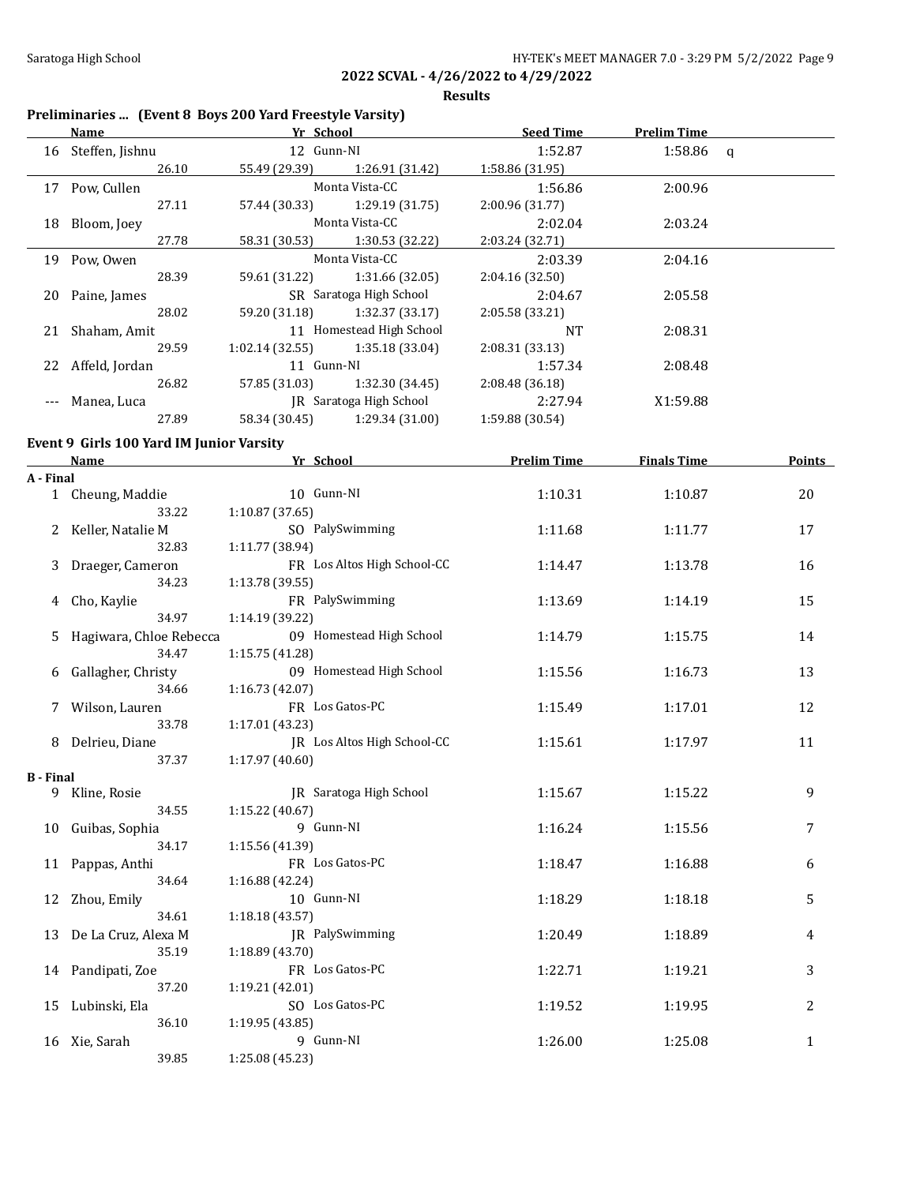**2022 SCVAL - 4/26/2022 to 4/29/2022**

**Results**

### Preliminaries ... (Event 8 Boys 200 Yard Freestyle Varsity)

| | Name | Yr | School | Seed Time | Prelim Time | |
|---|---|---|---|---|---|---|
| 16 | Steffen, Jishnu | 12 | Gunn-NI | 1:52.87 | 1:58.86 | q |
| | 26.10 | 55.49 (29.39) | 1:26.91 (31.42) | 1:58.86 (31.95) | | |
| 17 | Pow, Cullen | | Monta Vista-CC | 1:56.86 | 2:00.96 | |
| | 27.11 | 57.44 (30.33) | 1:29.19 (31.75) | 2:00.96 (31.77) | | |
| 18 | Bloom, Joey | | Monta Vista-CC | 2:02.04 | 2:03.24 | |
| | 27.78 | 58.31 (30.53) | 1:30.53 (32.22) | 2:03.24 (32.71) | | |
| 19 | Pow, Owen | | Monta Vista-CC | 2:03.39 | 2:04.16 | |
| | 28.39 | 59.61 (31.22) | 1:31.66 (32.05) | 2:04.16 (32.50) | | |
| 20 | Paine, James | SR | Saratoga High School | 2:04.67 | 2:05.58 | |
| | 28.02 | 59.20 (31.18) | 1:32.37 (33.17) | 2:05.58 (33.21) | | |
| 21 | Shaham, Amit | 11 | Homestead High School | NT | 2:08.31 | |
| | 29.59 | 1:02.14 (32.55) | 1:35.18 (33.04) | 2:08.31 (33.13) | | |
| 22 | Affeld, Jordan | 11 | Gunn-NI | 1:57.34 | 2:08.48 | |
| | 26.82 | 57.85 (31.03) | 1:32.30 (34.45) | 2:08.48 (36.18) | | |
| --- | Manea, Luca | JR | Saratoga High School | 2:27.94 | X1:59.88 | |
| | 27.89 | 58.34 (30.45) | 1:29.34 (31.00) | 1:59.88 (30.54) | | |

### Event 9 Girls 100 Yard IM Junior Varsity

| | Name | Yr | School | Prelim Time | Finals Time | Points |
|---|---|---|---|---|---|---|
| **A - Final** | | | | | | |
| 1 | Cheung, Maddie | 10 | Gunn-NI | 1:10.31 | 1:10.87 | 20 |
| | 33.22 | 1:10.87 (37.65) | | | | |
| 2 | Keller, Natalie M | SO | PalySwimming | 1:11.68 | 1:11.77 | 17 |
| | 32.83 | 1:11.77 (38.94) | | | | |
| 3 | Draeger, Cameron | FR | Los Altos High School-CC | 1:14.47 | 1:13.78 | 16 |
| | 34.23 | 1:13.78 (39.55) | | | | |
| 4 | Cho, Kaylie | FR | PalySwimming | 1:13.69 | 1:14.19 | 15 |
| | 34.97 | 1:14.19 (39.22) | | | | |
| 5 | Hagiwara, Chloe Rebecca | 09 | Homestead High School | 1:14.79 | 1:15.75 | 14 |
| | 34.47 | 1:15.75 (41.28) | | | | |
| 6 | Gallagher, Christy | 09 | Homestead High School | 1:15.56 | 1:16.73 | 13 |
| | 34.66 | 1:16.73 (42.07) | | | | |
| 7 | Wilson, Lauren | FR | Los Gatos-PC | 1:15.49 | 1:17.01 | 12 |
| | 33.78 | 1:17.01 (43.23) | | | | |
| 8 | Delrieu, Diane | JR | Los Altos High School-CC | 1:15.61 | 1:17.97 | 11 |
| | 37.37 | 1:17.97 (40.60) | | | | |
| **B - Final** | | | | | | |
| 9 | Kline, Rosie | JR | Saratoga High School | 1:15.67 | 1:15.22 | 9 |
| | 34.55 | 1:15.22 (40.67) | | | | |
| 10 | Guibas, Sophia | 9 | Gunn-NI | 1:16.24 | 1:15.56 | 7 |
| | 34.17 | 1:15.56 (41.39) | | | | |
| 11 | Pappas, Anthi | FR | Los Gatos-PC | 1:18.47 | 1:16.88 | 6 |
| | 34.64 | 1:16.88 (42.24) | | | | |
| 12 | Zhou, Emily | 10 | Gunn-NI | 1:18.29 | 1:18.18 | 5 |
| | 34.61 | 1:18.18 (43.57) | | | | |
| 13 | De La Cruz, Alexa M | JR | PalySwimming | 1:20.49 | 1:18.89 | 4 |
| | 35.19 | 1:18.89 (43.70) | | | | |
| 14 | Pandipati, Zoe | FR | Los Gatos-PC | 1:22.71 | 1:19.21 | 3 |
| | 37.20 | 1:19.21 (42.01) | | | | |
| 15 | Lubinski, Ela | SO | Los Gatos-PC | 1:19.52 | 1:19.95 | 2 |
| | 36.10 | 1:19.95 (43.85) | | | | |
| 16 | Xie, Sarah | 9 | Gunn-NI | 1:26.00 | 1:25.08 | 1 |
| | 39.85 | 1:25.08 (45.23) | | | | |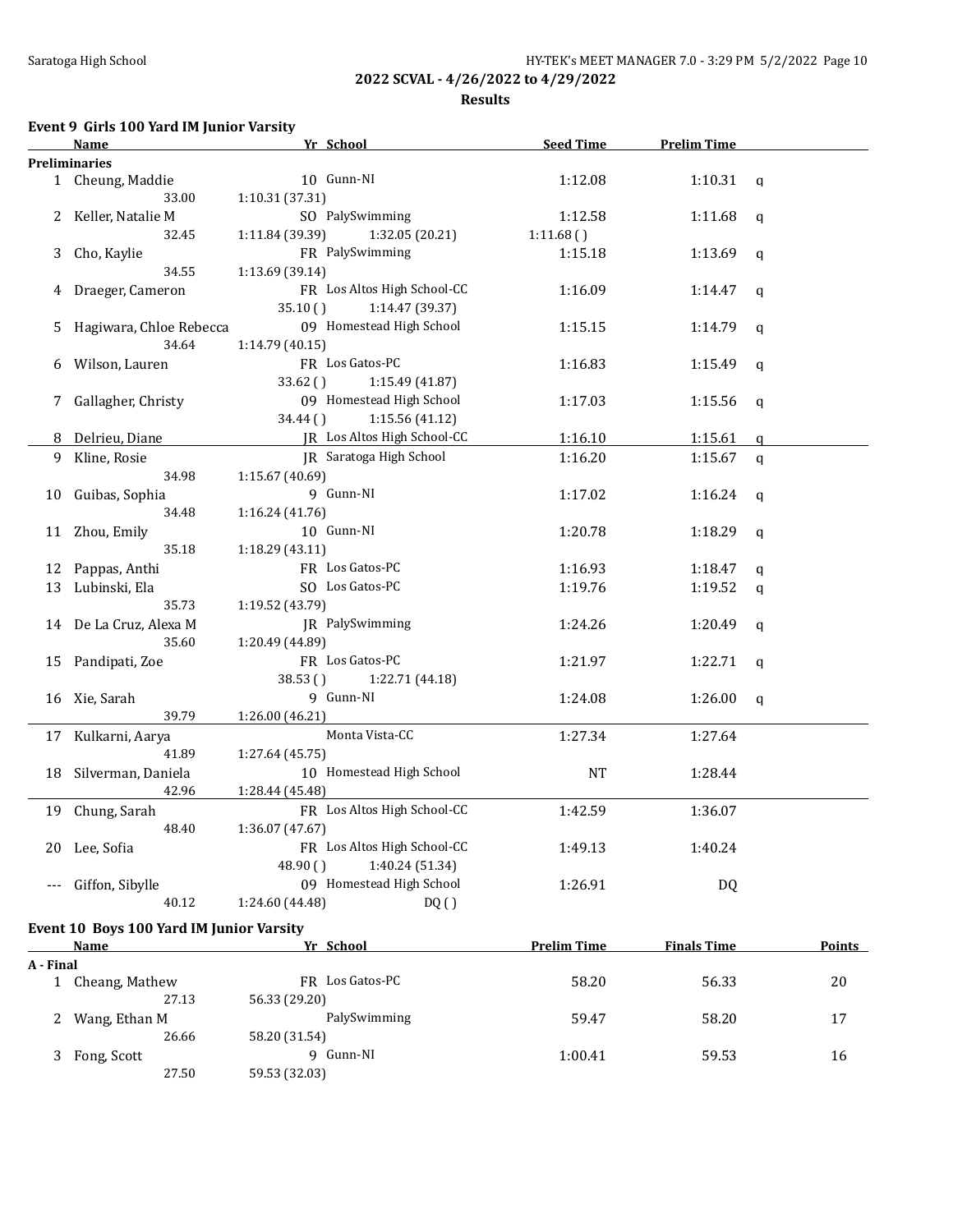## 2022 SCVAL - 4/26/2022 to 4/29/2022

### Results

#### Event 9 Girls 100 Yard IM Junior Varsity

| | Name | Yr | School | Seed Time | Prelim Time | |
|---|---|---|---|---|---|---|
| **Preliminaries** | | | | | | |
| 1 | Cheung, Maddie | 10 | Gunn-NI | 1:12.08 | 1:10.31 | q |
| | 33.00 | 1:10.31 (37.31) | | | | |
| 2 | Keller, Natalie M | SO | PalySwimming | 1:12.58 | 1:11.68 | q |
| | 32.45 | 1:11.84 (39.39) | 1:32.05 (20.21) | 1:11.68 ( ) | | |
| 3 | Cho, Kaylie | FR | PalySwimming | 1:15.18 | 1:13.69 | q |
| | 34.55 | 1:13.69 (39.14) | | | | |
| 4 | Draeger, Cameron | FR | Los Altos High School-CC | 1:16.09 | 1:14.47 | q |
| | | 35.10 ( ) | 1:14.47 (39.37) | | | |
| 5 | Hagiwara, Chloe Rebecca | 09 | Homestead High School | 1:15.15 | 1:14.79 | q |
| | 34.64 | 1:14.79 (40.15) | | | | |
| 6 | Wilson, Lauren | FR | Los Gatos-PC | 1:16.83 | 1:15.49 | q |
| | | 33.62 ( ) | 1:15.49 (41.87) | | | |
| 7 | Gallagher, Christy | 09 | Homestead High School | 1:17.03 | 1:15.56 | q |
| | | 34.44 ( ) | 1:15.56 (41.12) | | | |
| 8 | Delrieu, Diane | JR | Los Altos High School-CC | 1:16.10 | 1:15.61 | q |
| 9 | Kline, Rosie | JR | Saratoga High School | 1:16.20 | 1:15.67 | q |
| | 34.98 | 1:15.67 (40.69) | | | | |
| 10 | Guibas, Sophia | 9 | Gunn-NI | 1:17.02 | 1:16.24 | q |
| | 34.48 | 1:16.24 (41.76) | | | | |
| 11 | Zhou, Emily | 10 | Gunn-NI | 1:20.78 | 1:18.29 | q |
| | 35.18 | 1:18.29 (43.11) | | | | |
| 12 | Pappas, Anthi | FR | Los Gatos-PC | 1:16.93 | 1:18.47 | q |
| 13 | Lubinski, Ela | SO | Los Gatos-PC | 1:19.76 | 1:19.52 | q |
| | 35.73 | 1:19.52 (43.79) | | | | |
| 14 | De La Cruz, Alexa M | JR | PalySwimming | 1:24.26 | 1:20.49 | q |
| | 35.60 | 1:20.49 (44.89) | | | | |
| 15 | Pandipati, Zoe | FR | Los Gatos-PC | 1:21.97 | 1:22.71 | q |
| | | 38.53 ( ) | 1:22.71 (44.18) | | | |
| 16 | Xie, Sarah | 9 | Gunn-NI | 1:24.08 | 1:26.00 | q |
| | 39.79 | 1:26.00 (46.21) | | | | |
| 17 | Kulkarni, Aarya | | Monta Vista-CC | 1:27.34 | 1:27.64 | |
| | 41.89 | 1:27.64 (45.75) | | | | |
| 18 | Silverman, Daniela | 10 | Homestead High School | NT | 1:28.44 | |
| | 42.96 | 1:28.44 (45.48) | | | | |
| 19 | Chung, Sarah | FR | Los Altos High School-CC | 1:42.59 | 1:36.07 | |
| | 48.40 | 1:36.07 (47.67) | | | | |
| 20 | Lee, Sofia | FR | Los Altos High School-CC | 1:49.13 | 1:40.24 | |
| | | 48.90 ( ) | 1:40.24 (51.34) | | | |
| --- | Giffon, Sibylle | 09 | Homestead High School | 1:26.91 | DQ | |
| | 40.12 | 1:24.60 (44.48) | DQ ( ) | | | |

#### Event 10 Boys 100 Yard IM Junior Varsity

| | Name | Yr | School | Prelim Time | Finals Time | Points |
|---|---|---|---|---|---|---|
| **A - Final** | | | | | | |
| 1 | Cheang, Mathew | FR | Los Gatos-PC | 58.20 | 56.33 | 20 |
| | 27.13 | 56.33 (29.20) | | | | |
| 2 | Wang, Ethan M | | PalySwimming | 59.47 | 58.20 | 17 |
| | 26.66 | 58.20 (31.54) | | | | |
| 3 | Fong, Scott | 9 | Gunn-NI | 1:00.41 | 59.53 | 16 |
| | 27.50 | 59.53 (32.03) | | | | |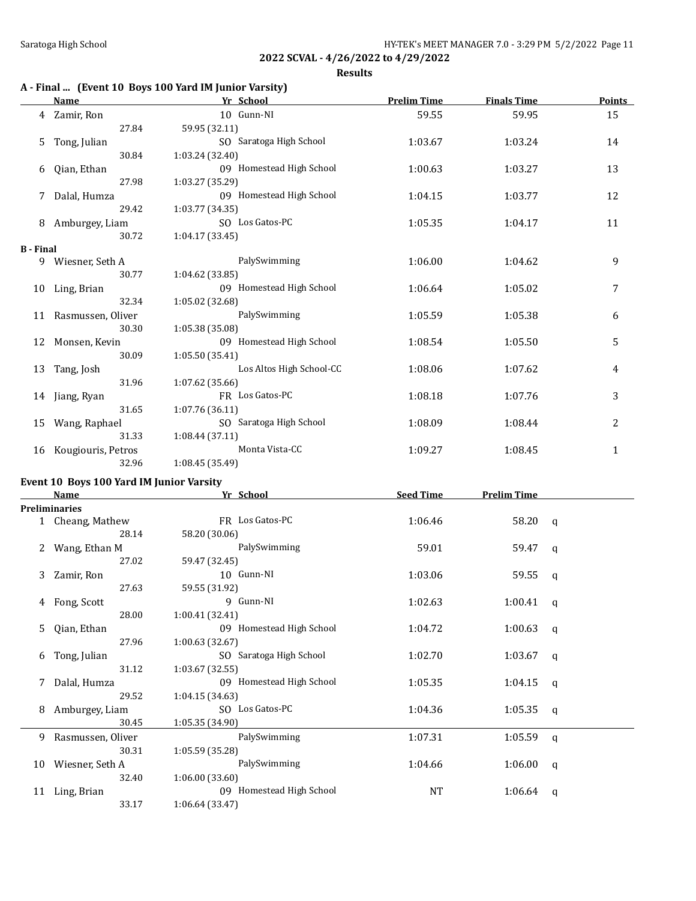## 2022 SCVAL - 4/26/2022 to 4/29/2022

### Results

**A - Final ... (Event 10 Boys 100 Yard IM Junior Varsity)**

| | Name | Yr | School | Prelim Time | Finals Time | Points |
|---|---|---|---|---|---|---|
| 4 | Zamir, Ron | 10 | Gunn-NI | 59.55 | 59.95 | 15 |
| | 27.84 | 59.95 (32.11) | | | | |
| 5 | Tong, Julian | SO | Saratoga High School | 1:03.67 | 1:03.24 | 14 |
| | 30.84 | 1:03.24 (32.40) | | | | |
| 6 | Qian, Ethan | 09 | Homestead High School | 1:00.63 | 1:03.27 | 13 |
| | 27.98 | 1:03.27 (35.29) | | | | |
| 7 | Dalal, Humza | 09 | Homestead High School | 1:04.15 | 1:03.77 | 12 |
| | 29.42 | 1:03.77 (34.35) | | | | |
| 8 | Amburgey, Liam | SO | Los Gatos-PC | 1:05.35 | 1:04.17 | 11 |
| | 30.72 | 1:04.17 (33.45) | | | | |
| **B - Final** | | | | | | |
| 9 | Wiesner, Seth A | | PalySwimming | 1:06.00 | 1:04.62 | 9 |
| | 30.77 | 1:04.62 (33.85) | | | | |
| 10 | Ling, Brian | 09 | Homestead High School | 1:06.64 | 1:05.02 | 7 |
| | 32.34 | 1:05.02 (32.68) | | | | |
| 11 | Rasmussen, Oliver | | PalySwimming | 1:05.59 | 1:05.38 | 6 |
| | 30.30 | 1:05.38 (35.08) | | | | |
| 12 | Monsen, Kevin | 09 | Homestead High School | 1:08.54 | 1:05.50 | 5 |
| | 30.09 | 1:05.50 (35.41) | | | | |
| 13 | Tang, Josh | | Los Altos High School-CC | 1:08.06 | 1:07.62 | 4 |
| | 31.96 | 1:07.62 (35.66) | | | | |
| 14 | Jiang, Ryan | FR | Los Gatos-PC | 1:08.18 | 1:07.76 | 3 |
| | 31.65 | 1:07.76 (36.11) | | | | |
| 15 | Wang, Raphael | SO | Saratoga High School | 1:08.09 | 1:08.44 | 2 |
| | 31.33 | 1:08.44 (37.11) | | | | |
| 16 | Kougiouris, Petros | | Monta Vista-CC | 1:09.27 | 1:08.45 | 1 |
| | 32.96 | 1:08.45 (35.49) | | | | |

**Event 10 Boys 100 Yard IM Junior Varsity**

| | Name | Yr | School | Seed Time | Prelim Time | |
|---|---|---|---|---|---|---|
| **Preliminaries** | | | | | | |
| 1 | Cheang, Mathew | FR | Los Gatos-PC | 1:06.46 | 58.20 | q |
| | 28.14 | 58.20 (30.06) | | | | |
| 2 | Wang, Ethan M | | PalySwimming | 59.01 | 59.47 | q |
| | 27.02 | 59.47 (32.45) | | | | |
| 3 | Zamir, Ron | 10 | Gunn-NI | 1:03.06 | 59.55 | q |
| | 27.63 | 59.55 (31.92) | | | | |
| 4 | Fong, Scott | 9 | Gunn-NI | 1:02.63 | 1:00.41 | q |
| | 28.00 | 1:00.41 (32.41) | | | | |
| 5 | Qian, Ethan | 09 | Homestead High School | 1:04.72 | 1:00.63 | q |
| | 27.96 | 1:00.63 (32.67) | | | | |
| 6 | Tong, Julian | SO | Saratoga High School | 1:02.70 | 1:03.67 | q |
| | 31.12 | 1:03.67 (32.55) | | | | |
| 7 | Dalal, Humza | 09 | Homestead High School | 1:05.35 | 1:04.15 | q |
| | 29.52 | 1:04.15 (34.63) | | | | |
| 8 | Amburgey, Liam | SO | Los Gatos-PC | 1:04.36 | 1:05.35 | q |
| | 30.45 | 1:05.35 (34.90) | | | | |
| 9 | Rasmussen, Oliver | | PalySwimming | 1:07.31 | 1:05.59 | q |
| | 30.31 | 1:05.59 (35.28) | | | | |
| 10 | Wiesner, Seth A | | PalySwimming | 1:04.66 | 1:06.00 | q |
| | 32.40 | 1:06.00 (33.60) | | | | |
| 11 | Ling, Brian | 09 | Homestead High School | NT | 1:06.64 | q |
| | 33.17 | 1:06.64 (33.47) | | | | |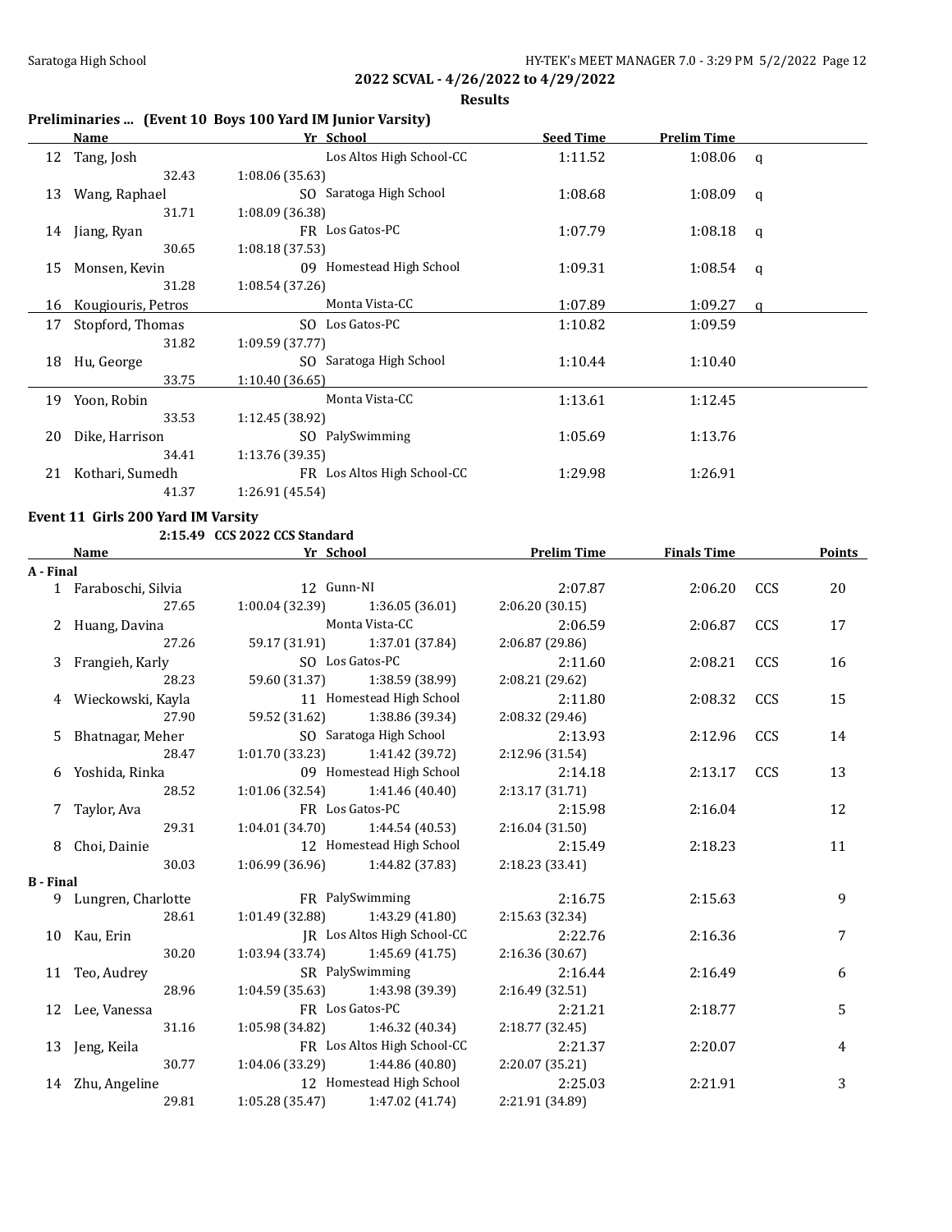**2022 SCVAL - 4/26/2022 to 4/29/2022**

**Results**

### Preliminaries ... (Event 10 Boys 100 Yard IM Junior Varsity)

| | Name | Yr | School | Seed Time | Prelim Time | |
|---|---|---|---|---|---|---|
| 12 | Tang, Josh | | Los Altos High School-CC | 1:11.52 | 1:08.06 | q |
| | 32.43 | 1:08.06 (35.63) | | | | |
| 13 | Wang, Raphael | SO | Saratoga High School | 1:08.68 | 1:08.09 | q |
| | 31.71 | 1:08.09 (36.38) | | | | |
| 14 | Jiang, Ryan | FR | Los Gatos-PC | 1:07.79 | 1:08.18 | q |
| | 30.65 | 1:08.18 (37.53) | | | | |
| 15 | Monsen, Kevin | 09 | Homestead High School | 1:09.31 | 1:08.54 | q |
| | 31.28 | 1:08.54 (37.26) | | | | |
| 16 | Kougiouris, Petros | | Monta Vista-CC | 1:07.89 | 1:09.27 | q |
| 17 | Stopford, Thomas | SO | Los Gatos-PC | 1:10.82 | 1:09.59 | |
| | 31.82 | 1:09.59 (37.77) | | | | |
| 18 | Hu, George | SO | Saratoga High School | 1:10.44 | 1:10.40 | |
| | 33.75 | 1:10.40 (36.65) | | | | |
| 19 | Yoon, Robin | | Monta Vista-CC | 1:13.61 | 1:12.45 | |
| | 33.53 | 1:12.45 (38.92) | | | | |
| 20 | Dike, Harrison | SO | PalySwimming | 1:05.69 | 1:13.76 | |
| | 34.41 | 1:13.76 (39.35) | | | | |
| 21 | Kothari, Sumedh | FR | Los Altos High School-CC | 1:29.98 | 1:26.91 | |
| | 41.37 | 1:26.91 (45.54) | | | | |

### Event 11 Girls 200 Yard IM Varsity

2:15.49 CCS 2022 CCS Standard

| | Name | Yr | School | Prelim Time | Finals Time | | Points |
|---|---|---|---|---|---|---|---|
| **A - Final** | | | | | | | |
| 1 | Faraboschi, Silvia | 12 | Gunn-NI | 2:07.87 | 2:06.20 | CCS | 20 |
| | 27.65 | 1:00.04 (32.39) | 1:36.05 (36.01) | 2:06.20 (30.15) | | | |
| 2 | Huang, Davina | | Monta Vista-CC | 2:06.59 | 2:06.87 | CCS | 17 |
| | 27.26 | 59.17 (31.91) | 1:37.01 (37.84) | 2:06.87 (29.86) | | | |
| 3 | Frangieh, Karly | SO | Los Gatos-PC | 2:11.60 | 2:08.21 | CCS | 16 |
| | 28.23 | 59.60 (31.37) | 1:38.59 (38.99) | 2:08.21 (29.62) | | | |
| 4 | Wieckowski, Kayla | 11 | Homestead High School | 2:11.80 | 2:08.32 | CCS | 15 |
| | 27.90 | 59.52 (31.62) | 1:38.86 (39.34) | 2:08.32 (29.46) | | | |
| 5 | Bhatnagar, Meher | SO | Saratoga High School | 2:13.93 | 2:12.96 | CCS | 14 |
| | 28.47 | 1:01.70 (33.23) | 1:41.42 (39.72) | 2:12.96 (31.54) | | | |
| 6 | Yoshida, Rinka | 09 | Homestead High School | 2:14.18 | 2:13.17 | CCS | 13 |
| | 28.52 | 1:01.06 (32.54) | 1:41.46 (40.40) | 2:13.17 (31.71) | | | |
| 7 | Taylor, Ava | FR | Los Gatos-PC | 2:15.98 | 2:16.04 | | 12 |
| | 29.31 | 1:04.01 (34.70) | 1:44.54 (40.53) | 2:16.04 (31.50) | | | |
| 8 | Choi, Dainie | 12 | Homestead High School | 2:15.49 | 2:18.23 | | 11 |
| | 30.03 | 1:06.99 (36.96) | 1:44.82 (37.83) | 2:18.23 (33.41) | | | |
| **B - Final** | | | | | | | |
| 9 | Lungren, Charlotte | FR | PalySwimming | 2:16.75 | 2:15.63 | | 9 |
| | 28.61 | 1:01.49 (32.88) | 1:43.29 (41.80) | 2:15.63 (32.34) | | | |
| 10 | Kau, Erin | JR | Los Altos High School-CC | 2:22.76 | 2:16.36 | | 7 |
| | 30.20 | 1:03.94 (33.74) | 1:45.69 (41.75) | 2:16.36 (30.67) | | | |
| 11 | Teo, Audrey | SR | PalySwimming | 2:16.44 | 2:16.49 | | 6 |
| | 28.96 | 1:04.59 (35.63) | 1:43.98 (39.39) | 2:16.49 (32.51) | | | |
| 12 | Lee, Vanessa | FR | Los Gatos-PC | 2:21.21 | 2:18.77 | | 5 |
| | 31.16 | 1:05.98 (34.82) | 1:46.32 (40.34) | 2:18.77 (32.45) | | | |
| 13 | Jeng, Keila | FR | Los Altos High School-CC | 2:21.37 | 2:20.07 | | 4 |
| | 30.77 | 1:04.06 (33.29) | 1:44.86 (40.80) | 2:20.07 (35.21) | | | |
| 14 | Zhu, Angeline | 12 | Homestead High School | 2:25.03 | 2:21.91 | | 3 |
| | 29.81 | 1:05.28 (35.47) | 1:47.02 (41.74) | 2:21.91 (34.89) | | | |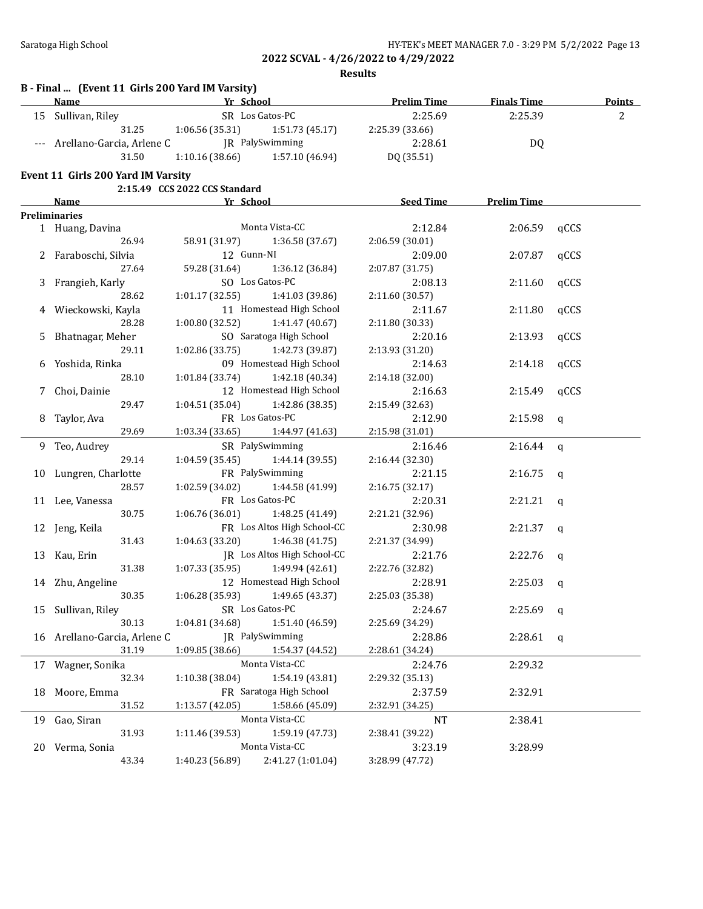**2022 SCVAL - 4/26/2022 to 4/29/2022**

**Results**

### B - Final ... (Event 11 Girls 200 Yard IM Varsity)

| | Name | Yr | School | Prelim Time | Finals Time | Points |
|---|---|---|---|---|---|---|
| 15 | Sullivan, Riley | SR | Los Gatos-PC | 2:25.69 | 2:25.39 | 2 |
| | 31.25 | 1:06.56 (35.31) | 1:51.73 (45.17) | 2:25.39 (33.66) | | |
| --- | Arellano-Garcia, Arlene C | JR | PalySwimming | 2:28.61 | DQ | |
| | 31.50 | 1:10.16 (38.66) | 1:57.10 (46.94) | DQ (35.51) | | |

### Event 11 Girls 200 Yard IM Varsity

2:15.49 CCS 2022 CCS Standard

| | Name | Yr | School | Seed Time | Prelim Time | |
|---|---|---|---|---|---|---|
| **Preliminaries** | | | | | | |
| 1 | Huang, Davina | | Monta Vista-CC | 2:12.84 | 2:06.59 | qCCS |
| | 26.94 | 58.91 (31.97) | 1:36.58 (37.67) | 2:06.59 (30.01) | | |
| 2 | Faraboschi, Silvia | 12 | Gunn-NI | 2:09.00 | 2:07.87 | qCCS |
| | 27.64 | 59.28 (31.64) | 1:36.12 (36.84) | 2:07.87 (31.75) | | |
| 3 | Frangieh, Karly | SO | Los Gatos-PC | 2:08.13 | 2:11.60 | qCCS |
| | 28.62 | 1:01.17 (32.55) | 1:41.03 (39.86) | 2:11.60 (30.57) | | |
| 4 | Wieckowski, Kayla | 11 | Homestead High School | 2:11.67 | 2:11.80 | qCCS |
| | 28.28 | 1:00.80 (32.52) | 1:41.47 (40.67) | 2:11.80 (30.33) | | |
| 5 | Bhatnagar, Meher | SO | Saratoga High School | 2:20.16 | 2:13.93 | qCCS |
| | 29.11 | 1:02.86 (33.75) | 1:42.73 (39.87) | 2:13.93 (31.20) | | |
| 6 | Yoshida, Rinka | 09 | Homestead High School | 2:14.63 | 2:14.18 | qCCS |
| | 28.10 | 1:01.84 (33.74) | 1:42.18 (40.34) | 2:14.18 (32.00) | | |
| 7 | Choi, Dainie | 12 | Homestead High School | 2:16.63 | 2:15.49 | qCCS |
| | 29.47 | 1:04.51 (35.04) | 1:42.86 (38.35) | 2:15.49 (32.63) | | |
| 8 | Taylor, Ava | FR | Los Gatos-PC | 2:12.90 | 2:15.98 | q |
| | 29.69 | 1:03.34 (33.65) | 1:44.97 (41.63) | 2:15.98 (31.01) | | |
| 9 | Teo, Audrey | SR | PalySwimming | 2:16.46 | 2:16.44 | q |
| | 29.14 | 1:04.59 (35.45) | 1:44.14 (39.55) | 2:16.44 (32.30) | | |
| 10 | Lungren, Charlotte | FR | PalySwimming | 2:21.15 | 2:16.75 | q |
| | 28.57 | 1:02.59 (34.02) | 1:44.58 (41.99) | 2:16.75 (32.17) | | |
| 11 | Lee, Vanessa | FR | Los Gatos-PC | 2:20.31 | 2:21.21 | q |
| | 30.75 | 1:06.76 (36.01) | 1:48.25 (41.49) | 2:21.21 (32.96) | | |
| 12 | Jeng, Keila | FR | Los Altos High School-CC | 2:30.98 | 2:21.37 | q |
| | 31.43 | 1:04.63 (33.20) | 1:46.38 (41.75) | 2:21.37 (34.99) | | |
| 13 | Kau, Erin | JR | Los Altos High School-CC | 2:21.76 | 2:22.76 | q |
| | 31.38 | 1:07.33 (35.95) | 1:49.94 (42.61) | 2:22.76 (32.82) | | |
| 14 | Zhu, Angeline | 12 | Homestead High School | 2:28.91 | 2:25.03 | q |
| | 30.35 | 1:06.28 (35.93) | 1:49.65 (43.37) | 2:25.03 (35.38) | | |
| 15 | Sullivan, Riley | SR | Los Gatos-PC | 2:24.67 | 2:25.69 | q |
| | 30.13 | 1:04.81 (34.68) | 1:51.40 (46.59) | 2:25.69 (34.29) | | |
| 16 | Arellano-Garcia, Arlene C | JR | PalySwimming | 2:28.86 | 2:28.61 | q |
| | 31.19 | 1:09.85 (38.66) | 1:54.37 (44.52) | 2:28.61 (34.24) | | |
| 17 | Wagner, Sonika | | Monta Vista-CC | 2:24.76 | 2:29.32 | |
| | 32.34 | 1:10.38 (38.04) | 1:54.19 (43.81) | 2:29.32 (35.13) | | |
| 18 | Moore, Emma | FR | Saratoga High School | 2:37.59 | 2:32.91 | |
| | 31.52 | 1:13.57 (42.05) | 1:58.66 (45.09) | 2:32.91 (34.25) | | |
| 19 | Gao, Siran | | Monta Vista-CC | NT | 2:38.41 | |
| | 31.93 | 1:11.46 (39.53) | 1:59.19 (47.73) | 2:38.41 (39.22) | | |
| 20 | Verma, Sonia | | Monta Vista-CC | 3:23.19 | 3:28.99 | |
| | 43.34 | 1:40.23 (56.89) | 2:41.27 (1:01.04) | 3:28.99 (47.72) | | |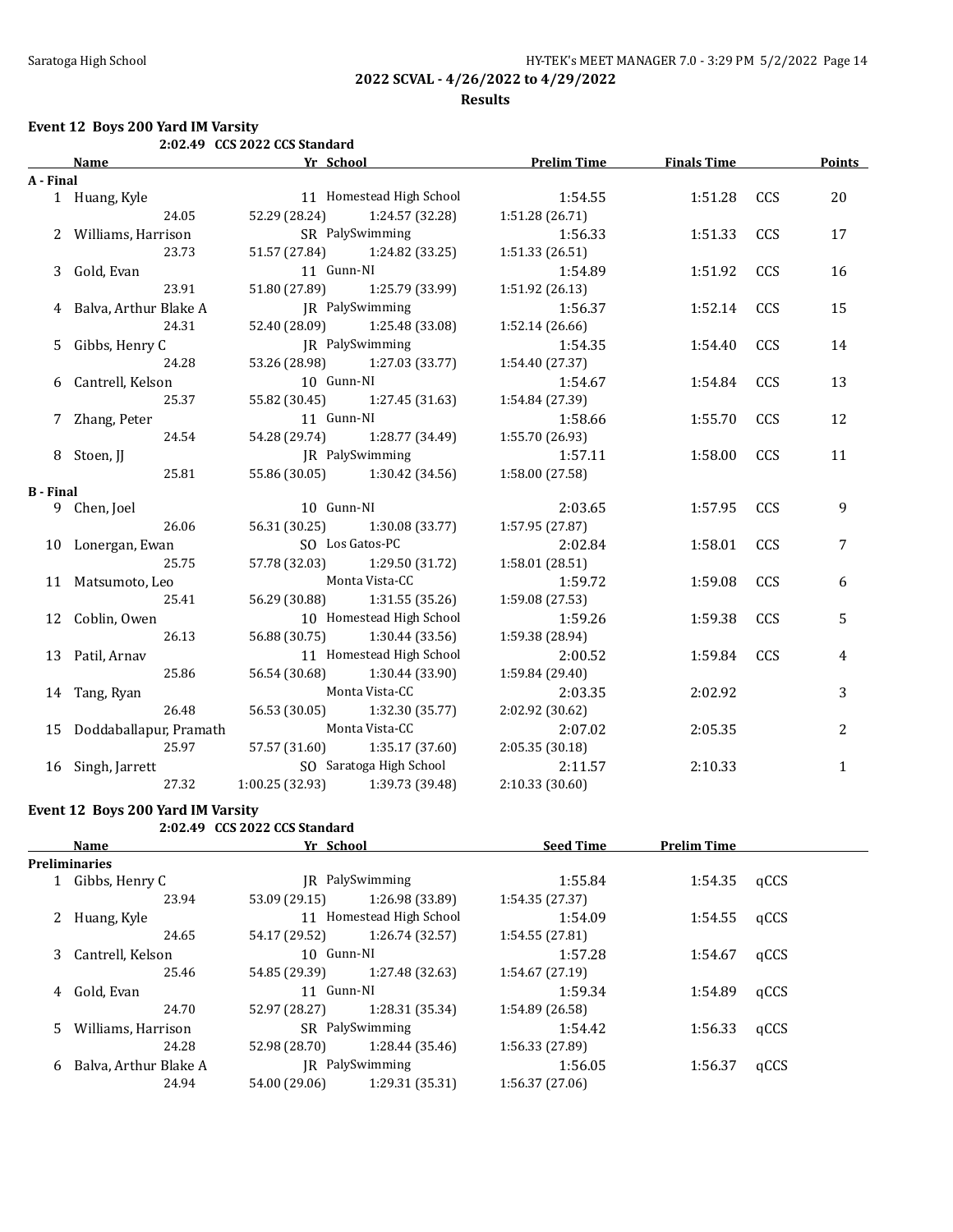**2022 SCVAL - 4/26/2022 to 4/29/2022**

**Results**

### Event 12 Boys 200 Yard IM Varsity

2:02.49 CCS 2022 CCS Standard

| | Name | Yr | School | Prelim Time | Finals Time | | Points |
|---|---|---|---|---|---|---|---|
| **A - Final** | | | | | | | |
| 1 | Huang, Kyle | 11 | Homestead High School | 1:54.55 | 1:51.28 | CCS | 20 |
| | 24.05 | 52.29 (28.24) | 1:24.57 (32.28) | 1:51.28 (26.71) | | | |
| 2 | Williams, Harrison | SR | PalySwimming | 1:56.33 | 1:51.33 | CCS | 17 |
| | 23.73 | 51.57 (27.84) | 1:24.82 (33.25) | 1:51.33 (26.51) | | | |
| 3 | Gold, Evan | 11 | Gunn-NI | 1:54.89 | 1:51.92 | CCS | 16 |
| | 23.91 | 51.80 (27.89) | 1:25.79 (33.99) | 1:51.92 (26.13) | | | |
| 4 | Balva, Arthur Blake A | JR | PalySwimming | 1:56.37 | 1:52.14 | CCS | 15 |
| | 24.31 | 52.40 (28.09) | 1:25.48 (33.08) | 1:52.14 (26.66) | | | |
| 5 | Gibbs, Henry C | JR | PalySwimming | 1:54.35 | 1:54.40 | CCS | 14 |
| | 24.28 | 53.26 (28.98) | 1:27.03 (33.77) | 1:54.40 (27.37) | | | |
| 6 | Cantrell, Kelson | 10 | Gunn-NI | 1:54.67 | 1:54.84 | CCS | 13 |
| | 25.37 | 55.82 (30.45) | 1:27.45 (31.63) | 1:54.84 (27.39) | | | |
| 7 | Zhang, Peter | 11 | Gunn-NI | 1:58.66 | 1:55.70 | CCS | 12 |
| | 24.54 | 54.28 (29.74) | 1:28.77 (34.49) | 1:55.70 (26.93) | | | |
| 8 | Stoen, JJ | JR | PalySwimming | 1:57.11 | 1:58.00 | CCS | 11 |
| | 25.81 | 55.86 (30.05) | 1:30.42 (34.56) | 1:58.00 (27.58) | | | |
| **B - Final** | | | | | | | |
| 9 | Chen, Joel | 10 | Gunn-NI | 2:03.65 | 1:57.95 | CCS | 9 |
| | 26.06 | 56.31 (30.25) | 1:30.08 (33.77) | 1:57.95 (27.87) | | | |
| 10 | Lonergan, Ewan | SO | Los Gatos-PC | 2:02.84 | 1:58.01 | CCS | 7 |
| | 25.75 | 57.78 (32.03) | 1:29.50 (31.72) | 1:58.01 (28.51) | | | |
| 11 | Matsumoto, Leo | | Monta Vista-CC | 1:59.72 | 1:59.08 | CCS | 6 |
| | 25.41 | 56.29 (30.88) | 1:31.55 (35.26) | 1:59.08 (27.53) | | | |
| 12 | Coblin, Owen | 10 | Homestead High School | 1:59.26 | 1:59.38 | CCS | 5 |
| | 26.13 | 56.88 (30.75) | 1:30.44 (33.56) | 1:59.38 (28.94) | | | |
| 13 | Patil, Arnav | 11 | Homestead High School | 2:00.52 | 1:59.84 | CCS | 4 |
| | 25.86 | 56.54 (30.68) | 1:30.44 (33.90) | 1:59.84 (29.40) | | | |
| 14 | Tang, Ryan | | Monta Vista-CC | 2:03.35 | 2:02.92 | | 3 |
| | 26.48 | 56.53 (30.05) | 1:32.30 (35.77) | 2:02.92 (30.62) | | | |
| 15 | Doddaballapur, Pramath | | Monta Vista-CC | 2:07.02 | 2:05.35 | | 2 |
| | 25.97 | 57.57 (31.60) | 1:35.17 (37.60) | 2:05.35 (30.18) | | | |
| 16 | Singh, Jarrett | SO | Saratoga High School | 2:11.57 | 2:10.33 | | 1 |
| | 27.32 | 1:00.25 (32.93) | 1:39.73 (39.48) | 2:10.33 (30.60) | | | |

### Event 12 Boys 200 Yard IM Varsity

2:02.49 CCS 2022 CCS Standard

| | Name | Yr | School | Seed Time | Prelim Time | |
|---|---|---|---|---|---|---|
| **Preliminaries** | | | | | | |
| 1 | Gibbs, Henry C | JR | PalySwimming | 1:55.84 | 1:54.35 | qCCS |
| | 23.94 | 53.09 (29.15) | 1:26.98 (33.89) | 1:54.35 (27.37) | | |
| 2 | Huang, Kyle | 11 | Homestead High School | 1:54.09 | 1:54.55 | qCCS |
| | 24.65 | 54.17 (29.52) | 1:26.74 (32.57) | 1:54.55 (27.81) | | |
| 3 | Cantrell, Kelson | 10 | Gunn-NI | 1:57.28 | 1:54.67 | qCCS |
| | 25.46 | 54.85 (29.39) | 1:27.48 (32.63) | 1:54.67 (27.19) | | |
| 4 | Gold, Evan | 11 | Gunn-NI | 1:59.34 | 1:54.89 | qCCS |
| | 24.70 | 52.97 (28.27) | 1:28.31 (35.34) | 1:54.89 (26.58) | | |
| 5 | Williams, Harrison | SR | PalySwimming | 1:54.42 | 1:56.33 | qCCS |
| | 24.28 | 52.98 (28.70) | 1:28.44 (35.46) | 1:56.33 (27.89) | | |
| 6 | Balva, Arthur Blake A | JR | PalySwimming | 1:56.05 | 1:56.37 | qCCS |
| | 24.94 | 54.00 (29.06) | 1:29.31 (35.31) | 1:56.37 (27.06) | | |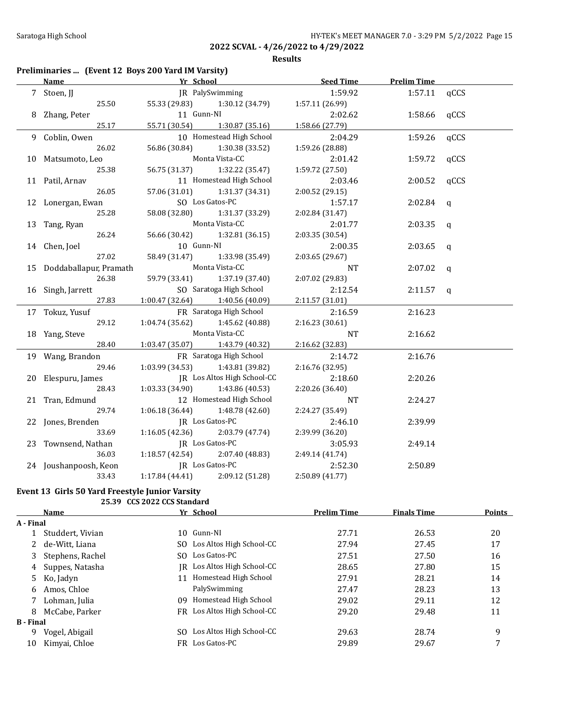**2022 SCVAL - 4/26/2022 to 4/29/2022**

**Results**

### Preliminaries ... (Event 12 Boys 200 Yard IM Varsity)

| | Name | Yr | School | Seed Time | Prelim Time | |
|---|---|---|---|---|---|---|
| 7 | Stoen, JJ | JR | PalySwimming | 1:59.92 | 1:57.11 | qCCS |
| | 25.50 | 55.33 (29.83) | 1:30.12 (34.79) | 1:57.11 (26.99) | | |
| 8 | Zhang, Peter | 11 | Gunn-NI | 2:02.62 | 1:58.66 | qCCS |
| | 25.17 | 55.71 (30.54) | 1:30.87 (35.16) | 1:58.66 (27.79) | | |
| 9 | Coblin, Owen | 10 | Homestead High School | 2:04.29 | 1:59.26 | qCCS |
| | 26.02 | 56.86 (30.84) | 1:30.38 (33.52) | 1:59.26 (28.88) | | |
| 10 | Matsumoto, Leo | | Monta Vista-CC | 2:01.42 | 1:59.72 | qCCS |
| | 25.38 | 56.75 (31.37) | 1:32.22 (35.47) | 1:59.72 (27.50) | | |
| 11 | Patil, Arnav | 11 | Homestead High School | 2:03.46 | 2:00.52 | qCCS |
| | 26.05 | 57.06 (31.01) | 1:31.37 (34.31) | 2:00.52 (29.15) | | |
| 12 | Lonergan, Ewan | SO | Los Gatos-PC | 1:57.17 | 2:02.84 | q |
| | 25.28 | 58.08 (32.80) | 1:31.37 (33.29) | 2:02.84 (31.47) | | |
| 13 | Tang, Ryan | | Monta Vista-CC | 2:01.77 | 2:03.35 | q |
| | 26.24 | 56.66 (30.42) | 1:32.81 (36.15) | 2:03.35 (30.54) | | |
| 14 | Chen, Joel | 10 | Gunn-NI | 2:00.35 | 2:03.65 | q |
| | 27.02 | 58.49 (31.47) | 1:33.98 (35.49) | 2:03.65 (29.67) | | |
| 15 | Doddaballapur, Pramath | | Monta Vista-CC | NT | 2:07.02 | q |
| | 26.38 | 59.79 (33.41) | 1:37.19 (37.40) | 2:07.02 (29.83) | | |
| 16 | Singh, Jarrett | SO | Saratoga High School | 2:12.54 | 2:11.57 | q |
| | 27.83 | 1:00.47 (32.64) | 1:40.56 (40.09) | 2:11.57 (31.01) | | |
| 17 | Tokuz, Yusuf | FR | Saratoga High School | 2:16.59 | 2:16.23 | |
| | 29.12 | 1:04.74 (35.62) | 1:45.62 (40.88) | 2:16.23 (30.61) | | |
| 18 | Yang, Steve | | Monta Vista-CC | NT | 2:16.62 | |
| | 28.40 | 1:03.47 (35.07) | 1:43.79 (40.32) | 2:16.62 (32.83) | | |
| 19 | Wang, Brandon | FR | Saratoga High School | 2:14.72 | 2:16.76 | |
| | 29.46 | 1:03.99 (34.53) | 1:43.81 (39.82) | 2:16.76 (32.95) | | |
| 20 | Elespuru, James | JR | Los Altos High School-CC | 2:18.60 | 2:20.26 | |
| | 28.43 | 1:03.33 (34.90) | 1:43.86 (40.53) | 2:20.26 (36.40) | | |
| 21 | Tran, Edmund | 12 | Homestead High School | NT | 2:24.27 | |
| | 29.74 | 1:06.18 (36.44) | 1:48.78 (42.60) | 2:24.27 (35.49) | | |
| 22 | Jones, Brenden | JR | Los Gatos-PC | 2:46.10 | 2:39.99 | |
| | 33.69 | 1:16.05 (42.36) | 2:03.79 (47.74) | 2:39.99 (36.20) | | |
| 23 | Townsend, Nathan | JR | Los Gatos-PC | 3:05.93 | 2:49.14 | |
| | 36.03 | 1:18.57 (42.54) | 2:07.40 (48.83) | 2:49.14 (41.74) | | |
| 24 | Joushanpoosh, Keon | JR | Los Gatos-PC | 2:52.30 | 2:50.89 | |
| | 33.43 | 1:17.84 (44.41) | 2:09.12 (51.28) | 2:50.89 (41.77) | | |

### Event 13 Girls 50 Yard Freestyle Junior Varsity

25.39 CCS 2022 CCS Standard

| | Name | Yr | School | Prelim Time | Finals Time | Points |
|---|---|---|---|---|---|---|
| **A - Final** | | | | | | |
| 1 | Studdert, Vivian | 10 | Gunn-NI | 27.71 | 26.53 | 20 |
| 2 | de-Witt, Liana | SO | Los Altos High School-CC | 27.94 | 27.45 | 17 |
| 3 | Stephens, Rachel | SO | Los Gatos-PC | 27.51 | 27.50 | 16 |
| 4 | Suppes, Natasha | JR | Los Altos High School-CC | 28.65 | 27.80 | 15 |
| 5 | Ko, Jadyn | 11 | Homestead High School | 27.91 | 28.21 | 14 |
| 6 | Amos, Chloe | | PalySwimming | 27.47 | 28.23 | 13 |
| 7 | Lohman, Julia | 09 | Homestead High School | 29.02 | 29.11 | 12 |
| 8 | McCabe, Parker | FR | Los Altos High School-CC | 29.20 | 29.48 | 11 |
| **B - Final** | | | | | | |
| 9 | Vogel, Abigail | SO | Los Altos High School-CC | 29.63 | 28.74 | 9 |
| 10 | Kimyai, Chloe | FR | Los Gatos-PC | 29.89 | 29.67 | 7 |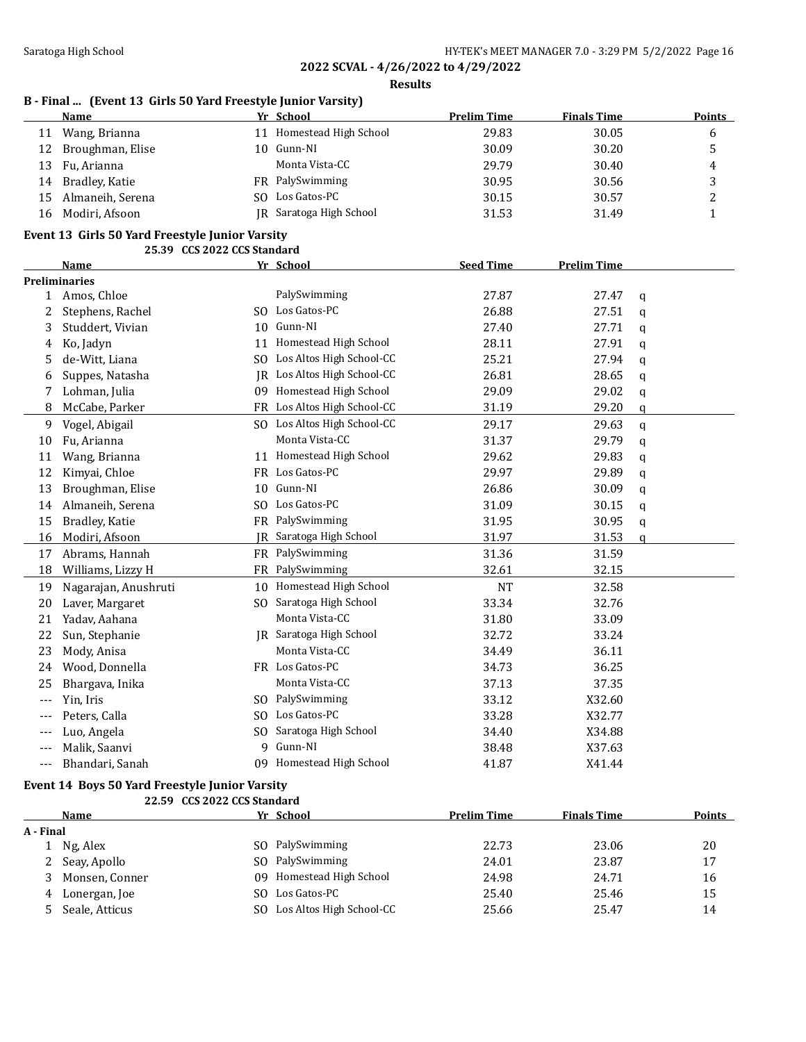## 2022 SCVAL - 4/26/2022 to 4/29/2022

### Results

### B - Final ... (Event 13 Girls 50 Yard Freestyle Junior Varsity)

| | Name | Yr | School | Prelim Time | Finals Time | Points |
|---|---|---|---|---|---|---|
| 11 | Wang, Brianna | 11 | Homestead High School | 29.83 | 30.05 | 6 |
| 12 | Broughman, Elise | 10 | Gunn-NI | 30.09 | 30.20 | 5 |
| 13 | Fu, Arianna | | Monta Vista-CC | 29.79 | 30.40 | 4 |
| 14 | Bradley, Katie | FR | PalySwimming | 30.95 | 30.56 | 3 |
| 15 | Almaneih, Serena | SO | Los Gatos-PC | 30.15 | 30.57 | 2 |
| 16 | Modiri, Afsoon | JR | Saratoga High School | 31.53 | 31.49 | 1 |

### Event 13 Girls 50 Yard Freestyle Junior Varsity

25.39 CCS 2022 CCS Standard

| | Name | Yr | School | Seed Time | Prelim Time | |
|---|---|---|---|---|---|---|
| **Preliminaries** | | | | | | |
| 1 | Amos, Chloe | | PalySwimming | 27.87 | 27.47 | q |
| 2 | Stephens, Rachel | SO | Los Gatos-PC | 26.88 | 27.51 | q |
| 3 | Studdert, Vivian | 10 | Gunn-NI | 27.40 | 27.71 | q |
| 4 | Ko, Jadyn | 11 | Homestead High School | 28.11 | 27.91 | q |
| 5 | de-Witt, Liana | SO | Los Altos High School-CC | 25.21 | 27.94 | q |
| 6 | Suppes, Natasha | JR | Los Altos High School-CC | 26.81 | 28.65 | q |
| 7 | Lohman, Julia | 09 | Homestead High School | 29.09 | 29.02 | q |
| 8 | McCabe, Parker | FR | Los Altos High School-CC | 31.19 | 29.20 | q |
| 9 | Vogel, Abigail | SO | Los Altos High School-CC | 29.17 | 29.63 | q |
| 10 | Fu, Arianna | | Monta Vista-CC | 31.37 | 29.79 | q |
| 11 | Wang, Brianna | 11 | Homestead High School | 29.62 | 29.83 | q |
| 12 | Kimyai, Chloe | FR | Los Gatos-PC | 29.97 | 29.89 | q |
| 13 | Broughman, Elise | 10 | Gunn-NI | 26.86 | 30.09 | q |
| 14 | Almaneih, Serena | SO | Los Gatos-PC | 31.09 | 30.15 | q |
| 15 | Bradley, Katie | FR | PalySwimming | 31.95 | 30.95 | q |
| 16 | Modiri, Afsoon | JR | Saratoga High School | 31.97 | 31.53 | q |
| 17 | Abrams, Hannah | FR | PalySwimming | 31.36 | 31.59 | |
| 18 | Williams, Lizzy H | FR | PalySwimming | 32.61 | 32.15 | |
| 19 | Nagarajan, Anushruti | 10 | Homestead High School | NT | 32.58 | |
| 20 | Laver, Margaret | SO | Saratoga High School | 33.34 | 32.76 | |
| 21 | Yadav, Aahana | | Monta Vista-CC | 31.80 | 33.09 | |
| 22 | Sun, Stephanie | JR | Saratoga High School | 32.72 | 33.24 | |
| 23 | Mody, Anisa | | Monta Vista-CC | 34.49 | 36.11 | |
| 24 | Wood, Donnella | FR | Los Gatos-PC | 34.73 | 36.25 | |
| 25 | Bhargava, Inika | | Monta Vista-CC | 37.13 | 37.35 | |
| --- | Yin, Iris | SO | PalySwimming | 33.12 | X32.60 | |
| --- | Peters, Calla | SO | Los Gatos-PC | 33.28 | X32.77 | |
| --- | Luo, Angela | SO | Saratoga High School | 34.40 | X34.88 | |
| --- | Malik, Saanvi | 9 | Gunn-NI | 38.48 | X37.63 | |
| --- | Bhandari, Sanah | 09 | Homestead High School | 41.87 | X41.44 | |

### Event 14 Boys 50 Yard Freestyle Junior Varsity

22.59 CCS 2022 CCS Standard

| | Name | Yr | School | Prelim Time | Finals Time | Points |
|---|---|---|---|---|---|---|
| **A - Final** | | | | | | |
| 1 | Ng, Alex | SO | PalySwimming | 22.73 | 23.06 | 20 |
| 2 | Seay, Apollo | SO | PalySwimming | 24.01 | 23.87 | 17 |
| 3 | Monsen, Conner | 09 | Homestead High School | 24.98 | 24.71 | 16 |
| 4 | Lonergan, Joe | SO | Los Gatos-PC | 25.40 | 25.46 | 15 |
| 5 | Seale, Atticus | SO | Los Altos High School-CC | 25.66 | 25.47 | 14 |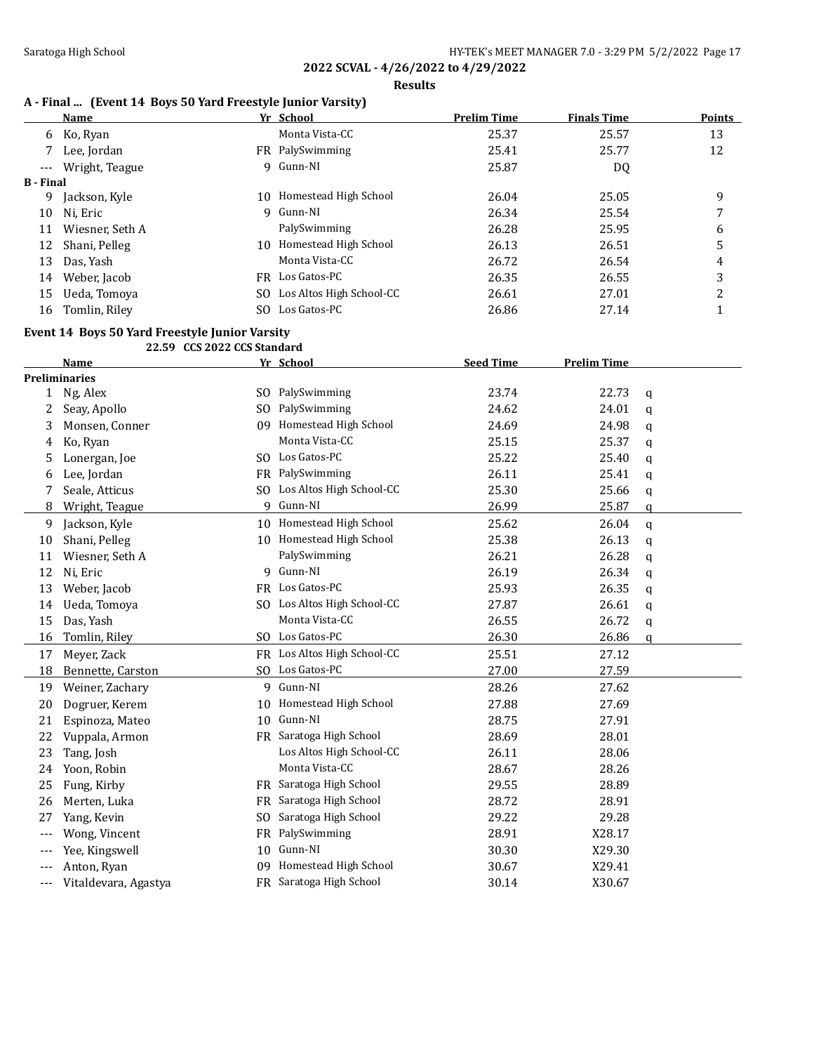**2022 SCVAL - 4/26/2022 to 4/29/2022**

**Results**

### A - Final ... (Event 14 Boys 50 Yard Freestyle Junior Varsity)

| | Name | Yr | School | Prelim Time | Finals Time | Points |
|---|---|---|---|---|---|---|
| 6 | Ko, Ryan | | Monta Vista-CC | 25.37 | 25.57 | 13 |
| 7 | Lee, Jordan | FR | PalySwimming | 25.41 | 25.77 | 12 |
| --- | Wright, Teague | 9 | Gunn-NI | 25.87 | DQ | |
| **B - Final** | | | | | | |
| 9 | Jackson, Kyle | 10 | Homestead High School | 26.04 | 25.05 | 9 |
| 10 | Ni, Eric | 9 | Gunn-NI | 26.34 | 25.54 | 7 |
| 11 | Wiesner, Seth A | | PalySwimming | 26.28 | 25.95 | 6 |
| 12 | Shani, Pelleg | 10 | Homestead High School | 26.13 | 26.51 | 5 |
| 13 | Das, Yash | | Monta Vista-CC | 26.72 | 26.54 | 4 |
| 14 | Weber, Jacob | FR | Los Gatos-PC | 26.35 | 26.55 | 3 |
| 15 | Ueda, Tomoya | SO | Los Altos High School-CC | 26.61 | 27.01 | 2 |
| 16 | Tomlin, Riley | SO | Los Gatos-PC | 26.86 | 27.14 | 1 |

### Event 14 Boys 50 Yard Freestyle Junior Varsity

22.59 CCS 2022 CCS Standard

| | Name | Yr | School | Seed Time | Prelim Time | |
|---|---|---|---|---|---|---|
| **Preliminaries** | | | | | | |
| 1 | Ng, Alex | SO | PalySwimming | 23.74 | 22.73 | q |
| 2 | Seay, Apollo | SO | PalySwimming | 24.62 | 24.01 | q |
| 3 | Monsen, Conner | 09 | Homestead High School | 24.69 | 24.98 | q |
| 4 | Ko, Ryan | | Monta Vista-CC | 25.15 | 25.37 | q |
| 5 | Lonergan, Joe | SO | Los Gatos-PC | 25.22 | 25.40 | q |
| 6 | Lee, Jordan | FR | PalySwimming | 26.11 | 25.41 | q |
| 7 | Seale, Atticus | SO | Los Altos High School-CC | 25.30 | 25.66 | q |
| 8 | Wright, Teague | 9 | Gunn-NI | 26.99 | 25.87 | q |
| 9 | Jackson, Kyle | 10 | Homestead High School | 25.62 | 26.04 | q |
| 10 | Shani, Pelleg | 10 | Homestead High School | 25.38 | 26.13 | q |
| 11 | Wiesner, Seth A | | PalySwimming | 26.21 | 26.28 | q |
| 12 | Ni, Eric | 9 | Gunn-NI | 26.19 | 26.34 | q |
| 13 | Weber, Jacob | FR | Los Gatos-PC | 25.93 | 26.35 | q |
| 14 | Ueda, Tomoya | SO | Los Altos High School-CC | 27.87 | 26.61 | q |
| 15 | Das, Yash | | Monta Vista-CC | 26.55 | 26.72 | q |
| 16 | Tomlin, Riley | SO | Los Gatos-PC | 26.30 | 26.86 | q |
| 17 | Meyer, Zack | FR | Los Altos High School-CC | 25.51 | 27.12 | |
| 18 | Bennette, Carston | SO | Los Gatos-PC | 27.00 | 27.59 | |
| 19 | Weiner, Zachary | 9 | Gunn-NI | 28.26 | 27.62 | |
| 20 | Dogruer, Kerem | 10 | Homestead High School | 27.88 | 27.69 | |
| 21 | Espinoza, Mateo | 10 | Gunn-NI | 28.75 | 27.91 | |
| 22 | Vuppala, Armon | FR | Saratoga High School | 28.69 | 28.01 | |
| 23 | Tang, Josh | | Los Altos High School-CC | 26.11 | 28.06 | |
| 24 | Yoon, Robin | | Monta Vista-CC | 28.67 | 28.26 | |
| 25 | Fung, Kirby | FR | Saratoga High School | 29.55 | 28.89 | |
| 26 | Merten, Luka | FR | Saratoga High School | 28.72 | 28.91 | |
| 27 | Yang, Kevin | SO | Saratoga High School | 29.22 | 29.28 | |
| --- | Wong, Vincent | FR | PalySwimming | 28.91 | X28.17 | |
| --- | Yee, Kingswell | 10 | Gunn-NI | 30.30 | X29.30 | |
| --- | Anton, Ryan | 09 | Homestead High School | 30.67 | X29.41 | |
| --- | Vitaldevara, Agastya | FR | Saratoga High School | 30.14 | X30.67 | |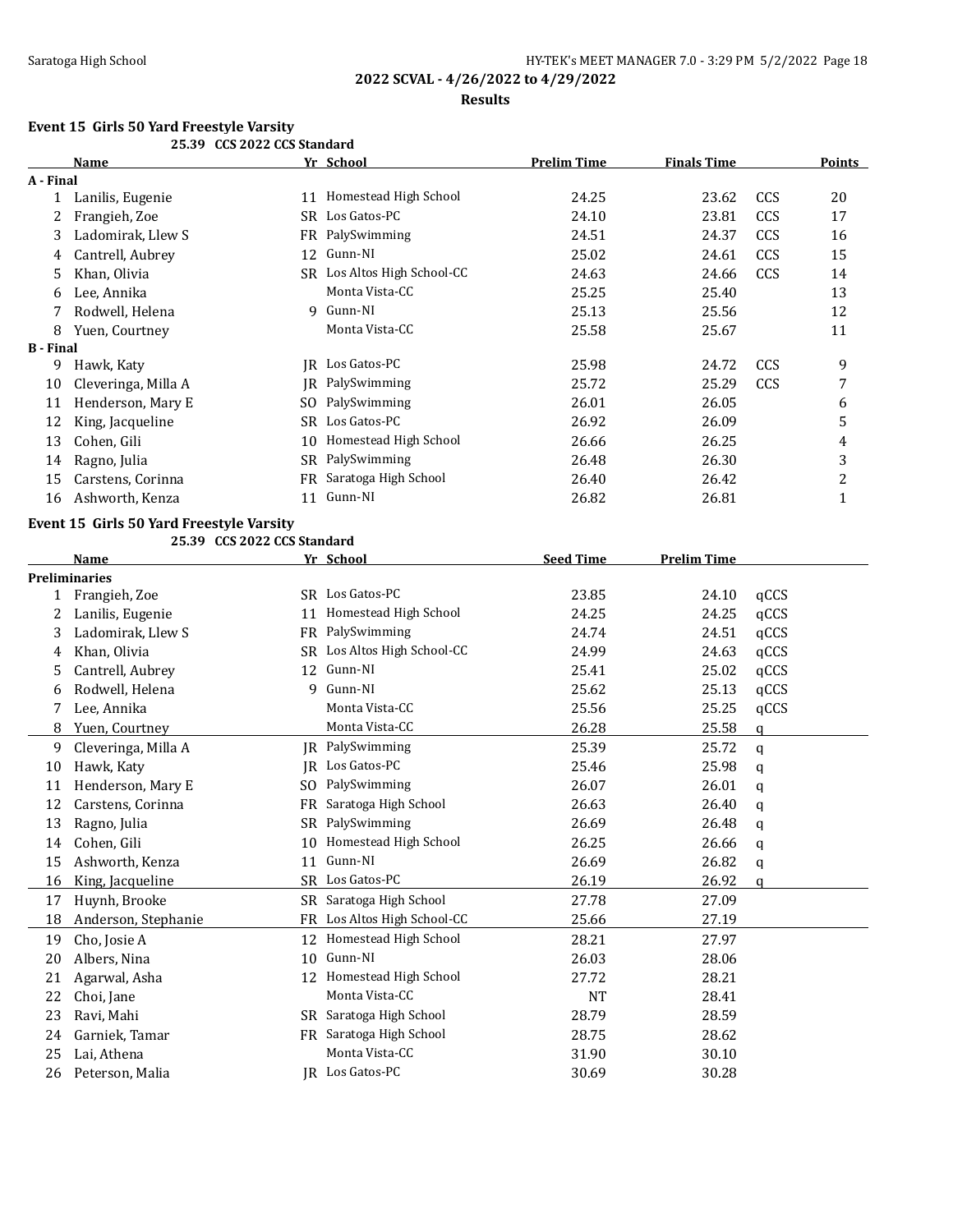## 2022 SCVAL - 4/26/2022 to 4/29/2022

### Results

### Event 15 Girls 50 Yard Freestyle Varsity

25.39 CCS 2022 CCS Standard

| | Name | Yr | School | Prelim Time | Finals Time | | Points |
|---|---|---|---|---|---|---|---|
| **A - Final** | | | | | | | |
| 1 | Lanilis, Eugenie | 11 | Homestead High School | 24.25 | 23.62 | CCS | 20 |
| 2 | Frangieh, Zoe | SR | Los Gatos-PC | 24.10 | 23.81 | CCS | 17 |
| 3 | Ladomirak, Llew S | FR | PalySwimming | 24.51 | 24.37 | CCS | 16 |
| 4 | Cantrell, Aubrey | 12 | Gunn-NI | 25.02 | 24.61 | CCS | 15 |
| 5 | Khan, Olivia | SR | Los Altos High School-CC | 24.63 | 24.66 | CCS | 14 |
| 6 | Lee, Annika | | Monta Vista-CC | 25.25 | 25.40 | | 13 |
| 7 | Rodwell, Helena | 9 | Gunn-NI | 25.13 | 25.56 | | 12 |
| 8 | Yuen, Courtney | | Monta Vista-CC | 25.58 | 25.67 | | 11 |
| **B - Final** | | | | | | | |
| 9 | Hawk, Katy | JR | Los Gatos-PC | 25.98 | 24.72 | CCS | 9 |
| 10 | Cleveringa, Milla A | JR | PalySwimming | 25.72 | 25.29 | CCS | 7 |
| 11 | Henderson, Mary E | SO | PalySwimming | 26.01 | 26.05 | | 6 |
| 12 | King, Jacqueline | SR | Los Gatos-PC | 26.92 | 26.09 | | 5 |
| 13 | Cohen, Gili | 10 | Homestead High School | 26.66 | 26.25 | | 4 |
| 14 | Ragno, Julia | SR | PalySwimming | 26.48 | 26.30 | | 3 |
| 15 | Carstens, Corinna | FR | Saratoga High School | 26.40 | 26.42 | | 2 |
| 16 | Ashworth, Kenza | 11 | Gunn-NI | 26.82 | 26.81 | | 1 |

### Event 15 Girls 50 Yard Freestyle Varsity

25.39 CCS 2022 CCS Standard

| | Name | Yr | School | Seed Time | Prelim Time | |
|---|---|---|---|---|---|---|
| **Preliminaries** | | | | | | |
| 1 | Frangieh, Zoe | SR | Los Gatos-PC | 23.85 | 24.10 | qCCS |
| 2 | Lanilis, Eugenie | 11 | Homestead High School | 24.25 | 24.25 | qCCS |
| 3 | Ladomirak, Llew S | FR | PalySwimming | 24.74 | 24.51 | qCCS |
| 4 | Khan, Olivia | SR | Los Altos High School-CC | 24.99 | 24.63 | qCCS |
| 5 | Cantrell, Aubrey | 12 | Gunn-NI | 25.41 | 25.02 | qCCS |
| 6 | Rodwell, Helena | 9 | Gunn-NI | 25.62 | 25.13 | qCCS |
| 7 | Lee, Annika | | Monta Vista-CC | 25.56 | 25.25 | qCCS |
| 8 | Yuen, Courtney | | Monta Vista-CC | 26.28 | 25.58 | q |
| 9 | Cleveringa, Milla A | JR | PalySwimming | 25.39 | 25.72 | q |
| 10 | Hawk, Katy | JR | Los Gatos-PC | 25.46 | 25.98 | q |
| 11 | Henderson, Mary E | SO | PalySwimming | 26.07 | 26.01 | q |
| 12 | Carstens, Corinna | FR | Saratoga High School | 26.63 | 26.40 | q |
| 13 | Ragno, Julia | SR | PalySwimming | 26.69 | 26.48 | q |
| 14 | Cohen, Gili | 10 | Homestead High School | 26.25 | 26.66 | q |
| 15 | Ashworth, Kenza | 11 | Gunn-NI | 26.69 | 26.82 | q |
| 16 | King, Jacqueline | SR | Los Gatos-PC | 26.19 | 26.92 | q |
| 17 | Huynh, Brooke | SR | Saratoga High School | 27.78 | 27.09 | |
| 18 | Anderson, Stephanie | FR | Los Altos High School-CC | 25.66 | 27.19 | |
| 19 | Cho, Josie A | 12 | Homestead High School | 28.21 | 27.97 | |
| 20 | Albers, Nina | 10 | Gunn-NI | 26.03 | 28.06 | |
| 21 | Agarwal, Asha | 12 | Homestead High School | 27.72 | 28.21 | |
| 22 | Choi, Jane | | Monta Vista-CC | NT | 28.41 | |
| 23 | Ravi, Mahi | SR | Saratoga High School | 28.79 | 28.59 | |
| 24 | Garniek, Tamar | FR | Saratoga High School | 28.75 | 28.62 | |
| 25 | Lai, Athena | | Monta Vista-CC | 31.90 | 30.10 | |
| 26 | Peterson, Malia | JR | Los Gatos-PC | 30.69 | 30.28 | |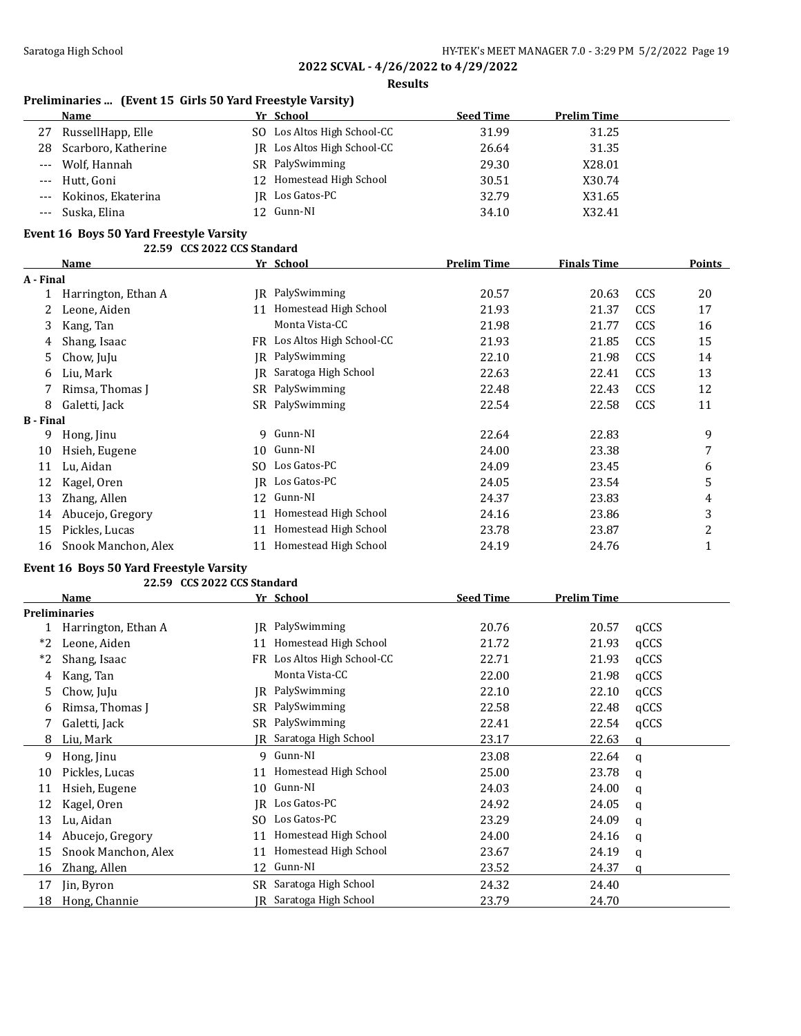## 2022 SCVAL - 4/26/2022 to 4/29/2022

### Results

### Preliminaries ... (Event 15 Girls 50 Yard Freestyle Varsity)

| | Name | Yr | School | Seed Time | Prelim Time |
|---|---|---|---|---|---|
| 27 | RussellHapp, Elle | SO | Los Altos High School-CC | 31.99 | 31.25 |
| 28 | Scarboro, Katherine | JR | Los Altos High School-CC | 26.64 | 31.35 |
| --- | Wolf, Hannah | SR | PalySwimming | 29.30 | X28.01 |
| --- | Hutt, Goni | 12 | Homestead High School | 30.51 | X30.74 |
| --- | Kokinos, Ekaterina | JR | Los Gatos-PC | 32.79 | X31.65 |
| --- | Suska, Elina | 12 | Gunn-NI | 34.10 | X32.41 |

### Event 16 Boys 50 Yard Freestyle Varsity

22.59 CCS 2022 CCS Standard

| | Name | Yr | School | Prelim Time | Finals Time | | Points |
|---|---|---|---|---|---|---|---|
| **A - Final** | | | | | | | |
| 1 | Harrington, Ethan A | JR | PalySwimming | 20.57 | 20.63 | CCS | 20 |
| 2 | Leone, Aiden | 11 | Homestead High School | 21.93 | 21.37 | CCS | 17 |
| 3 | Kang, Tan | | Monta Vista-CC | 21.98 | 21.77 | CCS | 16 |
| 4 | Shang, Isaac | FR | Los Altos High School-CC | 21.93 | 21.85 | CCS | 15 |
| 5 | Chow, JuJu | JR | PalySwimming | 22.10 | 21.98 | CCS | 14 |
| 6 | Liu, Mark | JR | Saratoga High School | 22.63 | 22.41 | CCS | 13 |
| 7 | Rimsa, Thomas J | SR | PalySwimming | 22.48 | 22.43 | CCS | 12 |
| 8 | Galetti, Jack | SR | PalySwimming | 22.54 | 22.58 | CCS | 11 |
| **B - Final** | | | | | | | |
| 9 | Hong, Jinu | 9 | Gunn-NI | 22.64 | 22.83 | | 9 |
| 10 | Hsieh, Eugene | 10 | Gunn-NI | 24.00 | 23.38 | | 7 |
| 11 | Lu, Aidan | SO | Los Gatos-PC | 24.09 | 23.45 | | 6 |
| 12 | Kagel, Oren | JR | Los Gatos-PC | 24.05 | 23.54 | | 5 |
| 13 | Zhang, Allen | 12 | Gunn-NI | 24.37 | 23.83 | | 4 |
| 14 | Abucejo, Gregory | 11 | Homestead High School | 24.16 | 23.86 | | 3 |
| 15 | Pickles, Lucas | 11 | Homestead High School | 23.78 | 23.87 | | 2 |
| 16 | Snook Manchon, Alex | 11 | Homestead High School | 24.19 | 24.76 | | 1 |

### Event 16 Boys 50 Yard Freestyle Varsity

22.59 CCS 2022 CCS Standard

| | Name | Yr | School | Seed Time | Prelim Time | |
|---|---|---|---|---|---|---|
| **Preliminaries** | | | | | | |
| 1 | Harrington, Ethan A | JR | PalySwimming | 20.76 | 20.57 | qCCS |
| *2 | Leone, Aiden | 11 | Homestead High School | 21.72 | 21.93 | qCCS |
| *2 | Shang, Isaac | FR | Los Altos High School-CC | 22.71 | 21.93 | qCCS |
| 4 | Kang, Tan | | Monta Vista-CC | 22.00 | 21.98 | qCCS |
| 5 | Chow, JuJu | JR | PalySwimming | 22.10 | 22.10 | qCCS |
| 6 | Rimsa, Thomas J | SR | PalySwimming | 22.58 | 22.48 | qCCS |
| 7 | Galetti, Jack | SR | PalySwimming | 22.41 | 22.54 | qCCS |
| 8 | Liu, Mark | JR | Saratoga High School | 23.17 | 22.63 | q |
| 9 | Hong, Jinu | 9 | Gunn-NI | 23.08 | 22.64 | q |
| 10 | Pickles, Lucas | 11 | Homestead High School | 25.00 | 23.78 | q |
| 11 | Hsieh, Eugene | 10 | Gunn-NI | 24.03 | 24.00 | q |
| 12 | Kagel, Oren | JR | Los Gatos-PC | 24.92 | 24.05 | q |
| 13 | Lu, Aidan | SO | Los Gatos-PC | 23.29 | 24.09 | q |
| 14 | Abucejo, Gregory | 11 | Homestead High School | 24.00 | 24.16 | q |
| 15 | Snook Manchon, Alex | 11 | Homestead High School | 23.67 | 24.19 | q |
| 16 | Zhang, Allen | 12 | Gunn-NI | 23.52 | 24.37 | q |
| 17 | Jin, Byron | SR | Saratoga High School | 24.32 | 24.40 | |
| 18 | Hong, Channie | JR | Saratoga High School | 23.79 | 24.70 | |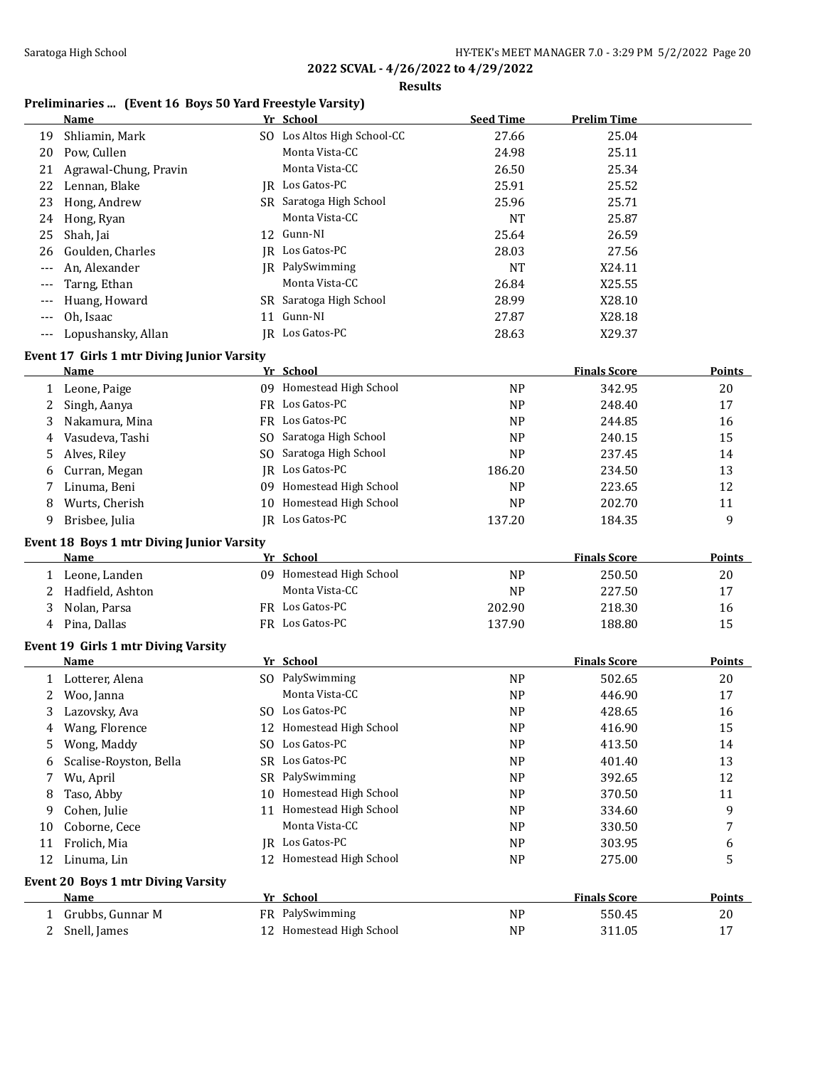**2022 SCVAL - 4/26/2022 to 4/29/2022**

**Results**

### Preliminaries ... (Event 16 Boys 50 Yard Freestyle Varsity)

| | Name | Yr | School | Seed Time | Prelim Time |
|---|---|---|---|---|---|
| 19 | Shliamin, Mark | SO | Los Altos High School-CC | 27.66 | 25.04 |
| 20 | Pow, Cullen | | Monta Vista-CC | 24.98 | 25.11 |
| 21 | Agrawal-Chung, Pravin | | Monta Vista-CC | 26.50 | 25.34 |
| 22 | Lennan, Blake | JR | Los Gatos-PC | 25.91 | 25.52 |
| 23 | Hong, Andrew | SR | Saratoga High School | 25.96 | 25.71 |
| 24 | Hong, Ryan | | Monta Vista-CC | NT | 25.87 |
| 25 | Shah, Jai | 12 | Gunn-NI | 25.64 | 26.59 |
| 26 | Goulden, Charles | JR | Los Gatos-PC | 28.03 | 27.56 |
| --- | An, Alexander | JR | PalySwimming | NT | X24.11 |
| --- | Tarng, Ethan | | Monta Vista-CC | 26.84 | X25.55 |
| --- | Huang, Howard | SR | Saratoga High School | 28.99 | X28.10 |
| --- | Oh, Isaac | 11 | Gunn-NI | 27.87 | X28.18 |
| --- | Lopushansky, Allan | JR | Los Gatos-PC | 28.63 | X29.37 |

### Event 17 Girls 1 mtr Diving Junior Varsity

| | Name | Yr | School | | Finals Score | Points |
|---|---|---|---|---|---|---|
| 1 | Leone, Paige | 09 | Homestead High School | NP | 342.95 | 20 |
| 2 | Singh, Aanya | FR | Los Gatos-PC | NP | 248.40 | 17 |
| 3 | Nakamura, Mina | FR | Los Gatos-PC | NP | 244.85 | 16 |
| 4 | Vasudeva, Tashi | SO | Saratoga High School | NP | 240.15 | 15 |
| 5 | Alves, Riley | SO | Saratoga High School | NP | 237.45 | 14 |
| 6 | Curran, Megan | JR | Los Gatos-PC | 186.20 | 234.50 | 13 |
| 7 | Linuma, Beni | 09 | Homestead High School | NP | 223.65 | 12 |
| 8 | Wurts, Cherish | 10 | Homestead High School | NP | 202.70 | 11 |
| 9 | Brisbee, Julia | JR | Los Gatos-PC | 137.20 | 184.35 | 9 |

### Event 18 Boys 1 mtr Diving Junior Varsity

| | Name | Yr | School | | Finals Score | Points |
|---|---|---|---|---|---|---|
| 1 | Leone, Landen | 09 | Homestead High School | NP | 250.50 | 20 |
| 2 | Hadfield, Ashton | | Monta Vista-CC | NP | 227.50 | 17 |
| 3 | Nolan, Parsa | FR | Los Gatos-PC | 202.90 | 218.30 | 16 |
| 4 | Pina, Dallas | FR | Los Gatos-PC | 137.90 | 188.80 | 15 |

### Event 19 Girls 1 mtr Diving Varsity

| | Name | Yr | School | | Finals Score | Points |
|---|---|---|---|---|---|---|
| 1 | Lotterer, Alena | SO | PalySwimming | NP | 502.65 | 20 |
| 2 | Woo, Janna | | Monta Vista-CC | NP | 446.90 | 17 |
| 3 | Lazovsky, Ava | SO | Los Gatos-PC | NP | 428.65 | 16 |
| 4 | Wang, Florence | 12 | Homestead High School | NP | 416.90 | 15 |
| 5 | Wong, Maddy | SO | Los Gatos-PC | NP | 413.50 | 14 |
| 6 | Scalise-Royston, Bella | SR | Los Gatos-PC | NP | 401.40 | 13 |
| 7 | Wu, April | SR | PalySwimming | NP | 392.65 | 12 |
| 8 | Taso, Abby | 10 | Homestead High School | NP | 370.50 | 11 |
| 9 | Cohen, Julie | 11 | Homestead High School | NP | 334.60 | 9 |
| 10 | Coborne, Cece | | Monta Vista-CC | NP | 330.50 | 7 |
| 11 | Frolich, Mia | JR | Los Gatos-PC | NP | 303.95 | 6 |
| 12 | Linuma, Lin | 12 | Homestead High School | NP | 275.00 | 5 |

### Event 20 Boys 1 mtr Diving Varsity

| | Name | Yr | School | | Finals Score | Points |
|---|---|---|---|---|---|---|
| 1 | Grubbs, Gunnar M | FR | PalySwimming | NP | 550.45 | 20 |
| 2 | Snell, James | 12 | Homestead High School | NP | 311.05 | 17 |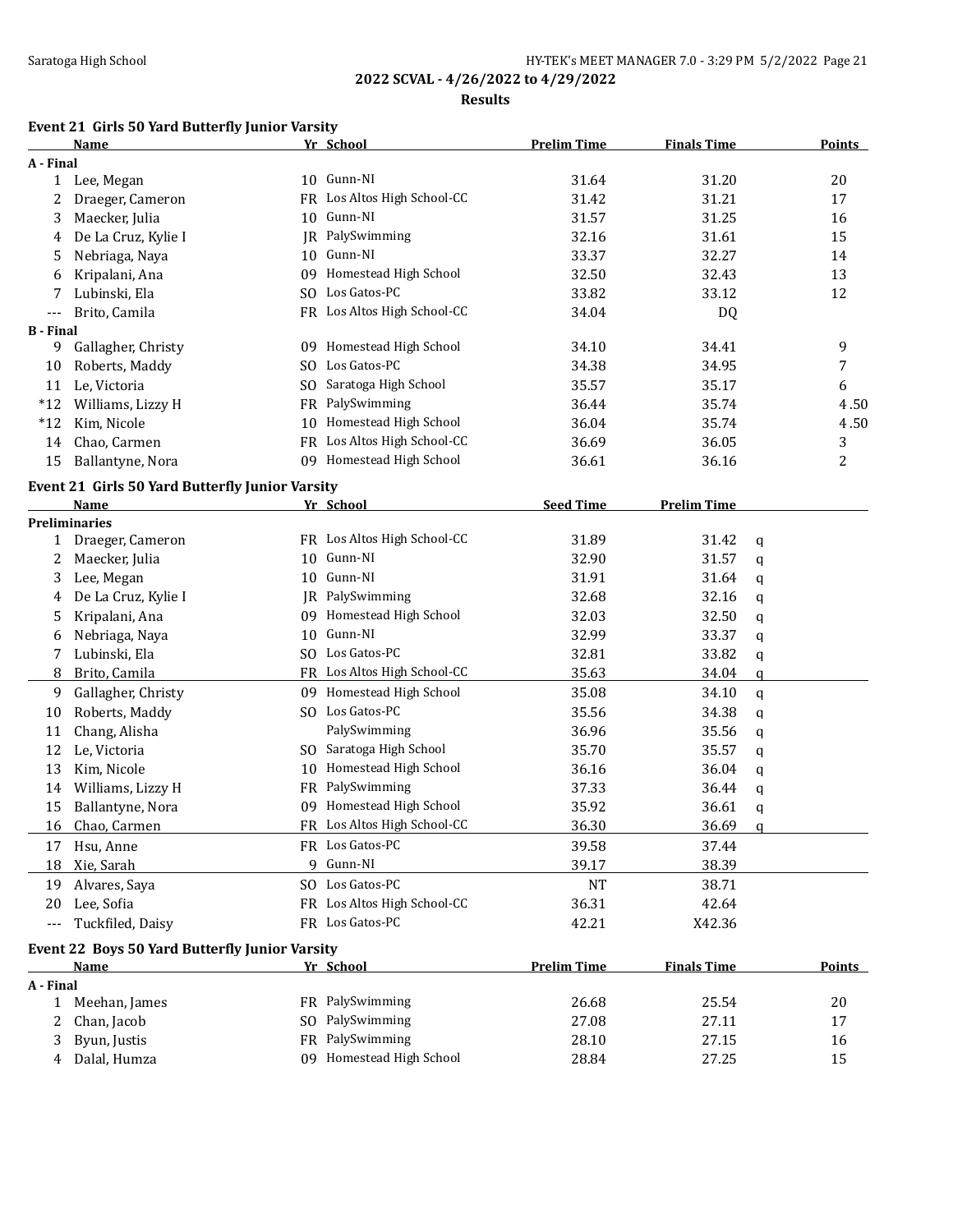**2022 SCVAL - 4/26/2022 to 4/29/2022**

**Results**

### Event 21 Girls 50 Yard Butterfly Junior Varsity

| | Name | Yr | School | Prelim Time | Finals Time | Points |
|---|---|---|---|---|---|---|
| **A - Final** | | | | | | |
| 1 | Lee, Megan | 10 | Gunn-NI | 31.64 | 31.20 | 20 |
| 2 | Draeger, Cameron | FR | Los Altos High School-CC | 31.42 | 31.21 | 17 |
| 3 | Maecker, Julia | 10 | Gunn-NI | 31.57 | 31.25 | 16 |
| 4 | De La Cruz, Kylie I | JR | PalySwimming | 32.16 | 31.61 | 15 |
| 5 | Nebriaga, Naya | 10 | Gunn-NI | 33.37 | 32.27 | 14 |
| 6 | Kripalani, Ana | 09 | Homestead High School | 32.50 | 32.43 | 13 |
| 7 | Lubinski, Ela | SO | Los Gatos-PC | 33.82 | 33.12 | 12 |
| --- | Brito, Camila | FR | Los Altos High School-CC | 34.04 | DQ | |
| **B - Final** | | | | | | |
| 9 | Gallagher, Christy | 09 | Homestead High School | 34.10 | 34.41 | 9 |
| 10 | Roberts, Maddy | SO | Los Gatos-PC | 34.38 | 34.95 | 7 |
| 11 | Le, Victoria | SO | Saratoga High School | 35.57 | 35.17 | 6 |
| *12 | Williams, Lizzy H | FR | PalySwimming | 36.44 | 35.74 | 4.50 |
| *12 | Kim, Nicole | 10 | Homestead High School | 36.04 | 35.74 | 4.50 |
| 14 | Chao, Carmen | FR | Los Altos High School-CC | 36.69 | 36.05 | 3 |
| 15 | Ballantyne, Nora | 09 | Homestead High School | 36.61 | 36.16 | 2 |

### Event 21 Girls 50 Yard Butterfly Junior Varsity

| | Name | Yr | School | Seed Time | Prelim Time | |
|---|---|---|---|---|---|---|
| **Preliminaries** | | | | | | |
| 1 | Draeger, Cameron | FR | Los Altos High School-CC | 31.89 | 31.42 | q |
| 2 | Maecker, Julia | 10 | Gunn-NI | 32.90 | 31.57 | q |
| 3 | Lee, Megan | 10 | Gunn-NI | 31.91 | 31.64 | q |
| 4 | De La Cruz, Kylie I | JR | PalySwimming | 32.68 | 32.16 | q |
| 5 | Kripalani, Ana | 09 | Homestead High School | 32.03 | 32.50 | q |
| 6 | Nebriaga, Naya | 10 | Gunn-NI | 32.99 | 33.37 | q |
| 7 | Lubinski, Ela | SO | Los Gatos-PC | 32.81 | 33.82 | q |
| 8 | Brito, Camila | FR | Los Altos High School-CC | 35.63 | 34.04 | q |
| 9 | Gallagher, Christy | 09 | Homestead High School | 35.08 | 34.10 | q |
| 10 | Roberts, Maddy | SO | Los Gatos-PC | 35.56 | 34.38 | q |
| 11 | Chang, Alisha | | PalySwimming | 36.96 | 35.56 | q |
| 12 | Le, Victoria | SO | Saratoga High School | 35.70 | 35.57 | q |
| 13 | Kim, Nicole | 10 | Homestead High School | 36.16 | 36.04 | q |
| 14 | Williams, Lizzy H | FR | PalySwimming | 37.33 | 36.44 | q |
| 15 | Ballantyne, Nora | 09 | Homestead High School | 35.92 | 36.61 | q |
| 16 | Chao, Carmen | FR | Los Altos High School-CC | 36.30 | 36.69 | q |
| 17 | Hsu, Anne | FR | Los Gatos-PC | 39.58 | 37.44 | |
| 18 | Xie, Sarah | 9 | Gunn-NI | 39.17 | 38.39 | |
| 19 | Alvares, Saya | SO | Los Gatos-PC | NT | 38.71 | |
| 20 | Lee, Sofia | FR | Los Altos High School-CC | 36.31 | 42.64 | |
| --- | Tuckfiled, Daisy | FR | Los Gatos-PC | 42.21 | X42.36 | |

### Event 22 Boys 50 Yard Butterfly Junior Varsity

| | Name | Yr | School | Prelim Time | Finals Time | Points |
|---|---|---|---|---|---|---|
| **A - Final** | | | | | | |
| 1 | Meehan, James | FR | PalySwimming | 26.68 | 25.54 | 20 |
| 2 | Chan, Jacob | SO | PalySwimming | 27.08 | 27.11 | 17 |
| 3 | Byun, Justis | FR | PalySwimming | 28.10 | 27.15 | 16 |
| 4 | Dalal, Humza | 09 | Homestead High School | 28.84 | 27.25 | 15 |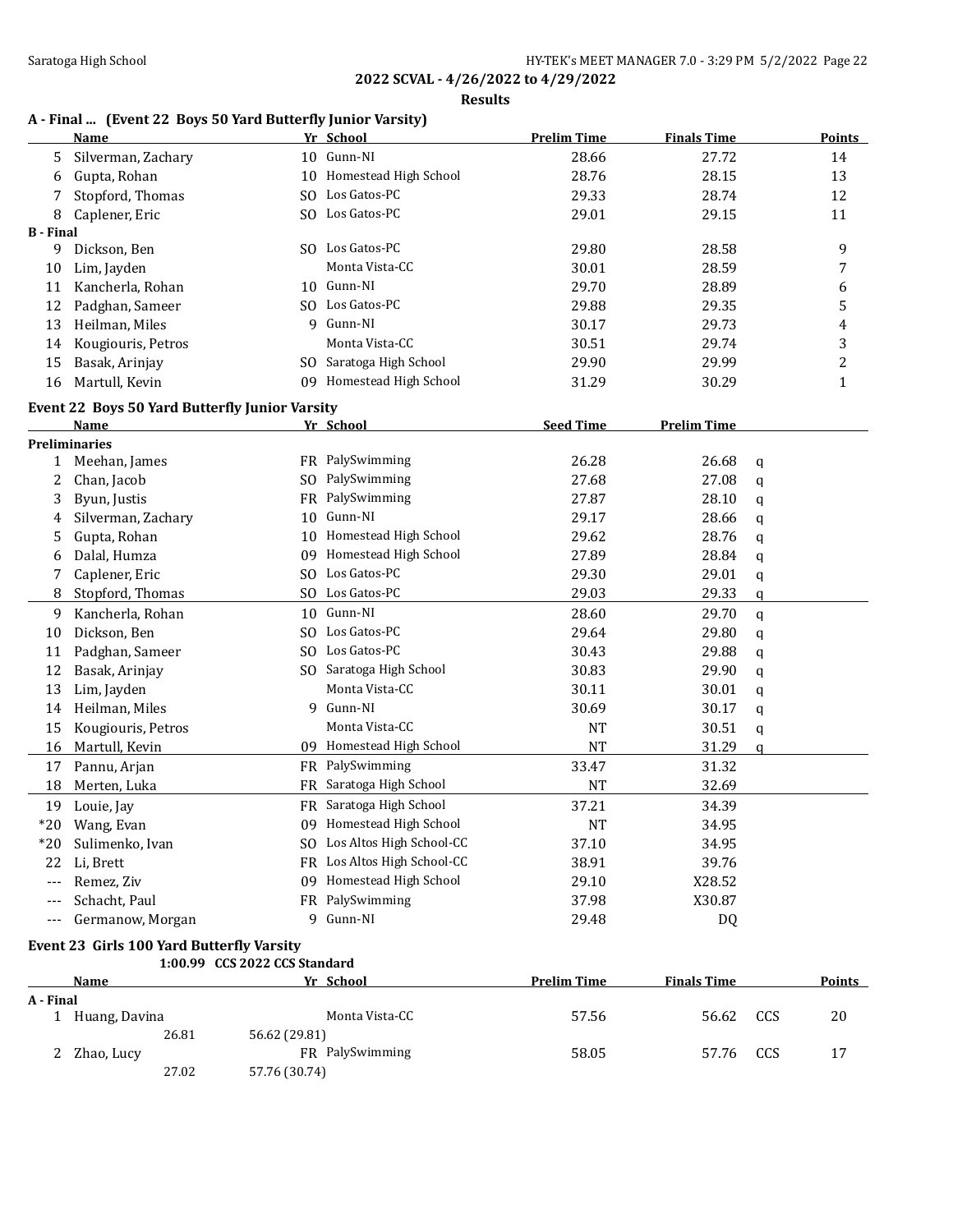**2022 SCVAL - 4/26/2022 to 4/29/2022**

**Results**

### A - Final ... (Event 22 Boys 50 Yard Butterfly Junior Varsity)

| | Name | Yr | School | Prelim Time | Finals Time | Points |
|---|---|---|---|---|---|---|
| 5 | Silverman, Zachary | 10 | Gunn-NI | 28.66 | 27.72 | 14 |
| 6 | Gupta, Rohan | 10 | Homestead High School | 28.76 | 28.15 | 13 |
| 7 | Stopford, Thomas | SO | Los Gatos-PC | 29.33 | 28.74 | 12 |
| 8 | Caplener, Eric | SO | Los Gatos-PC | 29.01 | 29.15 | 11 |
| **B - Final** | | | | | | |
| 9 | Dickson, Ben | SO | Los Gatos-PC | 29.80 | 28.58 | 9 |
| 10 | Lim, Jayden | | Monta Vista-CC | 30.01 | 28.59 | 7 |
| 11 | Kancherla, Rohan | 10 | Gunn-NI | 29.70 | 28.89 | 6 |
| 12 | Padghan, Sameer | SO | Los Gatos-PC | 29.88 | 29.35 | 5 |
| 13 | Heilman, Miles | 9 | Gunn-NI | 30.17 | 29.73 | 4 |
| 14 | Kougiouris, Petros | | Monta Vista-CC | 30.51 | 29.74 | 3 |
| 15 | Basak, Arinjay | SO | Saratoga High School | 29.90 | 29.99 | 2 |
| 16 | Martull, Kevin | 09 | Homestead High School | 31.29 | 30.29 | 1 |

### Event 22 Boys 50 Yard Butterfly Junior Varsity

| | Name | Yr | School | Seed Time | Prelim Time | |
|---|---|---|---|---|---|---|
| **Preliminaries** | | | | | | |
| 1 | Meehan, James | FR | PalySwimming | 26.28 | 26.68 | q |
| 2 | Chan, Jacob | SO | PalySwimming | 27.68 | 27.08 | q |
| 3 | Byun, Justis | FR | PalySwimming | 27.87 | 28.10 | q |
| 4 | Silverman, Zachary | 10 | Gunn-NI | 29.17 | 28.66 | q |
| 5 | Gupta, Rohan | 10 | Homestead High School | 29.62 | 28.76 | q |
| 6 | Dalal, Humza | 09 | Homestead High School | 27.89 | 28.84 | q |
| 7 | Caplener, Eric | SO | Los Gatos-PC | 29.30 | 29.01 | q |
| 8 | Stopford, Thomas | SO | Los Gatos-PC | 29.03 | 29.33 | q |
| 9 | Kancherla, Rohan | 10 | Gunn-NI | 28.60 | 29.70 | q |
| 10 | Dickson, Ben | SO | Los Gatos-PC | 29.64 | 29.80 | q |
| 11 | Padghan, Sameer | SO | Los Gatos-PC | 30.43 | 29.88 | q |
| 12 | Basak, Arinjay | SO | Saratoga High School | 30.83 | 29.90 | q |
| 13 | Lim, Jayden | | Monta Vista-CC | 30.11 | 30.01 | q |
| 14 | Heilman, Miles | 9 | Gunn-NI | 30.69 | 30.17 | q |
| 15 | Kougiouris, Petros | | Monta Vista-CC | NT | 30.51 | q |
| 16 | Martull, Kevin | 09 | Homestead High School | NT | 31.29 | q |
| 17 | Pannu, Arjan | FR | PalySwimming | 33.47 | 31.32 | |
| 18 | Merten, Luka | FR | Saratoga High School | NT | 32.69 | |
| 19 | Louie, Jay | FR | Saratoga High School | 37.21 | 34.39 | |
| *20 | Wang, Evan | 09 | Homestead High School | NT | 34.95 | |
| *20 | Sulimenko, Ivan | SO | Los Altos High School-CC | 37.10 | 34.95 | |
| 22 | Li, Brett | FR | Los Altos High School-CC | 38.91 | 39.76 | |
| --- | Remez, Ziv | 09 | Homestead High School | 29.10 | X28.52 | |
| --- | Schacht, Paul | FR | PalySwimming | 37.98 | X30.87 | |
| --- | Germanow, Morgan | 9 | Gunn-NI | 29.48 | DQ | |

### Event 23 Girls 100 Yard Butterfly Varsity

1:00.99 CCS 2022 CCS Standard

| | Name | Yr | School | Prelim Time | Finals Time | | Points |
|---|---|---|---|---|---|---|---|
| **A - Final** | | | | | | | |
| 1 | Huang, Davina | | Monta Vista-CC | 57.56 | 56.62 | CCS | 20 |
| | 26.81 | 56.62 (29.81) | | | | | |
| 2 | Zhao, Lucy | FR | PalySwimming | 58.05 | 57.76 | CCS | 17 |
| | 27.02 | 57.76 (30.74) | | | | | |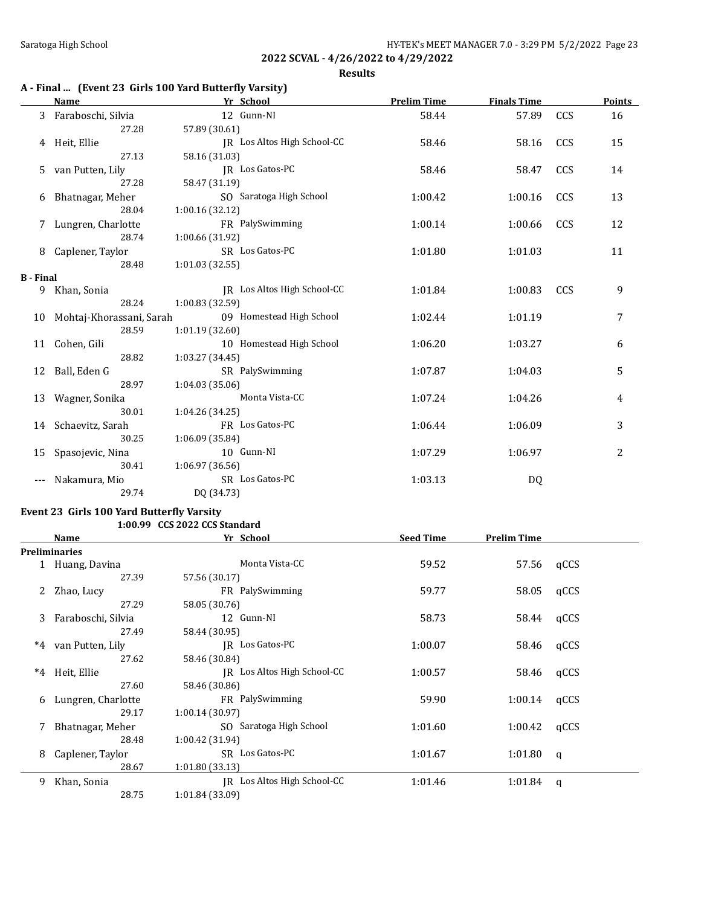## 2022 SCVAL - 4/26/2022 to 4/29/2022

### Results

**A - Final ... (Event 23 Girls 100 Yard Butterfly Varsity)**

| | Name | Yr | School | Prelim Time | Finals Time | | Points |
|---|---|---|---|---|---|---|---|
| 3 | Faraboschi, Silvia | 12 | Gunn-NI | 58.44 | 57.89 | CCS | 16 |
| | 27.28 | 57.89 (30.61) | | | | | |
| 4 | Heit, Ellie | JR | Los Altos High School-CC | 58.46 | 58.16 | CCS | 15 |
| | 27.13 | 58.16 (31.03) | | | | | |
| 5 | van Putten, Lily | JR | Los Gatos-PC | 58.46 | 58.47 | CCS | 14 |
| | 27.28 | 58.47 (31.19) | | | | | |
| 6 | Bhatnagar, Meher | SO | Saratoga High School | 1:00.42 | 1:00.16 | CCS | 13 |
| | 28.04 | 1:00.16 (32.12) | | | | | |
| 7 | Lungren, Charlotte | FR | PalySwimming | 1:00.14 | 1:00.66 | CCS | 12 |
| | 28.74 | 1:00.66 (31.92) | | | | | |
| 8 | Caplener, Taylor | SR | Los Gatos-PC | 1:01.80 | 1:01.03 | | 11 |
| | 28.48 | 1:01.03 (32.55) | | | | | |
| **B - Final** | | | | | | | |
| 9 | Khan, Sonia | JR | Los Altos High School-CC | 1:01.84 | 1:00.83 | CCS | 9 |
| | 28.24 | 1:00.83 (32.59) | | | | | |
| 10 | Mohtaj-Khorassani, Sarah | 09 | Homestead High School | 1:02.44 | 1:01.19 | | 7 |
| | 28.59 | 1:01.19 (32.60) | | | | | |
| 11 | Cohen, Gili | 10 | Homestead High School | 1:06.20 | 1:03.27 | | 6 |
| | 28.82 | 1:03.27 (34.45) | | | | | |
| 12 | Ball, Eden G | SR | PalySwimming | 1:07.87 | 1:04.03 | | 5 |
| | 28.97 | 1:04.03 (35.06) | | | | | |
| 13 | Wagner, Sonika | | Monta Vista-CC | 1:07.24 | 1:04.26 | | 4 |
| | 30.01 | 1:04.26 (34.25) | | | | | |
| 14 | Schaevitz, Sarah | FR | Los Gatos-PC | 1:06.44 | 1:06.09 | | 3 |
| | 30.25 | 1:06.09 (35.84) | | | | | |
| 15 | Spasojevic, Nina | 10 | Gunn-NI | 1:07.29 | 1:06.97 | | 2 |
| | 30.41 | 1:06.97 (36.56) | | | | | |
| --- | Nakamura, Mio | SR | Los Gatos-PC | 1:03.13 | DQ | | |
| | 29.74 | DQ (34.73) | | | | | |

**Event 23 Girls 100 Yard Butterfly Varsity**

1:00.99 CCS 2022 CCS Standard

| | Name | Yr | School | Seed Time | Prelim Time | |
|---|---|---|---|---|---|---|
| **Preliminaries** | | | | | | |
| 1 | Huang, Davina | | Monta Vista-CC | 59.52 | 57.56 | qCCS |
| | 27.39 | 57.56 (30.17) | | | | |
| 2 | Zhao, Lucy | FR | PalySwimming | 59.77 | 58.05 | qCCS |
| | 27.29 | 58.05 (30.76) | | | | |
| 3 | Faraboschi, Silvia | 12 | Gunn-NI | 58.73 | 58.44 | qCCS |
| | 27.49 | 58.44 (30.95) | | | | |
| *4 | van Putten, Lily | JR | Los Gatos-PC | 1:00.07 | 58.46 | qCCS |
| | 27.62 | 58.46 (30.84) | | | | |
| *4 | Heit, Ellie | JR | Los Altos High School-CC | 1:00.57 | 58.46 | qCCS |
| | 27.60 | 58.46 (30.86) | | | | |
| 6 | Lungren, Charlotte | FR | PalySwimming | 59.90 | 1:00.14 | qCCS |
| | 29.17 | 1:00.14 (30.97) | | | | |
| 7 | Bhatnagar, Meher | SO | Saratoga High School | 1:01.60 | 1:00.42 | qCCS |
| | 28.48 | 1:00.42 (31.94) | | | | |
| 8 | Caplener, Taylor | SR | Los Gatos-PC | 1:01.67 | 1:01.80 | q |
| | 28.67 | 1:01.80 (33.13) | | | | |
| 9 | Khan, Sonia | JR | Los Altos High School-CC | 1:01.46 | 1:01.84 | q |
| | 28.75 | 1:01.84 (33.09) | | | | |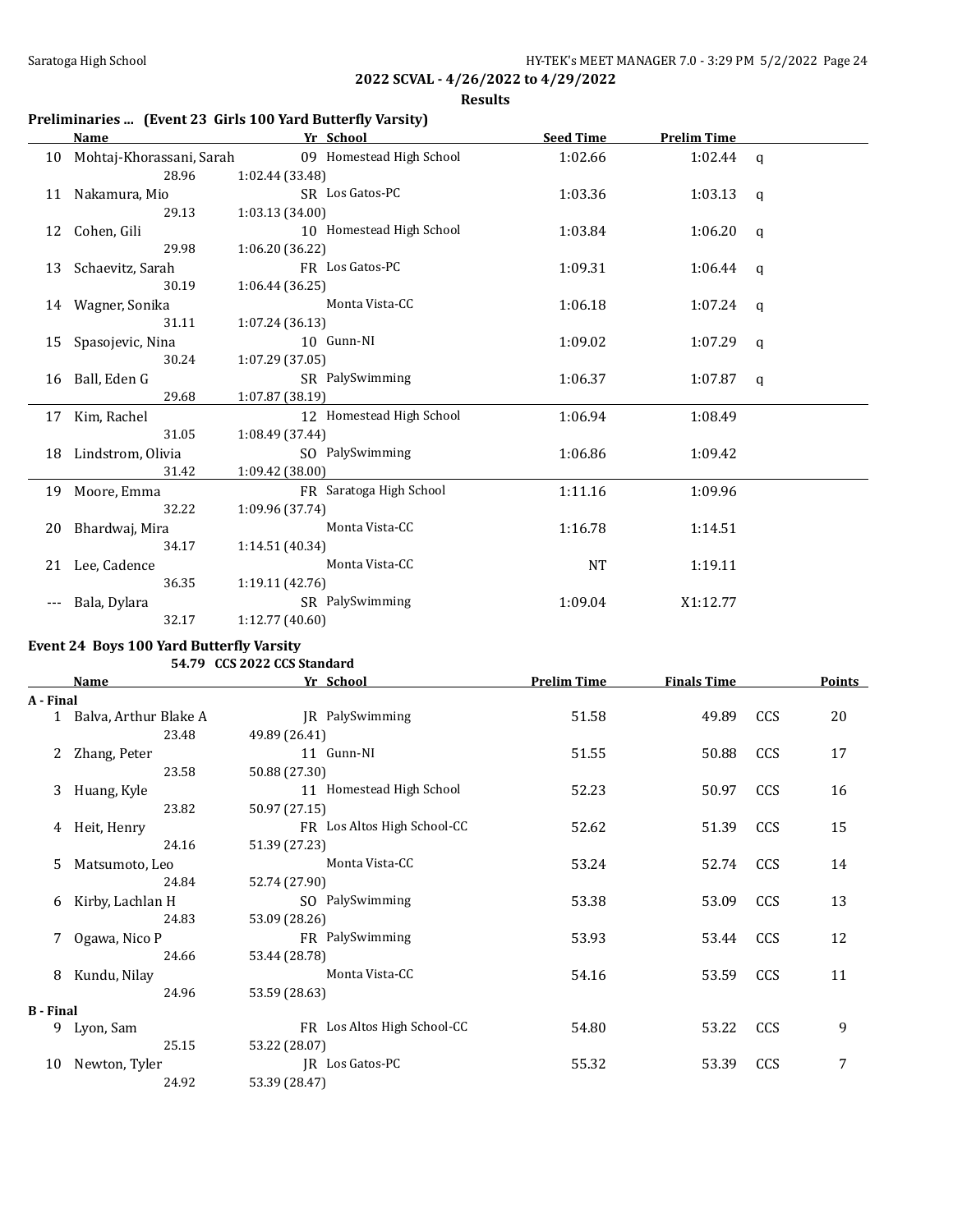**2022 SCVAL - 4/26/2022 to 4/29/2022**

**Results**

### Preliminaries ... (Event 23 Girls 100 Yard Butterfly Varsity)

| | Name | Yr | School | Seed Time | Prelim Time | |
|---|---|---|---|---|---|---|
| 10 | Mohtaj-Khorassani, Sarah | 09 | Homestead High School | 1:02.66 | 1:02.44 | q |
| | 28.96 | 1:02.44 (33.48) | | | | |
| 11 | Nakamura, Mio | SR | Los Gatos-PC | 1:03.36 | 1:03.13 | q |
| | 29.13 | 1:03.13 (34.00) | | | | |
| 12 | Cohen, Gili | 10 | Homestead High School | 1:03.84 | 1:06.20 | q |
| | 29.98 | 1:06.20 (36.22) | | | | |
| 13 | Schaevitz, Sarah | FR | Los Gatos-PC | 1:09.31 | 1:06.44 | q |
| | 30.19 | 1:06.44 (36.25) | | | | |
| 14 | Wagner, Sonika | | Monta Vista-CC | 1:06.18 | 1:07.24 | q |
| | 31.11 | 1:07.24 (36.13) | | | | |
| 15 | Spasojevic, Nina | 10 | Gunn-NI | 1:09.02 | 1:07.29 | q |
| | 30.24 | 1:07.29 (37.05) | | | | |
| 16 | Ball, Eden G | SR | PalySwimming | 1:06.37 | 1:07.87 | q |
| | 29.68 | 1:07.87 (38.19) | | | | |
| 17 | Kim, Rachel | 12 | Homestead High School | 1:06.94 | 1:08.49 | |
| | 31.05 | 1:08.49 (37.44) | | | | |
| 18 | Lindstrom, Olivia | SO | PalySwimming | 1:06.86 | 1:09.42 | |
| | 31.42 | 1:09.42 (38.00) | | | | |
| 19 | Moore, Emma | FR | Saratoga High School | 1:11.16 | 1:09.96 | |
| | 32.22 | 1:09.96 (37.74) | | | | |
| 20 | Bhardwaj, Mira | | Monta Vista-CC | 1:16.78 | 1:14.51 | |
| | 34.17 | 1:14.51 (40.34) | | | | |
| 21 | Lee, Cadence | | Monta Vista-CC | NT | 1:19.11 | |
| | 36.35 | 1:19.11 (42.76) | | | | |
| --- | Bala, Dylara | SR | PalySwimming | 1:09.04 | X1:12.77 | |
| | 32.17 | 1:12.77 (40.60) | | | | |

### Event 24 Boys 100 Yard Butterfly Varsity

54.79 CCS 2022 CCS Standard

| | Name | Yr | School | Prelim Time | Finals Time | | Points |
|---|---|---|---|---|---|---|---|
| **A - Final** | | | | | | | |
| 1 | Balva, Arthur Blake A | JR | PalySwimming | 51.58 | 49.89 | CCS | 20 |
| | 23.48 | 49.89 (26.41) | | | | | |
| 2 | Zhang, Peter | 11 | Gunn-NI | 51.55 | 50.88 | CCS | 17 |
| | 23.58 | 50.88 (27.30) | | | | | |
| 3 | Huang, Kyle | 11 | Homestead High School | 52.23 | 50.97 | CCS | 16 |
| | 23.82 | 50.97 (27.15) | | | | | |
| 4 | Heit, Henry | FR | Los Altos High School-CC | 52.62 | 51.39 | CCS | 15 |
| | 24.16 | 51.39 (27.23) | | | | | |
| 5 | Matsumoto, Leo | | Monta Vista-CC | 53.24 | 52.74 | CCS | 14 |
| | 24.84 | 52.74 (27.90) | | | | | |
| 6 | Kirby, Lachlan H | SO | PalySwimming | 53.38 | 53.09 | CCS | 13 |
| | 24.83 | 53.09 (28.26) | | | | | |
| 7 | Ogawa, Nico P | FR | PalySwimming | 53.93 | 53.44 | CCS | 12 |
| | 24.66 | 53.44 (28.78) | | | | | |
| 8 | Kundu, Nilay | | Monta Vista-CC | 54.16 | 53.59 | CCS | 11 |
| | 24.96 | 53.59 (28.63) | | | | | |
| **B - Final** | | | | | | | |
| 9 | Lyon, Sam | FR | Los Altos High School-CC | 54.80 | 53.22 | CCS | 9 |
| | 25.15 | 53.22 (28.07) | | | | | |
| 10 | Newton, Tyler | JR | Los Gatos-PC | 55.32 | 53.39 | CCS | 7 |
| | 24.92 | 53.39 (28.47) | | | | | |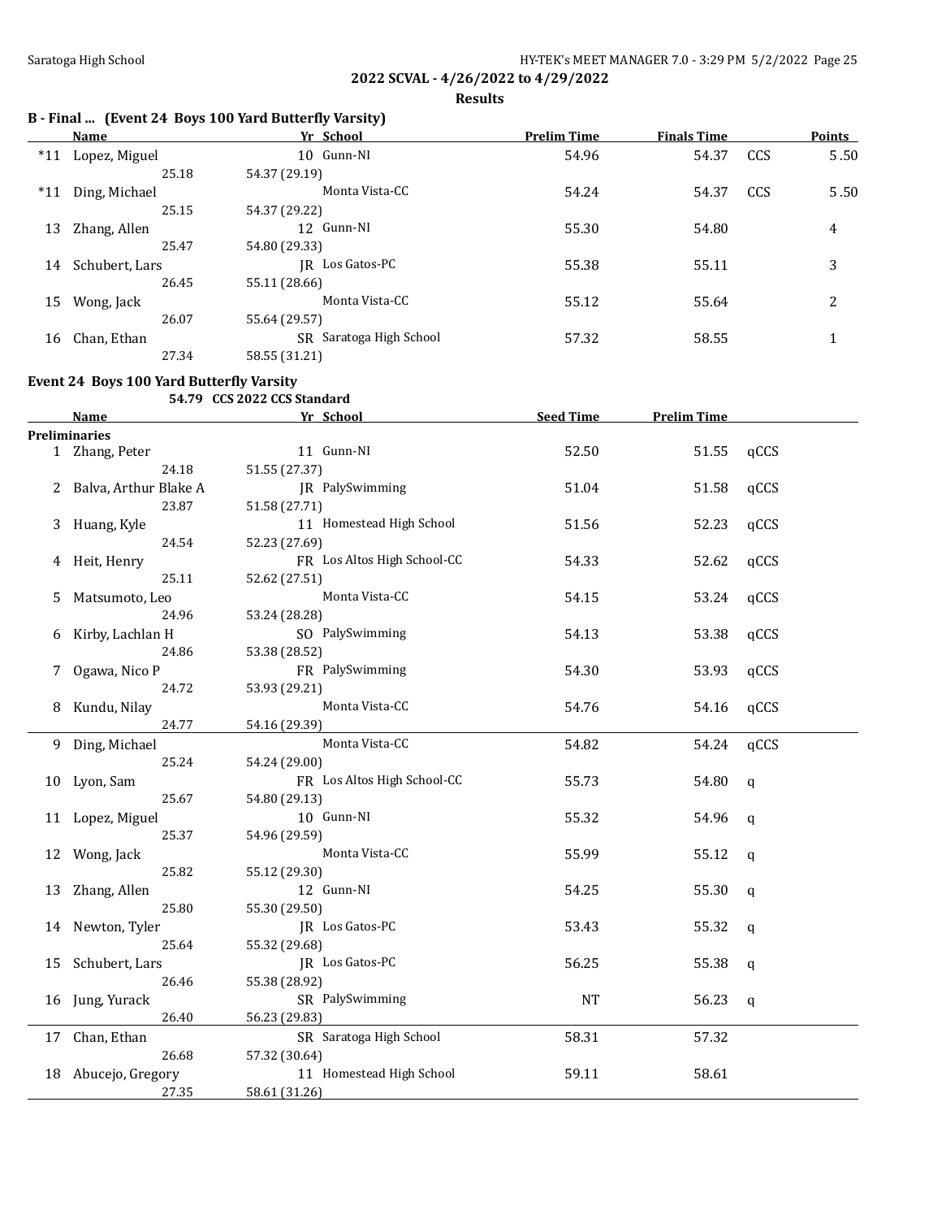**2022 SCVAL - 4/26/2022 to 4/29/2022**

**Results**

### B - Final ... (Event 24 Boys 100 Yard Butterfly Varsity)

| | Name | Yr | School | Prelim Time | Finals Time | | Points |
|---|---|---|---|---|---|---|---|
| *11 | Lopez, Miguel | 10 | Gunn-NI | 54.96 | 54.37 | CCS | 5.50 |
| | 25.18 | 54.37 (29.19) | | | | | |
| *11 | Ding, Michael | | Monta Vista-CC | 54.24 | 54.37 | CCS | 5.50 |
| | 25.15 | 54.37 (29.22) | | | | | |
| 13 | Zhang, Allen | 12 | Gunn-NI | 55.30 | 54.80 | | 4 |
| | 25.47 | 54.80 (29.33) | | | | | |
| 14 | Schubert, Lars | JR | Los Gatos-PC | 55.38 | 55.11 | | 3 |
| | 26.45 | 55.11 (28.66) | | | | | |
| 15 | Wong, Jack | | Monta Vista-CC | 55.12 | 55.64 | | 2 |
| | 26.07 | 55.64 (29.57) | | | | | |
| 16 | Chan, Ethan | SR | Saratoga High School | 57.32 | 58.55 | | 1 |
| | 27.34 | 58.55 (31.21) | | | | | |

### Event 24 Boys 100 Yard Butterfly Varsity

54.79 CCS 2022 CCS Standard

| | Name | Yr | School | Seed Time | Prelim Time | |
|---|---|---|---|---|---|---|
| **Preliminaries** | | | | | | |
| 1 | Zhang, Peter | 11 | Gunn-NI | 52.50 | 51.55 | qCCS |
| | 24.18 | 51.55 (27.37) | | | | |
| 2 | Balva, Arthur Blake A | JR | PalySwimming | 51.04 | 51.58 | qCCS |
| | 23.87 | 51.58 (27.71) | | | | |
| 3 | Huang, Kyle | 11 | Homestead High School | 51.56 | 52.23 | qCCS |
| | 24.54 | 52.23 (27.69) | | | | |
| 4 | Heit, Henry | FR | Los Altos High School-CC | 54.33 | 52.62 | qCCS |
| | 25.11 | 52.62 (27.51) | | | | |
| 5 | Matsumoto, Leo | | Monta Vista-CC | 54.15 | 53.24 | qCCS |
| | 24.96 | 53.24 (28.28) | | | | |
| 6 | Kirby, Lachlan H | SO | PalySwimming | 54.13 | 53.38 | qCCS |
| | 24.86 | 53.38 (28.52) | | | | |
| 7 | Ogawa, Nico P | FR | PalySwimming | 54.30 | 53.93 | qCCS |
| | 24.72 | 53.93 (29.21) | | | | |
| 8 | Kundu, Nilay | | Monta Vista-CC | 54.76 | 54.16 | qCCS |
| | 24.77 | 54.16 (29.39) | | | | |
| 9 | Ding, Michael | | Monta Vista-CC | 54.82 | 54.24 | qCCS |
| | 25.24 | 54.24 (29.00) | | | | |
| 10 | Lyon, Sam | FR | Los Altos High School-CC | 55.73 | 54.80 | q |
| | 25.67 | 54.80 (29.13) | | | | |
| 11 | Lopez, Miguel | 10 | Gunn-NI | 55.32 | 54.96 | q |
| | 25.37 | 54.96 (29.59) | | | | |
| 12 | Wong, Jack | | Monta Vista-CC | 55.99 | 55.12 | q |
| | 25.82 | 55.12 (29.30) | | | | |
| 13 | Zhang, Allen | 12 | Gunn-NI | 54.25 | 55.30 | q |
| | 25.80 | 55.30 (29.50) | | | | |
| 14 | Newton, Tyler | JR | Los Gatos-PC | 53.43 | 55.32 | q |
| | 25.64 | 55.32 (29.68) | | | | |
| 15 | Schubert, Lars | JR | Los Gatos-PC | 56.25 | 55.38 | q |
| | 26.46 | 55.38 (28.92) | | | | |
| 16 | Jung, Yurack | SR | PalySwimming | NT | 56.23 | q |
| | 26.40 | 56.23 (29.83) | | | | |
| 17 | Chan, Ethan | SR | Saratoga High School | 58.31 | 57.32 | |
| | 26.68 | 57.32 (30.64) | | | | |
| 18 | Abucejo, Gregory | 11 | Homestead High School | 59.11 | 58.61 | |
| | 27.35 | 58.61 (31.26) | | | | |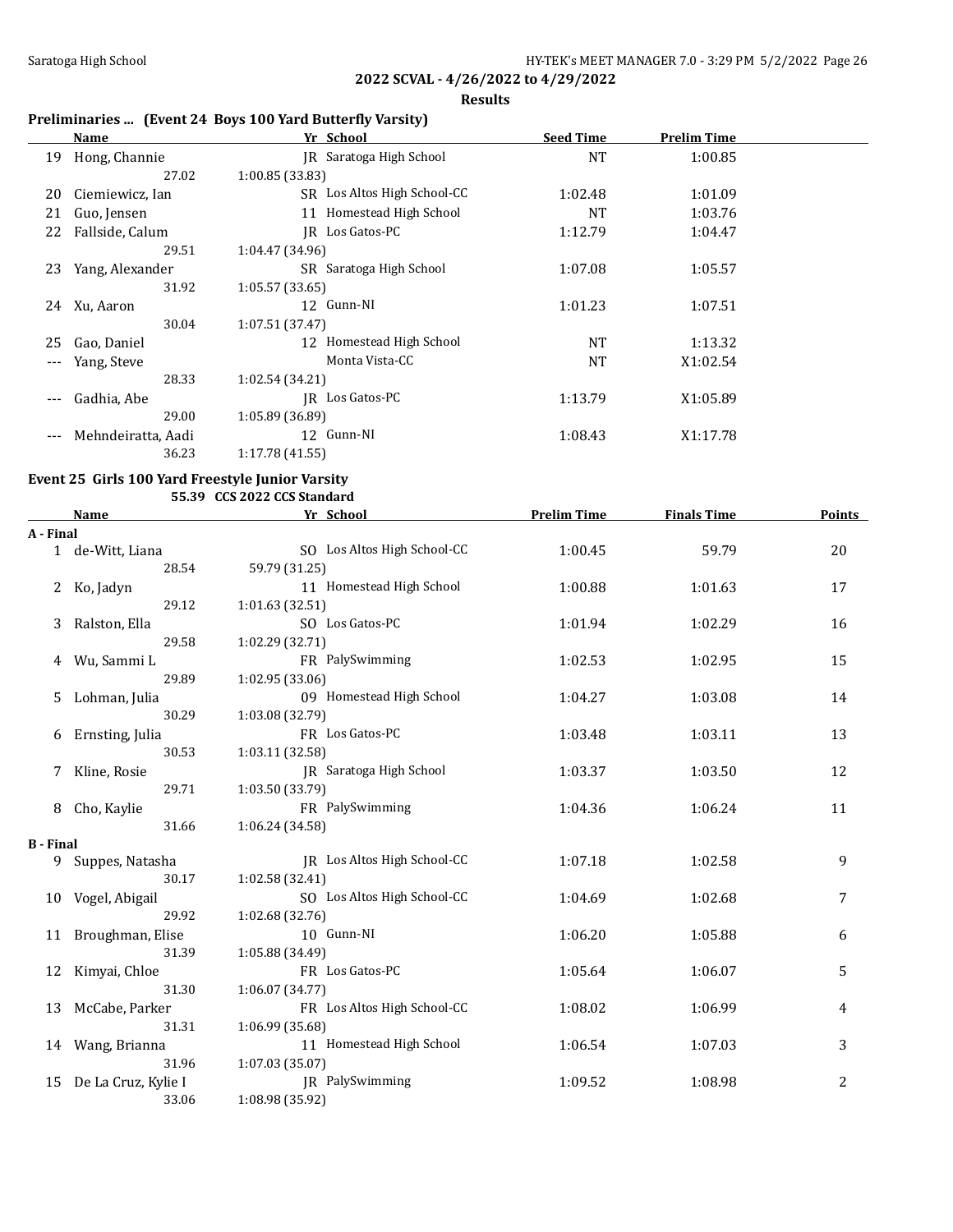**2022 SCVAL - 4/26/2022 to 4/29/2022**

**Results**

### Preliminaries ... (Event 24 Boys 100 Yard Butterfly Varsity)

| | Name | Yr | School | Seed Time | Prelim Time |
|---|---|---|---|---|---|
| 19 | Hong, Channie | JR | Saratoga High School | NT | 1:00.85 |
| | 27.02 | 1:00.85 (33.83) | | | |
| 20 | Ciemiewicz, Ian | SR | Los Altos High School-CC | 1:02.48 | 1:01.09 |
| 21 | Guo, Jensen | 11 | Homestead High School | NT | 1:03.76 |
| 22 | Fallside, Calum | JR | Los Gatos-PC | 1:12.79 | 1:04.47 |
| | 29.51 | 1:04.47 (34.96) | | | |
| 23 | Yang, Alexander | SR | Saratoga High School | 1:07.08 | 1:05.57 |
| | 31.92 | 1:05.57 (33.65) | | | |
| 24 | Xu, Aaron | 12 | Gunn-NI | 1:01.23 | 1:07.51 |
| | 30.04 | 1:07.51 (37.47) | | | |
| 25 | Gao, Daniel | 12 | Homestead High School | NT | 1:13.32 |
| --- | Yang, Steve | | Monta Vista-CC | NT | X1:02.54 |
| | 28.33 | 1:02.54 (34.21) | | | |
| --- | Gadhia, Abe | JR | Los Gatos-PC | 1:13.79 | X1:05.89 |
| | 29.00 | 1:05.89 (36.89) | | | |
| --- | Mehndeiratta, Aadi | 12 | Gunn-NI | 1:08.43 | X1:17.78 |
| | 36.23 | 1:17.78 (41.55) | | | |

### Event 25 Girls 100 Yard Freestyle Junior Varsity

55.39 CCS 2022 CCS Standard

| | Name | Yr | School | Prelim Time | Finals Time | Points |
|---|---|---|---|---|---|---|
| **A - Final** | | | | | | |
| 1 | de-Witt, Liana | SO | Los Altos High School-CC | 1:00.45 | 59.79 | 20 |
| | 28.54 | 59.79 (31.25) | | | | |
| 2 | Ko, Jadyn | 11 | Homestead High School | 1:00.88 | 1:01.63 | 17 |
| | 29.12 | 1:01.63 (32.51) | | | | |
| 3 | Ralston, Ella | SO | Los Gatos-PC | 1:01.94 | 1:02.29 | 16 |
| | 29.58 | 1:02.29 (32.71) | | | | |
| 4 | Wu, Sammi L | FR | PalySwimming | 1:02.53 | 1:02.95 | 15 |
| | 29.89 | 1:02.95 (33.06) | | | | |
| 5 | Lohman, Julia | 09 | Homestead High School | 1:04.27 | 1:03.08 | 14 |
| | 30.29 | 1:03.08 (32.79) | | | | |
| 6 | Ernsting, Julia | FR | Los Gatos-PC | 1:03.48 | 1:03.11 | 13 |
| | 30.53 | 1:03.11 (32.58) | | | | |
| 7 | Kline, Rosie | JR | Saratoga High School | 1:03.37 | 1:03.50 | 12 |
| | 29.71 | 1:03.50 (33.79) | | | | |
| 8 | Cho, Kaylie | FR | PalySwimming | 1:04.36 | 1:06.24 | 11 |
| | 31.66 | 1:06.24 (34.58) | | | | |
| **B - Final** | | | | | | |
| 9 | Suppes, Natasha | JR | Los Altos High School-CC | 1:07.18 | 1:02.58 | 9 |
| | 30.17 | 1:02.58 (32.41) | | | | |
| 10 | Vogel, Abigail | SO | Los Altos High School-CC | 1:04.69 | 1:02.68 | 7 |
| | 29.92 | 1:02.68 (32.76) | | | | |
| 11 | Broughman, Elise | 10 | Gunn-NI | 1:06.20 | 1:05.88 | 6 |
| | 31.39 | 1:05.88 (34.49) | | | | |
| 12 | Kimyai, Chloe | FR | Los Gatos-PC | 1:05.64 | 1:06.07 | 5 |
| | 31.30 | 1:06.07 (34.77) | | | | |
| 13 | McCabe, Parker | FR | Los Altos High School-CC | 1:08.02 | 1:06.99 | 4 |
| | 31.31 | 1:06.99 (35.68) | | | | |
| 14 | Wang, Brianna | 11 | Homestead High School | 1:06.54 | 1:07.03 | 3 |
| | 31.96 | 1:07.03 (35.07) | | | | |
| 15 | De La Cruz, Kylie I | JR | PalySwimming | 1:09.52 | 1:08.98 | 2 |
| | 33.06 | 1:08.98 (35.92) | | | | |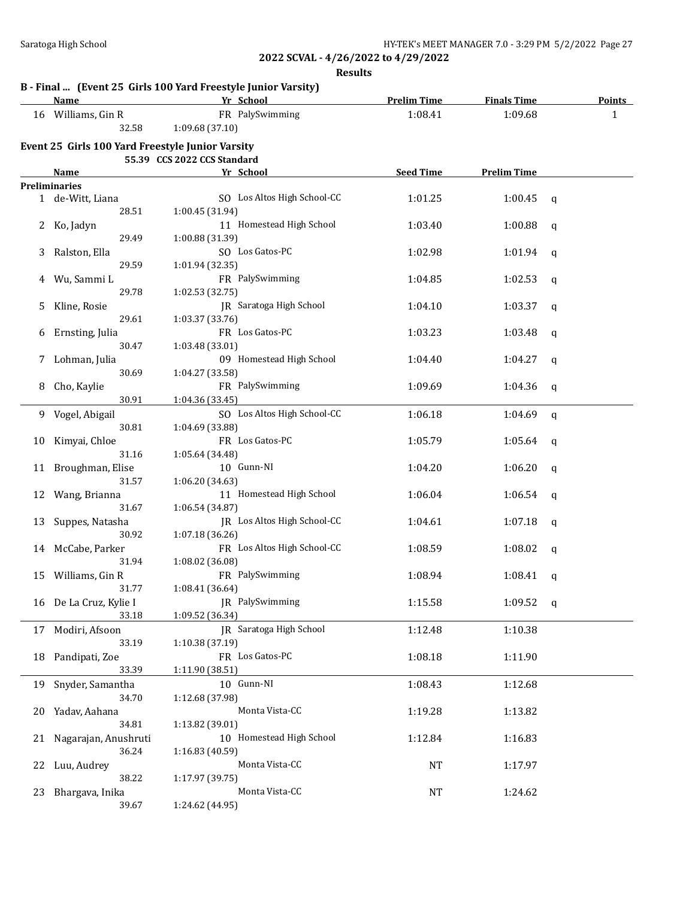## 2022 SCVAL - 4/26/2022 to 4/29/2022

### Results

**B - Final ... (Event 25 Girls 100 Yard Freestyle Junior Varsity)**

| | Name | Yr | School | Prelim Time | Finals Time | Points |
|---|---|---|---|---|---|---|
| 16 | Williams, Gin R | FR | PalySwimming | 1:08.41 | 1:09.68 | 1 |
| | 32.58 | 1:09.68 (37.10) | | | | |

**Event 25 Girls 100 Yard Freestyle Junior Varsity**

55.39 CCS 2022 CCS Standard

| | Name | Yr | School | Seed Time | Prelim Time | |
|---|---|---|---|---|---|---|
| **Preliminaries** | | | | | | |
| 1 | de-Witt, Liana | SO | Los Altos High School-CC | 1:01.25 | 1:00.45 | q |
| | 28.51 | 1:00.45 (31.94) | | | | |
| 2 | Ko, Jadyn | 11 | Homestead High School | 1:03.40 | 1:00.88 | q |
| | 29.49 | 1:00.88 (31.39) | | | | |
| 3 | Ralston, Ella | SO | Los Gatos-PC | 1:02.98 | 1:01.94 | q |
| | 29.59 | 1:01.94 (32.35) | | | | |
| 4 | Wu, Sammi L | FR | PalySwimming | 1:04.85 | 1:02.53 | q |
| | 29.78 | 1:02.53 (32.75) | | | | |
| 5 | Kline, Rosie | JR | Saratoga High School | 1:04.10 | 1:03.37 | q |
| | 29.61 | 1:03.37 (33.76) | | | | |
| 6 | Ernsting, Julia | FR | Los Gatos-PC | 1:03.23 | 1:03.48 | q |
| | 30.47 | 1:03.48 (33.01) | | | | |
| 7 | Lohman, Julia | 09 | Homestead High School | 1:04.40 | 1:04.27 | q |
| | 30.69 | 1:04.27 (33.58) | | | | |
| 8 | Cho, Kaylie | FR | PalySwimming | 1:09.69 | 1:04.36 | q |
| | 30.91 | 1:04.36 (33.45) | | | | |
| 9 | Vogel, Abigail | SO | Los Altos High School-CC | 1:06.18 | 1:04.69 | q |
| | 30.81 | 1:04.69 (33.88) | | | | |
| 10 | Kimyai, Chloe | FR | Los Gatos-PC | 1:05.79 | 1:05.64 | q |
| | 31.16 | 1:05.64 (34.48) | | | | |
| 11 | Broughman, Elise | 10 | Gunn-NI | 1:04.20 | 1:06.20 | q |
| | 31.57 | 1:06.20 (34.63) | | | | |
| 12 | Wang, Brianna | 11 | Homestead High School | 1:06.04 | 1:06.54 | q |
| | 31.67 | 1:06.54 (34.87) | | | | |
| 13 | Suppes, Natasha | JR | Los Altos High School-CC | 1:04.61 | 1:07.18 | q |
| | 30.92 | 1:07.18 (36.26) | | | | |
| 14 | McCabe, Parker | FR | Los Altos High School-CC | 1:08.59 | 1:08.02 | q |
| | 31.94 | 1:08.02 (36.08) | | | | |
| 15 | Williams, Gin R | FR | PalySwimming | 1:08.94 | 1:08.41 | q |
| | 31.77 | 1:08.41 (36.64) | | | | |
| 16 | De La Cruz, Kylie I | JR | PalySwimming | 1:15.58 | 1:09.52 | q |
| | 33.18 | 1:09.52 (36.34) | | | | |
| 17 | Modiri, Afsoon | JR | Saratoga High School | 1:12.48 | 1:10.38 | |
| | 33.19 | 1:10.38 (37.19) | | | | |
| 18 | Pandipati, Zoe | FR | Los Gatos-PC | 1:08.18 | 1:11.90 | |
| | 33.39 | 1:11.90 (38.51) | | | | |
| 19 | Snyder, Samantha | 10 | Gunn-NI | 1:08.43 | 1:12.68 | |
| | 34.70 | 1:12.68 (37.98) | | | | |
| 20 | Yadav, Aahana | | Monta Vista-CC | 1:19.28 | 1:13.82 | |
| | 34.81 | 1:13.82 (39.01) | | | | |
| 21 | Nagarajan, Anushruti | 10 | Homestead High School | 1:12.84 | 1:16.83 | |
| | 36.24 | 1:16.83 (40.59) | | | | |
| 22 | Luu, Audrey | | Monta Vista-CC | NT | 1:17.97 | |
| | 38.22 | 1:17.97 (39.75) | | | | |
| 23 | Bhargava, Inika | | Monta Vista-CC | NT | 1:24.62 | |
| | 39.67 | 1:24.62 (44.95) | | | | |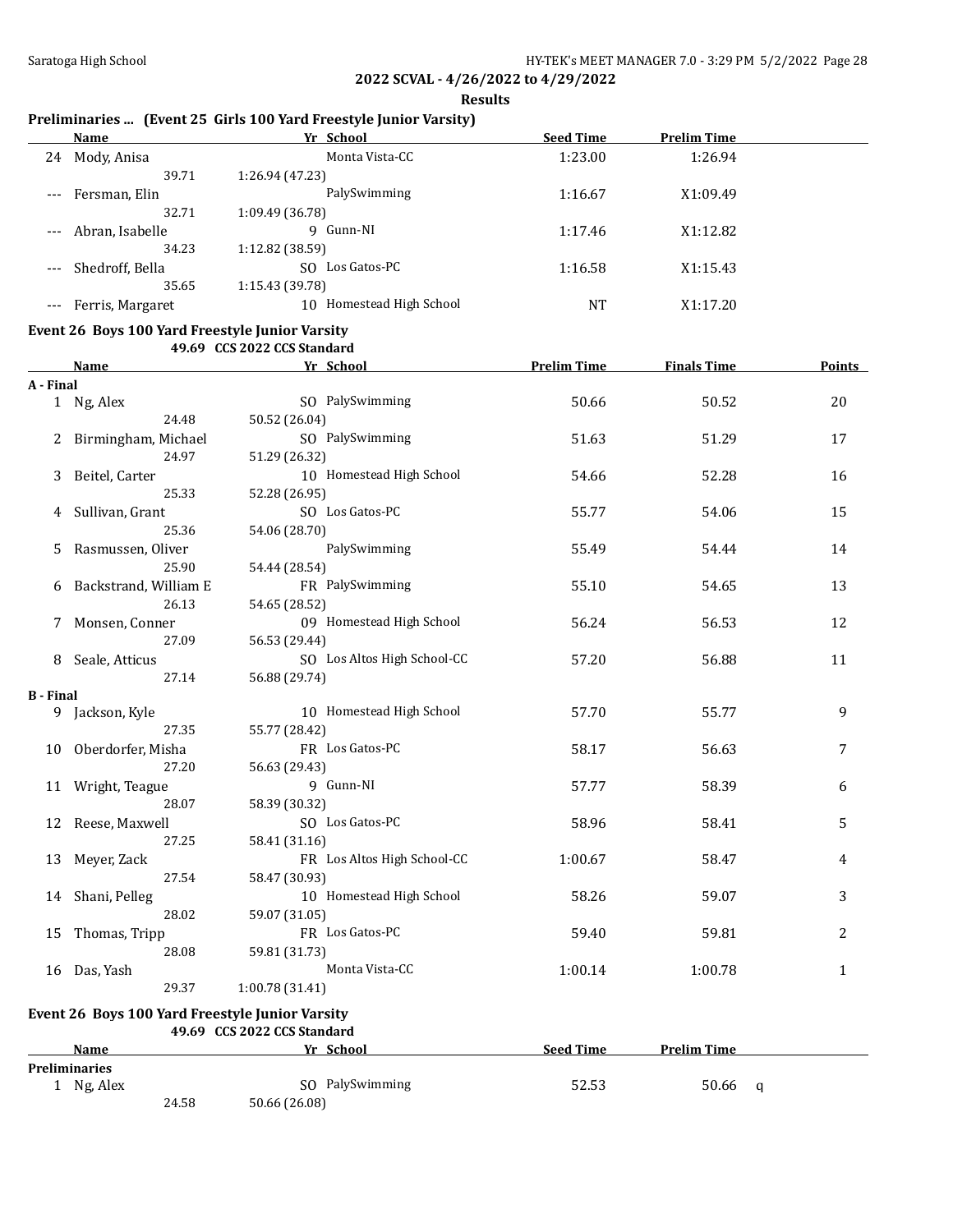**2022 SCVAL - 4/26/2022 to 4/29/2022**

**Results**

### Preliminaries ... (Event 25 Girls 100 Yard Freestyle Junior Varsity)

| | Name | Yr | School | Seed Time | Prelim Time |
|---|---|---|---|---|---|
| 24 | Mody, Anisa | | Monta Vista-CC | 1:23.00 | 1:26.94 |
| | 39.71 | 1:26.94 (47.23) | | | |
| --- | Fersman, Elin | | PalySwimming | 1:16.67 | X1:09.49 |
| | 32.71 | 1:09.49 (36.78) | | | |
| --- | Abran, Isabelle | 9 | Gunn-NI | 1:17.46 | X1:12.82 |
| | 34.23 | 1:12.82 (38.59) | | | |
| --- | Shedroff, Bella | SO | Los Gatos-PC | 1:16.58 | X1:15.43 |
| | 35.65 | 1:15.43 (39.78) | | | |
| --- | Ferris, Margaret | 10 | Homestead High School | NT | X1:17.20 |

### Event 26 Boys 100 Yard Freestyle Junior Varsity

49.69 CCS 2022 CCS Standard

| | Name | Yr | School | Prelim Time | Finals Time | Points |
|---|---|---|---|---|---|---|
| **A - Final** | | | | | | |
| 1 | Ng, Alex | SO | PalySwimming | 50.66 | 50.52 | 20 |
| | 24.48 | 50.52 (26.04) | | | | |
| 2 | Birmingham, Michael | SO | PalySwimming | 51.63 | 51.29 | 17 |
| | 24.97 | 51.29 (26.32) | | | | |
| 3 | Beitel, Carter | 10 | Homestead High School | 54.66 | 52.28 | 16 |
| | 25.33 | 52.28 (26.95) | | | | |
| 4 | Sullivan, Grant | SO | Los Gatos-PC | 55.77 | 54.06 | 15 |
| | 25.36 | 54.06 (28.70) | | | | |
| 5 | Rasmussen, Oliver | | PalySwimming | 55.49 | 54.44 | 14 |
| | 25.90 | 54.44 (28.54) | | | | |
| 6 | Backstrand, William E | FR | PalySwimming | 55.10 | 54.65 | 13 |
| | 26.13 | 54.65 (28.52) | | | | |
| 7 | Monsen, Conner | 09 | Homestead High School | 56.24 | 56.53 | 12 |
| | 27.09 | 56.53 (29.44) | | | | |
| 8 | Seale, Atticus | SO | Los Altos High School-CC | 57.20 | 56.88 | 11 |
| | 27.14 | 56.88 (29.74) | | | | |
| **B - Final** | | | | | | |
| 9 | Jackson, Kyle | 10 | Homestead High School | 57.70 | 55.77 | 9 |
| | 27.35 | 55.77 (28.42) | | | | |
| 10 | Oberdorfer, Misha | FR | Los Gatos-PC | 58.17 | 56.63 | 7 |
| | 27.20 | 56.63 (29.43) | | | | |
| 11 | Wright, Teague | 9 | Gunn-NI | 57.77 | 58.39 | 6 |
| | 28.07 | 58.39 (30.32) | | | | |
| 12 | Reese, Maxwell | SO | Los Gatos-PC | 58.96 | 58.41 | 5 |
| | 27.25 | 58.41 (31.16) | | | | |
| 13 | Meyer, Zack | FR | Los Altos High School-CC | 1:00.67 | 58.47 | 4 |
| | 27.54 | 58.47 (30.93) | | | | |
| 14 | Shani, Pelleg | 10 | Homestead High School | 58.26 | 59.07 | 3 |
| | 28.02 | 59.07 (31.05) | | | | |
| 15 | Thomas, Tripp | FR | Los Gatos-PC | 59.40 | 59.81 | 2 |
| | 28.08 | 59.81 (31.73) | | | | |
| 16 | Das, Yash | | Monta Vista-CC | 1:00.14 | 1:00.78 | 1 |
| | 29.37 | 1:00.78 (31.41) | | | | |

### Event 26 Boys 100 Yard Freestyle Junior Varsity

49.69 CCS 2022 CCS Standard

| | Name | Yr | School | Seed Time | Prelim Time | |
|---|---|---|---|---|---|---|
| **Preliminaries** | | | | | | |
| 1 | Ng, Alex | SO | PalySwimming | 52.53 | 50.66 | q |
| | 24.58 | 50.66 (26.08) | | | | |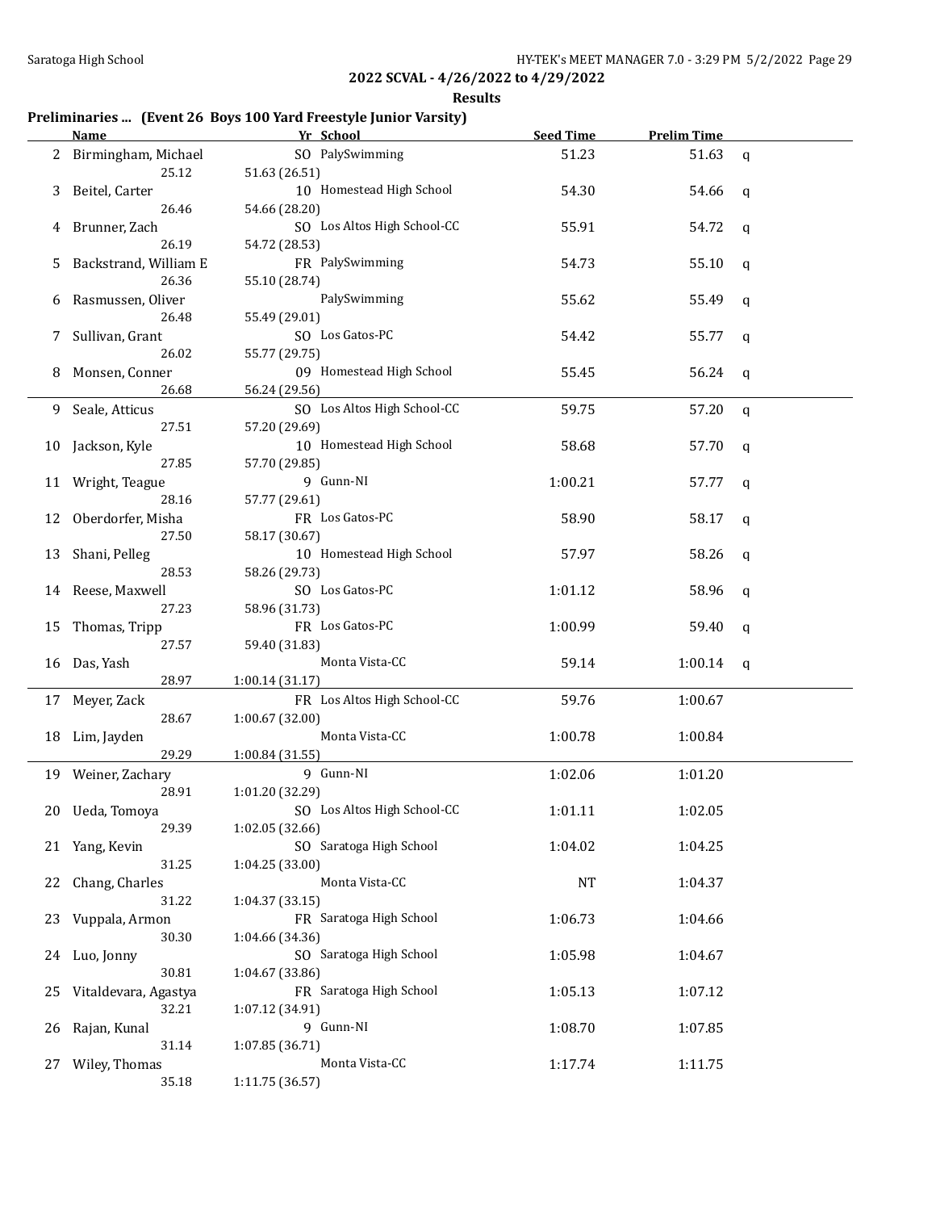## 2022 SCVAL - 4/26/2022 to 4/29/2022

### Results

**Preliminaries ... (Event 26 Boys 100 Yard Freestyle Junior Varsity)**

| | Name | Yr | School | Seed Time | Prelim Time | |
|---|---|---|---|---|---|---|
| 2 | Birmingham, Michael | SO | PalySwimming | 51.23 | 51.63 | q |
| | 25.12 | 51.63 (26.51) | | | | |
| 3 | Beitel, Carter | 10 | Homestead High School | 54.30 | 54.66 | q |
| | 26.46 | 54.66 (28.20) | | | | |
| 4 | Brunner, Zach | SO | Los Altos High School-CC | 55.91 | 54.72 | q |
| | 26.19 | 54.72 (28.53) | | | | |
| 5 | Backstrand, William E | FR | PalySwimming | 54.73 | 55.10 | q |
| | 26.36 | 55.10 (28.74) | | | | |
| 6 | Rasmussen, Oliver | | PalySwimming | 55.62 | 55.49 | q |
| | 26.48 | 55.49 (29.01) | | | | |
| 7 | Sullivan, Grant | SO | Los Gatos-PC | 54.42 | 55.77 | q |
| | 26.02 | 55.77 (29.75) | | | | |
| 8 | Monsen, Conner | 09 | Homestead High School | 55.45 | 56.24 | q |
| | 26.68 | 56.24 (29.56) | | | | |
| 9 | Seale, Atticus | SO | Los Altos High School-CC | 59.75 | 57.20 | q |
| | 27.51 | 57.20 (29.69) | | | | |
| 10 | Jackson, Kyle | 10 | Homestead High School | 58.68 | 57.70 | q |
| | 27.85 | 57.70 (29.85) | | | | |
| 11 | Wright, Teague | 9 | Gunn-NI | 1:00.21 | 57.77 | q |
| | 28.16 | 57.77 (29.61) | | | | |
| 12 | Oberdorfer, Misha | FR | Los Gatos-PC | 58.90 | 58.17 | q |
| | 27.50 | 58.17 (30.67) | | | | |
| 13 | Shani, Pelleg | 10 | Homestead High School | 57.97 | 58.26 | q |
| | 28.53 | 58.26 (29.73) | | | | |
| 14 | Reese, Maxwell | SO | Los Gatos-PC | 1:01.12 | 58.96 | q |
| | 27.23 | 58.96 (31.73) | | | | |
| 15 | Thomas, Tripp | FR | Los Gatos-PC | 1:00.99 | 59.40 | q |
| | 27.57 | 59.40 (31.83) | | | | |
| 16 | Das, Yash | | Monta Vista-CC | 59.14 | 1:00.14 | q |
| | 28.97 | 1:00.14 (31.17) | | | | |
| 17 | Meyer, Zack | FR | Los Altos High School-CC | 59.76 | 1:00.67 | |
| | 28.67 | 1:00.67 (32.00) | | | | |
| 18 | Lim, Jayden | | Monta Vista-CC | 1:00.78 | 1:00.84 | |
| | 29.29 | 1:00.84 (31.55) | | | | |
| 19 | Weiner, Zachary | 9 | Gunn-NI | 1:02.06 | 1:01.20 | |
| | 28.91 | 1:01.20 (32.29) | | | | |
| 20 | Ueda, Tomoya | SO | Los Altos High School-CC | 1:01.11 | 1:02.05 | |
| | 29.39 | 1:02.05 (32.66) | | | | |
| 21 | Yang, Kevin | SO | Saratoga High School | 1:04.02 | 1:04.25 | |
| | 31.25 | 1:04.25 (33.00) | | | | |
| 22 | Chang, Charles | | Monta Vista-CC | NT | 1:04.37 | |
| | 31.22 | 1:04.37 (33.15) | | | | |
| 23 | Vuppala, Armon | FR | Saratoga High School | 1:06.73 | 1:04.66 | |
| | 30.30 | 1:04.66 (34.36) | | | | |
| 24 | Luo, Jonny | SO | Saratoga High School | 1:05.98 | 1:04.67 | |
| | 30.81 | 1:04.67 (33.86) | | | | |
| 25 | Vitaldevara, Agastya | FR | Saratoga High School | 1:05.13 | 1:07.12 | |
| | 32.21 | 1:07.12 (34.91) | | | | |
| 26 | Rajan, Kunal | 9 | Gunn-NI | 1:08.70 | 1:07.85 | |
| | 31.14 | 1:07.85 (36.71) | | | | |
| 27 | Wiley, Thomas | | Monta Vista-CC | 1:17.74 | 1:11.75 | |
| | 35.18 | 1:11.75 (36.57) | | | | |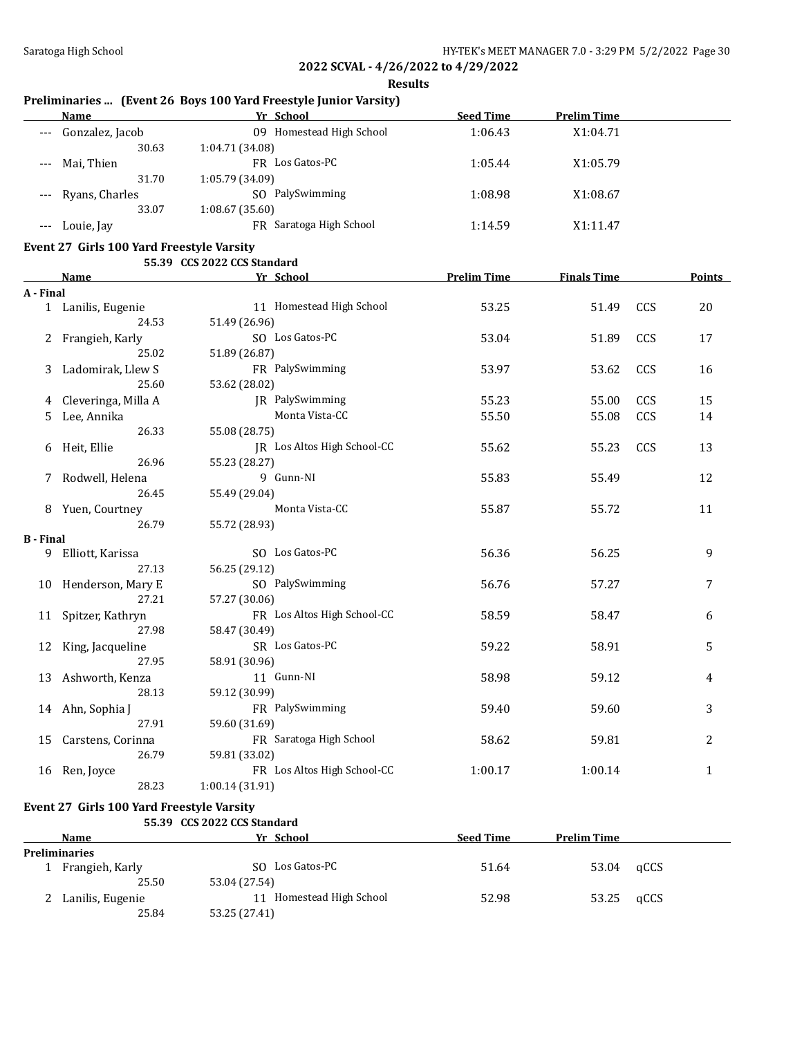**2022 SCVAL - 4/26/2022 to 4/29/2022**

**Results**

### Preliminaries ... (Event 26 Boys 100 Yard Freestyle Junior Varsity)

| | Name | Yr | School | Seed Time | Prelim Time |
|---|---|---|---|---|---|
| --- | Gonzalez, Jacob | 09 | Homestead High School | 1:06.43 | X1:04.71 |
| | 30.63 | 1:04.71 (34.08) | | | |
| --- | Mai, Thien | FR | Los Gatos-PC | 1:05.44 | X1:05.79 |
| | 31.70 | 1:05.79 (34.09) | | | |
| --- | Ryans, Charles | SO | PalySwimming | 1:08.98 | X1:08.67 |
| | 33.07 | 1:08.67 (35.60) | | | |
| --- | Louie, Jay | FR | Saratoga High School | 1:14.59 | X1:11.47 |

### Event 27 Girls 100 Yard Freestyle Varsity

55.39 CCS 2022 CCS Standard

| | Name | Yr | School | Prelim Time | Finals Time | | Points |
|---|---|---|---|---|---|---|---|
| **A - Final** | | | | | | | |
| 1 | Lanilis, Eugenie | 11 | Homestead High School | 53.25 | 51.49 | CCS | 20 |
| | 24.53 | 51.49 (26.96) | | | | | |
| 2 | Frangieh, Karly | SO | Los Gatos-PC | 53.04 | 51.89 | CCS | 17 |
| | 25.02 | 51.89 (26.87) | | | | | |
| 3 | Ladomirak, Llew S | FR | PalySwimming | 53.97 | 53.62 | CCS | 16 |
| | 25.60 | 53.62 (28.02) | | | | | |
| 4 | Cleveringa, Milla A | JR | PalySwimming | 55.23 | 55.00 | CCS | 15 |
| 5 | Lee, Annika | | Monta Vista-CC | 55.50 | 55.08 | CCS | 14 |
| | 26.33 | 55.08 (28.75) | | | | | |
| 6 | Heit, Ellie | JR | Los Altos High School-CC | 55.62 | 55.23 | CCS | 13 |
| | 26.96 | 55.23 (28.27) | | | | | |
| 7 | Rodwell, Helena | 9 | Gunn-NI | 55.83 | 55.49 | | 12 |
| | 26.45 | 55.49 (29.04) | | | | | |
| 8 | Yuen, Courtney | | Monta Vista-CC | 55.87 | 55.72 | | 11 |
| | 26.79 | 55.72 (28.93) | | | | | |
| **B - Final** | | | | | | | |
| 9 | Elliott, Karissa | SO | Los Gatos-PC | 56.36 | 56.25 | | 9 |
| | 27.13 | 56.25 (29.12) | | | | | |
| 10 | Henderson, Mary E | SO | PalySwimming | 56.76 | 57.27 | | 7 |
| | 27.21 | 57.27 (30.06) | | | | | |
| 11 | Spitzer, Kathryn | FR | Los Altos High School-CC | 58.59 | 58.47 | | 6 |
| | 27.98 | 58.47 (30.49) | | | | | |
| 12 | King, Jacqueline | SR | Los Gatos-PC | 59.22 | 58.91 | | 5 |
| | 27.95 | 58.91 (30.96) | | | | | |
| 13 | Ashworth, Kenza | 11 | Gunn-NI | 58.98 | 59.12 | | 4 |
| | 28.13 | 59.12 (30.99) | | | | | |
| 14 | Ahn, Sophia J | FR | PalySwimming | 59.40 | 59.60 | | 3 |
| | 27.91 | 59.60 (31.69) | | | | | |
| 15 | Carstens, Corinna | FR | Saratoga High School | 58.62 | 59.81 | | 2 |
| | 26.79 | 59.81 (33.02) | | | | | |
| 16 | Ren, Joyce | FR | Los Altos High School-CC | 1:00.17 | 1:00.14 | | 1 |
| | 28.23 | 1:00.14 (31.91) | | | | | |

### Event 27 Girls 100 Yard Freestyle Varsity

55.39 CCS 2022 CCS Standard

| | Name | Yr | School | Seed Time | Prelim Time | |
|---|---|---|---|---|---|---|
| **Preliminaries** | | | | | | |
| 1 | Frangieh, Karly | SO | Los Gatos-PC | 51.64 | 53.04 | qCCS |
| | 25.50 | 53.04 (27.54) | | | | |
| 2 | Lanilis, Eugenie | 11 | Homestead High School | 52.98 | 53.25 | qCCS |
| | 25.84 | 53.25 (27.41) | | | | |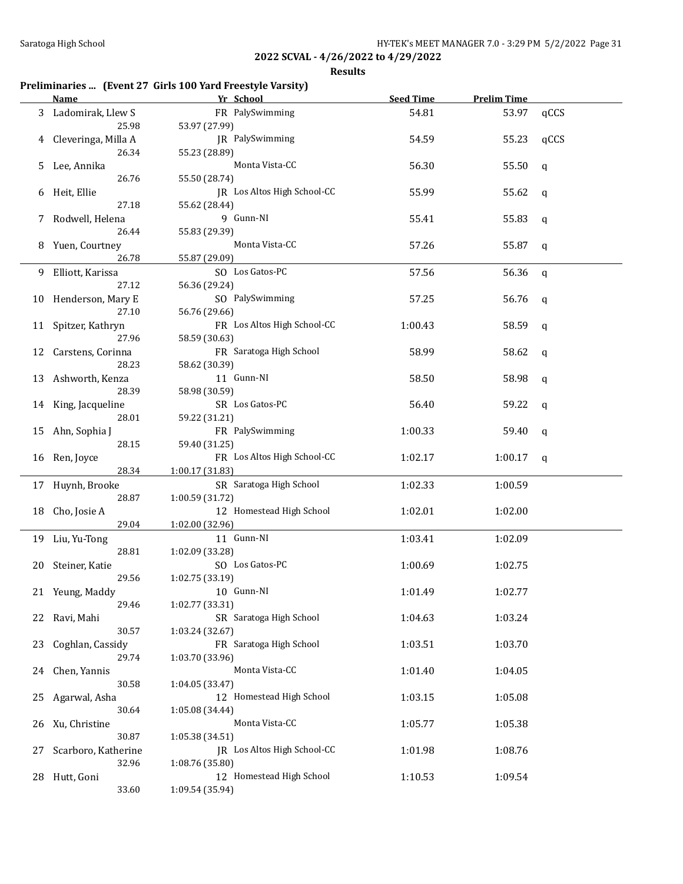## 2022 SCVAL - 4/26/2022 to 4/29/2022

### Results

**Preliminaries ... (Event 27 Girls 100 Yard Freestyle Varsity)**

| | Name | Yr | School | Seed Time | Prelim Time | |
|---|---|---|---|---|---|---|
| 3 | Ladomirak, Llew S | FR | PalySwimming | 54.81 | 53.97 | qCCS |
| | 25.98 | 53.97 (27.99) | | | | |
| 4 | Cleveringa, Milla A | JR | PalySwimming | 54.59 | 55.23 | qCCS |
| | 26.34 | 55.23 (28.89) | | | | |
| 5 | Lee, Annika | | Monta Vista-CC | 56.30 | 55.50 | q |
| | 26.76 | 55.50 (28.74) | | | | |
| 6 | Heit, Ellie | JR | Los Altos High School-CC | 55.99 | 55.62 | q |
| | 27.18 | 55.62 (28.44) | | | | |
| 7 | Rodwell, Helena | 9 | Gunn-NI | 55.41 | 55.83 | q |
| | 26.44 | 55.83 (29.39) | | | | |
| 8 | Yuen, Courtney | | Monta Vista-CC | 57.26 | 55.87 | q |
| | 26.78 | 55.87 (29.09) | | | | |
| 9 | Elliott, Karissa | SO | Los Gatos-PC | 57.56 | 56.36 | q |
| | 27.12 | 56.36 (29.24) | | | | |
| 10 | Henderson, Mary E | SO | PalySwimming | 57.25 | 56.76 | q |
| | 27.10 | 56.76 (29.66) | | | | |
| 11 | Spitzer, Kathryn | FR | Los Altos High School-CC | 1:00.43 | 58.59 | q |
| | 27.96 | 58.59 (30.63) | | | | |
| 12 | Carstens, Corinna | FR | Saratoga High School | 58.99 | 58.62 | q |
| | 28.23 | 58.62 (30.39) | | | | |
| 13 | Ashworth, Kenza | 11 | Gunn-NI | 58.50 | 58.98 | q |
| | 28.39 | 58.98 (30.59) | | | | |
| 14 | King, Jacqueline | SR | Los Gatos-PC | 56.40 | 59.22 | q |
| | 28.01 | 59.22 (31.21) | | | | |
| 15 | Ahn, Sophia J | FR | PalySwimming | 1:00.33 | 59.40 | q |
| | 28.15 | 59.40 (31.25) | | | | |
| 16 | Ren, Joyce | FR | Los Altos High School-CC | 1:02.17 | 1:00.17 | q |
| | 28.34 | 1:00.17 (31.83) | | | | |
| 17 | Huynh, Brooke | SR | Saratoga High School | 1:02.33 | 1:00.59 | |
| | 28.87 | 1:00.59 (31.72) | | | | |
| 18 | Cho, Josie A | 12 | Homestead High School | 1:02.01 | 1:02.00 | |
| | 29.04 | 1:02.00 (32.96) | | | | |
| 19 | Liu, Yu-Tong | 11 | Gunn-NI | 1:03.41 | 1:02.09 | |
| | 28.81 | 1:02.09 (33.28) | | | | |
| 20 | Steiner, Katie | SO | Los Gatos-PC | 1:00.69 | 1:02.75 | |
| | 29.56 | 1:02.75 (33.19) | | | | |
| 21 | Yeung, Maddy | 10 | Gunn-NI | 1:01.49 | 1:02.77 | |
| | 29.46 | 1:02.77 (33.31) | | | | |
| 22 | Ravi, Mahi | SR | Saratoga High School | 1:04.63 | 1:03.24 | |
| | 30.57 | 1:03.24 (32.67) | | | | |
| 23 | Coghlan, Cassidy | FR | Saratoga High School | 1:03.51 | 1:03.70 | |
| | 29.74 | 1:03.70 (33.96) | | | | |
| 24 | Chen, Yannis | | Monta Vista-CC | 1:01.40 | 1:04.05 | |
| | 30.58 | 1:04.05 (33.47) | | | | |
| 25 | Agarwal, Asha | 12 | Homestead High School | 1:03.15 | 1:05.08 | |
| | 30.64 | 1:05.08 (34.44) | | | | |
| 26 | Xu, Christine | | Monta Vista-CC | 1:05.77 | 1:05.38 | |
| | 30.87 | 1:05.38 (34.51) | | | | |
| 27 | Scarboro, Katherine | JR | Los Altos High School-CC | 1:01.98 | 1:08.76 | |
| | 32.96 | 1:08.76 (35.80) | | | | |
| 28 | Hutt, Goni | 12 | Homestead High School | 1:10.53 | 1:09.54 | |
| | 33.60 | 1:09.54 (35.94) | | | | |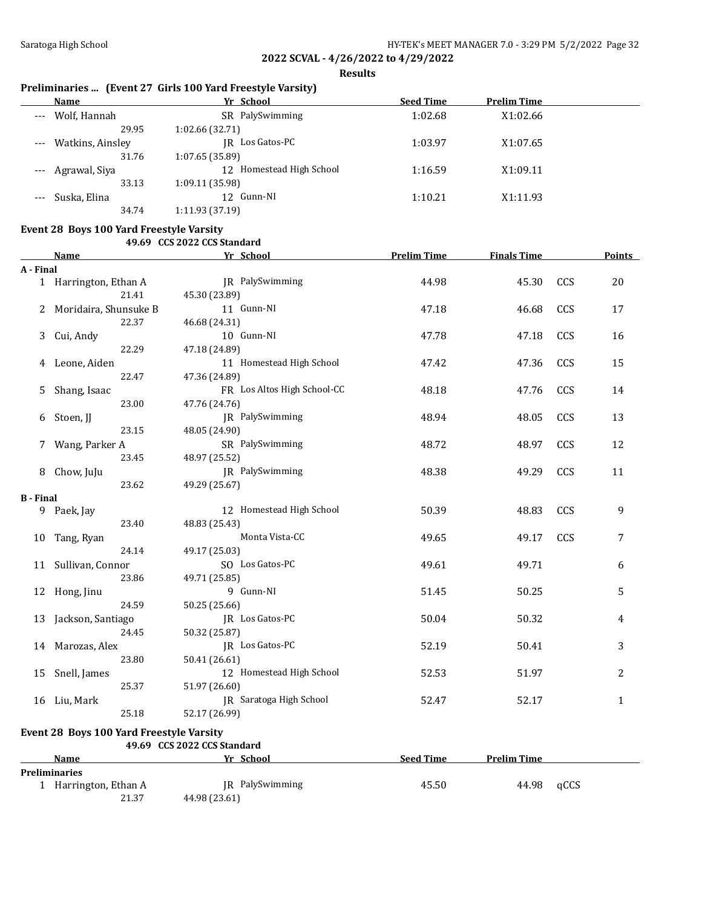**2022 SCVAL - 4/26/2022 to 4/29/2022**

**Results**

### Preliminaries ... (Event 27 Girls 100 Yard Freestyle Varsity)

| | Name | Yr | School | Seed Time | Prelim Time |
|---|---|---|---|---|---|
| --- | Wolf, Hannah | SR | PalySwimming | 1:02.68 | X1:02.66 |
| | 29.95 | 1:02.66 (32.71) | | | |
| --- | Watkins, Ainsley | JR | Los Gatos-PC | 1:03.97 | X1:07.65 |
| | 31.76 | 1:07.65 (35.89) | | | |
| --- | Agrawal, Siya | 12 | Homestead High School | 1:16.59 | X1:09.11 |
| | 33.13 | 1:09.11 (35.98) | | | |
| --- | Suska, Elina | 12 | Gunn-NI | 1:10.21 | X1:11.93 |
| | 34.74 | 1:11.93 (37.19) | | | |

### Event 28 Boys 100 Yard Freestyle Varsity

49.69 CCS 2022 CCS Standard

| | Name | Yr | School | Prelim Time | Finals Time | | Points |
|---|---|---|---|---|---|---|---|
| **A - Final** | | | | | | | |
| 1 | Harrington, Ethan A | JR | PalySwimming | 44.98 | 45.30 | CCS | 20 |
| | 21.41 | 45.30 (23.89) | | | | | |
| 2 | Moridaira, Shunsuke B | 11 | Gunn-NI | 47.18 | 46.68 | CCS | 17 |
| | 22.37 | 46.68 (24.31) | | | | | |
| 3 | Cui, Andy | 10 | Gunn-NI | 47.78 | 47.18 | CCS | 16 |
| | 22.29 | 47.18 (24.89) | | | | | |
| 4 | Leone, Aiden | 11 | Homestead High School | 47.42 | 47.36 | CCS | 15 |
| | 22.47 | 47.36 (24.89) | | | | | |
| 5 | Shang, Isaac | FR | Los Altos High School-CC | 48.18 | 47.76 | CCS | 14 |
| | 23.00 | 47.76 (24.76) | | | | | |
| 6 | Stoen, JJ | JR | PalySwimming | 48.94 | 48.05 | CCS | 13 |
| | 23.15 | 48.05 (24.90) | | | | | |
| 7 | Wang, Parker A | SR | PalySwimming | 48.72 | 48.97 | CCS | 12 |
| | 23.45 | 48.97 (25.52) | | | | | |
| 8 | Chow, JuJu | JR | PalySwimming | 48.38 | 49.29 | CCS | 11 |
| | 23.62 | 49.29 (25.67) | | | | | |
| **B - Final** | | | | | | | |
| 9 | Paek, Jay | 12 | Homestead High School | 50.39 | 48.83 | CCS | 9 |
| | 23.40 | 48.83 (25.43) | | | | | |
| 10 | Tang, Ryan | | Monta Vista-CC | 49.65 | 49.17 | CCS | 7 |
| | 24.14 | 49.17 (25.03) | | | | | |
| 11 | Sullivan, Connor | SO | Los Gatos-PC | 49.61 | 49.71 | | 6 |
| | 23.86 | 49.71 (25.85) | | | | | |
| 12 | Hong, Jinu | 9 | Gunn-NI | 51.45 | 50.25 | | 5 |
| | 24.59 | 50.25 (25.66) | | | | | |
| 13 | Jackson, Santiago | JR | Los Gatos-PC | 50.04 | 50.32 | | 4 |
| | 24.45 | 50.32 (25.87) | | | | | |
| 14 | Marozas, Alex | JR | Los Gatos-PC | 52.19 | 50.41 | | 3 |
| | 23.80 | 50.41 (26.61) | | | | | |
| 15 | Snell, James | 12 | Homestead High School | 52.53 | 51.97 | | 2 |
| | 25.37 | 51.97 (26.60) | | | | | |
| 16 | Liu, Mark | JR | Saratoga High School | 52.47 | 52.17 | | 1 |
| | 25.18 | 52.17 (26.99) | | | | | |

### Event 28 Boys 100 Yard Freestyle Varsity

49.69 CCS 2022 CCS Standard

| | Name | Yr | School | Seed Time | Prelim Time | |
|---|---|---|---|---|---|---|
| **Preliminaries** | | | | | | |
| 1 | Harrington, Ethan A | JR | PalySwimming | 45.50 | 44.98 | qCCS |
| | 21.37 | 44.98 (23.61) | | | | |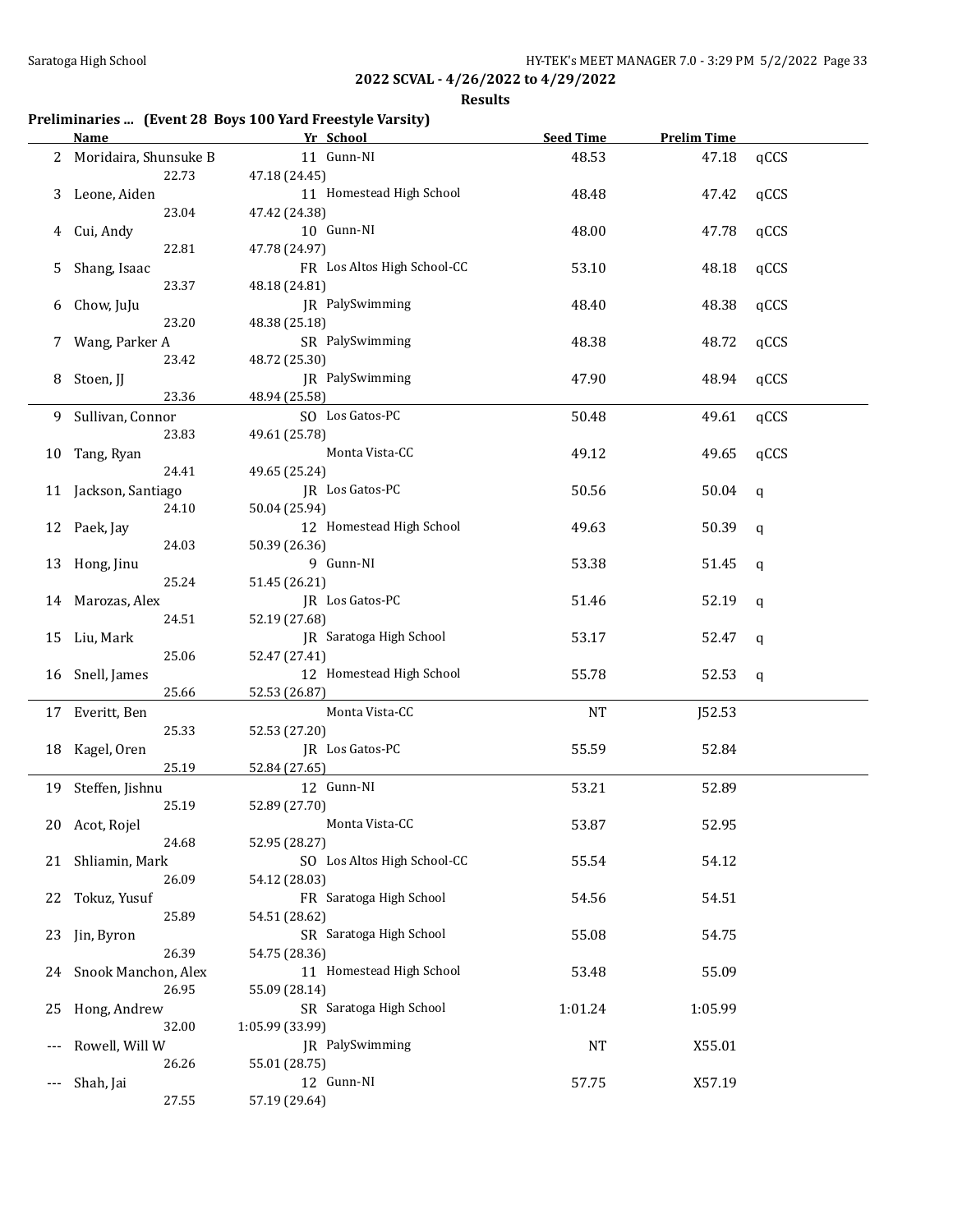## 2022 SCVAL - 4/26/2022 to 4/29/2022

### Results

**Preliminaries ... (Event 28 Boys 100 Yard Freestyle Varsity)**

| | Name | Yr | School | Seed Time | Prelim Time | |
|---|---|---|---|---|---|---|
| 2 | Moridaira, Shunsuke B | 11 | Gunn-NI | 48.53 | 47.18 | qCCS |
| | 22.73 | 47.18 (24.45) | | | | |
| 3 | Leone, Aiden | 11 | Homestead High School | 48.48 | 47.42 | qCCS |
| | 23.04 | 47.42 (24.38) | | | | |
| 4 | Cui, Andy | 10 | Gunn-NI | 48.00 | 47.78 | qCCS |
| | 22.81 | 47.78 (24.97) | | | | |
| 5 | Shang, Isaac | FR | Los Altos High School-CC | 53.10 | 48.18 | qCCS |
| | 23.37 | 48.18 (24.81) | | | | |
| 6 | Chow, JuJu | JR | PalySwimming | 48.40 | 48.38 | qCCS |
| | 23.20 | 48.38 (25.18) | | | | |
| 7 | Wang, Parker A | SR | PalySwimming | 48.38 | 48.72 | qCCS |
| | 23.42 | 48.72 (25.30) | | | | |
| 8 | Stoen, JJ | JR | PalySwimming | 47.90 | 48.94 | qCCS |
| | 23.36 | 48.94 (25.58) | | | | |
| 9 | Sullivan, Connor | SO | Los Gatos-PC | 50.48 | 49.61 | qCCS |
| | 23.83 | 49.61 (25.78) | | | | |
| 10 | Tang, Ryan | | Monta Vista-CC | 49.12 | 49.65 | qCCS |
| | 24.41 | 49.65 (25.24) | | | | |
| 11 | Jackson, Santiago | JR | Los Gatos-PC | 50.56 | 50.04 | q |
| | 24.10 | 50.04 (25.94) | | | | |
| 12 | Paek, Jay | 12 | Homestead High School | 49.63 | 50.39 | q |
| | 24.03 | 50.39 (26.36) | | | | |
| 13 | Hong, Jinu | 9 | Gunn-NI | 53.38 | 51.45 | q |
| | 25.24 | 51.45 (26.21) | | | | |
| 14 | Marozas, Alex | JR | Los Gatos-PC | 51.46 | 52.19 | q |
| | 24.51 | 52.19 (27.68) | | | | |
| 15 | Liu, Mark | JR | Saratoga High School | 53.17 | 52.47 | q |
| | 25.06 | 52.47 (27.41) | | | | |
| 16 | Snell, James | 12 | Homestead High School | 55.78 | 52.53 | q |
| | 25.66 | 52.53 (26.87) | | | | |
| 17 | Everitt, Ben | | Monta Vista-CC | NT | J52.53 | |
| | 25.33 | 52.53 (27.20) | | | | |
| 18 | Kagel, Oren | JR | Los Gatos-PC | 55.59 | 52.84 | |
| | 25.19 | 52.84 (27.65) | | | | |
| 19 | Steffen, Jishnu | 12 | Gunn-NI | 53.21 | 52.89 | |
| | 25.19 | 52.89 (27.70) | | | | |
| 20 | Acot, Rojel | | Monta Vista-CC | 53.87 | 52.95 | |
| | 24.68 | 52.95 (28.27) | | | | |
| 21 | Shliamin, Mark | SO | Los Altos High School-CC | 55.54 | 54.12 | |
| | 26.09 | 54.12 (28.03) | | | | |
| 22 | Tokuz, Yusuf | FR | Saratoga High School | 54.56 | 54.51 | |
| | 25.89 | 54.51 (28.62) | | | | |
| 23 | Jin, Byron | SR | Saratoga High School | 55.08 | 54.75 | |
| | 26.39 | 54.75 (28.36) | | | | |
| 24 | Snook Manchon, Alex | 11 | Homestead High School | 53.48 | 55.09 | |
| | 26.95 | 55.09 (28.14) | | | | |
| 25 | Hong, Andrew | SR | Saratoga High School | 1:01.24 | 1:05.99 | |
| | 32.00 | 1:05.99 (33.99) | | | | |
| --- | Rowell, Will W | JR | PalySwimming | NT | X55.01 | |
| | 26.26 | 55.01 (28.75) | | | | |
| --- | Shah, Jai | 12 | Gunn-NI | 57.75 | X57.19 | |
| | 27.55 | 57.19 (29.64) | | | | |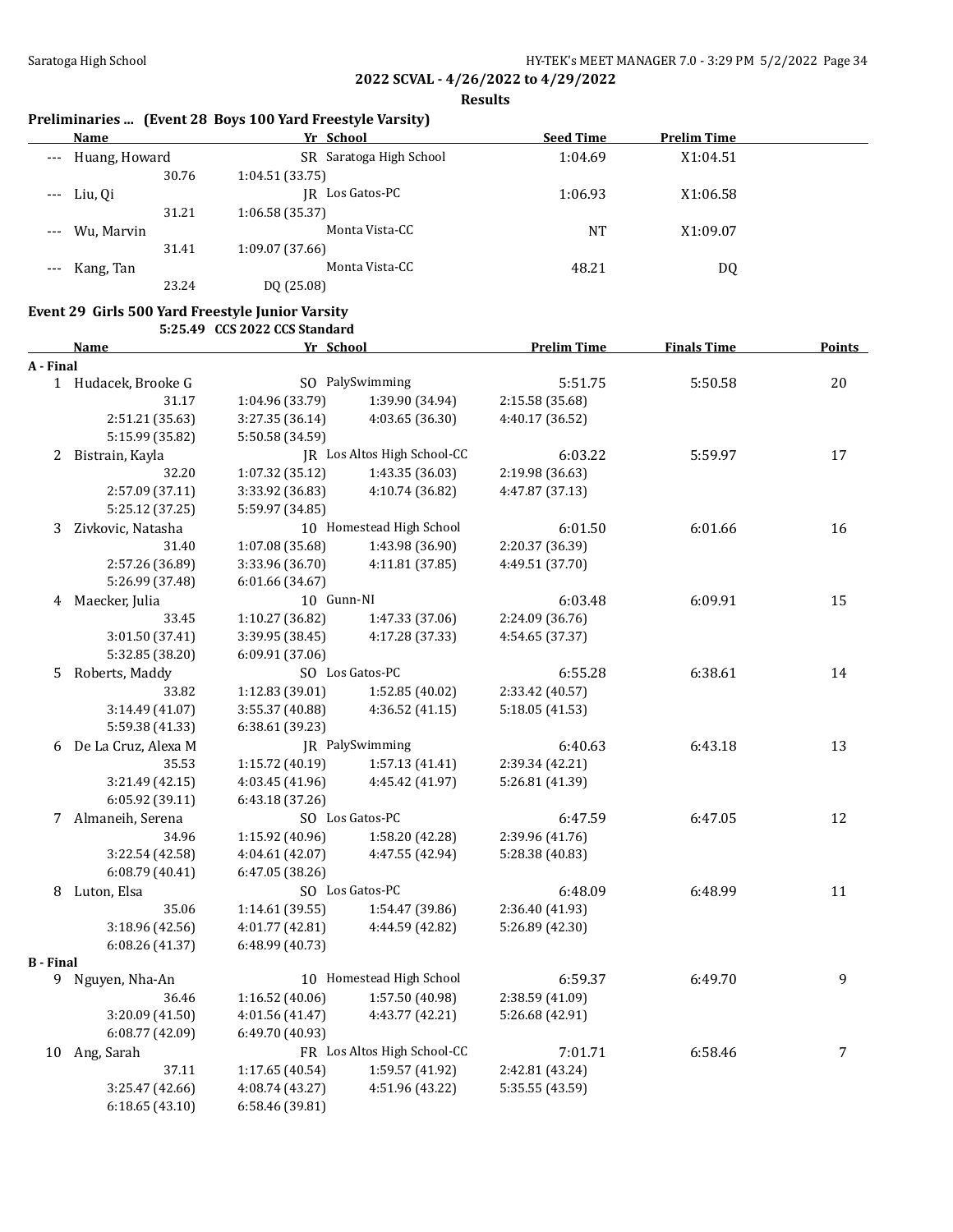## 2022 SCVAL - 4/26/2022 to 4/29/2022

### Results

### Preliminaries ... (Event 28 Boys 100 Yard Freestyle Varsity)

| | Name | Yr | School | Seed Time | Prelim Time |
|---|---|---|---|---|---|
| --- | Huang, Howard | SR | Saratoga High School | 1:04.69 | X1:04.51 |
| | 30.76 | 1:04.51 (33.75) | | | |
| --- | Liu, Qi | JR | Los Gatos-PC | 1:06.93 | X1:06.58 |
| | 31.21 | 1:06.58 (35.37) | | | |
| --- | Wu, Marvin | | Monta Vista-CC | NT | X1:09.07 |
| | 31.41 | 1:09.07 (37.66) | | | |
| --- | Kang, Tan | | Monta Vista-CC | 48.21 | DQ |
| | 23.24 | DQ (25.08) | | | |

### Event 29 Girls 500 Yard Freestyle Junior Varsity

5:25.49 CCS 2022 CCS Standard

| | Name | Yr | School | Prelim Time | Finals Time | Points |
|---|---|---|---|---|---|---|
| **A - Final** | | | | | | |
| 1 | Hudacek, Brooke G | SO | PalySwimming | 5:51.75 | 5:50.58 | 20 |
| | 31.17 | 1:04.96 (33.79) | 1:39.90 (34.94) | 2:15.58 (35.68) | | |
| | 2:51.21 (35.63) | 3:27.35 (36.14) | 4:03.65 (36.30) | 4:40.17 (36.52) | | |
| | 5:15.99 (35.82) | 5:50.58 (34.59) | | | | |
| 2 | Bistrain, Kayla | JR | Los Altos High School-CC | 6:03.22 | 5:59.97 | 17 |
| | 32.20 | 1:07.32 (35.12) | 1:43.35 (36.03) | 2:19.98 (36.63) | | |
| | 2:57.09 (37.11) | 3:33.92 (36.83) | 4:10.74 (36.82) | 4:47.87 (37.13) | | |
| | 5:25.12 (37.25) | 5:59.97 (34.85) | | | | |
| 3 | Zivkovic, Natasha | 10 | Homestead High School | 6:01.50 | 6:01.66 | 16 |
| | 31.40 | 1:07.08 (35.68) | 1:43.98 (36.90) | 2:20.37 (36.39) | | |
| | 2:57.26 (36.89) | 3:33.96 (36.70) | 4:11.81 (37.85) | 4:49.51 (37.70) | | |
| | 5:26.99 (37.48) | 6:01.66 (34.67) | | | | |
| 4 | Maecker, Julia | 10 | Gunn-NI | 6:03.48 | 6:09.91 | 15 |
| | 33.45 | 1:10.27 (36.82) | 1:47.33 (37.06) | 2:24.09 (36.76) | | |
| | 3:01.50 (37.41) | 3:39.95 (38.45) | 4:17.28 (37.33) | 4:54.65 (37.37) | | |
| | 5:32.85 (38.20) | 6:09.91 (37.06) | | | | |
| 5 | Roberts, Maddy | SO | Los Gatos-PC | 6:55.28 | 6:38.61 | 14 |
| | 33.82 | 1:12.83 (39.01) | 1:52.85 (40.02) | 2:33.42 (40.57) | | |
| | 3:14.49 (41.07) | 3:55.37 (40.88) | 4:36.52 (41.15) | 5:18.05 (41.53) | | |
| | 5:59.38 (41.33) | 6:38.61 (39.23) | | | | |
| 6 | De La Cruz, Alexa M | JR | PalySwimming | 6:40.63 | 6:43.18 | 13 |
| | 35.53 | 1:15.72 (40.19) | 1:57.13 (41.41) | 2:39.34 (42.21) | | |
| | 3:21.49 (42.15) | 4:03.45 (41.96) | 4:45.42 (41.97) | 5:26.81 (41.39) | | |
| | 6:05.92 (39.11) | 6:43.18 (37.26) | | | | |
| 7 | Almaneih, Serena | SO | Los Gatos-PC | 6:47.59 | 6:47.05 | 12 |
| | 34.96 | 1:15.92 (40.96) | 1:58.20 (42.28) | 2:39.96 (41.76) | | |
| | 3:22.54 (42.58) | 4:04.61 (42.07) | 4:47.55 (42.94) | 5:28.38 (40.83) | | |
| | 6:08.79 (40.41) | 6:47.05 (38.26) | | | | |
| 8 | Luton, Elsa | SO | Los Gatos-PC | 6:48.09 | 6:48.99 | 11 |
| | 35.06 | 1:14.61 (39.55) | 1:54.47 (39.86) | 2:36.40 (41.93) | | |
| | 3:18.96 (42.56) | 4:01.77 (42.81) | 4:44.59 (42.82) | 5:26.89 (42.30) | | |
| | 6:08.26 (41.37) | 6:48.99 (40.73) | | | | |
| **B - Final** | | | | | | |
| 9 | Nguyen, Nha-An | 10 | Homestead High School | 6:59.37 | 6:49.70 | 9 |
| | 36.46 | 1:16.52 (40.06) | 1:57.50 (40.98) | 2:38.59 (41.09) | | |
| | 3:20.09 (41.50) | 4:01.56 (41.47) | 4:43.77 (42.21) | 5:26.68 (42.91) | | |
| | 6:08.77 (42.09) | 6:49.70 (40.93) | | | | |
| 10 | Ang, Sarah | FR | Los Altos High School-CC | 7:01.71 | 6:58.46 | 7 |
| | 37.11 | 1:17.65 (40.54) | 1:59.57 (41.92) | 2:42.81 (43.24) | | |
| | 3:25.47 (42.66) | 4:08.74 (43.27) | 4:51.96 (43.22) | 5:35.55 (43.59) | | |
| | 6:18.65 (43.10) | 6:58.46 (39.81) | | | | |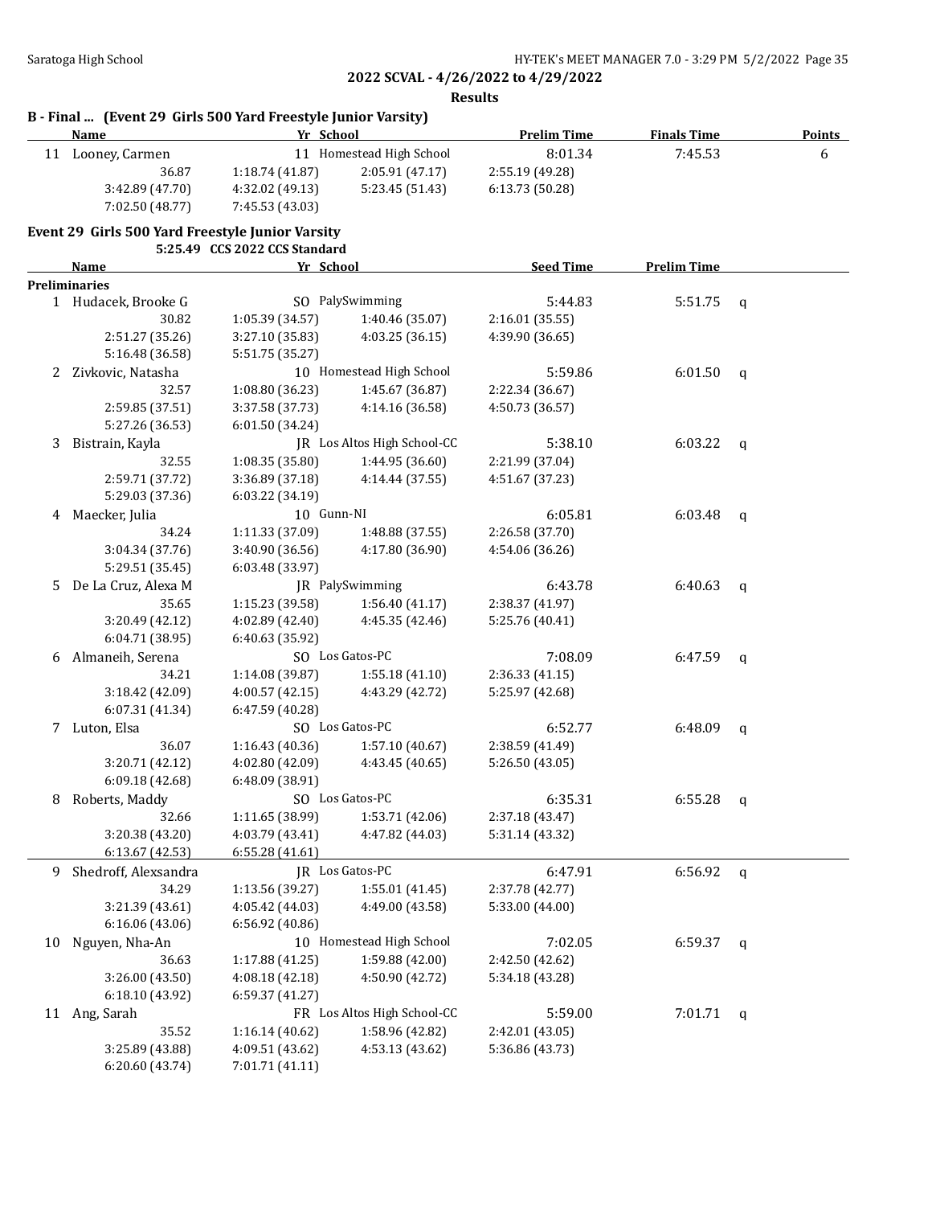**2022 SCVAL - 4/26/2022 to 4/29/2022**

**Results**

### B - Final ... (Event 29 Girls 500 Yard Freestyle Junior Varsity)

| | Name | Yr | School | Prelim Time | Finals Time | Points |
|---|---|---|---|---|---|---|
| 11 | Looney, Carmen | 11 | Homestead High School | 8:01.34 | 7:45.53 | 6 |

36.87 | 1:18.74 (41.87) | 2:05.91 (47.17) | 2:55.19 (49.28)
3:42.89 (47.70) | 4:32.02 (49.13) | 5:23.45 (51.43) | 6:13.73 (50.28)
7:02.50 (48.77) | 7:45.53 (43.03)

### Event 29 Girls 500 Yard Freestyle Junior Varsity

5:25.49 CCS 2022 CCS Standard

| | Name | Yr | School | Seed Time | Prelim Time | |
|---|---|---|---|---|---|---|
| **Preliminaries** | | | | | | |
| 1 | Hudacek, Brooke G | SO | PalySwimming | 5:44.83 | 5:51.75 | q |
| | 30.82 | 1:05.39 (34.57) | 1:40.46 (35.07) | 2:16.01 (35.55) | | |
| | 2:51.27 (35.26) | 3:27.10 (35.83) | 4:03.25 (36.15) | 4:39.90 (36.65) | | |
| | 5:16.48 (36.58) | 5:51.75 (35.27) | | | | |
| 2 | Zivkovic, Natasha | 10 | Homestead High School | 5:59.86 | 6:01.50 | q |
| | 32.57 | 1:08.80 (36.23) | 1:45.67 (36.87) | 2:22.34 (36.67) | | |
| | 2:59.85 (37.51) | 3:37.58 (37.73) | 4:14.16 (36.58) | 4:50.73 (36.57) | | |
| | 5:27.26 (36.53) | 6:01.50 (34.24) | | | | |
| 3 | Bistrain, Kayla | JR | Los Altos High School-CC | 5:38.10 | 6:03.22 | q |
| | 32.55 | 1:08.35 (35.80) | 1:44.95 (36.60) | 2:21.99 (37.04) | | |
| | 2:59.71 (37.72) | 3:36.89 (37.18) | 4:14.44 (37.55) | 4:51.67 (37.23) | | |
| | 5:29.03 (37.36) | 6:03.22 (34.19) | | | | |
| 4 | Maecker, Julia | 10 | Gunn-NI | 6:05.81 | 6:03.48 | q |
| | 34.24 | 1:11.33 (37.09) | 1:48.88 (37.55) | 2:26.58 (37.70) | | |
| | 3:04.34 (37.76) | 3:40.90 (36.56) | 4:17.80 (36.90) | 4:54.06 (36.26) | | |
| | 5:29.51 (35.45) | 6:03.48 (33.97) | | | | |
| 5 | De La Cruz, Alexa M | JR | PalySwimming | 6:43.78 | 6:40.63 | q |
| | 35.65 | 1:15.23 (39.58) | 1:56.40 (41.17) | 2:38.37 (41.97) | | |
| | 3:20.49 (42.12) | 4:02.89 (42.40) | 4:45.35 (42.46) | 5:25.76 (40.41) | | |
| | 6:04.71 (38.95) | 6:40.63 (35.92) | | | | |
| 6 | Almaneih, Serena | SO | Los Gatos-PC | 7:08.09 | 6:47.59 | q |
| | 34.21 | 1:14.08 (39.87) | 1:55.18 (41.10) | 2:36.33 (41.15) | | |
| | 3:18.42 (42.09) | 4:00.57 (42.15) | 4:43.29 (42.72) | 5:25.97 (42.68) | | |
| | 6:07.31 (41.34) | 6:47.59 (40.28) | | | | |
| 7 | Luton, Elsa | SO | Los Gatos-PC | 6:52.77 | 6:48.09 | q |
| | 36.07 | 1:16.43 (40.36) | 1:57.10 (40.67) | 2:38.59 (41.49) | | |
| | 3:20.71 (42.12) | 4:02.80 (42.09) | 4:43.45 (40.65) | 5:26.50 (43.05) | | |
| | 6:09.18 (42.68) | 6:48.09 (38.91) | | | | |
| 8 | Roberts, Maddy | SO | Los Gatos-PC | 6:35.31 | 6:55.28 | q |
| | 32.66 | 1:11.65 (38.99) | 1:53.71 (42.06) | 2:37.18 (43.47) | | |
| | 3:20.38 (43.20) | 4:03.79 (43.41) | 4:47.82 (44.03) | 5:31.14 (43.32) | | |
| | 6:13.67 (42.53) | 6:55.28 (41.61) | | | | |
| 9 | Shedroff, Alexsandra | JR | Los Gatos-PC | 6:47.91 | 6:56.92 | q |
| | 34.29 | 1:13.56 (39.27) | 1:55.01 (41.45) | 2:37.78 (42.77) | | |
| | 3:21.39 (43.61) | 4:05.42 (44.03) | 4:49.00 (43.58) | 5:33.00 (44.00) | | |
| | 6:16.06 (43.06) | 6:56.92 (40.86) | | | | |
| 10 | Nguyen, Nha-An | 10 | Homestead High School | 7:02.05 | 6:59.37 | q |
| | 36.63 | 1:17.88 (41.25) | 1:59.88 (42.00) | 2:42.50 (42.62) | | |
| | 3:26.00 (43.50) | 4:08.18 (42.18) | 4:50.90 (42.72) | 5:34.18 (43.28) | | |
| | 6:18.10 (43.92) | 6:59.37 (41.27) | | | | |
| 11 | Ang, Sarah | FR | Los Altos High School-CC | 5:59.00 | 7:01.71 | q |
| | 35.52 | 1:16.14 (40.62) | 1:58.96 (42.82) | 2:42.01 (43.05) | | |
| | 3:25.89 (43.88) | 4:09.51 (43.62) | 4:53.13 (43.62) | 5:36.86 (43.73) | | |
| | 6:20.60 (43.74) | 7:01.71 (41.11) | | | | |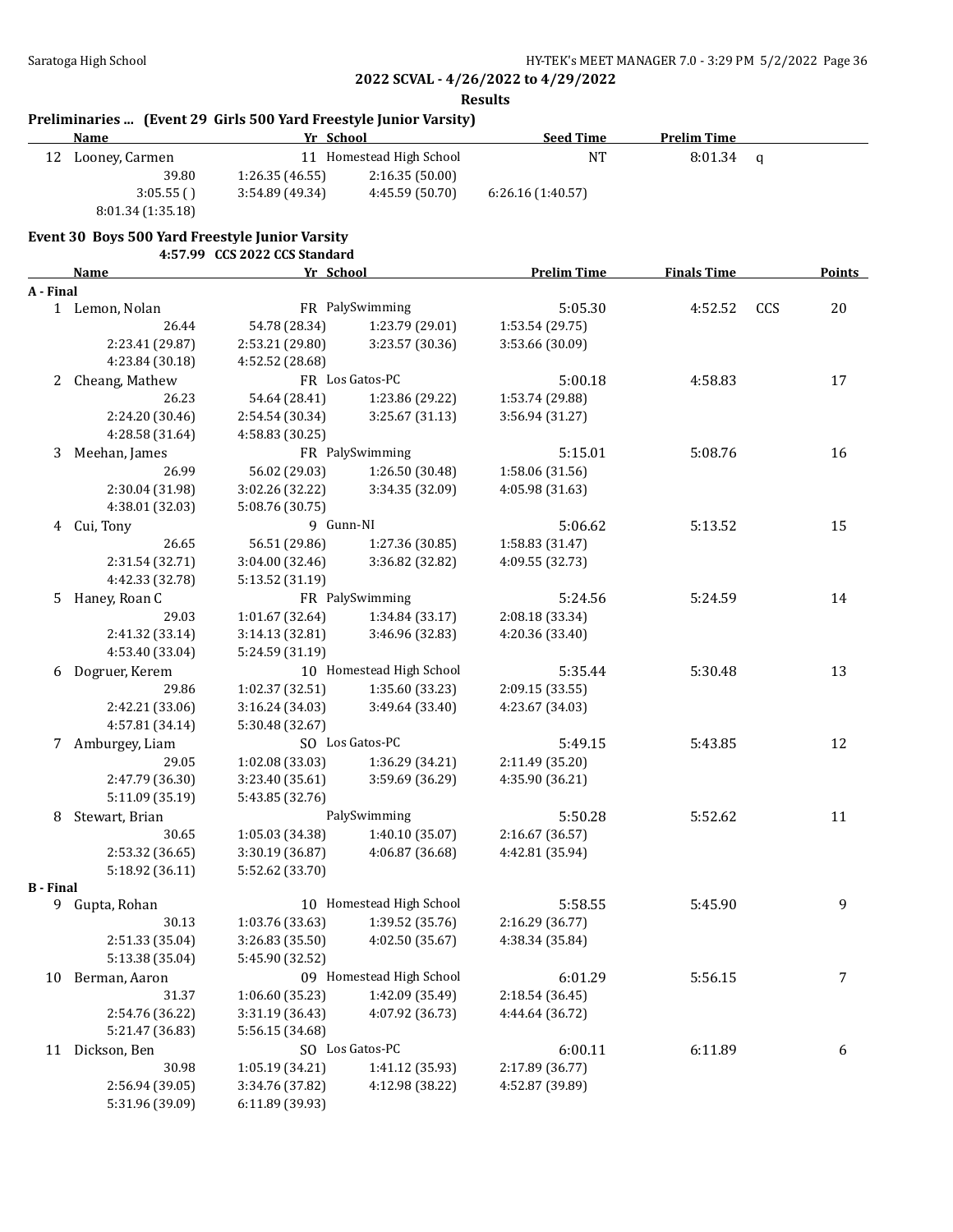**2022 SCVAL - 4/26/2022 to 4/29/2022**

**Results**

### Preliminaries ... (Event 29 Girls 500 Yard Freestyle Junior Varsity)

| | Name | Yr | School | Seed Time | Prelim Time | |
|---|---|---|---|---|---|---|
| 12 | Looney, Carmen | 11 | Homestead High School | NT | 8:01.34 | q |
| | 39.80 | 1:26.35 (46.55) | 2:16.35 (50.00) | | | |
| | 3:05.55 ( ) | 3:54.89 (49.34) | 4:45.59 (50.70) | 6:26.16 (1:40.57) | | |
| | 8:01.34 (1:35.18) | | | | | |

### Event 30 Boys 500 Yard Freestyle Junior Varsity

4:57.99 CCS 2022 CCS Standard

| | Name | Yr | School | Prelim Time | Finals Time | | Points |
|---|---|---|---|---|---|---|---|
| **A - Final** | | | | | | | |
| 1 | Lemon, Nolan | FR | PalySwimming | 5:05.30 | 4:52.52 | CCS | 20 |
| | 26.44 | 54.78 (28.34) | 1:23.79 (29.01) | 1:53.54 (29.75) | | | |
| | 2:23.41 (29.87) | 2:53.21 (29.80) | 3:23.57 (30.36) | 3:53.66 (30.09) | | | |
| | 4:23.84 (30.18) | 4:52.52 (28.68) | | | | | |
| 2 | Cheang, Mathew | FR | Los Gatos-PC | 5:00.18 | 4:58.83 | | 17 |
| | 26.23 | 54.64 (28.41) | 1:23.86 (29.22) | 1:53.74 (29.88) | | | |
| | 2:24.20 (30.46) | 2:54.54 (30.34) | 3:25.67 (31.13) | 3:56.94 (31.27) | | | |
| | 4:28.58 (31.64) | 4:58.83 (30.25) | | | | | |
| 3 | Meehan, James | FR | PalySwimming | 5:15.01 | 5:08.76 | | 16 |
| | 26.99 | 56.02 (29.03) | 1:26.50 (30.48) | 1:58.06 (31.56) | | | |
| | 2:30.04 (31.98) | 3:02.26 (32.22) | 3:34.35 (32.09) | 4:05.98 (31.63) | | | |
| | 4:38.01 (32.03) | 5:08.76 (30.75) | | | | | |
| 4 | Cui, Tony | 9 | Gunn-NI | 5:06.62 | 5:13.52 | | 15 |
| | 26.65 | 56.51 (29.86) | 1:27.36 (30.85) | 1:58.83 (31.47) | | | |
| | 2:31.54 (32.71) | 3:04.00 (32.46) | 3:36.82 (32.82) | 4:09.55 (32.73) | | | |
| | 4:42.33 (32.78) | 5:13.52 (31.19) | | | | | |
| 5 | Haney, Roan C | FR | PalySwimming | 5:24.56 | 5:24.59 | | 14 |
| | 29.03 | 1:01.67 (32.64) | 1:34.84 (33.17) | 2:08.18 (33.34) | | | |
| | 2:41.32 (33.14) | 3:14.13 (32.81) | 3:46.96 (32.83) | 4:20.36 (33.40) | | | |
| | 4:53.40 (33.04) | 5:24.59 (31.19) | | | | | |
| 6 | Dogruer, Kerem | 10 | Homestead High School | 5:35.44 | 5:30.48 | | 13 |
| | 29.86 | 1:02.37 (32.51) | 1:35.60 (33.23) | 2:09.15 (33.55) | | | |
| | 2:42.21 (33.06) | 3:16.24 (34.03) | 3:49.64 (33.40) | 4:23.67 (34.03) | | | |
| | 4:57.81 (34.14) | 5:30.48 (32.67) | | | | | |
| 7 | Amburgey, Liam | SO | Los Gatos-PC | 5:49.15 | 5:43.85 | | 12 |
| | 29.05 | 1:02.08 (33.03) | 1:36.29 (34.21) | 2:11.49 (35.20) | | | |
| | 2:47.79 (36.30) | 3:23.40 (35.61) | 3:59.69 (36.29) | 4:35.90 (36.21) | | | |
| | 5:11.09 (35.19) | 5:43.85 (32.76) | | | | | |
| 8 | Stewart, Brian | | PalySwimming | 5:50.28 | 5:52.62 | | 11 |
| | 30.65 | 1:05.03 (34.38) | 1:40.10 (35.07) | 2:16.67 (36.57) | | | |
| | 2:53.32 (36.65) | 3:30.19 (36.87) | 4:06.87 (36.68) | 4:42.81 (35.94) | | | |
| | 5:18.92 (36.11) | 5:52.62 (33.70) | | | | | |
| **B - Final** | | | | | | | |
| 9 | Gupta, Rohan | 10 | Homestead High School | 5:58.55 | 5:45.90 | | 9 |
| | 30.13 | 1:03.76 (33.63) | 1:39.52 (35.76) | 2:16.29 (36.77) | | | |
| | 2:51.33 (35.04) | 3:26.83 (35.50) | 4:02.50 (35.67) | 4:38.34 (35.84) | | | |
| | 5:13.38 (35.04) | 5:45.90 (32.52) | | | | | |
| 10 | Berman, Aaron | 09 | Homestead High School | 6:01.29 | 5:56.15 | | 7 |
| | 31.37 | 1:06.60 (35.23) | 1:42.09 (35.49) | 2:18.54 (36.45) | | | |
| | 2:54.76 (36.22) | 3:31.19 (36.43) | 4:07.92 (36.73) | 4:44.64 (36.72) | | | |
| | 5:21.47 (36.83) | 5:56.15 (34.68) | | | | | |
| 11 | Dickson, Ben | SO | Los Gatos-PC | 6:00.11 | 6:11.89 | | 6 |
| | 30.98 | 1:05.19 (34.21) | 1:41.12 (35.93) | 2:17.89 (36.77) | | | |
| | 2:56.94 (39.05) | 3:34.76 (37.82) | 4:12.98 (38.22) | 4:52.87 (39.89) | | | |
| | 5:31.96 (39.09) | 6:11.89 (39.93) | | | | | |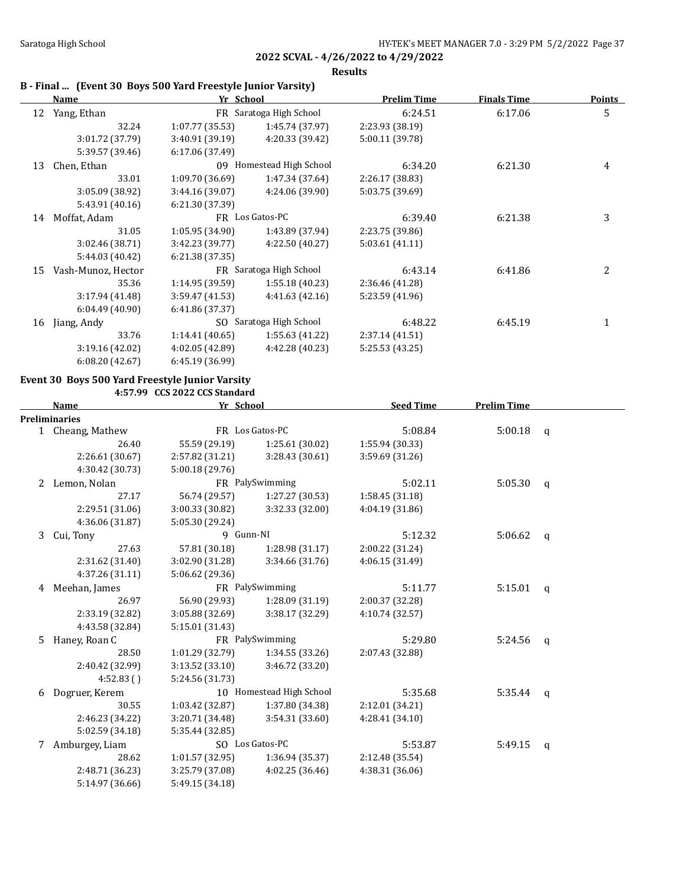## 2022 SCVAL - 4/26/2022 to 4/29/2022

### Results

**B - Final ... (Event 30 Boys 500 Yard Freestyle Junior Varsity)**

| | Name | Yr | School | Prelim Time | Finals Time | Points |
|---|---|---|---|---|---|---|
| 12 | Yang, Ethan | FR | Saratoga High School | 6:24.51 | 6:17.06 | 5 |
| | 32.24 | 1:07.77 (35.53) | 1:45.74 (37.97) | 2:23.93 (38.19) | | |
| | 3:01.72 (37.79) | 3:40.91 (39.19) | 4:20.33 (39.42) | 5:00.11 (39.78) | | |
| | 5:39.57 (39.46) | 6:17.06 (37.49) | | | | |
| 13 | Chen, Ethan | 09 | Homestead High School | 6:34.20 | 6:21.30 | 4 |
| | 33.01 | 1:09.70 (36.69) | 1:47.34 (37.64) | 2:26.17 (38.83) | | |
| | 3:05.09 (38.92) | 3:44.16 (39.07) | 4:24.06 (39.90) | 5:03.75 (39.69) | | |
| | 5:43.91 (40.16) | 6:21.30 (37.39) | | | | |
| 14 | Moffat, Adam | FR | Los Gatos-PC | 6:39.40 | 6:21.38 | 3 |
| | 31.05 | 1:05.95 (34.90) | 1:43.89 (37.94) | 2:23.75 (39.86) | | |
| | 3:02.46 (38.71) | 3:42.23 (39.77) | 4:22.50 (40.27) | 5:03.61 (41.11) | | |
| | 5:44.03 (40.42) | 6:21.38 (37.35) | | | | |
| 15 | Vash-Munoz, Hector | FR | Saratoga High School | 6:43.14 | 6:41.86 | 2 |
| | 35.36 | 1:14.95 (39.59) | 1:55.18 (40.23) | 2:36.46 (41.28) | | |
| | 3:17.94 (41.48) | 3:59.47 (41.53) | 4:41.63 (42.16) | 5:23.59 (41.96) | | |
| | 6:04.49 (40.90) | 6:41.86 (37.37) | | | | |
| 16 | Jiang, Andy | SO | Saratoga High School | 6:48.22 | 6:45.19 | 1 |
| | 33.76 | 1:14.41 (40.65) | 1:55.63 (41.22) | 2:37.14 (41.51) | | |
| | 3:19.16 (42.02) | 4:02.05 (42.89) | 4:42.28 (40.23) | 5:25.53 (43.25) | | |
| | 6:08.20 (42.67) | 6:45.19 (36.99) | | | | |

**Event 30 Boys 500 Yard Freestyle Junior Varsity**

4:57.99 CCS 2022 CCS Standard

| | Name | Yr | School | Seed Time | Prelim Time | |
|---|---|---|---|---|---|---|
| **Preliminaries** | | | | | | |
| 1 | Cheang, Mathew | FR | Los Gatos-PC | 5:08.84 | 5:00.18 | q |
| | 26.40 | 55.59 (29.19) | 1:25.61 (30.02) | 1:55.94 (30.33) | | |
| | 2:26.61 (30.67) | 2:57.82 (31.21) | 3:28.43 (30.61) | 3:59.69 (31.26) | | |
| | 4:30.42 (30.73) | 5:00.18 (29.76) | | | | |
| 2 | Lemon, Nolan | FR | PalySwimming | 5:02.11 | 5:05.30 | q |
| | 27.17 | 56.74 (29.57) | 1:27.27 (30.53) | 1:58.45 (31.18) | | |
| | 2:29.51 (31.06) | 3:00.33 (30.82) | 3:32.33 (32.00) | 4:04.19 (31.86) | | |
| | 4:36.06 (31.87) | 5:05.30 (29.24) | | | | |
| 3 | Cui, Tony | 9 | Gunn-NI | 5:12.32 | 5:06.62 | q |
| | 27.63 | 57.81 (30.18) | 1:28.98 (31.17) | 2:00.22 (31.24) | | |
| | 2:31.62 (31.40) | 3:02.90 (31.28) | 3:34.66 (31.76) | 4:06.15 (31.49) | | |
| | 4:37.26 (31.11) | 5:06.62 (29.36) | | | | |
| 4 | Meehan, James | FR | PalySwimming | 5:11.77 | 5:15.01 | q |
| | 26.97 | 56.90 (29.93) | 1:28.09 (31.19) | 2:00.37 (32.28) | | |
| | 2:33.19 (32.82) | 3:05.88 (32.69) | 3:38.17 (32.29) | 4:10.74 (32.57) | | |
| | 4:43.58 (32.84) | 5:15.01 (31.43) | | | | |
| 5 | Haney, Roan C | FR | PalySwimming | 5:29.80 | 5:24.56 | q |
| | 28.50 | 1:01.29 (32.79) | 1:34.55 (33.26) | 2:07.43 (32.88) | | |
| | 2:40.42 (32.99) | 3:13.52 (33.10) | 3:46.72 (33.20) | | | |
| | 4:52.83 ( ) | 5:24.56 (31.73) | | | | |
| 6 | Dogruer, Kerem | 10 | Homestead High School | 5:35.68 | 5:35.44 | q |
| | 30.55 | 1:03.42 (32.87) | 1:37.80 (34.38) | 2:12.01 (34.21) | | |
| | 2:46.23 (34.22) | 3:20.71 (34.48) | 3:54.31 (33.60) | 4:28.41 (34.10) | | |
| | 5:02.59 (34.18) | 5:35.44 (32.85) | | | | |
| 7 | Amburgey, Liam | SO | Los Gatos-PC | 5:53.87 | 5:49.15 | q |
| | 28.62 | 1:01.57 (32.95) | 1:36.94 (35.37) | 2:12.48 (35.54) | | |
| | 2:48.71 (36.23) | 3:25.79 (37.08) | 4:02.25 (36.46) | 4:38.31 (36.06) | | |
| | 5:14.97 (36.66) | 5:49.15 (34.18) | | | | |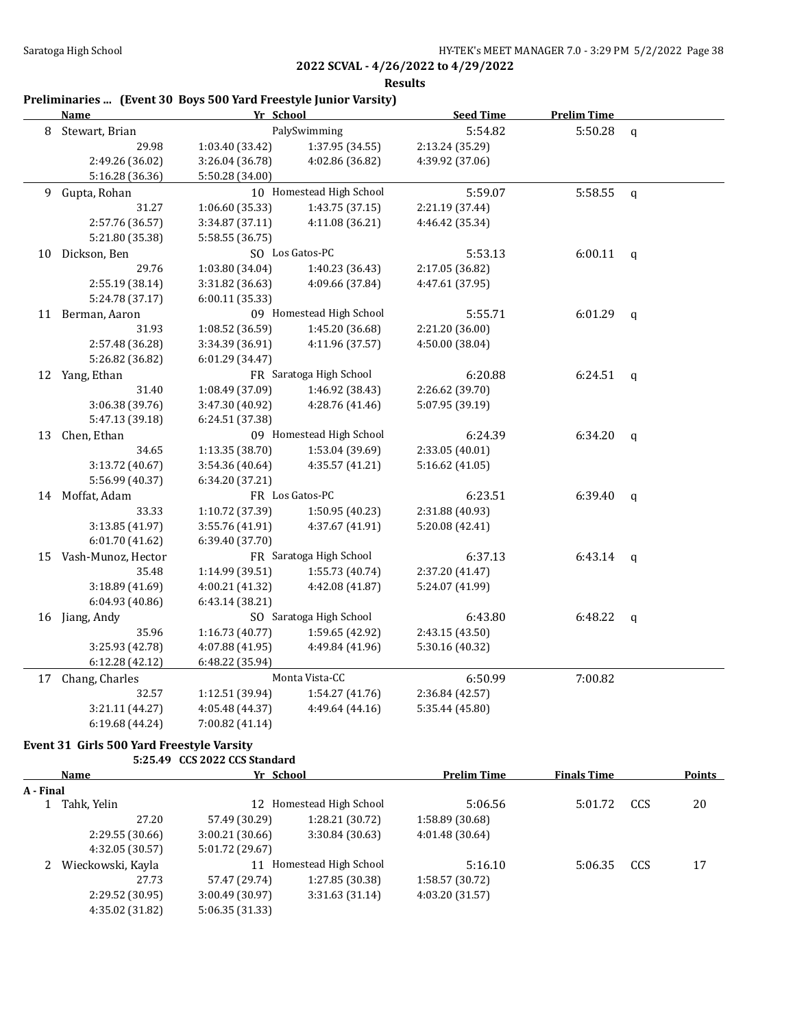## Results

### Preliminaries ... (Event 30 Boys 500 Yard Freestyle Junior Varsity)

| | Name | Yr | School | Seed Time | Prelim Time | |
|---|---|---|---|---|---|---|
| 8 | Stewart, Brian | | PalySwimming | 5:54.82 | 5:50.28 | q |
| | 29.98 | 1:03.40 (33.42) | 1:37.95 (34.55) | 2:13.24 (35.29) | | |
| | 2:49.26 (36.02) | 3:26.04 (36.78) | 4:02.86 (36.82) | 4:39.92 (37.06) | | |
| | 5:16.28 (36.36) | 5:50.28 (34.00) | | | | |
| 9 | Gupta, Rohan | 10 | Homestead High School | 5:59.07 | 5:58.55 | q |
| | 31.27 | 1:06.60 (35.33) | 1:43.75 (37.15) | 2:21.19 (37.44) | | |
| | 2:57.76 (36.57) | 3:34.87 (37.11) | 4:11.08 (36.21) | 4:46.42 (35.34) | | |
| | 5:21.80 (35.38) | 5:58.55 (36.75) | | | | |
| 10 | Dickson, Ben | SO | Los Gatos-PC | 5:53.13 | 6:00.11 | q |
| | 29.76 | 1:03.80 (34.04) | 1:40.23 (36.43) | 2:17.05 (36.82) | | |
| | 2:55.19 (38.14) | 3:31.82 (36.63) | 4:09.66 (37.84) | 4:47.61 (37.95) | | |
| | 5:24.78 (37.17) | 6:00.11 (35.33) | | | | |
| 11 | Berman, Aaron | 09 | Homestead High School | 5:55.71 | 6:01.29 | q |
| | 31.93 | 1:08.52 (36.59) | 1:45.20 (36.68) | 2:21.20 (36.00) | | |
| | 2:57.48 (36.28) | 3:34.39 (36.91) | 4:11.96 (37.57) | 4:50.00 (38.04) | | |
| | 5:26.82 (36.82) | 6:01.29 (34.47) | | | | |
| 12 | Yang, Ethan | FR | Saratoga High School | 6:20.88 | 6:24.51 | q |
| | 31.40 | 1:08.49 (37.09) | 1:46.92 (38.43) | 2:26.62 (39.70) | | |
| | 3:06.38 (39.76) | 3:47.30 (40.92) | 4:28.76 (41.46) | 5:07.95 (39.19) | | |
| | 5:47.13 (39.18) | 6:24.51 (37.38) | | | | |
| 13 | Chen, Ethan | 09 | Homestead High School | 6:24.39 | 6:34.20 | q |
| | 34.65 | 1:13.35 (38.70) | 1:53.04 (39.69) | 2:33.05 (40.01) | | |
| | 3:13.72 (40.67) | 3:54.36 (40.64) | 4:35.57 (41.21) | 5:16.62 (41.05) | | |
| | 5:56.99 (40.37) | 6:34.20 (37.21) | | | | |
| 14 | Moffat, Adam | FR | Los Gatos-PC | 6:23.51 | 6:39.40 | q |
| | 33.33 | 1:10.72 (37.39) | 1:50.95 (40.23) | 2:31.88 (40.93) | | |
| | 3:13.85 (41.97) | 3:55.76 (41.91) | 4:37.67 (41.91) | 5:20.08 (42.41) | | |
| | 6:01.70 (41.62) | 6:39.40 (37.70) | | | | |
| 15 | Vash-Munoz, Hector | FR | Saratoga High School | 6:37.13 | 6:43.14 | q |
| | 35.48 | 1:14.99 (39.51) | 1:55.73 (40.74) | 2:37.20 (41.47) | | |
| | 3:18.89 (41.69) | 4:00.21 (41.32) | 4:42.08 (41.87) | 5:24.07 (41.99) | | |
| | 6:04.93 (40.86) | 6:43.14 (38.21) | | | | |
| 16 | Jiang, Andy | SO | Saratoga High School | 6:43.80 | 6:48.22 | q |
| | 35.96 | 1:16.73 (40.77) | 1:59.65 (42.92) | 2:43.15 (43.50) | | |
| | 3:25.93 (42.78) | 4:07.88 (41.95) | 4:49.84 (41.96) | 5:30.16 (40.32) | | |
| | 6:12.28 (42.12) | 6:48.22 (35.94) | | | | |
| 17 | Chang, Charles | | Monta Vista-CC | 6:50.99 | 7:00.82 | |
| | 32.57 | 1:12.51 (39.94) | 1:54.27 (41.76) | 2:36.84 (42.57) | | |
| | 3:21.11 (44.27) | 4:05.48 (44.37) | 4:49.64 (44.16) | 5:35.44 (45.80) | | |
| | 6:19.68 (44.24) | 7:00.82 (41.14) | | | | |

### Event 31 Girls 500 Yard Freestyle Varsity

5:25.49 CCS 2022 CCS Standard

| | Name | Yr | School | Prelim Time | Finals Time | | Points |
|---|---|---|---|---|---|---|---|
| **A - Final** | | | | | | | |
| 1 | Tahk, Yelin | 12 | Homestead High School | 5:06.56 | 5:01.72 | CCS | 20 |
| | 27.20 | 57.49 (30.29) | 1:28.21 (30.72) | 1:58.89 (30.68) | | | |
| | 2:29.55 (30.66) | 3:00.21 (30.66) | 3:30.84 (30.63) | 4:01.48 (30.64) | | | |
| | 4:32.05 (30.57) | 5:01.72 (29.67) | | | | | |
| 2 | Wieckowski, Kayla | 11 | Homestead High School | 5:16.10 | 5:06.35 | CCS | 17 |
| | 27.73 | 57.47 (29.74) | 1:27.85 (30.38) | 1:58.57 (30.72) | | | |
| | 2:29.52 (30.95) | 3:00.49 (30.97) | 3:31.63 (31.14) | 4:03.20 (31.57) | | | |
| | 4:35.02 (31.82) | 5:06.35 (31.33) | | | | | |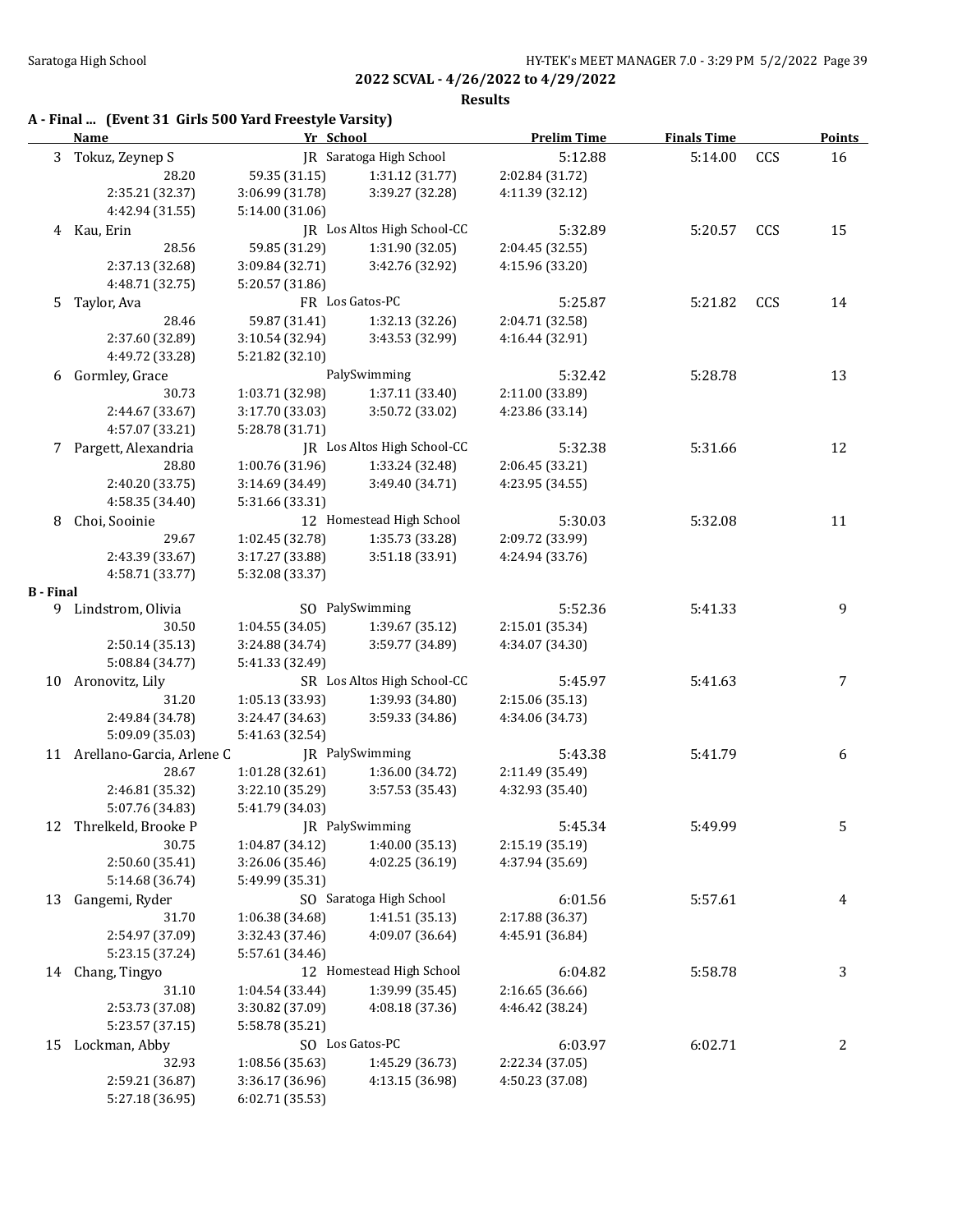**2022 SCVAL - 4/26/2022 to 4/29/2022**

**Results**

## A - Final ... (Event 31 Girls 500 Yard Freestyle Varsity)

| | Name | Yr | School | Prelim Time | Finals Time | | Points |
|---|---|---|---|---|---|---|---|
| 3 | Tokuz, Zeynep S | JR | Saratoga High School | 5:12.88 | 5:14.00 | CCS | 16 |
| | 28.20 | 59.35 (31.15) | 1:31.12 (31.77) | 2:02.84 (31.72) | | | |
| | 2:35.21 (32.37) | 3:06.99 (31.78) | 3:39.27 (32.28) | 4:11.39 (32.12) | | | |
| | 4:42.94 (31.55) | 5:14.00 (31.06) | | | | | |
| 4 | Kau, Erin | JR | Los Altos High School-CC | 5:32.89 | 5:20.57 | CCS | 15 |
| | 28.56 | 59.85 (31.29) | 1:31.90 (32.05) | 2:04.45 (32.55) | | | |
| | 2:37.13 (32.68) | 3:09.84 (32.71) | 3:42.76 (32.92) | 4:15.96 (33.20) | | | |
| | 4:48.71 (32.75) | 5:20.57 (31.86) | | | | | |
| 5 | Taylor, Ava | FR | Los Gatos-PC | 5:25.87 | 5:21.82 | CCS | 14 |
| | 28.46 | 59.87 (31.41) | 1:32.13 (32.26) | 2:04.71 (32.58) | | | |
| | 2:37.60 (32.89) | 3:10.54 (32.94) | 3:43.53 (32.99) | 4:16.44 (32.91) | | | |
| | 4:49.72 (33.28) | 5:21.82 (32.10) | | | | | |
| 6 | Gormley, Grace | | PalySwimming | 5:32.42 | 5:28.78 | | 13 |
| | 30.73 | 1:03.71 (32.98) | 1:37.11 (33.40) | 2:11.00 (33.89) | | | |
| | 2:44.67 (33.67) | 3:17.70 (33.03) | 3:50.72 (33.02) | 4:23.86 (33.14) | | | |
| | 4:57.07 (33.21) | 5:28.78 (31.71) | | | | | |
| 7 | Pargett, Alexandria | JR | Los Altos High School-CC | 5:32.38 | 5:31.66 | | 12 |
| | 28.80 | 1:00.76 (31.96) | 1:33.24 (32.48) | 2:06.45 (33.21) | | | |
| | 2:40.20 (33.75) | 3:14.69 (34.49) | 3:49.40 (34.71) | 4:23.95 (34.55) | | | |
| | 4:58.35 (34.40) | 5:31.66 (33.31) | | | | | |
| 8 | Choi, Sooinie | 12 | Homestead High School | 5:30.03 | 5:32.08 | | 11 |
| | 29.67 | 1:02.45 (32.78) | 1:35.73 (33.28) | 2:09.72 (33.99) | | | |
| | 2:43.39 (33.67) | 3:17.27 (33.88) | 3:51.18 (33.91) | 4:24.94 (33.76) | | | |
| | 4:58.71 (33.77) | 5:32.08 (33.37) | | | | | |

## B - Final

| | Name | Yr | School | Prelim Time | Finals Time | | Points |
|---|---|---|---|---|---|---|---|
| 9 | Lindstrom, Olivia | SO | PalySwimming | 5:52.36 | 5:41.33 | | 9 |
| | 30.50 | 1:04.55 (34.05) | 1:39.67 (35.12) | 2:15.01 (35.34) | | | |
| | 2:50.14 (35.13) | 3:24.88 (34.74) | 3:59.77 (34.89) | 4:34.07 (34.30) | | | |
| | 5:08.84 (34.77) | 5:41.33 (32.49) | | | | | |
| 10 | Aronovitz, Lily | SR | Los Altos High School-CC | 5:45.97 | 5:41.63 | | 7 |
| | 31.20 | 1:05.13 (33.93) | 1:39.93 (34.80) | 2:15.06 (35.13) | | | |
| | 2:49.84 (34.78) | 3:24.47 (34.63) | 3:59.33 (34.86) | 4:34.06 (34.73) | | | |
| | 5:09.09 (35.03) | 5:41.63 (32.54) | | | | | |
| 11 | Arellano-Garcia, Arlene C | JR | PalySwimming | 5:43.38 | 5:41.79 | | 6 |
| | 28.67 | 1:01.28 (32.61) | 1:36.00 (34.72) | 2:11.49 (35.49) | | | |
| | 2:46.81 (35.32) | 3:22.10 (35.29) | 3:57.53 (35.43) | 4:32.93 (35.40) | | | |
| | 5:07.76 (34.83) | 5:41.79 (34.03) | | | | | |
| 12 | Threlkeld, Brooke P | JR | PalySwimming | 5:45.34 | 5:49.99 | | 5 |
| | 30.75 | 1:04.87 (34.12) | 1:40.00 (35.13) | 2:15.19 (35.19) | | | |
| | 2:50.60 (35.41) | 3:26.06 (35.46) | 4:02.25 (36.19) | 4:37.94 (35.69) | | | |
| | 5:14.68 (36.74) | 5:49.99 (35.31) | | | | | |
| 13 | Gangemi, Ryder | SO | Saratoga High School | 6:01.56 | 5:57.61 | | 4 |
| | 31.70 | 1:06.38 (34.68) | 1:41.51 (35.13) | 2:17.88 (36.37) | | | |
| | 2:54.97 (37.09) | 3:32.43 (37.46) | 4:09.07 (36.64) | 4:45.91 (36.84) | | | |
| | 5:23.15 (37.24) | 5:57.61 (34.46) | | | | | |
| 14 | Chang, Tingyo | 12 | Homestead High School | 6:04.82 | 5:58.78 | | 3 |
| | 31.10 | 1:04.54 (33.44) | 1:39.99 (35.45) | 2:16.65 (36.66) | | | |
| | 2:53.73 (37.08) | 3:30.82 (37.09) | 4:08.18 (37.36) | 4:46.42 (38.24) | | | |
| | 5:23.57 (37.15) | 5:58.78 (35.21) | | | | | |
| 15 | Lockman, Abby | SO | Los Gatos-PC | 6:03.97 | 6:02.71 | | 2 |
| | 32.93 | 1:08.56 (35.63) | 1:45.29 (36.73) | 2:22.34 (37.05) | | | |
| | 2:59.21 (36.87) | 3:36.17 (36.96) | 4:13.15 (36.98) | 4:50.23 (37.08) | | | |
| | 5:27.18 (36.95) | 6:02.71 (35.53) | | | | | |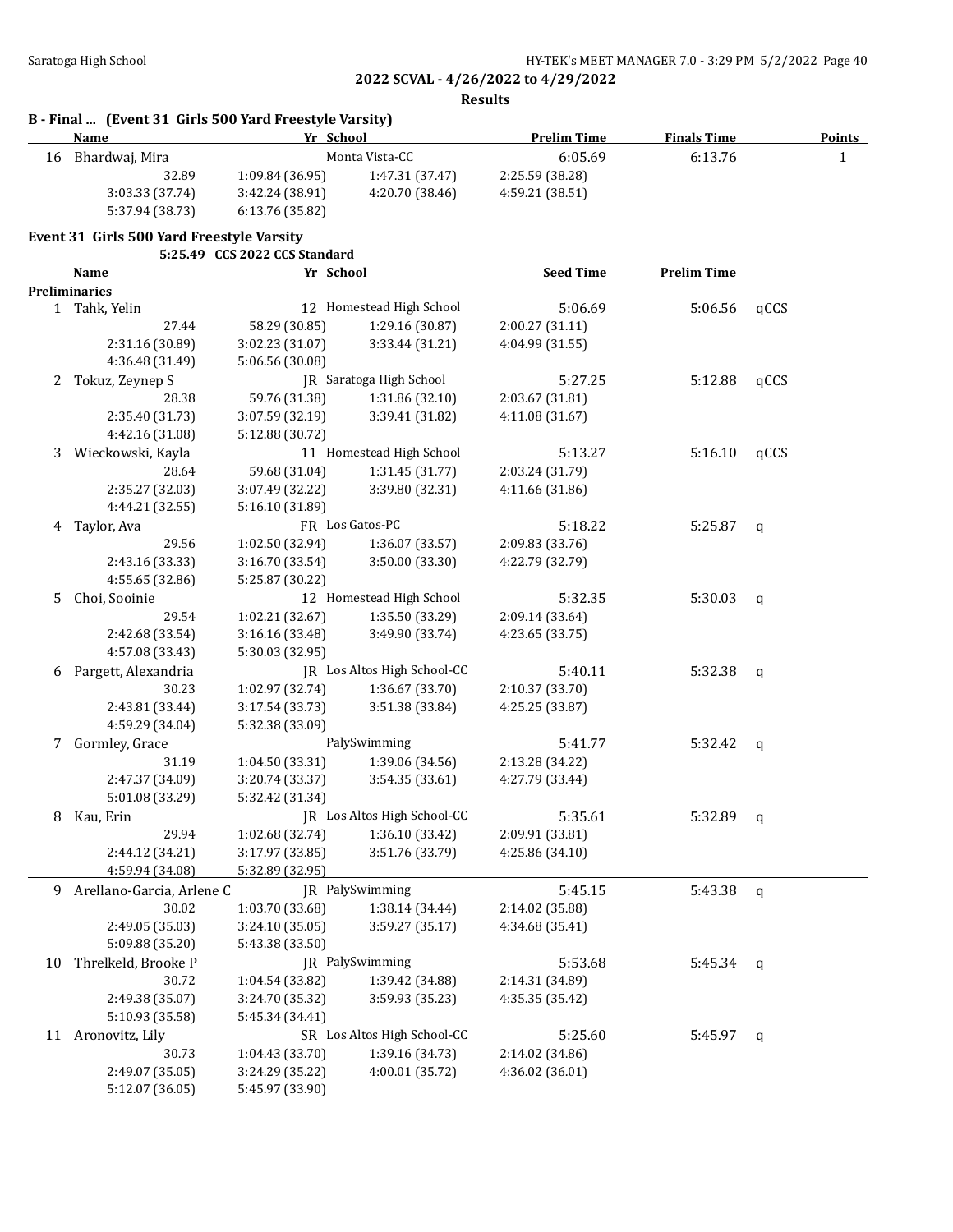**2022 SCVAL - 4/26/2022 to 4/29/2022**

**Results**

### B - Final ... (Event 31 Girls 500 Yard Freestyle Varsity)

| | Name | Yr | School | Prelim Time | Finals Time | Points |
|---|---|---|---|---|---|---|
| 16 | Bhardwaj, Mira | | Monta Vista-CC | 6:05.69 | 6:13.76 | 1 |
| | 32.89 | 1:09.84 (36.95) | 1:47.31 (37.47) | 2:25.59 (38.28) | | |
| | 3:03.33 (37.74) | 3:42.24 (38.91) | 4:20.70 (38.46) | 4:59.21 (38.51) | | |
| | 5:37.94 (38.73) | 6:13.76 (35.82) | | | | |

### Event 31 Girls 500 Yard Freestyle Varsity

5:25.49 CCS 2022 CCS Standard

| | Name | Yr | School | Seed Time | Prelim Time | |
|---|---|---|---|---|---|---|
| **Preliminaries** | | | | | | |
| 1 | Tahk, Yelin | 12 | Homestead High School | 5:06.69 | 5:06.56 | qCCS |
| | 27.44 | 58.29 (30.85) | 1:29.16 (30.87) | 2:00.27 (31.11) | | |
| | 2:31.16 (30.89) | 3:02.23 (31.07) | 3:33.44 (31.21) | 4:04.99 (31.55) | | |
| | 4:36.48 (31.49) | 5:06.56 (30.08) | | | | |
| 2 | Tokuz, Zeynep S | JR | Saratoga High School | 5:27.25 | 5:12.88 | qCCS |
| | 28.38 | 59.76 (31.38) | 1:31.86 (32.10) | 2:03.67 (31.81) | | |
| | 2:35.40 (31.73) | 3:07.59 (32.19) | 3:39.41 (31.82) | 4:11.08 (31.67) | | |
| | 4:42.16 (31.08) | 5:12.88 (30.72) | | | | |
| 3 | Wieckowski, Kayla | 11 | Homestead High School | 5:13.27 | 5:16.10 | qCCS |
| | 28.64 | 59.68 (31.04) | 1:31.45 (31.77) | 2:03.24 (31.79) | | |
| | 2:35.27 (32.03) | 3:07.49 (32.22) | 3:39.80 (32.31) | 4:11.66 (31.86) | | |
| | 4:44.21 (32.55) | 5:16.10 (31.89) | | | | |
| 4 | Taylor, Ava | FR | Los Gatos-PC | 5:18.22 | 5:25.87 | q |
| | 29.56 | 1:02.50 (32.94) | 1:36.07 (33.57) | 2:09.83 (33.76) | | |
| | 2:43.16 (33.33) | 3:16.70 (33.54) | 3:50.00 (33.30) | 4:22.79 (32.79) | | |
| | 4:55.65 (32.86) | 5:25.87 (30.22) | | | | |
| 5 | Choi, Sooinie | 12 | Homestead High School | 5:32.35 | 5:30.03 | q |
| | 29.54 | 1:02.21 (32.67) | 1:35.50 (33.29) | 2:09.14 (33.64) | | |
| | 2:42.68 (33.54) | 3:16.16 (33.48) | 3:49.90 (33.74) | 4:23.65 (33.75) | | |
| | 4:57.08 (33.43) | 5:30.03 (32.95) | | | | |
| 6 | Pargett, Alexandria | JR | Los Altos High School-CC | 5:40.11 | 5:32.38 | q |
| | 30.23 | 1:02.97 (32.74) | 1:36.67 (33.70) | 2:10.37 (33.70) | | |
| | 2:43.81 (33.44) | 3:17.54 (33.73) | 3:51.38 (33.84) | 4:25.25 (33.87) | | |
| | 4:59.29 (34.04) | 5:32.38 (33.09) | | | | |
| 7 | Gormley, Grace | | PalySwimming | 5:41.77 | 5:32.42 | q |
| | 31.19 | 1:04.50 (33.31) | 1:39.06 (34.56) | 2:13.28 (34.22) | | |
| | 2:47.37 (34.09) | 3:20.74 (33.37) | 3:54.35 (33.61) | 4:27.79 (33.44) | | |
| | 5:01.08 (33.29) | 5:32.42 (31.34) | | | | |
| 8 | Kau, Erin | JR | Los Altos High School-CC | 5:35.61 | 5:32.89 | q |
| | 29.94 | 1:02.68 (32.74) | 1:36.10 (33.42) | 2:09.91 (33.81) | | |
| | 2:44.12 (34.21) | 3:17.97 (33.85) | 3:51.76 (33.79) | 4:25.86 (34.10) | | |
| | 4:59.94 (34.08) | 5:32.89 (32.95) | | | | |
| 9 | Arellano-Garcia, Arlene C | JR | PalySwimming | 5:45.15 | 5:43.38 | q |
| | 30.02 | 1:03.70 (33.68) | 1:38.14 (34.44) | 2:14.02 (35.88) | | |
| | 2:49.05 (35.03) | 3:24.10 (35.05) | 3:59.27 (35.17) | 4:34.68 (35.41) | | |
| | 5:09.88 (35.20) | 5:43.38 (33.50) | | | | |
| 10 | Threlkeld, Brooke P | JR | PalySwimming | 5:53.68 | 5:45.34 | q |
| | 30.72 | 1:04.54 (33.82) | 1:39.42 (34.88) | 2:14.31 (34.89) | | |
| | 2:49.38 (35.07) | 3:24.70 (35.32) | 3:59.93 (35.23) | 4:35.35 (35.42) | | |
| | 5:10.93 (35.58) | 5:45.34 (34.41) | | | | |
| 11 | Aronovitz, Lily | SR | Los Altos High School-CC | 5:25.60 | 5:45.97 | q |
| | 30.73 | 1:04.43 (33.70) | 1:39.16 (34.73) | 2:14.02 (34.86) | | |
| | 2:49.07 (35.05) | 3:24.29 (35.22) | 4:00.01 (35.72) | 4:36.02 (36.01) | | |
| | 5:12.07 (36.05) | 5:45.97 (33.90) | | | | |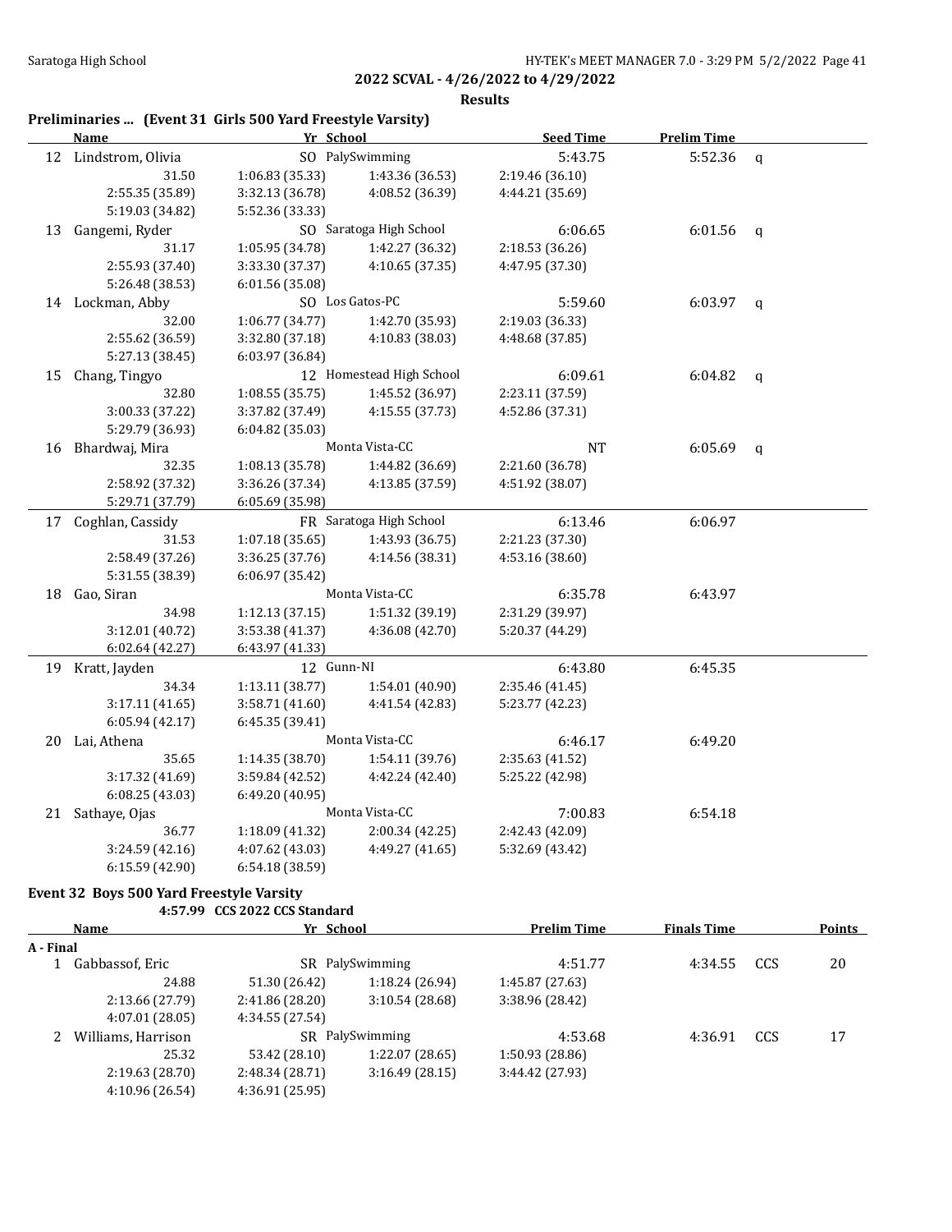**2022 SCVAL - 4/26/2022 to 4/29/2022**

**Results**

### Preliminaries ... (Event 31 Girls 500 Yard Freestyle Varsity)

| | Name | Yr | School | Seed Time | Prelim Time | |
|---|---|---|---|---|---|---|
| 12 | Lindstrom, Olivia | SO | PalySwimming | 5:43.75 | 5:52.36 | q |
| | 31.50 | 1:06.83 (35.33) | 1:43.36 (36.53) | 2:19.46 (36.10) | | |
| | 2:55.35 (35.89) | 3:32.13 (36.78) | 4:08.52 (36.39) | 4:44.21 (35.69) | | |
| | 5:19.03 (34.82) | 5:52.36 (33.33) | | | | |
| 13 | Gangemi, Ryder | SO | Saratoga High School | 6:06.65 | 6:01.56 | q |
| | 31.17 | 1:05.95 (34.78) | 1:42.27 (36.32) | 2:18.53 (36.26) | | |
| | 2:55.93 (37.40) | 3:33.30 (37.37) | 4:10.65 (37.35) | 4:47.95 (37.30) | | |
| | 5:26.48 (38.53) | 6:01.56 (35.08) | | | | |
| 14 | Lockman, Abby | SO | Los Gatos-PC | 5:59.60 | 6:03.97 | q |
| | 32.00 | 1:06.77 (34.77) | 1:42.70 (35.93) | 2:19.03 (36.33) | | |
| | 2:55.62 (36.59) | 3:32.80 (37.18) | 4:10.83 (38.03) | 4:48.68 (37.85) | | |
| | 5:27.13 (38.45) | 6:03.97 (36.84) | | | | |
| 15 | Chang, Tingyo | 12 | Homestead High School | 6:09.61 | 6:04.82 | q |
| | 32.80 | 1:08.55 (35.75) | 1:45.52 (36.97) | 2:23.11 (37.59) | | |
| | 3:00.33 (37.22) | 3:37.82 (37.49) | 4:15.55 (37.73) | 4:52.86 (37.31) | | |
| | 5:29.79 (36.93) | 6:04.82 (35.03) | | | | |
| 16 | Bhardwaj, Mira | | Monta Vista-CC | NT | 6:05.69 | q |
| | 32.35 | 1:08.13 (35.78) | 1:44.82 (36.69) | 2:21.60 (36.78) | | |
| | 2:58.92 (37.32) | 3:36.26 (37.34) | 4:13.85 (37.59) | 4:51.92 (38.07) | | |
| | 5:29.71 (37.79) | 6:05.69 (35.98) | | | | |
| 17 | Coghlan, Cassidy | FR | Saratoga High School | 6:13.46 | 6:06.97 | |
| | 31.53 | 1:07.18 (35.65) | 1:43.93 (36.75) | 2:21.23 (37.30) | | |
| | 2:58.49 (37.26) | 3:36.25 (37.76) | 4:14.56 (38.31) | 4:53.16 (38.60) | | |
| | 5:31.55 (38.39) | 6:06.97 (35.42) | | | | |
| 18 | Gao, Siran | | Monta Vista-CC | 6:35.78 | 6:43.97 | |
| | 34.98 | 1:12.13 (37.15) | 1:51.32 (39.19) | 2:31.29 (39.97) | | |
| | 3:12.01 (40.72) | 3:53.38 (41.37) | 4:36.08 (42.70) | 5:20.37 (44.29) | | |
| | 6:02.64 (42.27) | 6:43.97 (41.33) | | | | |
| 19 | Kratt, Jayden | 12 | Gunn-NI | 6:43.80 | 6:45.35 | |
| | 34.34 | 1:13.11 (38.77) | 1:54.01 (40.90) | 2:35.46 (41.45) | | |
| | 3:17.11 (41.65) | 3:58.71 (41.60) | 4:41.54 (42.83) | 5:23.77 (42.23) | | |
| | 6:05.94 (42.17) | 6:45.35 (39.41) | | | | |
| 20 | Lai, Athena | | Monta Vista-CC | 6:46.17 | 6:49.20 | |
| | 35.65 | 1:14.35 (38.70) | 1:54.11 (39.76) | 2:35.63 (41.52) | | |
| | 3:17.32 (41.69) | 3:59.84 (42.52) | 4:42.24 (42.40) | 5:25.22 (42.98) | | |
| | 6:08.25 (43.03) | 6:49.20 (40.95) | | | | |
| 21 | Sathaye, Ojas | | Monta Vista-CC | 7:00.83 | 6:54.18 | |
| | 36.77 | 1:18.09 (41.32) | 2:00.34 (42.25) | 2:42.43 (42.09) | | |
| | 3:24.59 (42.16) | 4:07.62 (43.03) | 4:49.27 (41.65) | 5:32.69 (43.42) | | |
| | 6:15.59 (42.90) | 6:54.18 (38.59) | | | | |

### Event 32 Boys 500 Yard Freestyle Varsity

4:57.99 CCS 2022 CCS Standard

| | Name | Yr | School | Prelim Time | Finals Time | | Points |
|---|---|---|---|---|---|---|---|
| **A - Final** | | | | | | | |
| 1 | Gabbassof, Eric | SR | PalySwimming | 4:51.77 | 4:34.55 | CCS | 20 |
| | 24.88 | 51.30 (26.42) | 1:18.24 (26.94) | 1:45.87 (27.63) | | | |
| | 2:13.66 (27.79) | 2:41.86 (28.20) | 3:10.54 (28.68) | 3:38.96 (28.42) | | | |
| | 4:07.01 (28.05) | 4:34.55 (27.54) | | | | | |
| 2 | Williams, Harrison | SR | PalySwimming | 4:53.68 | 4:36.91 | CCS | 17 |
| | 25.32 | 53.42 (28.10) | 1:22.07 (28.65) | 1:50.93 (28.86) | | | |
| | 2:19.63 (28.70) | 2:48.34 (28.71) | 3:16.49 (28.15) | 3:44.42 (27.93) | | | |
| | 4:10.96 (26.54) | 4:36.91 (25.95) | | | | | |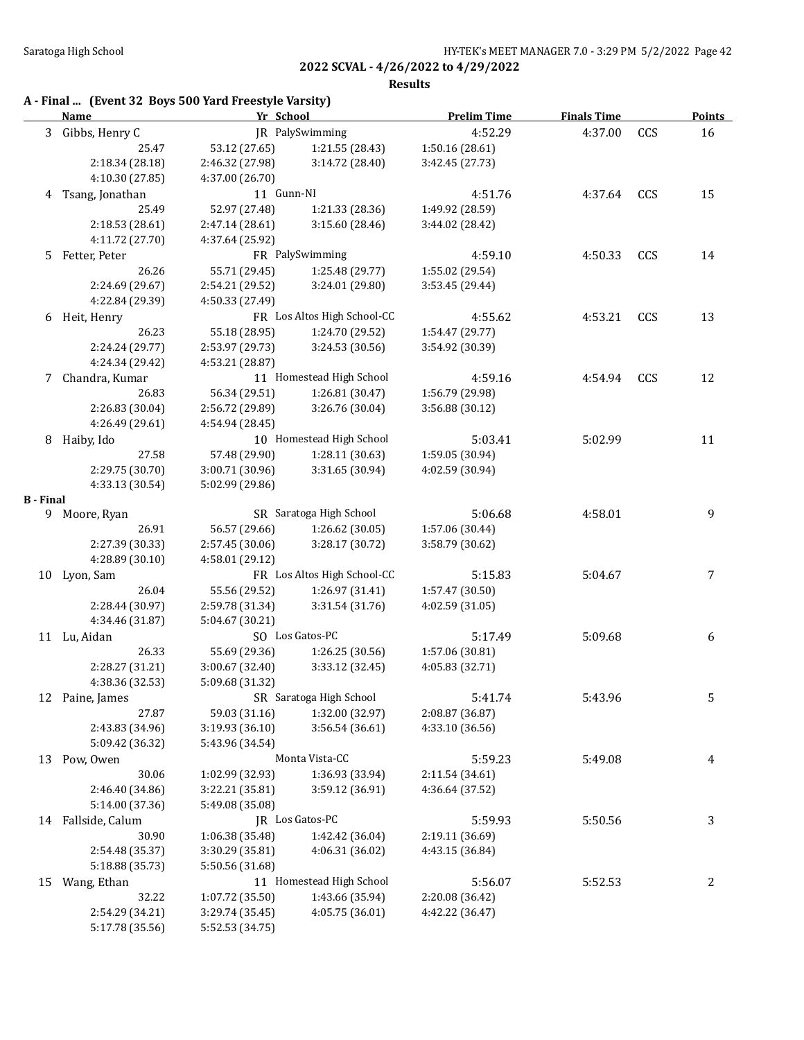**2022 SCVAL - 4/26/2022 to 4/29/2022**

**Results**

### A - Final ... (Event 32 Boys 500 Yard Freestyle Varsity)

| | Name | Yr | School | Prelim Time | Finals Time | | Points |
|---|---|---|---|---|---|---|---|
| 3 | Gibbs, Henry C | JR | PalySwimming | 4:52.29 | 4:37.00 | CCS | 16 |
| | 25.47 | 53.12 (27.65) | 1:21.55 (28.43) | 1:50.16 (28.61) | | | |
| | 2:18.34 (28.18) | 2:46.32 (27.98) | 3:14.72 (28.40) | 3:42.45 (27.73) | | | |
| | 4:10.30 (27.85) | 4:37.00 (26.70) | | | | | |
| 4 | Tsang, Jonathan | 11 | Gunn-NI | 4:51.76 | 4:37.64 | CCS | 15 |
| | 25.49 | 52.97 (27.48) | 1:21.33 (28.36) | 1:49.92 (28.59) | | | |
| | 2:18.53 (28.61) | 2:47.14 (28.61) | 3:15.60 (28.46) | 3:44.02 (28.42) | | | |
| | 4:11.72 (27.70) | 4:37.64 (25.92) | | | | | |
| 5 | Fetter, Peter | FR | PalySwimming | 4:59.10 | 4:50.33 | CCS | 14 |
| | 26.26 | 55.71 (29.45) | 1:25.48 (29.77) | 1:55.02 (29.54) | | | |
| | 2:24.69 (29.67) | 2:54.21 (29.52) | 3:24.01 (29.80) | 3:53.45 (29.44) | | | |
| | 4:22.84 (29.39) | 4:50.33 (27.49) | | | | | |
| 6 | Heit, Henry | FR | Los Altos High School-CC | 4:55.62 | 4:53.21 | CCS | 13 |
| | 26.23 | 55.18 (28.95) | 1:24.70 (29.52) | 1:54.47 (29.77) | | | |
| | 2:24.24 (29.77) | 2:53.97 (29.73) | 3:24.53 (30.56) | 3:54.92 (30.39) | | | |
| | 4:24.34 (29.42) | 4:53.21 (28.87) | | | | | |
| 7 | Chandra, Kumar | 11 | Homestead High School | 4:59.16 | 4:54.94 | CCS | 12 |
| | 26.83 | 56.34 (29.51) | 1:26.81 (30.47) | 1:56.79 (29.98) | | | |
| | 2:26.83 (30.04) | 2:56.72 (29.89) | 3:26.76 (30.04) | 3:56.88 (30.12) | | | |
| | 4:26.49 (29.61) | 4:54.94 (28.45) | | | | | |
| 8 | Haiby, Ido | 10 | Homestead High School | 5:03.41 | 5:02.99 | | 11 |
| | 27.58 | 57.48 (29.90) | 1:28.11 (30.63) | 1:59.05 (30.94) | | | |
| | 2:29.75 (30.70) | 3:00.71 (30.96) | 3:31.65 (30.94) | 4:02.59 (30.94) | | | |
| | 4:33.13 (30.54) | 5:02.99 (29.86) | | | | | |

### B - Final

| | Name | Yr | School | Prelim Time | Finals Time | | Points |
|---|---|---|---|---|---|---|---|
| 9 | Moore, Ryan | SR | Saratoga High School | 5:06.68 | 4:58.01 | | 9 |
| | 26.91 | 56.57 (29.66) | 1:26.62 (30.05) | 1:57.06 (30.44) | | | |
| | 2:27.39 (30.33) | 2:57.45 (30.06) | 3:28.17 (30.72) | 3:58.79 (30.62) | | | |
| | 4:28.89 (30.10) | 4:58.01 (29.12) | | | | | |
| 10 | Lyon, Sam | FR | Los Altos High School-CC | 5:15.83 | 5:04.67 | | 7 |
| | 26.04 | 55.56 (29.52) | 1:26.97 (31.41) | 1:57.47 (30.50) | | | |
| | 2:28.44 (30.97) | 2:59.78 (31.34) | 3:31.54 (31.76) | 4:02.59 (31.05) | | | |
| | 4:34.46 (31.87) | 5:04.67 (30.21) | | | | | |
| 11 | Lu, Aidan | SO | Los Gatos-PC | 5:17.49 | 5:09.68 | | 6 |
| | 26.33 | 55.69 (29.36) | 1:26.25 (30.56) | 1:57.06 (30.81) | | | |
| | 2:28.27 (31.21) | 3:00.67 (32.40) | 3:33.12 (32.45) | 4:05.83 (32.71) | | | |
| | 4:38.36 (32.53) | 5:09.68 (31.32) | | | | | |
| 12 | Paine, James | SR | Saratoga High School | 5:41.74 | 5:43.96 | | 5 |
| | 27.87 | 59.03 (31.16) | 1:32.00 (32.97) | 2:08.87 (36.87) | | | |
| | 2:43.83 (34.96) | 3:19.93 (36.10) | 3:56.54 (36.61) | 4:33.10 (36.56) | | | |
| | 5:09.42 (36.32) | 5:43.96 (34.54) | | | | | |
| 13 | Pow, Owen | | Monta Vista-CC | 5:59.23 | 5:49.08 | | 4 |
| | 30.06 | 1:02.99 (32.93) | 1:36.93 (33.94) | 2:11.54 (34.61) | | | |
| | 2:46.40 (34.86) | 3:22.21 (35.81) | 3:59.12 (36.91) | 4:36.64 (37.52) | | | |
| | 5:14.00 (37.36) | 5:49.08 (35.08) | | | | | |
| 14 | Fallside, Calum | JR | Los Gatos-PC | 5:59.93 | 5:50.56 | | 3 |
| | 30.90 | 1:06.38 (35.48) | 1:42.42 (36.04) | 2:19.11 (36.69) | | | |
| | 2:54.48 (35.37) | 3:30.29 (35.81) | 4:06.31 (36.02) | 4:43.15 (36.84) | | | |
| | 5:18.88 (35.73) | 5:50.56 (31.68) | | | | | |
| 15 | Wang, Ethan | 11 | Homestead High School | 5:56.07 | 5:52.53 | | 2 |
| | 32.22 | 1:07.72 (35.50) | 1:43.66 (35.94) | 2:20.08 (36.42) | | | |
| | 2:54.29 (34.21) | 3:29.74 (35.45) | 4:05.75 (36.01) | 4:42.22 (36.47) | | | |
| | 5:17.78 (35.56) | 5:52.53 (34.75) | | | | | |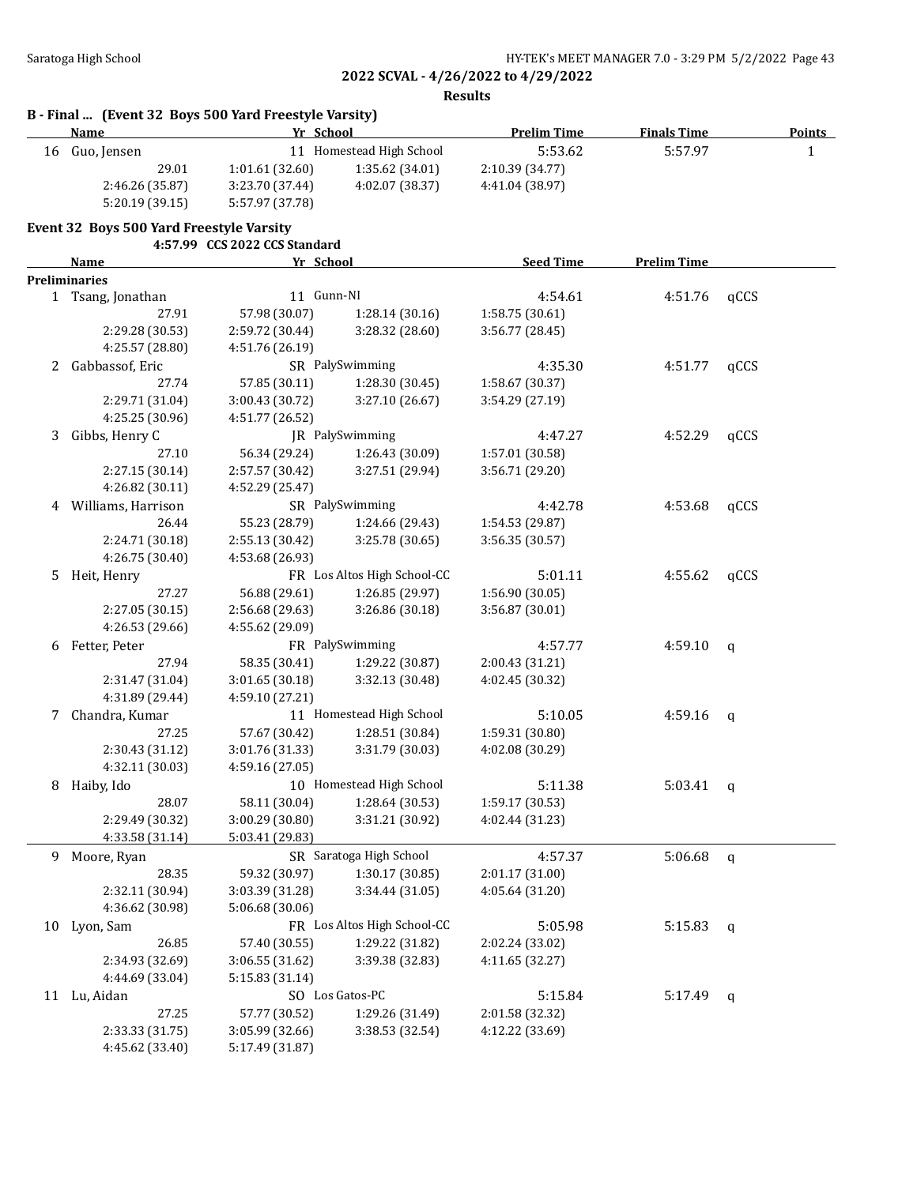**2022 SCVAL - 4/26/2022 to 4/29/2022**

**Results**

### B - Final ... (Event 32 Boys 500 Yard Freestyle Varsity)

| | Name | Yr | School | Prelim Time | Finals Time | Points |
|---|---|---|---|---|---|---|
| 16 | Guo, Jensen | 11 | Homestead High School | 5:53.62 | 5:57.97 | 1 |
| | 29.01 | 1:01.61 (32.60) | 1:35.62 (34.01) | 2:10.39 (34.77) | | |
| | 2:46.26 (35.87) | 3:23.70 (37.44) | 4:02.07 (38.37) | 4:41.04 (38.97) | | |
| | 5:20.19 (39.15) | 5:57.97 (37.78) | | | | |

### Event 32 Boys 500 Yard Freestyle Varsity

4:57.99 CCS 2022 CCS Standard

| | Name | Yr | School | Seed Time | Prelim Time | |
|---|---|---|---|---|---|---|
| **Preliminaries** | | | | | | |
| 1 | Tsang, Jonathan | 11 | Gunn-NI | 4:54.61 | 4:51.76 | qCCS |
| | 27.91 | 57.98 (30.07) | 1:28.14 (30.16) | 1:58.75 (30.61) | | |
| | 2:29.28 (30.53) | 2:59.72 (30.44) | 3:28.32 (28.60) | 3:56.77 (28.45) | | |
| | 4:25.57 (28.80) | 4:51.76 (26.19) | | | | |
| 2 | Gabbassof, Eric | SR | PalySwimming | 4:35.30 | 4:51.77 | qCCS |
| | 27.74 | 57.85 (30.11) | 1:28.30 (30.45) | 1:58.67 (30.37) | | |
| | 2:29.71 (31.04) | 3:00.43 (30.72) | 3:27.10 (26.67) | 3:54.29 (27.19) | | |
| | 4:25.25 (30.96) | 4:51.77 (26.52) | | | | |
| 3 | Gibbs, Henry C | JR | PalySwimming | 4:47.27 | 4:52.29 | qCCS |
| | 27.10 | 56.34 (29.24) | 1:26.43 (30.09) | 1:57.01 (30.58) | | |
| | 2:27.15 (30.14) | 2:57.57 (30.42) | 3:27.51 (29.94) | 3:56.71 (29.20) | | |
| | 4:26.82 (30.11) | 4:52.29 (25.47) | | | | |
| 4 | Williams, Harrison | SR | PalySwimming | 4:42.78 | 4:53.68 | qCCS |
| | 26.44 | 55.23 (28.79) | 1:24.66 (29.43) | 1:54.53 (29.87) | | |
| | 2:24.71 (30.18) | 2:55.13 (30.42) | 3:25.78 (30.65) | 3:56.35 (30.57) | | |
| | 4:26.75 (30.40) | 4:53.68 (26.93) | | | | |
| 5 | Heit, Henry | FR | Los Altos High School-CC | 5:01.11 | 4:55.62 | qCCS |
| | 27.27 | 56.88 (29.61) | 1:26.85 (29.97) | 1:56.90 (30.05) | | |
| | 2:27.05 (30.15) | 2:56.68 (29.63) | 3:26.86 (30.18) | 3:56.87 (30.01) | | |
| | 4:26.53 (29.66) | 4:55.62 (29.09) | | | | |
| 6 | Fetter, Peter | FR | PalySwimming | 4:57.77 | 4:59.10 | q |
| | 27.94 | 58.35 (30.41) | 1:29.22 (30.87) | 2:00.43 (31.21) | | |
| | 2:31.47 (31.04) | 3:01.65 (30.18) | 3:32.13 (30.48) | 4:02.45 (30.32) | | |
| | 4:31.89 (29.44) | 4:59.10 (27.21) | | | | |
| 7 | Chandra, Kumar | 11 | Homestead High School | 5:10.05 | 4:59.16 | q |
| | 27.25 | 57.67 (30.42) | 1:28.51 (30.84) | 1:59.31 (30.80) | | |
| | 2:30.43 (31.12) | 3:01.76 (31.33) | 3:31.79 (30.03) | 4:02.08 (30.29) | | |
| | 4:32.11 (30.03) | 4:59.16 (27.05) | | | | |
| 8 | Haiby, Ido | 10 | Homestead High School | 5:11.38 | 5:03.41 | q |
| | 28.07 | 58.11 (30.04) | 1:28.64 (30.53) | 1:59.17 (30.53) | | |
| | 2:29.49 (30.32) | 3:00.29 (30.80) | 3:31.21 (30.92) | 4:02.44 (31.23) | | |
| | 4:33.58 (31.14) | 5:03.41 (29.83) | | | | |
| 9 | Moore, Ryan | SR | Saratoga High School | 4:57.37 | 5:06.68 | q |
| | 28.35 | 59.32 (30.97) | 1:30.17 (30.85) | 2:01.17 (31.00) | | |
| | 2:32.11 (30.94) | 3:03.39 (31.28) | 3:34.44 (31.05) | 4:05.64 (31.20) | | |
| | 4:36.62 (30.98) | 5:06.68 (30.06) | | | | |
| 10 | Lyon, Sam | FR | Los Altos High School-CC | 5:05.98 | 5:15.83 | q |
| | 26.85 | 57.40 (30.55) | 1:29.22 (31.82) | 2:02.24 (33.02) | | |
| | 2:34.93 (32.69) | 3:06.55 (31.62) | 3:39.38 (32.83) | 4:11.65 (32.27) | | |
| | 4:44.69 (33.04) | 5:15.83 (31.14) | | | | |
| 11 | Lu, Aidan | SO | Los Gatos-PC | 5:15.84 | 5:17.49 | q |
| | 27.25 | 57.77 (30.52) | 1:29.26 (31.49) | 2:01.58 (32.32) | | |
| | 2:33.33 (31.75) | 3:05.99 (32.66) | 3:38.53 (32.54) | 4:12.22 (33.69) | | |
| | 4:45.62 (33.40) | 5:17.49 (31.87) | | | | |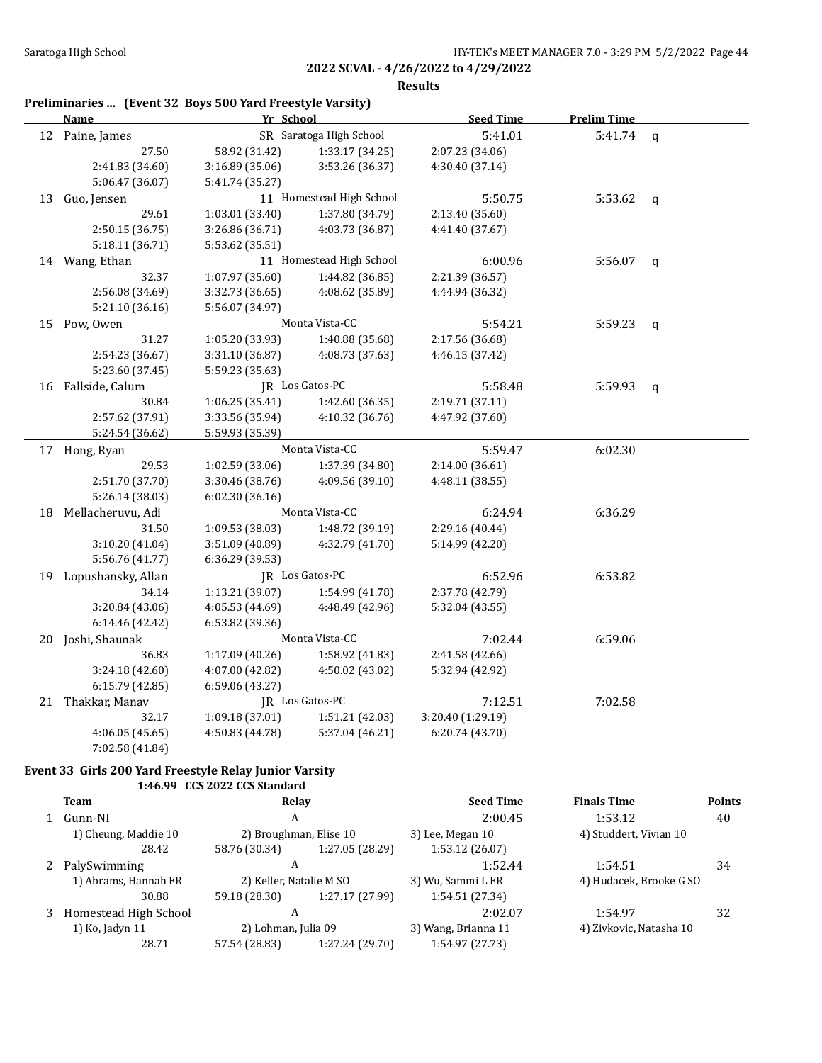**2022 SCVAL - 4/26/2022 to 4/29/2022**

**Results**

### Preliminaries ... (Event 32 Boys 500 Yard Freestyle Varsity)

| | Name | Yr | School | Seed Time | Prelim Time | |
|---|---|---|---|---|---|---|
| 12 | Paine, James | SR | Saratoga High School | 5:41.01 | 5:41.74 | q |
| | 27.50 | 58.92 (31.42) | 1:33.17 (34.25) | 2:07.23 (34.06) | | |
| | 2:41.83 (34.60) | 3:16.89 (35.06) | 3:53.26 (36.37) | 4:30.40 (37.14) | | |
| | 5:06.47 (36.07) | 5:41.74 (35.27) | | | | |
| 13 | Guo, Jensen | 11 | Homestead High School | 5:50.75 | 5:53.62 | q |
| | 29.61 | 1:03.01 (33.40) | 1:37.80 (34.79) | 2:13.40 (35.60) | | |
| | 2:50.15 (36.75) | 3:26.86 (36.71) | 4:03.73 (36.87) | 4:41.40 (37.67) | | |
| | 5:18.11 (36.71) | 5:53.62 (35.51) | | | | |
| 14 | Wang, Ethan | 11 | Homestead High School | 6:00.96 | 5:56.07 | q |
| | 32.37 | 1:07.97 (35.60) | 1:44.82 (36.85) | 2:21.39 (36.57) | | |
| | 2:56.08 (34.69) | 3:32.73 (36.65) | 4:08.62 (35.89) | 4:44.94 (36.32) | | |
| | 5:21.10 (36.16) | 5:56.07 (34.97) | | | | |
| 15 | Pow, Owen | | Monta Vista-CC | 5:54.21 | 5:59.23 | q |
| | 31.27 | 1:05.20 (33.93) | 1:40.88 (35.68) | 2:17.56 (36.68) | | |
| | 2:54.23 (36.67) | 3:31.10 (36.87) | 4:08.73 (37.63) | 4:46.15 (37.42) | | |
| | 5:23.60 (37.45) | 5:59.23 (35.63) | | | | |
| 16 | Fallside, Calum | JR | Los Gatos-PC | 5:58.48 | 5:59.93 | q |
| | 30.84 | 1:06.25 (35.41) | 1:42.60 (36.35) | 2:19.71 (37.11) | | |
| | 2:57.62 (37.91) | 3:33.56 (35.94) | 4:10.32 (36.76) | 4:47.92 (37.60) | | |
| | 5:24.54 (36.62) | 5:59.93 (35.39) | | | | |
| 17 | Hong, Ryan | | Monta Vista-CC | 5:59.47 | 6:02.30 | |
| | 29.53 | 1:02.59 (33.06) | 1:37.39 (34.80) | 2:14.00 (36.61) | | |
| | 2:51.70 (37.70) | 3:30.46 (38.76) | 4:09.56 (39.10) | 4:48.11 (38.55) | | |
| | 5:26.14 (38.03) | 6:02.30 (36.16) | | | | |
| 18 | Mellacheruvu, Adi | | Monta Vista-CC | 6:24.94 | 6:36.29 | |
| | 31.50 | 1:09.53 (38.03) | 1:48.72 (39.19) | 2:29.16 (40.44) | | |
| | 3:10.20 (41.04) | 3:51.09 (40.89) | 4:32.79 (41.70) | 5:14.99 (42.20) | | |
| | 5:56.76 (41.77) | 6:36.29 (39.53) | | | | |
| 19 | Lopushansky, Allan | JR | Los Gatos-PC | 6:52.96 | 6:53.82 | |
| | 34.14 | 1:13.21 (39.07) | 1:54.99 (41.78) | 2:37.78 (42.79) | | |
| | 3:20.84 (43.06) | 4:05.53 (44.69) | 4:48.49 (42.96) | 5:32.04 (43.55) | | |
| | 6:14.46 (42.42) | 6:53.82 (39.36) | | | | |
| 20 | Joshi, Shaunak | | Monta Vista-CC | 7:02.44 | 6:59.06 | |
| | 36.83 | 1:17.09 (40.26) | 1:58.92 (41.83) | 2:41.58 (42.66) | | |
| | 3:24.18 (42.60) | 4:07.00 (42.82) | 4:50.02 (43.02) | 5:32.94 (42.92) | | |
| | 6:15.79 (42.85) | 6:59.06 (43.27) | | | | |
| 21 | Thakkar, Manav | JR | Los Gatos-PC | 7:12.51 | 7:02.58 | |
| | 32.17 | 1:09.18 (37.01) | 1:51.21 (42.03) | 3:20.40 (1:29.19) | | |
| | 4:06.05 (45.65) | 4:50.83 (44.78) | 5:37.04 (46.21) | 6:20.74 (43.70) | | |
| | 7:02.58 (41.84) | | | | | |

### Event 33 Girls 200 Yard Freestyle Relay Junior Varsity

1:46.99 CCS 2022 CCS Standard

| | Team | Relay | | Seed Time | Finals Time | Points |
|---|---|---|---|---|---|---|
| 1 | Gunn-NI | A | | 2:00.45 | 1:53.12 | 40 |
| | 1) Cheung, Maddie 10 | 2) Broughman, Elise 10 | | 3) Lee, Megan 10 | 4) Studdert, Vivian 10 | |
| | 28.42 | 58.76 (30.34) | 1:27.05 (28.29) | 1:53.12 (26.07) | | |
| 2 | PalySwimming | A | | 1:52.44 | 1:54.51 | 34 |
| | 1) Abrams, Hannah FR | 2) Keller, Natalie M SO | | 3) Wu, Sammi L FR | 4) Hudacek, Brooke G SO | |
| | 30.88 | 59.18 (28.30) | 1:27.17 (27.99) | 1:54.51 (27.34) | | |
| 3 | Homestead High School | A | | 2:02.07 | 1:54.97 | 32 |
| | 1) Ko, Jadyn 11 | 2) Lohman, Julia 09 | | 3) Wang, Brianna 11 | 4) Zivkovic, Natasha 10 | |
| | 28.71 | 57.54 (28.83) | 1:27.24 (29.70) | 1:54.97 (27.73) | | |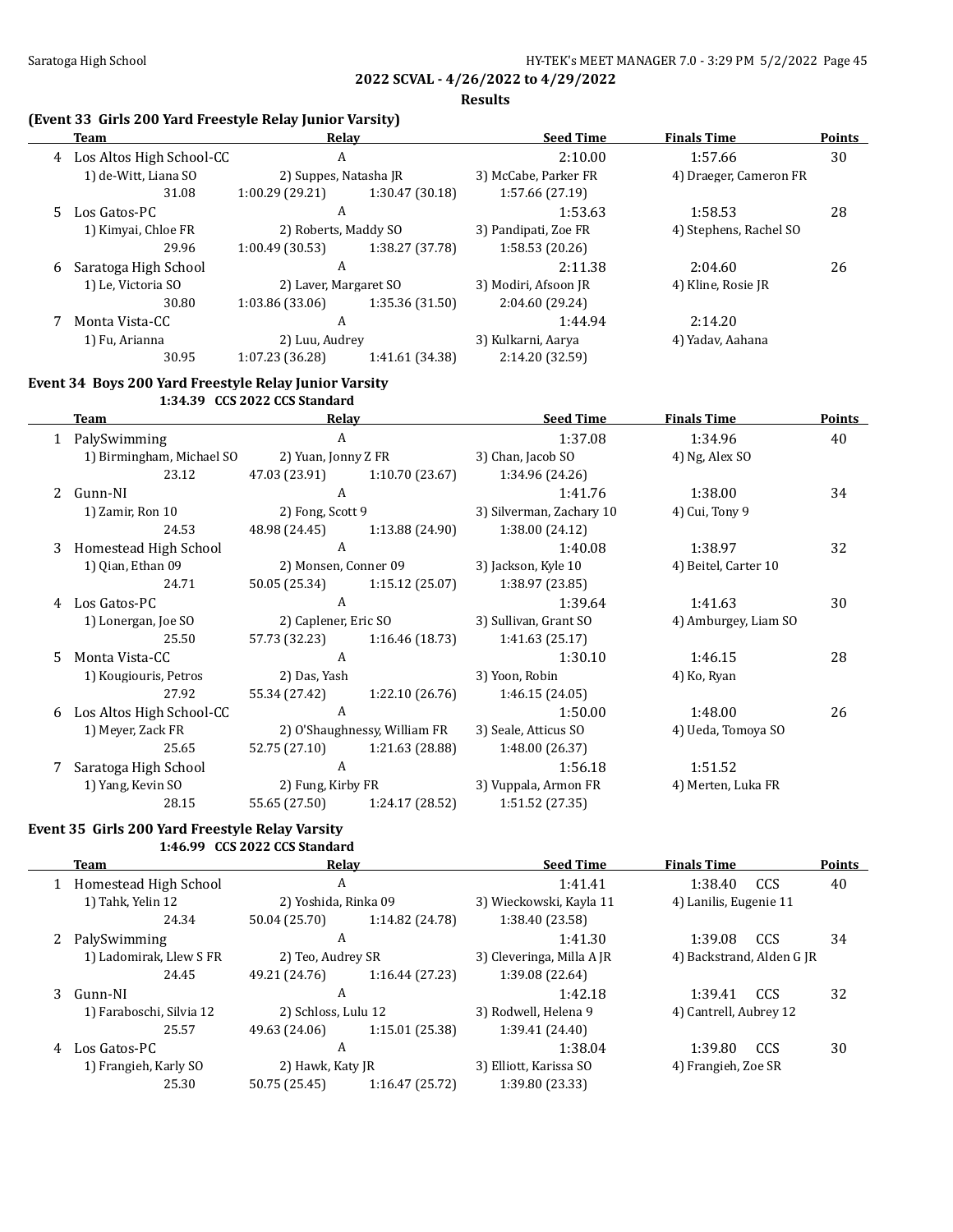**2022 SCVAL - 4/26/2022 to 4/29/2022**

**Results**

### (Event 33 Girls 200 Yard Freestyle Relay Junior Varsity)

| | Team | Relay | | Seed Time | Finals Time | Points |
|---|---|---|---|---|---|---|
| 4 | Los Altos High School-CC | A | | 2:10.00 | 1:57.66 | 30 |
| | 1) de-Witt, Liana SO | 2) Suppes, Natasha JR | | 3) McCabe, Parker FR | 4) Draeger, Cameron FR | |
| | 31.08 | 1:00.29 (29.21) | 1:30.47 (30.18) | 1:57.66 (27.19) | | |
| 5 | Los Gatos-PC | A | | 1:53.63 | 1:58.53 | 28 |
| | 1) Kimyai, Chloe FR | 2) Roberts, Maddy SO | | 3) Pandipati, Zoe FR | 4) Stephens, Rachel SO | |
| | 29.96 | 1:00.49 (30.53) | 1:38.27 (37.78) | 1:58.53 (20.26) | | |
| 6 | Saratoga High School | A | | 2:11.38 | 2:04.60 | 26 |
| | 1) Le, Victoria SO | 2) Laver, Margaret SO | | 3) Modiri, Afsoon JR | 4) Kline, Rosie JR | |
| | 30.80 | 1:03.86 (33.06) | 1:35.36 (31.50) | 2:04.60 (29.24) | | |
| 7 | Monta Vista-CC | A | | 1:44.94 | 2:14.20 | |
| | 1) Fu, Arianna | 2) Luu, Audrey | | 3) Kulkarni, Aarya | 4) Yadav, Aahana | |
| | 30.95 | 1:07.23 (36.28) | 1:41.61 (34.38) | 2:14.20 (32.59) | | |

### Event 34 Boys 200 Yard Freestyle Relay Junior Varsity

1:34.39 CCS 2022 CCS Standard

| | Team | Relay | | Seed Time | Finals Time | Points |
|---|---|---|---|---|---|---|
| 1 | PalySwimming | A | | 1:37.08 | 1:34.96 | 40 |
| | 1) Birmingham, Michael SO | 2) Yuan, Jonny Z FR | | 3) Chan, Jacob SO | 4) Ng, Alex SO | |
| | 23.12 | 47.03 (23.91) | 1:10.70 (23.67) | 1:34.96 (24.26) | | |
| 2 | Gunn-NI | A | | 1:41.76 | 1:38.00 | 34 |
| | 1) Zamir, Ron 10 | 2) Fong, Scott 9 | | 3) Silverman, Zachary 10 | 4) Cui, Tony 9 | |
| | 24.53 | 48.98 (24.45) | 1:13.88 (24.90) | 1:38.00 (24.12) | | |
| 3 | Homestead High School | A | | 1:40.08 | 1:38.97 | 32 |
| | 1) Qian, Ethan 09 | 2) Monsen, Conner 09 | | 3) Jackson, Kyle 10 | 4) Beitel, Carter 10 | |
| | 24.71 | 50.05 (25.34) | 1:15.12 (25.07) | 1:38.97 (23.85) | | |
| 4 | Los Gatos-PC | A | | 1:39.64 | 1:41.63 | 30 |
| | 1) Lonergan, Joe SO | 2) Caplener, Eric SO | | 3) Sullivan, Grant SO | 4) Amburgey, Liam SO | |
| | 25.50 | 57.73 (32.23) | 1:16.46 (18.73) | 1:41.63 (25.17) | | |
| 5 | Monta Vista-CC | A | | 1:30.10 | 1:46.15 | 28 |
| | 1) Kougiouris, Petros | 2) Das, Yash | | 3) Yoon, Robin | 4) Ko, Ryan | |
| | 27.92 | 55.34 (27.42) | 1:22.10 (26.76) | 1:46.15 (24.05) | | |
| 6 | Los Altos High School-CC | A | | 1:50.00 | 1:48.00 | 26 |
| | 1) Meyer, Zack FR | 2) O'Shaughnessy, William FR | | 3) Seale, Atticus SO | 4) Ueda, Tomoya SO | |
| | 25.65 | 52.75 (27.10) | 1:21.63 (28.88) | 1:48.00 (26.37) | | |
| 7 | Saratoga High School | A | | 1:56.18 | 1:51.52 | |
| | 1) Yang, Kevin SO | 2) Fung, Kirby FR | | 3) Vuppala, Armon FR | 4) Merten, Luka FR | |
| | 28.15 | 55.65 (27.50) | 1:24.17 (28.52) | 1:51.52 (27.35) | | |

### Event 35 Girls 200 Yard Freestyle Relay Varsity

1:46.99 CCS 2022 CCS Standard

| | Team | Relay | | Seed Time | Finals Time | Points |
|---|---|---|---|---|---|---|
| 1 | Homestead High School | A | | 1:41.41 | 1:38.40 CCS | 40 |
| | 1) Tahk, Yelin 12 | 2) Yoshida, Rinka 09 | | 3) Wieckowski, Kayla 11 | 4) Lanilis, Eugenie 11 | |
| | 24.34 | 50.04 (25.70) | 1:14.82 (24.78) | 1:38.40 (23.58) | | |
| 2 | PalySwimming | A | | 1:41.30 | 1:39.08 CCS | 34 |
| | 1) Ladomirak, Llew S FR | 2) Teo, Audrey SR | | 3) Cleveringa, Milla A JR | 4) Backstrand, Alden G JR | |
| | 24.45 | 49.21 (24.76) | 1:16.44 (27.23) | 1:39.08 (22.64) | | |
| 3 | Gunn-NI | A | | 1:42.18 | 1:39.41 CCS | 32 |
| | 1) Faraboschi, Silvia 12 | 2) Schloss, Lulu 12 | | 3) Rodwell, Helena 9 | 4) Cantrell, Aubrey 12 | |
| | 25.57 | 49.63 (24.06) | 1:15.01 (25.38) | 1:39.41 (24.40) | | |
| 4 | Los Gatos-PC | A | | 1:38.04 | 1:39.80 CCS | 30 |
| | 1) Frangieh, Karly SO | 2) Hawk, Katy JR | | 3) Elliott, Karissa SO | 4) Frangieh, Zoe SR | |
| | 25.30 | 50.75 (25.45) | 1:16.47 (25.72) | 1:39.80 (23.33) | | |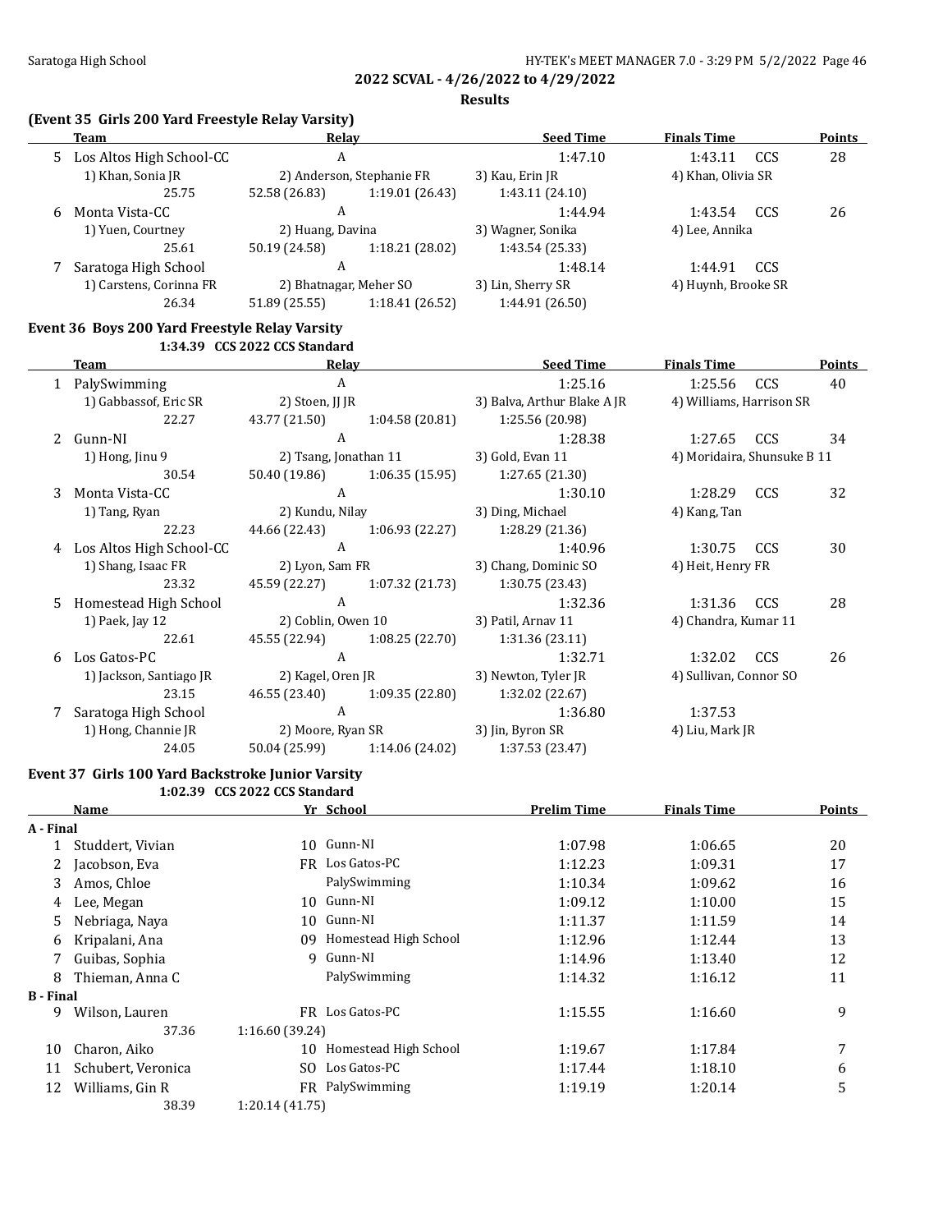**2022 SCVAL - 4/26/2022 to 4/29/2022**

**Results**

### (Event 35 Girls 200 Yard Freestyle Relay Varsity)

| | Team | Relay | | Seed Time | Finals Time | | Points |
|---|---|---|---|---|---|---|---|
| 5 | Los Altos High School-CC | A | | 1:47.10 | 1:43.11 | CCS | 28 |
| | 1) Khan, Sonia JR | 2) Anderson, Stephanie FR | | 3) Kau, Erin JR | 4) Khan, Olivia SR | | |
| | 25.75 | 52.58 (26.83) | 1:19.01 (26.43) | 1:43.11 (24.10) | | | |
| 6 | Monta Vista-CC | A | | 1:44.94 | 1:43.54 | CCS | 26 |
| | 1) Yuen, Courtney | 2) Huang, Davina | | 3) Wagner, Sonika | 4) Lee, Annika | | |
| | 25.61 | 50.19 (24.58) | 1:18.21 (28.02) | 1:43.54 (25.33) | | | |
| 7 | Saratoga High School | A | | 1:48.14 | 1:44.91 | CCS | |
| | 1) Carstens, Corinna FR | 2) Bhatnagar, Meher SO | | 3) Lin, Sherry SR | 4) Huynh, Brooke SR | | |
| | 26.34 | 51.89 (25.55) | 1:18.41 (26.52) | 1:44.91 (26.50) | | | |

### Event 36 Boys 200 Yard Freestyle Relay Varsity

1:34.39 CCS 2022 CCS Standard

| | Team | Relay | | Seed Time | Finals Time | | Points |
|---|---|---|---|---|---|---|---|
| 1 | PalySwimming | A | | 1:25.16 | 1:25.56 | CCS | 40 |
| | 1) Gabbassof, Eric SR | 2) Stoen, JJ JR | | 3) Balva, Arthur Blake A JR | 4) Williams, Harrison SR | | |
| | 22.27 | 43.77 (21.50) | 1:04.58 (20.81) | 1:25.56 (20.98) | | | |
| 2 | Gunn-NI | A | | 1:28.38 | 1:27.65 | CCS | 34 |
| | 1) Hong, Jinu 9 | 2) Tsang, Jonathan 11 | | 3) Gold, Evan 11 | 4) Moridaira, Shunsuke B 11 | | |
| | 30.54 | 50.40 (19.86) | 1:06.35 (15.95) | 1:27.65 (21.30) | | | |
| 3 | Monta Vista-CC | A | | 1:30.10 | 1:28.29 | CCS | 32 |
| | 1) Tang, Ryan | 2) Kundu, Nilay | | 3) Ding, Michael | 4) Kang, Tan | | |
| | 22.23 | 44.66 (22.43) | 1:06.93 (22.27) | 1:28.29 (21.36) | | | |
| 4 | Los Altos High School-CC | A | | 1:40.96 | 1:30.75 | CCS | 30 |
| | 1) Shang, Isaac FR | 2) Lyon, Sam FR | | 3) Chang, Dominic SO | 4) Heit, Henry FR | | |
| | 23.32 | 45.59 (22.27) | 1:07.32 (21.73) | 1:30.75 (23.43) | | | |
| 5 | Homestead High School | A | | 1:32.36 | 1:31.36 | CCS | 28 |
| | 1) Paek, Jay 12 | 2) Coblin, Owen 10 | | 3) Patil, Arnav 11 | 4) Chandra, Kumar 11 | | |
| | 22.61 | 45.55 (22.94) | 1:08.25 (22.70) | 1:31.36 (23.11) | | | |
| 6 | Los Gatos-PC | A | | 1:32.71 | 1:32.02 | CCS | 26 |
| | 1) Jackson, Santiago JR | 2) Kagel, Oren JR | | 3) Newton, Tyler JR | 4) Sullivan, Connor SO | | |
| | 23.15 | 46.55 (23.40) | 1:09.35 (22.80) | 1:32.02 (22.67) | | | |
| 7 | Saratoga High School | A | | 1:36.80 | 1:37.53 | | |
| | 1) Hong, Channie JR | 2) Moore, Ryan SR | | 3) Jin, Byron SR | 4) Liu, Mark JR | | |
| | 24.05 | 50.04 (25.99) | 1:14.06 (24.02) | 1:37.53 (23.47) | | | |

### Event 37 Girls 100 Yard Backstroke Junior Varsity

1:02.39 CCS 2022 CCS Standard

| | Name | Yr | School | Prelim Time | Finals Time | Points |
|---|---|---|---|---|---|---|
| **A - Final** | | | | | | |
| 1 | Studdert, Vivian | 10 | Gunn-NI | 1:07.98 | 1:06.65 | 20 |
| 2 | Jacobson, Eva | FR | Los Gatos-PC | 1:12.23 | 1:09.31 | 17 |
| 3 | Amos, Chloe | | PalySwimming | 1:10.34 | 1:09.62 | 16 |
| 4 | Lee, Megan | 10 | Gunn-NI | 1:09.12 | 1:10.00 | 15 |
| 5 | Nebriaga, Naya | 10 | Gunn-NI | 1:11.37 | 1:11.59 | 14 |
| 6 | Kripalani, Ana | 09 | Homestead High School | 1:12.96 | 1:12.44 | 13 |
| 7 | Guibas, Sophia | 9 | Gunn-NI | 1:14.96 | 1:13.40 | 12 |
| 8 | Thieman, Anna C | | PalySwimming | 1:14.32 | 1:16.12 | 11 |
| **B - Final** | | | | | | |
| 9 | Wilson, Lauren | FR | Los Gatos-PC | 1:15.55 | 1:16.60 | 9 |
| | 37.36 | 1:16.60 (39.24) | | | | |
| 10 | Charon, Aiko | 10 | Homestead High School | 1:19.67 | 1:17.84 | 7 |
| 11 | Schubert, Veronica | SO | Los Gatos-PC | 1:17.44 | 1:18.10 | 6 |
| 12 | Williams, Gin R | FR | PalySwimming | 1:19.19 | 1:20.14 | 5 |
| | 38.39 | 1:20.14 (41.75) | | | | |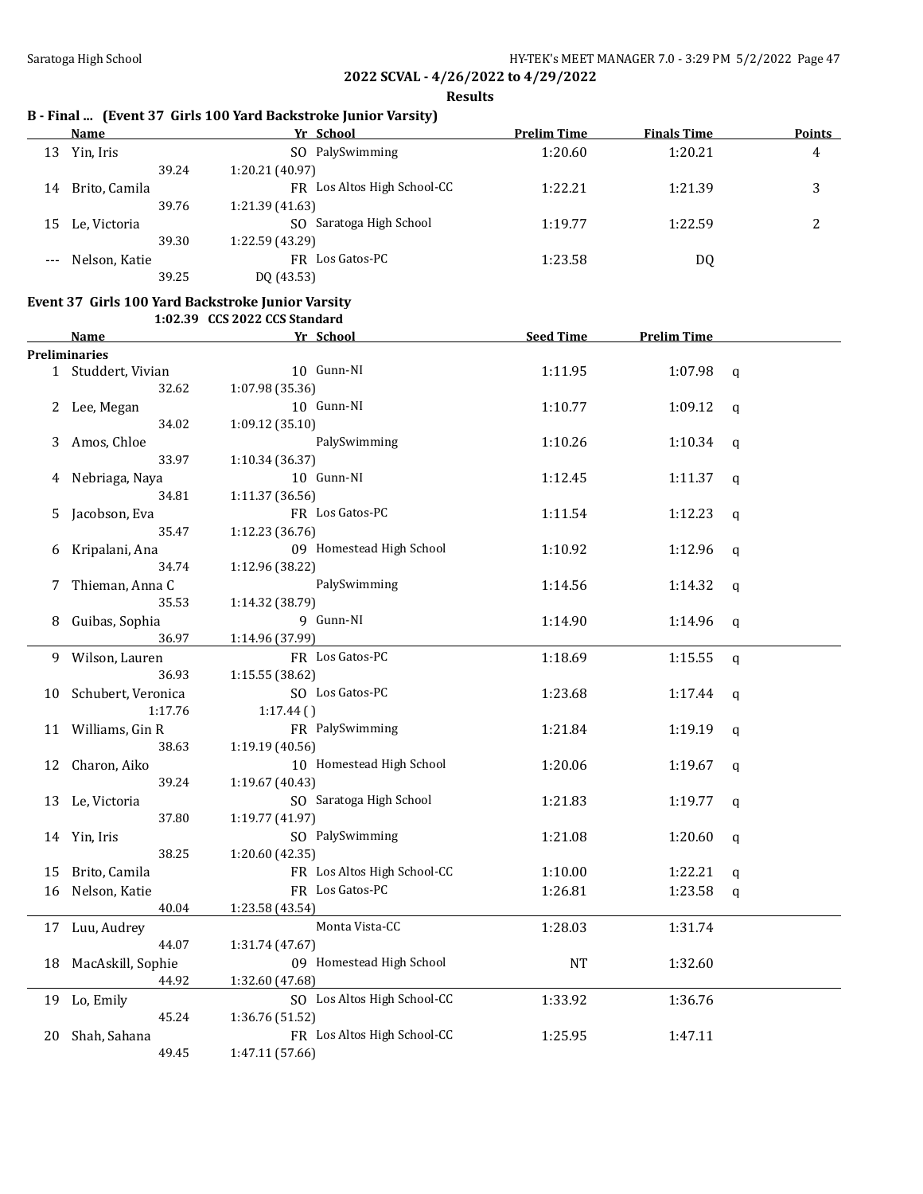**2022 SCVAL - 4/26/2022 to 4/29/2022**

**Results**

### B - Final ... (Event 37 Girls 100 Yard Backstroke Junior Varsity)

| | Name | | Yr | School | Prelim Time | Finals Time | Points |
|---|---|---|---|---|---|---|---|
| 13 | Yin, Iris | | SO | PalySwimming | 1:20.60 | 1:20.21 | 4 |
| | 39.24 | 1:20.21 (40.97) | | | | | |
| 14 | Brito, Camila | | FR | Los Altos High School-CC | 1:22.21 | 1:21.39 | 3 |
| | 39.76 | 1:21.39 (41.63) | | | | | |
| 15 | Le, Victoria | | SO | Saratoga High School | 1:19.77 | 1:22.59 | 2 |
| | 39.30 | 1:22.59 (43.29) | | | | | |
| --- | Nelson, Katie | | FR | Los Gatos-PC | 1:23.58 | DQ | |
| | 39.25 | DQ (43.53) | | | | | |

### Event 37 Girls 100 Yard Backstroke Junior Varsity

1:02.39 CCS 2022 CCS Standard

| | Name | | Yr | School | Seed Time | Prelim Time | |
|---|---|---|---|---|---|---|---|
| **Preliminaries** | | | | | | | |
| 1 | Studdert, Vivian | | 10 | Gunn-NI | 1:11.95 | 1:07.98 | q |
| | 32.62 | 1:07.98 (35.36) | | | | | |
| 2 | Lee, Megan | | 10 | Gunn-NI | 1:10.77 | 1:09.12 | q |
| | 34.02 | 1:09.12 (35.10) | | | | | |
| 3 | Amos, Chloe | | | PalySwimming | 1:10.26 | 1:10.34 | q |
| | 33.97 | 1:10.34 (36.37) | | | | | |
| 4 | Nebriaga, Naya | | 10 | Gunn-NI | 1:12.45 | 1:11.37 | q |
| | 34.81 | 1:11.37 (36.56) | | | | | |
| 5 | Jacobson, Eva | | FR | Los Gatos-PC | 1:11.54 | 1:12.23 | q |
| | 35.47 | 1:12.23 (36.76) | | | | | |
| 6 | Kripalani, Ana | | 09 | Homestead High School | 1:10.92 | 1:12.96 | q |
| | 34.74 | 1:12.96 (38.22) | | | | | |
| 7 | Thieman, Anna C | | | PalySwimming | 1:14.56 | 1:14.32 | q |
| | 35.53 | 1:14.32 (38.79) | | | | | |
| 8 | Guibas, Sophia | | 9 | Gunn-NI | 1:14.90 | 1:14.96 | q |
| | 36.97 | 1:14.96 (37.99) | | | | | |
| 9 | Wilson, Lauren | | FR | Los Gatos-PC | 1:18.69 | 1:15.55 | q |
| | 36.93 | 1:15.55 (38.62) | | | | | |
| 10 | Schubert, Veronica | | SO | Los Gatos-PC | 1:23.68 | 1:17.44 | q |
| | 1:17.76 | 1:17.44 ( ) | | | | | |
| 11 | Williams, Gin R | | FR | PalySwimming | 1:21.84 | 1:19.19 | q |
| | 38.63 | 1:19.19 (40.56) | | | | | |
| 12 | Charon, Aiko | | 10 | Homestead High School | 1:20.06 | 1:19.67 | q |
| | 39.24 | 1:19.67 (40.43) | | | | | |
| 13 | Le, Victoria | | SO | Saratoga High School | 1:21.83 | 1:19.77 | q |
| | 37.80 | 1:19.77 (41.97) | | | | | |
| 14 | Yin, Iris | | SO | PalySwimming | 1:21.08 | 1:20.60 | q |
| | 38.25 | 1:20.60 (42.35) | | | | | |
| 15 | Brito, Camila | | FR | Los Altos High School-CC | 1:10.00 | 1:22.21 | q |
| 16 | Nelson, Katie | | FR | Los Gatos-PC | 1:26.81 | 1:23.58 | q |
| | 40.04 | 1:23.58 (43.54) | | | | | |
| 17 | Luu, Audrey | | | Monta Vista-CC | 1:28.03 | 1:31.74 | |
| | 44.07 | 1:31.74 (47.67) | | | | | |
| 18 | MacAskill, Sophie | | 09 | Homestead High School | NT | 1:32.60 | |
| | 44.92 | 1:32.60 (47.68) | | | | | |
| 19 | Lo, Emily | | SO | Los Altos High School-CC | 1:33.92 | 1:36.76 | |
| | 45.24 | 1:36.76 (51.52) | | | | | |
| 20 | Shah, Sahana | | FR | Los Altos High School-CC | 1:25.95 | 1:47.11 | |
| | 49.45 | 1:47.11 (57.66) | | | | | |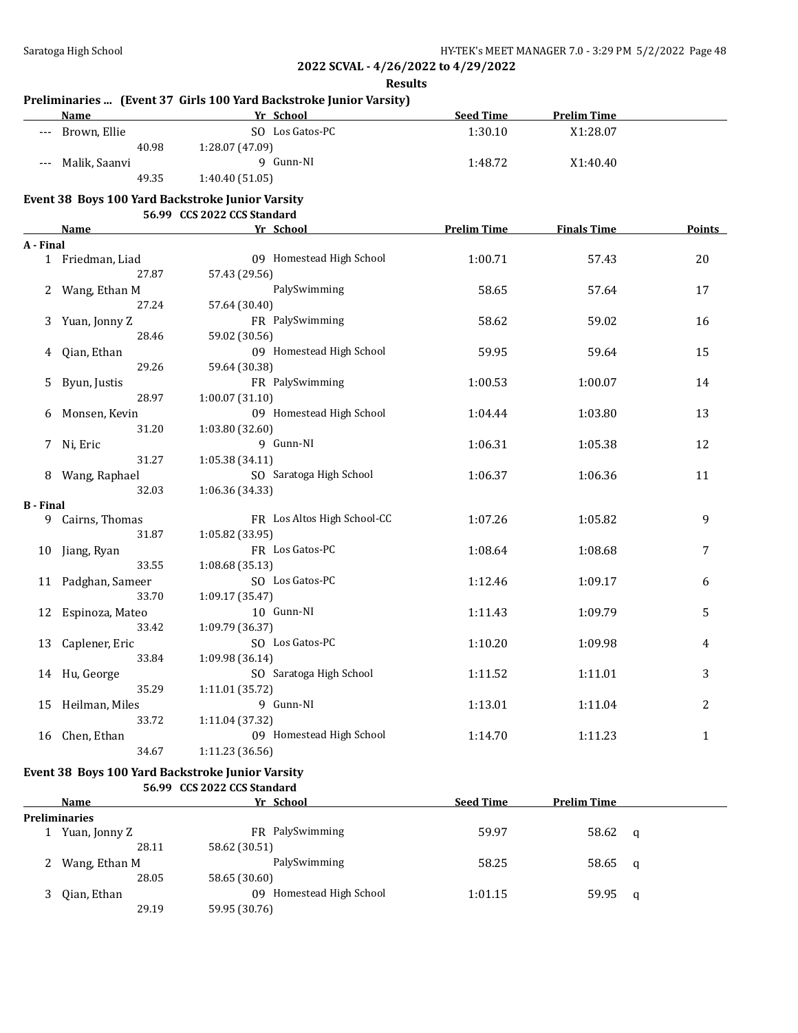**2022 SCVAL - 4/26/2022 to 4/29/2022**

**Results**

### Preliminaries ... (Event 37 Girls 100 Yard Backstroke Junior Varsity)

| | Name | Yr | School | Seed Time | Prelim Time |
|---|---|---|---|---|---|
| --- | Brown, Ellie | SO | Los Gatos-PC | 1:30.10 | X1:28.07 |
| | 40.98 | 1:28.07 (47.09) | | | |
| --- | Malik, Saanvi | 9 | Gunn-NI | 1:48.72 | X1:40.40 |
| | 49.35 | 1:40.40 (51.05) | | | |

### Event 38 Boys 100 Yard Backstroke Junior Varsity

56.99 CCS 2022 CCS Standard

| | Name | Yr | School | Prelim Time | Finals Time | Points |
|---|---|---|---|---|---|---|
| **A - Final** | | | | | | |
| 1 | Friedman, Liad | 09 | Homestead High School | 1:00.71 | 57.43 | 20 |
| | 27.87 | 57.43 (29.56) | | | | |
| 2 | Wang, Ethan M | | PalySwimming | 58.65 | 57.64 | 17 |
| | 27.24 | 57.64 (30.40) | | | | |
| 3 | Yuan, Jonny Z | FR | PalySwimming | 58.62 | 59.02 | 16 |
| | 28.46 | 59.02 (30.56) | | | | |
| 4 | Qian, Ethan | 09 | Homestead High School | 59.95 | 59.64 | 15 |
| | 29.26 | 59.64 (30.38) | | | | |
| 5 | Byun, Justis | FR | PalySwimming | 1:00.53 | 1:00.07 | 14 |
| | 28.97 | 1:00.07 (31.10) | | | | |
| 6 | Monsen, Kevin | 09 | Homestead High School | 1:04.44 | 1:03.80 | 13 |
| | 31.20 | 1:03.80 (32.60) | | | | |
| 7 | Ni, Eric | 9 | Gunn-NI | 1:06.31 | 1:05.38 | 12 |
| | 31.27 | 1:05.38 (34.11) | | | | |
| 8 | Wang, Raphael | SO | Saratoga High School | 1:06.37 | 1:06.36 | 11 |
| | 32.03 | 1:06.36 (34.33) | | | | |
| **B - Final** | | | | | | |
| 9 | Cairns, Thomas | FR | Los Altos High School-CC | 1:07.26 | 1:05.82 | 9 |
| | 31.87 | 1:05.82 (33.95) | | | | |
| 10 | Jiang, Ryan | FR | Los Gatos-PC | 1:08.64 | 1:08.68 | 7 |
| | 33.55 | 1:08.68 (35.13) | | | | |
| 11 | Padghan, Sameer | SO | Los Gatos-PC | 1:12.46 | 1:09.17 | 6 |
| | 33.70 | 1:09.17 (35.47) | | | | |
| 12 | Espinoza, Mateo | 10 | Gunn-NI | 1:11.43 | 1:09.79 | 5 |
| | 33.42 | 1:09.79 (36.37) | | | | |
| 13 | Caplener, Eric | SO | Los Gatos-PC | 1:10.20 | 1:09.98 | 4 |
| | 33.84 | 1:09.98 (36.14) | | | | |
| 14 | Hu, George | SO | Saratoga High School | 1:11.52 | 1:11.01 | 3 |
| | 35.29 | 1:11.01 (35.72) | | | | |
| 15 | Heilman, Miles | 9 | Gunn-NI | 1:13.01 | 1:11.04 | 2 |
| | 33.72 | 1:11.04 (37.32) | | | | |
| 16 | Chen, Ethan | 09 | Homestead High School | 1:14.70 | 1:11.23 | 1 |
| | 34.67 | 1:11.23 (36.56) | | | | |

### Event 38 Boys 100 Yard Backstroke Junior Varsity

56.99 CCS 2022 CCS Standard

| | Name | Yr | School | Seed Time | Prelim Time | |
|---|---|---|---|---|---|---|
| **Preliminaries** | | | | | | |
| 1 | Yuan, Jonny Z | FR | PalySwimming | 59.97 | 58.62 | q |
| | 28.11 | 58.62 (30.51) | | | | |
| 2 | Wang, Ethan M | | PalySwimming | 58.25 | 58.65 | q |
| | 28.05 | 58.65 (30.60) | | | | |
| 3 | Qian, Ethan | 09 | Homestead High School | 1:01.15 | 59.95 | q |
| | 29.19 | 59.95 (30.76) | | | | |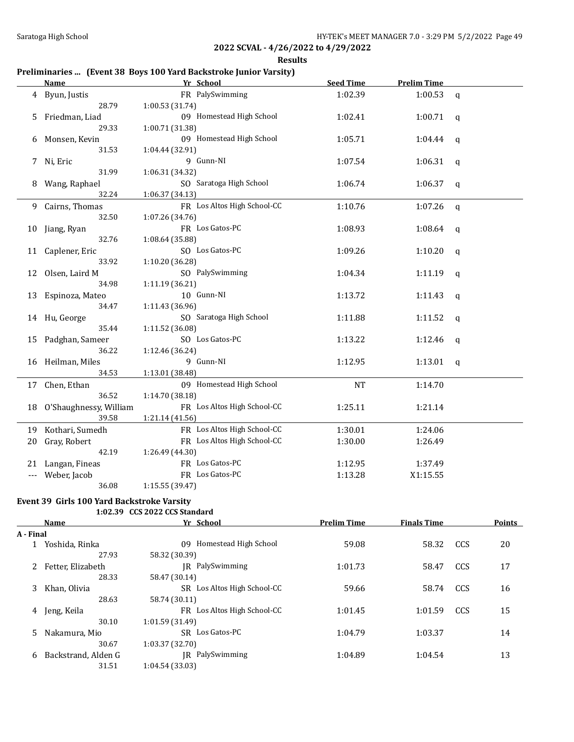## 2022 SCVAL - 4/26/2022 to 4/29/2022

### Results

### Preliminaries ... (Event 38 Boys 100 Yard Backstroke Junior Varsity)

| | Name | Yr | School | Seed Time | Prelim Time | |
|---|---|---|---|---|---|---|
| 4 | Byun, Justis | FR | PalySwimming | 1:02.39 | 1:00.53 | q |
| | 28.79 | 1:00.53 (31.74) | | | | |
| 5 | Friedman, Liad | 09 | Homestead High School | 1:02.41 | 1:00.71 | q |
| | 29.33 | 1:00.71 (31.38) | | | | |
| 6 | Monsen, Kevin | 09 | Homestead High School | 1:05.71 | 1:04.44 | q |
| | 31.53 | 1:04.44 (32.91) | | | | |
| 7 | Ni, Eric | 9 | Gunn-NI | 1:07.54 | 1:06.31 | q |
| | 31.99 | 1:06.31 (34.32) | | | | |
| 8 | Wang, Raphael | SO | Saratoga High School | 1:06.74 | 1:06.37 | q |
| | 32.24 | 1:06.37 (34.13) | | | | |
| 9 | Cairns, Thomas | FR | Los Altos High School-CC | 1:10.76 | 1:07.26 | q |
| | 32.50 | 1:07.26 (34.76) | | | | |
| 10 | Jiang, Ryan | FR | Los Gatos-PC | 1:08.93 | 1:08.64 | q |
| | 32.76 | 1:08.64 (35.88) | | | | |
| 11 | Caplener, Eric | SO | Los Gatos-PC | 1:09.26 | 1:10.20 | q |
| | 33.92 | 1:10.20 (36.28) | | | | |
| 12 | Olsen, Laird M | SO | PalySwimming | 1:04.34 | 1:11.19 | q |
| | 34.98 | 1:11.19 (36.21) | | | | |
| 13 | Espinoza, Mateo | 10 | Gunn-NI | 1:13.72 | 1:11.43 | q |
| | 34.47 | 1:11.43 (36.96) | | | | |
| 14 | Hu, George | SO | Saratoga High School | 1:11.88 | 1:11.52 | q |
| | 35.44 | 1:11.52 (36.08) | | | | |
| 15 | Padghan, Sameer | SO | Los Gatos-PC | 1:13.22 | 1:12.46 | q |
| | 36.22 | 1:12.46 (36.24) | | | | |
| 16 | Heilman, Miles | 9 | Gunn-NI | 1:12.95 | 1:13.01 | q |
| | 34.53 | 1:13.01 (38.48) | | | | |
| 17 | Chen, Ethan | 09 | Homestead High School | NT | 1:14.70 | |
| | 36.52 | 1:14.70 (38.18) | | | | |
| 18 | O'Shaughnessy, William | FR | Los Altos High School-CC | 1:25.11 | 1:21.14 | |
| | 39.58 | 1:21.14 (41.56) | | | | |
| 19 | Kothari, Sumedh | FR | Los Altos High School-CC | 1:30.01 | 1:24.06 | |
| 20 | Gray, Robert | FR | Los Altos High School-CC | 1:30.00 | 1:26.49 | |
| | 42.19 | 1:26.49 (44.30) | | | | |
| 21 | Langan, Fineas | FR | Los Gatos-PC | 1:12.95 | 1:37.49 | |
| --- | Weber, Jacob | FR | Los Gatos-PC | 1:13.28 | X1:15.55 | |
| | 36.08 | 1:15.55 (39.47) | | | | |

### Event 39 Girls 100 Yard Backstroke Varsity

1:02.39 CCS 2022 CCS Standard

| | Name | Yr | School | Prelim Time | Finals Time | | Points |
|---|---|---|---|---|---|---|---|
| **A - Final** | | | | | | | |
| 1 | Yoshida, Rinka | 09 | Homestead High School | 59.08 | 58.32 | CCS | 20 |
| | 27.93 | 58.32 (30.39) | | | | | |
| 2 | Fetter, Elizabeth | JR | PalySwimming | 1:01.73 | 58.47 | CCS | 17 |
| | 28.33 | 58.47 (30.14) | | | | | |
| 3 | Khan, Olivia | SR | Los Altos High School-CC | 59.66 | 58.74 | CCS | 16 |
| | 28.63 | 58.74 (30.11) | | | | | |
| 4 | Jeng, Keila | FR | Los Altos High School-CC | 1:01.45 | 1:01.59 | CCS | 15 |
| | 30.10 | 1:01.59 (31.49) | | | | | |
| 5 | Nakamura, Mio | SR | Los Gatos-PC | 1:04.79 | 1:03.37 | | 14 |
| | 30.67 | 1:03.37 (32.70) | | | | | |
| 6 | Backstrand, Alden G | JR | PalySwimming | 1:04.89 | 1:04.54 | | 13 |
| | 31.51 | 1:04.54 (33.03) | | | | | |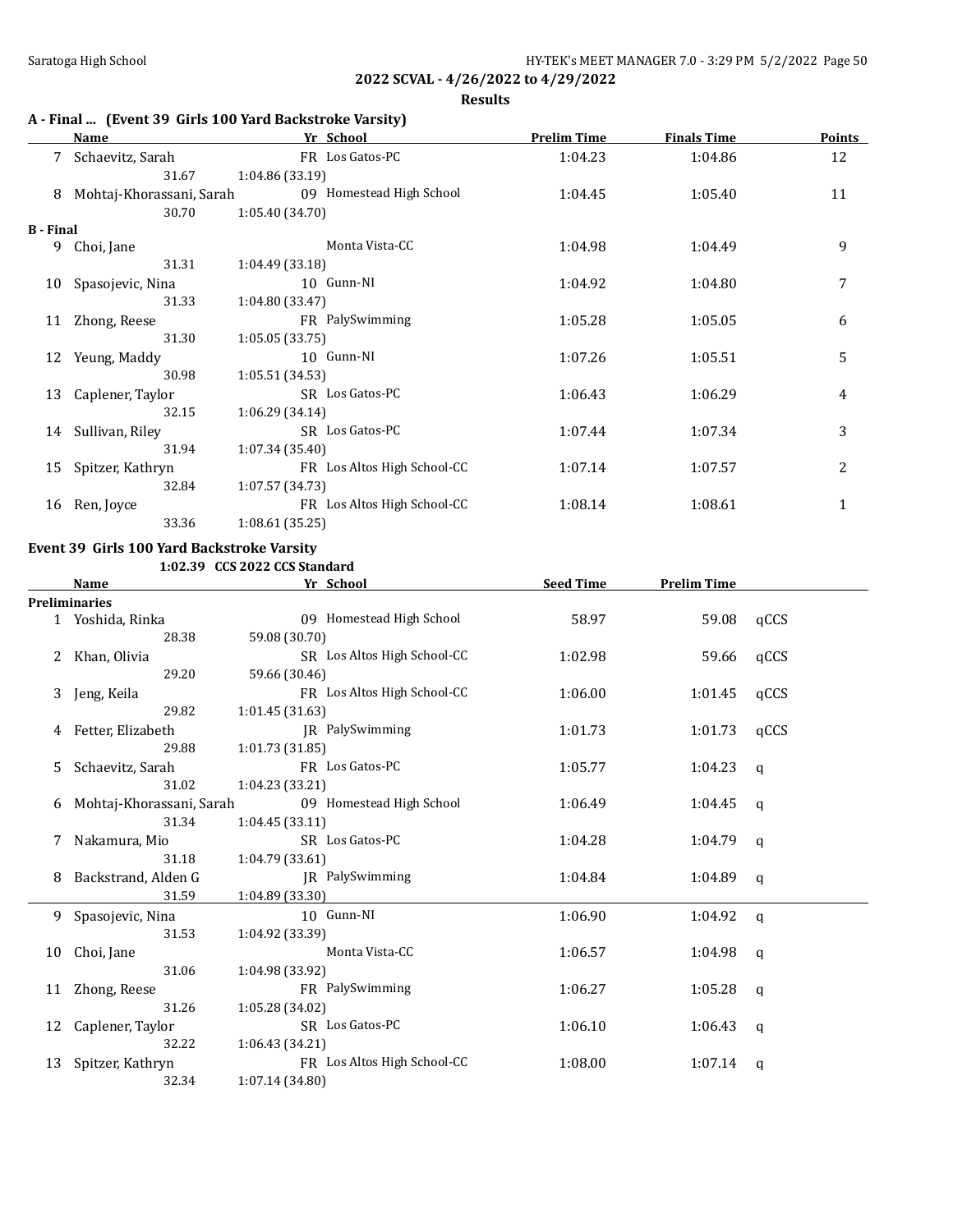## 2022 SCVAL - 4/26/2022 to 4/29/2022

### Results

#### A - Final ... (Event 39 Girls 100 Yard Backstroke Varsity)

| | Name | Yr | School | Prelim Time | Finals Time | Points |
|---|---|---|---|---|---|---|
| 7 | Schaevitz, Sarah | FR | Los Gatos-PC | 1:04.23 | 1:04.86 | 12 |
| | 31.67 | 1:04.86 (33.19) | | | | |
| 8 | Mohtaj-Khorassani, Sarah | 09 | Homestead High School | 1:04.45 | 1:05.40 | 11 |
| | 30.70 | 1:05.40 (34.70) | | | | |
| **B - Final** | | | | | | |
| 9 | Choi, Jane | | Monta Vista-CC | 1:04.98 | 1:04.49 | 9 |
| | 31.31 | 1:04.49 (33.18) | | | | |
| 10 | Spasojevic, Nina | 10 | Gunn-NI | 1:04.92 | 1:04.80 | 7 |
| | 31.33 | 1:04.80 (33.47) | | | | |
| 11 | Zhong, Reese | FR | PalySwimming | 1:05.28 | 1:05.05 | 6 |
| | 31.30 | 1:05.05 (33.75) | | | | |
| 12 | Yeung, Maddy | 10 | Gunn-NI | 1:07.26 | 1:05.51 | 5 |
| | 30.98 | 1:05.51 (34.53) | | | | |
| 13 | Caplener, Taylor | SR | Los Gatos-PC | 1:06.43 | 1:06.29 | 4 |
| | 32.15 | 1:06.29 (34.14) | | | | |
| 14 | Sullivan, Riley | SR | Los Gatos-PC | 1:07.44 | 1:07.34 | 3 |
| | 31.94 | 1:07.34 (35.40) | | | | |
| 15 | Spitzer, Kathryn | FR | Los Altos High School-CC | 1:07.14 | 1:07.57 | 2 |
| | 32.84 | 1:07.57 (34.73) | | | | |
| 16 | Ren, Joyce | FR | Los Altos High School-CC | 1:08.14 | 1:08.61 | 1 |
| | 33.36 | 1:08.61 (35.25) | | | | |

#### Event 39 Girls 100 Yard Backstroke Varsity

1:02.39 CCS 2022 CCS Standard

| | Name | Yr | School | Seed Time | Prelim Time | |
|---|---|---|---|---|---|---|
| **Preliminaries** | | | | | | |
| 1 | Yoshida, Rinka | 09 | Homestead High School | 58.97 | 59.08 | qCCS |
| | 28.38 | 59.08 (30.70) | | | | |
| 2 | Khan, Olivia | SR | Los Altos High School-CC | 1:02.98 | 59.66 | qCCS |
| | 29.20 | 59.66 (30.46) | | | | |
| 3 | Jeng, Keila | FR | Los Altos High School-CC | 1:06.00 | 1:01.45 | qCCS |
| | 29.82 | 1:01.45 (31.63) | | | | |
| 4 | Fetter, Elizabeth | JR | PalySwimming | 1:01.73 | 1:01.73 | qCCS |
| | 29.88 | 1:01.73 (31.85) | | | | |
| 5 | Schaevitz, Sarah | FR | Los Gatos-PC | 1:05.77 | 1:04.23 | q |
| | 31.02 | 1:04.23 (33.21) | | | | |
| 6 | Mohtaj-Khorassani, Sarah | 09 | Homestead High School | 1:06.49 | 1:04.45 | q |
| | 31.34 | 1:04.45 (33.11) | | | | |
| 7 | Nakamura, Mio | SR | Los Gatos-PC | 1:04.28 | 1:04.79 | q |
| | 31.18 | 1:04.79 (33.61) | | | | |
| 8 | Backstrand, Alden G | JR | PalySwimming | 1:04.84 | 1:04.89 | q |
| | 31.59 | 1:04.89 (33.30) | | | | |
| 9 | Spasojevic, Nina | 10 | Gunn-NI | 1:06.90 | 1:04.92 | q |
| | 31.53 | 1:04.92 (33.39) | | | | |
| 10 | Choi, Jane | | Monta Vista-CC | 1:06.57 | 1:04.98 | q |
| | 31.06 | 1:04.98 (33.92) | | | | |
| 11 | Zhong, Reese | FR | PalySwimming | 1:06.27 | 1:05.28 | q |
| | 31.26 | 1:05.28 (34.02) | | | | |
| 12 | Caplener, Taylor | SR | Los Gatos-PC | 1:06.10 | 1:06.43 | q |
| | 32.22 | 1:06.43 (34.21) | | | | |
| 13 | Spitzer, Kathryn | FR | Los Altos High School-CC | 1:08.00 | 1:07.14 | q |
| | 32.34 | 1:07.14 (34.80) | | | | |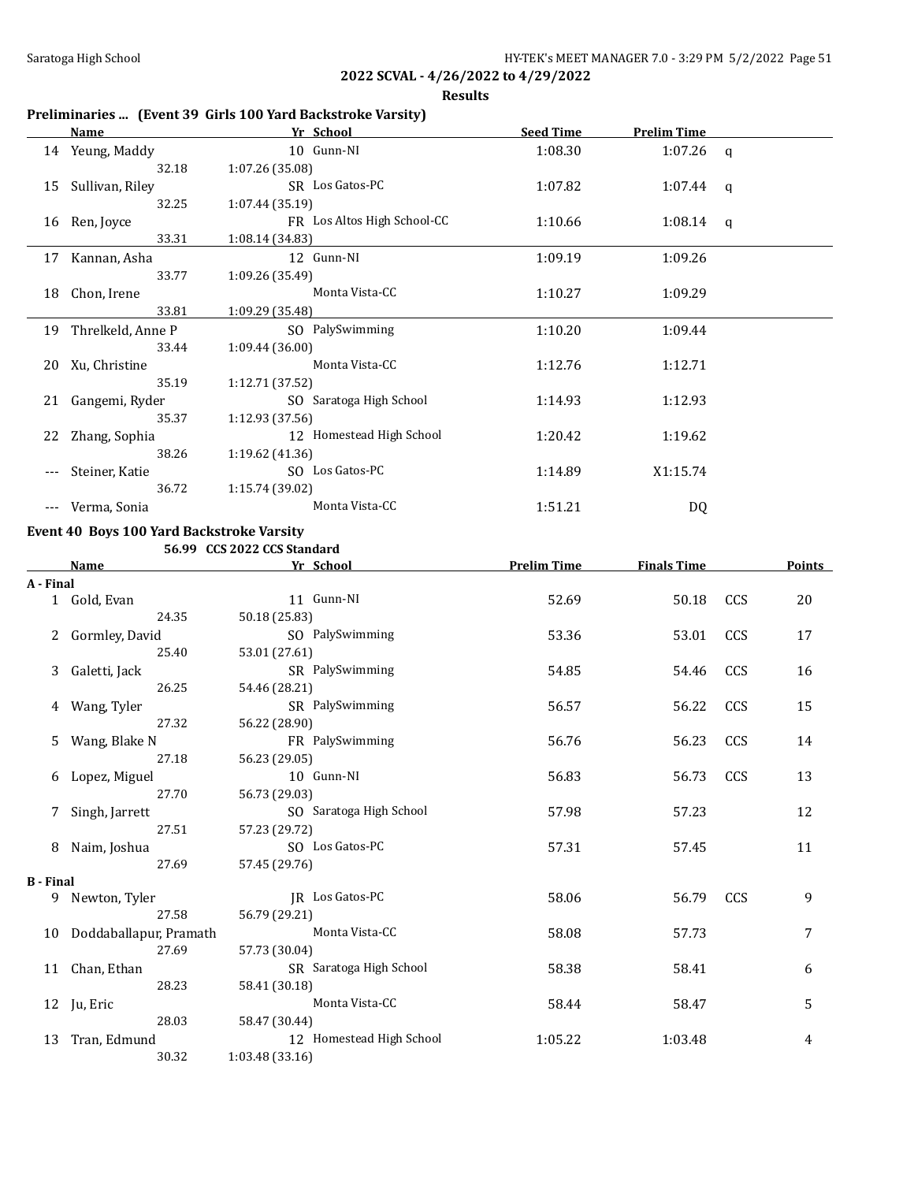## 2022 SCVAL - 4/26/2022 to 4/29/2022

### Results

**Preliminaries ... (Event 39 Girls 100 Yard Backstroke Varsity)**

| | Name | Yr | School | Seed Time | Prelim Time | |
|---|---|---|---|---|---|---|
| 14 | Yeung, Maddy | 10 | Gunn-NI | 1:08.30 | 1:07.26 | q |
| | 32.18 | 1:07.26 (35.08) | | | | |
| 15 | Sullivan, Riley | SR | Los Gatos-PC | 1:07.82 | 1:07.44 | q |
| | 32.25 | 1:07.44 (35.19) | | | | |
| 16 | Ren, Joyce | FR | Los Altos High School-CC | 1:10.66 | 1:08.14 | q |
| | 33.31 | 1:08.14 (34.83) | | | | |
| 17 | Kannan, Asha | 12 | Gunn-NI | 1:09.19 | 1:09.26 | |
| | 33.77 | 1:09.26 (35.49) | | | | |
| 18 | Chon, Irene | | Monta Vista-CC | 1:10.27 | 1:09.29 | |
| | 33.81 | 1:09.29 (35.48) | | | | |
| 19 | Threlkeld, Anne P | SO | PalySwimming | 1:10.20 | 1:09.44 | |
| | 33.44 | 1:09.44 (36.00) | | | | |
| 20 | Xu, Christine | | Monta Vista-CC | 1:12.76 | 1:12.71 | |
| | 35.19 | 1:12.71 (37.52) | | | | |
| 21 | Gangemi, Ryder | SO | Saratoga High School | 1:14.93 | 1:12.93 | |
| | 35.37 | 1:12.93 (37.56) | | | | |
| 22 | Zhang, Sophia | 12 | Homestead High School | 1:20.42 | 1:19.62 | |
| | 38.26 | 1:19.62 (41.36) | | | | |
| --- | Steiner, Katie | SO | Los Gatos-PC | 1:14.89 | X1:15.74 | |
| | 36.72 | 1:15.74 (39.02) | | | | |
| --- | Verma, Sonia | | Monta Vista-CC | 1:51.21 | DQ | |

**Event 40 Boys 100 Yard Backstroke Varsity**

56.99 CCS 2022 CCS Standard

| | Name | Yr | School | Prelim Time | Finals Time | | Points |
|---|---|---|---|---|---|---|---|
| **A - Final** | | | | | | | |
| 1 | Gold, Evan | 11 | Gunn-NI | 52.69 | 50.18 | CCS | 20 |
| | 24.35 | 50.18 (25.83) | | | | | |
| 2 | Gormley, David | SO | PalySwimming | 53.36 | 53.01 | CCS | 17 |
| | 25.40 | 53.01 (27.61) | | | | | |
| 3 | Galetti, Jack | SR | PalySwimming | 54.85 | 54.46 | CCS | 16 |
| | 26.25 | 54.46 (28.21) | | | | | |
| 4 | Wang, Tyler | SR | PalySwimming | 56.57 | 56.22 | CCS | 15 |
| | 27.32 | 56.22 (28.90) | | | | | |
| 5 | Wang, Blake N | FR | PalySwimming | 56.76 | 56.23 | CCS | 14 |
| | 27.18 | 56.23 (29.05) | | | | | |
| 6 | Lopez, Miguel | 10 | Gunn-NI | 56.83 | 56.73 | CCS | 13 |
| | 27.70 | 56.73 (29.03) | | | | | |
| 7 | Singh, Jarrett | SO | Saratoga High School | 57.98 | 57.23 | | 12 |
| | 27.51 | 57.23 (29.72) | | | | | |
| 8 | Naim, Joshua | SO | Los Gatos-PC | 57.31 | 57.45 | | 11 |
| | 27.69 | 57.45 (29.76) | | | | | |
| **B - Final** | | | | | | | |
| 9 | Newton, Tyler | JR | Los Gatos-PC | 58.06 | 56.79 | CCS | 9 |
| | 27.58 | 56.79 (29.21) | | | | | |
| 10 | Doddaballapur, Pramath | | Monta Vista-CC | 58.08 | 57.73 | | 7 |
| | 27.69 | 57.73 (30.04) | | | | | |
| 11 | Chan, Ethan | SR | Saratoga High School | 58.38 | 58.41 | | 6 |
| | 28.23 | 58.41 (30.18) | | | | | |
| 12 | Ju, Eric | | Monta Vista-CC | 58.44 | 58.47 | | 5 |
| | 28.03 | 58.47 (30.44) | | | | | |
| 13 | Tran, Edmund | 12 | Homestead High School | 1:05.22 | 1:03.48 | | 4 |
| | 30.32 | 1:03.48 (33.16) | | | | | |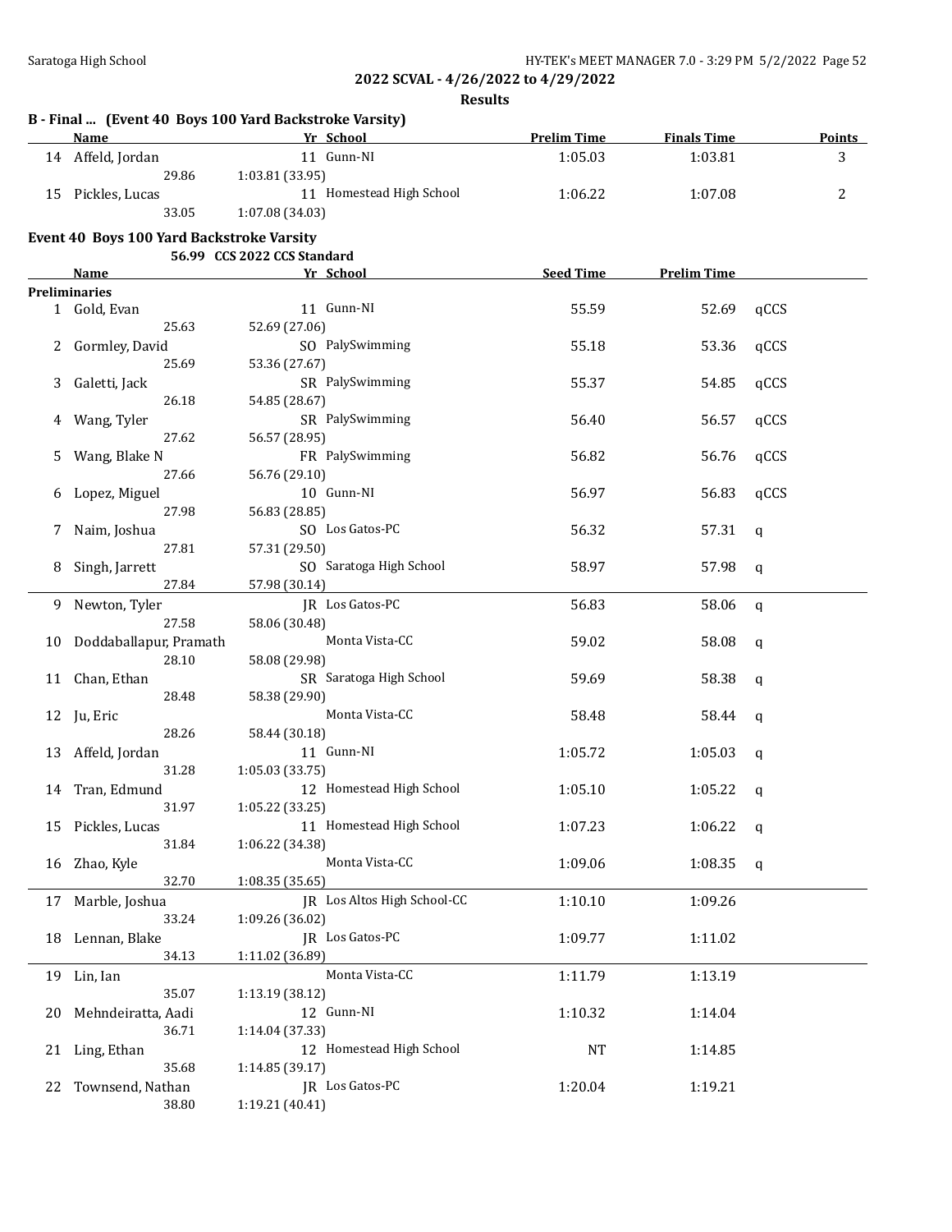**2022 SCVAL - 4/26/2022 to 4/29/2022**

**Results**

### B - Final ... (Event 40 Boys 100 Yard Backstroke Varsity)

| | Name | Yr | School | Prelim Time | Finals Time | Points |
|---|---|---|---|---|---|---|
| 14 | Affeld, Jordan | 11 | Gunn-NI | 1:05.03 | 1:03.81 | 3 |
| | 29.86 | 1:03.81 (33.95) | | | | |
| 15 | Pickles, Lucas | 11 | Homestead High School | 1:06.22 | 1:07.08 | 2 |
| | 33.05 | 1:07.08 (34.03) | | | | |

### Event 40 Boys 100 Yard Backstroke Varsity

56.99 CCS 2022 CCS Standard

| | Name | Yr | School | Seed Time | Prelim Time | |
|---|---|---|---|---|---|---|
| **Preliminaries** | | | | | | |
| 1 | Gold, Evan | 11 | Gunn-NI | 55.59 | 52.69 | qCCS |
| | 25.63 | 52.69 (27.06) | | | | |
| 2 | Gormley, David | SO | PalySwimming | 55.18 | 53.36 | qCCS |
| | 25.69 | 53.36 (27.67) | | | | |
| 3 | Galetti, Jack | SR | PalySwimming | 55.37 | 54.85 | qCCS |
| | 26.18 | 54.85 (28.67) | | | | |
| 4 | Wang, Tyler | SR | PalySwimming | 56.40 | 56.57 | qCCS |
| | 27.62 | 56.57 (28.95) | | | | |
| 5 | Wang, Blake N | FR | PalySwimming | 56.82 | 56.76 | qCCS |
| | 27.66 | 56.76 (29.10) | | | | |
| 6 | Lopez, Miguel | 10 | Gunn-NI | 56.97 | 56.83 | qCCS |
| | 27.98 | 56.83 (28.85) | | | | |
| 7 | Naim, Joshua | SO | Los Gatos-PC | 56.32 | 57.31 | q |
| | 27.81 | 57.31 (29.50) | | | | |
| 8 | Singh, Jarrett | SO | Saratoga High School | 58.97 | 57.98 | q |
| | 27.84 | 57.98 (30.14) | | | | |
| 9 | Newton, Tyler | JR | Los Gatos-PC | 56.83 | 58.06 | q |
| | 27.58 | 58.06 (30.48) | | | | |
| 10 | Doddaballapur, Pramath | | Monta Vista-CC | 59.02 | 58.08 | q |
| | 28.10 | 58.08 (29.98) | | | | |
| 11 | Chan, Ethan | SR | Saratoga High School | 59.69 | 58.38 | q |
| | 28.48 | 58.38 (29.90) | | | | |
| 12 | Ju, Eric | | Monta Vista-CC | 58.48 | 58.44 | q |
| | 28.26 | 58.44 (30.18) | | | | |
| 13 | Affeld, Jordan | 11 | Gunn-NI | 1:05.72 | 1:05.03 | q |
| | 31.28 | 1:05.03 (33.75) | | | | |
| 14 | Tran, Edmund | 12 | Homestead High School | 1:05.10 | 1:05.22 | q |
| | 31.97 | 1:05.22 (33.25) | | | | |
| 15 | Pickles, Lucas | 11 | Homestead High School | 1:07.23 | 1:06.22 | q |
| | 31.84 | 1:06.22 (34.38) | | | | |
| 16 | Zhao, Kyle | | Monta Vista-CC | 1:09.06 | 1:08.35 | q |
| | 32.70 | 1:08.35 (35.65) | | | | |
| 17 | Marble, Joshua | JR | Los Altos High School-CC | 1:10.10 | 1:09.26 | |
| | 33.24 | 1:09.26 (36.02) | | | | |
| 18 | Lennan, Blake | JR | Los Gatos-PC | 1:09.77 | 1:11.02 | |
| | 34.13 | 1:11.02 (36.89) | | | | |
| 19 | Lin, Ian | | Monta Vista-CC | 1:11.79 | 1:13.19 | |
| | 35.07 | 1:13.19 (38.12) | | | | |
| 20 | Mehndeiratta, Aadi | 12 | Gunn-NI | 1:10.32 | 1:14.04 | |
| | 36.71 | 1:14.04 (37.33) | | | | |
| 21 | Ling, Ethan | 12 | Homestead High School | NT | 1:14.85 | |
| | 35.68 | 1:14.85 (39.17) | | | | |
| 22 | Townsend, Nathan | JR | Los Gatos-PC | 1:20.04 | 1:19.21 | |
| | 38.80 | 1:19.21 (40.41) | | | | |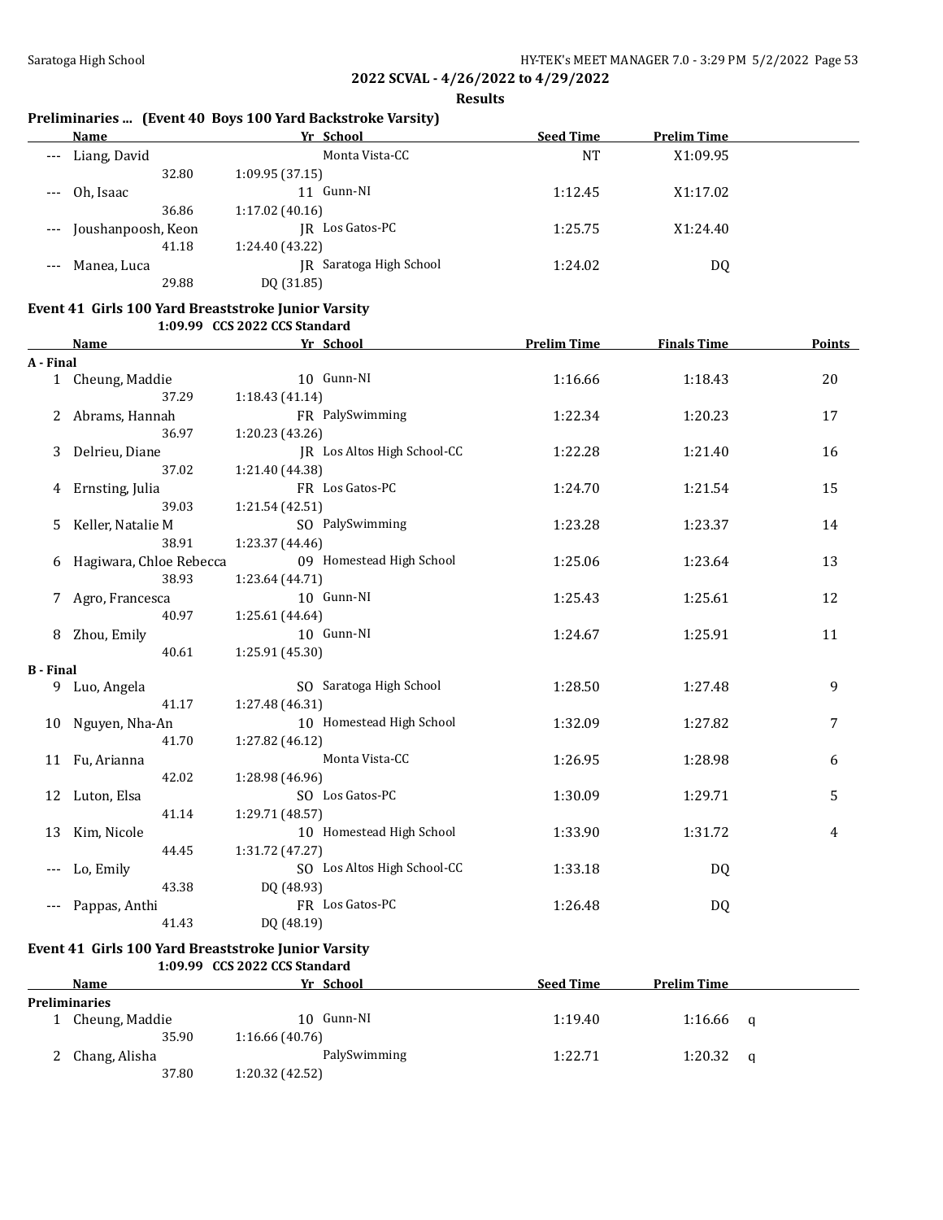## 2022 SCVAL - 4/26/2022 to 4/29/2022

**Results**

### Preliminaries ... (Event 40 Boys 100 Yard Backstroke Varsity)

| | Name | Yr | School | Seed Time | Prelim Time |
|---|---|---|---|---|---|
| --- | Liang, David | | Monta Vista-CC | NT | X1:09.95 |
| | 32.80 | 1:09.95 (37.15) | | | |
| --- | Oh, Isaac | 11 | Gunn-NI | 1:12.45 | X1:17.02 |
| | 36.86 | 1:17.02 (40.16) | | | |
| --- | Joushanpoosh, Keon | JR | Los Gatos-PC | 1:25.75 | X1:24.40 |
| | 41.18 | 1:24.40 (43.22) | | | |
| --- | Manea, Luca | JR | Saratoga High School | 1:24.02 | DQ |
| | 29.88 | DQ (31.85) | | | |

### Event 41 Girls 100 Yard Breaststroke Junior Varsity

1:09.99 CCS 2022 CCS Standard

| | Name | Yr | School | Prelim Time | Finals Time | Points |
|---|---|---|---|---|---|---|
| **A - Final** | | | | | | |
| 1 | Cheung, Maddie | 10 | Gunn-NI | 1:16.66 | 1:18.43 | 20 |
| | 37.29 | 1:18.43 (41.14) | | | | |
| 2 | Abrams, Hannah | FR | PalySwimming | 1:22.34 | 1:20.23 | 17 |
| | 36.97 | 1:20.23 (43.26) | | | | |
| 3 | Delrieu, Diane | JR | Los Altos High School-CC | 1:22.28 | 1:21.40 | 16 |
| | 37.02 | 1:21.40 (44.38) | | | | |
| 4 | Ernsting, Julia | FR | Los Gatos-PC | 1:24.70 | 1:21.54 | 15 |
| | 39.03 | 1:21.54 (42.51) | | | | |
| 5 | Keller, Natalie M | SO | PalySwimming | 1:23.28 | 1:23.37 | 14 |
| | 38.91 | 1:23.37 (44.46) | | | | |
| 6 | Hagiwara, Chloe Rebecca | 09 | Homestead High School | 1:25.06 | 1:23.64 | 13 |
| | 38.93 | 1:23.64 (44.71) | | | | |
| 7 | Agro, Francesca | 10 | Gunn-NI | 1:25.43 | 1:25.61 | 12 |
| | 40.97 | 1:25.61 (44.64) | | | | |
| 8 | Zhou, Emily | 10 | Gunn-NI | 1:24.67 | 1:25.91 | 11 |
| | 40.61 | 1:25.91 (45.30) | | | | |
| **B - Final** | | | | | | |
| 9 | Luo, Angela | SO | Saratoga High School | 1:28.50 | 1:27.48 | 9 |
| | 41.17 | 1:27.48 (46.31) | | | | |
| 10 | Nguyen, Nha-An | 10 | Homestead High School | 1:32.09 | 1:27.82 | 7 |
| | 41.70 | 1:27.82 (46.12) | | | | |
| 11 | Fu, Arianna | | Monta Vista-CC | 1:26.95 | 1:28.98 | 6 |
| | 42.02 | 1:28.98 (46.96) | | | | |
| 12 | Luton, Elsa | SO | Los Gatos-PC | 1:30.09 | 1:29.71 | 5 |
| | 41.14 | 1:29.71 (48.57) | | | | |
| 13 | Kim, Nicole | 10 | Homestead High School | 1:33.90 | 1:31.72 | 4 |
| | 44.45 | 1:31.72 (47.27) | | | | |
| --- | Lo, Emily | SO | Los Altos High School-CC | 1:33.18 | DQ | |
| | 43.38 | DQ (48.93) | | | | |
| --- | Pappas, Anthi | FR | Los Gatos-PC | 1:26.48 | DQ | |
| | 41.43 | DQ (48.19) | | | | |

### Event 41 Girls 100 Yard Breaststroke Junior Varsity

1:09.99 CCS 2022 CCS Standard

| | Name | Yr | School | Seed Time | Prelim Time | |
|---|---|---|---|---|---|---|
| **Preliminaries** | | | | | | |
| 1 | Cheung, Maddie | 10 | Gunn-NI | 1:19.40 | 1:16.66 | q |
| | 35.90 | 1:16.66 (40.76) | | | | |
| 2 | Chang, Alisha | | PalySwimming | 1:22.71 | 1:20.32 | q |
| | 37.80 | 1:20.32 (42.52) | | | | |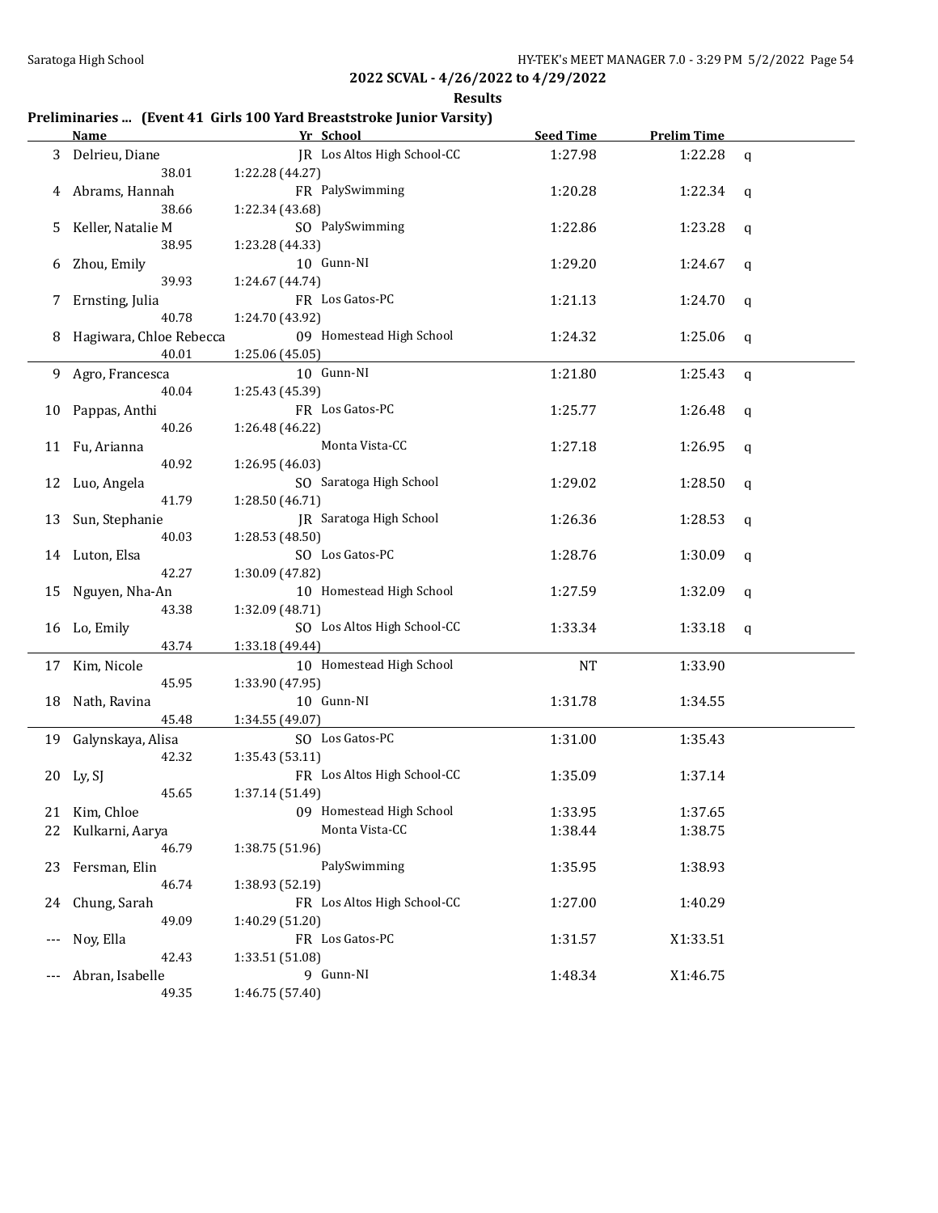## 2022 SCVAL - 4/26/2022 to 4/29/2022

### Results

**Preliminaries ... (Event 41 Girls 100 Yard Breaststroke Junior Varsity)**

| | Name | Yr | School | Seed Time | Prelim Time | |
|---|---|---|---|---|---|---|
| 3 | Delrieu, Diane | JR | Los Altos High School-CC | 1:27.98 | 1:22.28 | q |
| | 38.01 | 1:22.28 (44.27) | | | | |
| 4 | Abrams, Hannah | FR | PalySwimming | 1:20.28 | 1:22.34 | q |
| | 38.66 | 1:22.34 (43.68) | | | | |
| 5 | Keller, Natalie M | SO | PalySwimming | 1:22.86 | 1:23.28 | q |
| | 38.95 | 1:23.28 (44.33) | | | | |
| 6 | Zhou, Emily | 10 | Gunn-NI | 1:29.20 | 1:24.67 | q |
| | 39.93 | 1:24.67 (44.74) | | | | |
| 7 | Ernsting, Julia | FR | Los Gatos-PC | 1:21.13 | 1:24.70 | q |
| | 40.78 | 1:24.70 (43.92) | | | | |
| 8 | Hagiwara, Chloe Rebecca | 09 | Homestead High School | 1:24.32 | 1:25.06 | q |
| | 40.01 | 1:25.06 (45.05) | | | | |
| 9 | Agro, Francesca | 10 | Gunn-NI | 1:21.80 | 1:25.43 | q |
| | 40.04 | 1:25.43 (45.39) | | | | |
| 10 | Pappas, Anthi | FR | Los Gatos-PC | 1:25.77 | 1:26.48 | q |
| | 40.26 | 1:26.48 (46.22) | | | | |
| 11 | Fu, Arianna | | Monta Vista-CC | 1:27.18 | 1:26.95 | q |
| | 40.92 | 1:26.95 (46.03) | | | | |
| 12 | Luo, Angela | SO | Saratoga High School | 1:29.02 | 1:28.50 | q |
| | 41.79 | 1:28.50 (46.71) | | | | |
| 13 | Sun, Stephanie | JR | Saratoga High School | 1:26.36 | 1:28.53 | q |
| | 40.03 | 1:28.53 (48.50) | | | | |
| 14 | Luton, Elsa | SO | Los Gatos-PC | 1:28.76 | 1:30.09 | q |
| | 42.27 | 1:30.09 (47.82) | | | | |
| 15 | Nguyen, Nha-An | 10 | Homestead High School | 1:27.59 | 1:32.09 | q |
| | 43.38 | 1:32.09 (48.71) | | | | |
| 16 | Lo, Emily | SO | Los Altos High School-CC | 1:33.34 | 1:33.18 | q |
| | 43.74 | 1:33.18 (49.44) | | | | |
| 17 | Kim, Nicole | 10 | Homestead High School | NT | 1:33.90 | |
| | 45.95 | 1:33.90 (47.95) | | | | |
| 18 | Nath, Ravina | 10 | Gunn-NI | 1:31.78 | 1:34.55 | |
| | 45.48 | 1:34.55 (49.07) | | | | |
| 19 | Galynskaya, Alisa | SO | Los Gatos-PC | 1:31.00 | 1:35.43 | |
| | 42.32 | 1:35.43 (53.11) | | | | |
| 20 | Ly, SJ | FR | Los Altos High School-CC | 1:35.09 | 1:37.14 | |
| | 45.65 | 1:37.14 (51.49) | | | | |
| 21 | Kim, Chloe | 09 | Homestead High School | 1:33.95 | 1:37.65 | |
| 22 | Kulkarni, Aarya | | Monta Vista-CC | 1:38.44 | 1:38.75 | |
| | 46.79 | 1:38.75 (51.96) | | | | |
| 23 | Fersman, Elin | | PalySwimming | 1:35.95 | 1:38.93 | |
| | 46.74 | 1:38.93 (52.19) | | | | |
| 24 | Chung, Sarah | FR | Los Altos High School-CC | 1:27.00 | 1:40.29 | |
| | 49.09 | 1:40.29 (51.20) | | | | |
| --- | Noy, Ella | FR | Los Gatos-PC | 1:31.57 | X1:33.51 | |
| | 42.43 | 1:33.51 (51.08) | | | | |
| --- | Abran, Isabelle | 9 | Gunn-NI | 1:48.34 | X1:46.75 | |
| | 49.35 | 1:46.75 (57.40) | | | | |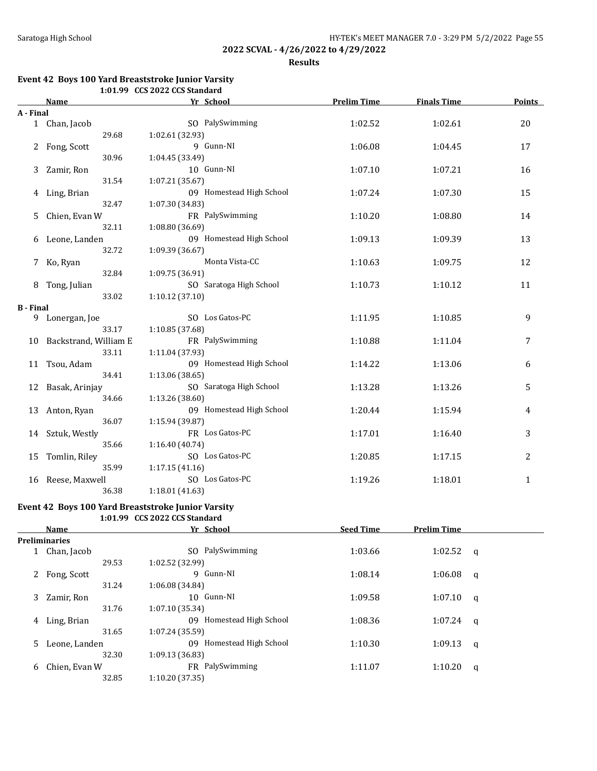**2022 SCVAL - 4/26/2022 to 4/29/2022**

**Results**

### Event 42 Boys 100 Yard Breaststroke Junior Varsity

1:01.99 CCS 2022 CCS Standard

| | Name | Yr | School | Prelim Time | Finals Time | Points |
|---|---|---|---|---|---|---|
| **A - Final** | | | | | | |
| 1 | Chan, Jacob | SO | PalySwimming | 1:02.52 | 1:02.61 | 20 |
| | 29.68 | 1:02.61 (32.93) | | | | |
| 2 | Fong, Scott | 9 | Gunn-NI | 1:06.08 | 1:04.45 | 17 |
| | 30.96 | 1:04.45 (33.49) | | | | |
| 3 | Zamir, Ron | 10 | Gunn-NI | 1:07.10 | 1:07.21 | 16 |
| | 31.54 | 1:07.21 (35.67) | | | | |
| 4 | Ling, Brian | 09 | Homestead High School | 1:07.24 | 1:07.30 | 15 |
| | 32.47 | 1:07.30 (34.83) | | | | |
| 5 | Chien, Evan W | FR | PalySwimming | 1:10.20 | 1:08.80 | 14 |
| | 32.11 | 1:08.80 (36.69) | | | | |
| 6 | Leone, Landen | 09 | Homestead High School | 1:09.13 | 1:09.39 | 13 |
| | 32.72 | 1:09.39 (36.67) | | | | |
| 7 | Ko, Ryan | | Monta Vista-CC | 1:10.63 | 1:09.75 | 12 |
| | 32.84 | 1:09.75 (36.91) | | | | |
| 8 | Tong, Julian | SO | Saratoga High School | 1:10.73 | 1:10.12 | 11 |
| | 33.02 | 1:10.12 (37.10) | | | | |
| **B - Final** | | | | | | |
| 9 | Lonergan, Joe | SO | Los Gatos-PC | 1:11.95 | 1:10.85 | 9 |
| | 33.17 | 1:10.85 (37.68) | | | | |
| 10 | Backstrand, William E | FR | PalySwimming | 1:10.88 | 1:11.04 | 7 |
| | 33.11 | 1:11.04 (37.93) | | | | |
| 11 | Tsou, Adam | 09 | Homestead High School | 1:14.22 | 1:13.06 | 6 |
| | 34.41 | 1:13.06 (38.65) | | | | |
| 12 | Basak, Arinjay | SO | Saratoga High School | 1:13.28 | 1:13.26 | 5 |
| | 34.66 | 1:13.26 (38.60) | | | | |
| 13 | Anton, Ryan | 09 | Homestead High School | 1:20.44 | 1:15.94 | 4 |
| | 36.07 | 1:15.94 (39.87) | | | | |
| 14 | Sztuk, Westly | FR | Los Gatos-PC | 1:17.01 | 1:16.40 | 3 |
| | 35.66 | 1:16.40 (40.74) | | | | |
| 15 | Tomlin, Riley | SO | Los Gatos-PC | 1:20.85 | 1:17.15 | 2 |
| | 35.99 | 1:17.15 (41.16) | | | | |
| 16 | Reese, Maxwell | SO | Los Gatos-PC | 1:19.26 | 1:18.01 | 1 |
| | 36.38 | 1:18.01 (41.63) | | | | |

### Event 42 Boys 100 Yard Breaststroke Junior Varsity

1:01.99 CCS 2022 CCS Standard

| | Name | Yr | School | Seed Time | Prelim Time | |
|---|---|---|---|---|---|---|
| **Preliminaries** | | | | | | |
| 1 | Chan, Jacob | SO | PalySwimming | 1:03.66 | 1:02.52 | q |
| | 29.53 | 1:02.52 (32.99) | | | | |
| 2 | Fong, Scott | 9 | Gunn-NI | 1:08.14 | 1:06.08 | q |
| | 31.24 | 1:06.08 (34.84) | | | | |
| 3 | Zamir, Ron | 10 | Gunn-NI | 1:09.58 | 1:07.10 | q |
| | 31.76 | 1:07.10 (35.34) | | | | |
| 4 | Ling, Brian | 09 | Homestead High School | 1:08.36 | 1:07.24 | q |
| | 31.65 | 1:07.24 (35.59) | | | | |
| 5 | Leone, Landen | 09 | Homestead High School | 1:10.30 | 1:09.13 | q |
| | 32.30 | 1:09.13 (36.83) | | | | |
| 6 | Chien, Evan W | FR | PalySwimming | 1:11.07 | 1:10.20 | q |
| | 32.85 | 1:10.20 (37.35) | | | | |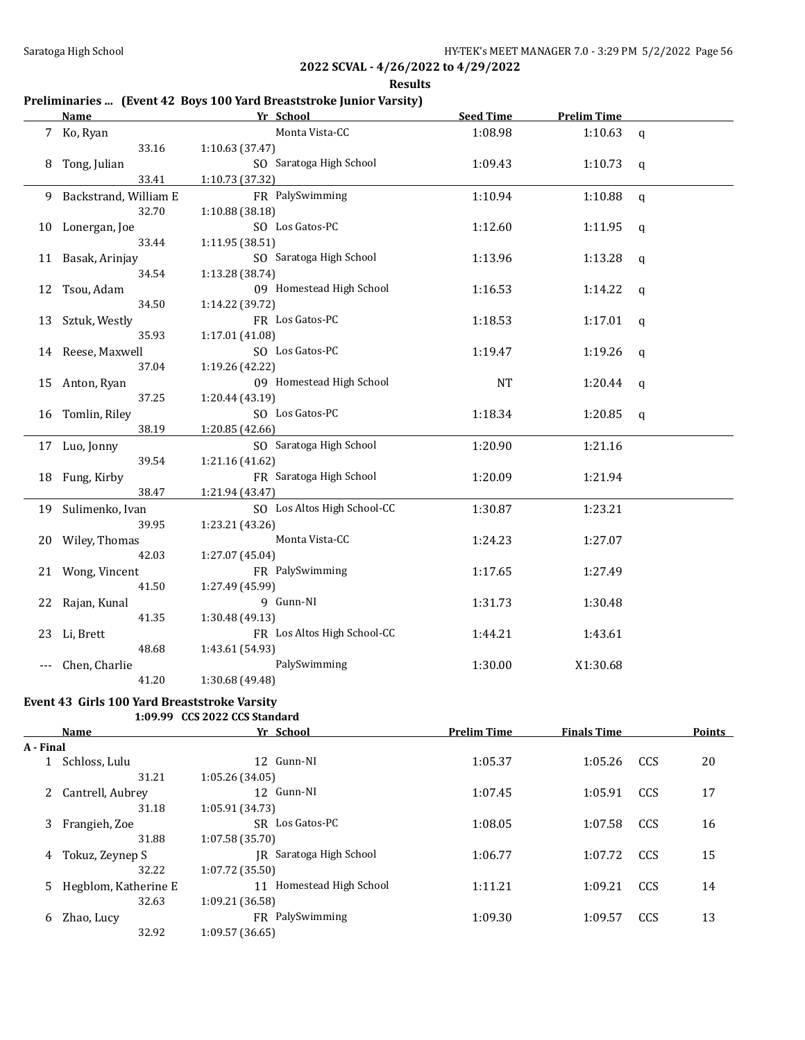**2022 SCVAL - 4/26/2022 to 4/29/2022**

**Results**

### Preliminaries ... (Event 42 Boys 100 Yard Breaststroke Junior Varsity)

| | Name | Yr | School | Seed Time | Prelim Time | |
|---|---|---|---|---|---|---|
| 7 | Ko, Ryan | | Monta Vista-CC | 1:08.98 | 1:10.63 | q |
| | 33.16 | 1:10.63 (37.47) | | | | |
| 8 | Tong, Julian | SO | Saratoga High School | 1:09.43 | 1:10.73 | q |
| | 33.41 | 1:10.73 (37.32) | | | | |
| 9 | Backstrand, William E | FR | PalySwimming | 1:10.94 | 1:10.88 | q |
| | 32.70 | 1:10.88 (38.18) | | | | |
| 10 | Lonergan, Joe | SO | Los Gatos-PC | 1:12.60 | 1:11.95 | q |
| | 33.44 | 1:11.95 (38.51) | | | | |
| 11 | Basak, Arinjay | SO | Saratoga High School | 1:13.96 | 1:13.28 | q |
| | 34.54 | 1:13.28 (38.74) | | | | |
| 12 | Tsou, Adam | 09 | Homestead High School | 1:16.53 | 1:14.22 | q |
| | 34.50 | 1:14.22 (39.72) | | | | |
| 13 | Sztuk, Westly | FR | Los Gatos-PC | 1:18.53 | 1:17.01 | q |
| | 35.93 | 1:17.01 (41.08) | | | | |
| 14 | Reese, Maxwell | SO | Los Gatos-PC | 1:19.47 | 1:19.26 | q |
| | 37.04 | 1:19.26 (42.22) | | | | |
| 15 | Anton, Ryan | 09 | Homestead High School | NT | 1:20.44 | q |
| | 37.25 | 1:20.44 (43.19) | | | | |
| 16 | Tomlin, Riley | SO | Los Gatos-PC | 1:18.34 | 1:20.85 | q |
| | 38.19 | 1:20.85 (42.66) | | | | |
| 17 | Luo, Jonny | SO | Saratoga High School | 1:20.90 | 1:21.16 | |
| | 39.54 | 1:21.16 (41.62) | | | | |
| 18 | Fung, Kirby | FR | Saratoga High School | 1:20.09 | 1:21.94 | |
| | 38.47 | 1:21.94 (43.47) | | | | |
| 19 | Sulimenko, Ivan | SO | Los Altos High School-CC | 1:30.87 | 1:23.21 | |
| | 39.95 | 1:23.21 (43.26) | | | | |
| 20 | Wiley, Thomas | | Monta Vista-CC | 1:24.23 | 1:27.07 | |
| | 42.03 | 1:27.07 (45.04) | | | | |
| 21 | Wong, Vincent | FR | PalySwimming | 1:17.65 | 1:27.49 | |
| | 41.50 | 1:27.49 (45.99) | | | | |
| 22 | Rajan, Kunal | 9 | Gunn-NI | 1:31.73 | 1:30.48 | |
| | 41.35 | 1:30.48 (49.13) | | | | |
| 23 | Li, Brett | FR | Los Altos High School-CC | 1:44.21 | 1:43.61 | |
| | 48.68 | 1:43.61 (54.93) | | | | |
| --- | Chen, Charlie | | PalySwimming | 1:30.00 | X1:30.68 | |
| | 41.20 | 1:30.68 (49.48) | | | | |

### Event 43 Girls 100 Yard Breaststroke Varsity

1:09.99 CCS 2022 CCS Standard

| | Name | Yr | School | Prelim Time | Finals Time | | Points |
|---|---|---|---|---|---|---|---|
| **A - Final** | | | | | | | |
| 1 | Schloss, Lulu | 12 | Gunn-NI | 1:05.37 | 1:05.26 | CCS | 20 |
| | 31.21 | 1:05.26 (34.05) | | | | | |
| 2 | Cantrell, Aubrey | 12 | Gunn-NI | 1:07.45 | 1:05.91 | CCS | 17 |
| | 31.18 | 1:05.91 (34.73) | | | | | |
| 3 | Frangieh, Zoe | SR | Los Gatos-PC | 1:08.05 | 1:07.58 | CCS | 16 |
| | 31.88 | 1:07.58 (35.70) | | | | | |
| 4 | Tokuz, Zeynep S | JR | Saratoga High School | 1:06.77 | 1:07.72 | CCS | 15 |
| | 32.22 | 1:07.72 (35.50) | | | | | |
| 5 | Hegblom, Katherine E | 11 | Homestead High School | 1:11.21 | 1:09.21 | CCS | 14 |
| | 32.63 | 1:09.21 (36.58) | | | | | |
| 6 | Zhao, Lucy | FR | PalySwimming | 1:09.30 | 1:09.57 | CCS | 13 |
| | 32.92 | 1:09.57 (36.65) | | | | | |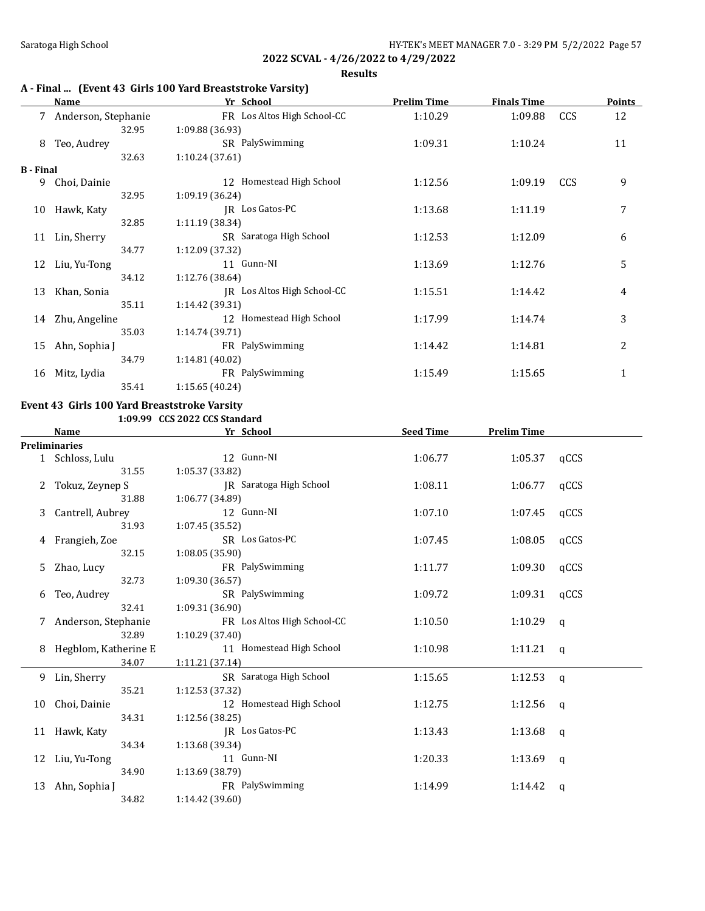## 2022 SCVAL - 4/26/2022 to 4/29/2022

### Results

### A - Final ... (Event 43 Girls 100 Yard Breaststroke Varsity)

| | Name | | Yr | School | Prelim Time | Finals Time | | Points |
|---|---|---|---|---|---|---|---|---|
| 7 | Anderson, Stephanie | | FR | Los Altos High School-CC | 1:10.29 | 1:09.88 | CCS | 12 |
| | | 32.95 | 1:09.88 (36.93) | | | | | |
| 8 | Teo, Audrey | | SR | PalySwimming | 1:09.31 | 1:10.24 | | 11 |
| | | 32.63 | 1:10.24 (37.61) | | | | | |
| **B - Final** | | | | | | | | |
| 9 | Choi, Dainie | | 12 | Homestead High School | 1:12.56 | 1:09.19 | CCS | 9 |
| | | 32.95 | 1:09.19 (36.24) | | | | | |
| 10 | Hawk, Katy | | JR | Los Gatos-PC | 1:13.68 | 1:11.19 | | 7 |
| | | 32.85 | 1:11.19 (38.34) | | | | | |
| 11 | Lin, Sherry | | SR | Saratoga High School | 1:12.53 | 1:12.09 | | 6 |
| | | 34.77 | 1:12.09 (37.32) | | | | | |
| 12 | Liu, Yu-Tong | | 11 | Gunn-NI | 1:13.69 | 1:12.76 | | 5 |
| | | 34.12 | 1:12.76 (38.64) | | | | | |
| 13 | Khan, Sonia | | JR | Los Altos High School-CC | 1:15.51 | 1:14.42 | | 4 |
| | | 35.11 | 1:14.42 (39.31) | | | | | |
| 14 | Zhu, Angeline | | 12 | Homestead High School | 1:17.99 | 1:14.74 | | 3 |
| | | 35.03 | 1:14.74 (39.71) | | | | | |
| 15 | Ahn, Sophia J | | FR | PalySwimming | 1:14.42 | 1:14.81 | | 2 |
| | | 34.79 | 1:14.81 (40.02) | | | | | |
| 16 | Mitz, Lydia | | FR | PalySwimming | 1:15.49 | 1:15.65 | | 1 |
| | | 35.41 | 1:15.65 (40.24) | | | | | |

### Event 43 Girls 100 Yard Breaststroke Varsity

1:09.99 CCS 2022 CCS Standard

| | Name | | Yr | School | Seed Time | Prelim Time | |
|---|---|---|---|---|---|---|---|
| **Preliminaries** | | | | | | | |
| 1 | Schloss, Lulu | | 12 | Gunn-NI | 1:06.77 | 1:05.37 | qCCS |
| | | 31.55 | 1:05.37 (33.82) | | | | |
| 2 | Tokuz, Zeynep S | | JR | Saratoga High School | 1:08.11 | 1:06.77 | qCCS |
| | | 31.88 | 1:06.77 (34.89) | | | | |
| 3 | Cantrell, Aubrey | | 12 | Gunn-NI | 1:07.10 | 1:07.45 | qCCS |
| | | 31.93 | 1:07.45 (35.52) | | | | |
| 4 | Frangieh, Zoe | | SR | Los Gatos-PC | 1:07.45 | 1:08.05 | qCCS |
| | | 32.15 | 1:08.05 (35.90) | | | | |
| 5 | Zhao, Lucy | | FR | PalySwimming | 1:11.77 | 1:09.30 | qCCS |
| | | 32.73 | 1:09.30 (36.57) | | | | |
| 6 | Teo, Audrey | | SR | PalySwimming | 1:09.72 | 1:09.31 | qCCS |
| | | 32.41 | 1:09.31 (36.90) | | | | |
| 7 | Anderson, Stephanie | | FR | Los Altos High School-CC | 1:10.50 | 1:10.29 | q |
| | | 32.89 | 1:10.29 (37.40) | | | | |
| 8 | Hegblom, Katherine E | | 11 | Homestead High School | 1:10.98 | 1:11.21 | q |
| | | 34.07 | 1:11.21 (37.14) | | | | |
| 9 | Lin, Sherry | | SR | Saratoga High School | 1:15.65 | 1:12.53 | q |
| | | 35.21 | 1:12.53 (37.32) | | | | |
| 10 | Choi, Dainie | | 12 | Homestead High School | 1:12.75 | 1:12.56 | q |
| | | 34.31 | 1:12.56 (38.25) | | | | |
| 11 | Hawk, Katy | | JR | Los Gatos-PC | 1:13.43 | 1:13.68 | q |
| | | 34.34 | 1:13.68 (39.34) | | | | |
| 12 | Liu, Yu-Tong | | 11 | Gunn-NI | 1:20.33 | 1:13.69 | q |
| | | 34.90 | 1:13.69 (38.79) | | | | |
| 13 | Ahn, Sophia J | | FR | PalySwimming | 1:14.99 | 1:14.42 | q |
| | | 34.82 | 1:14.42 (39.60) | | | | |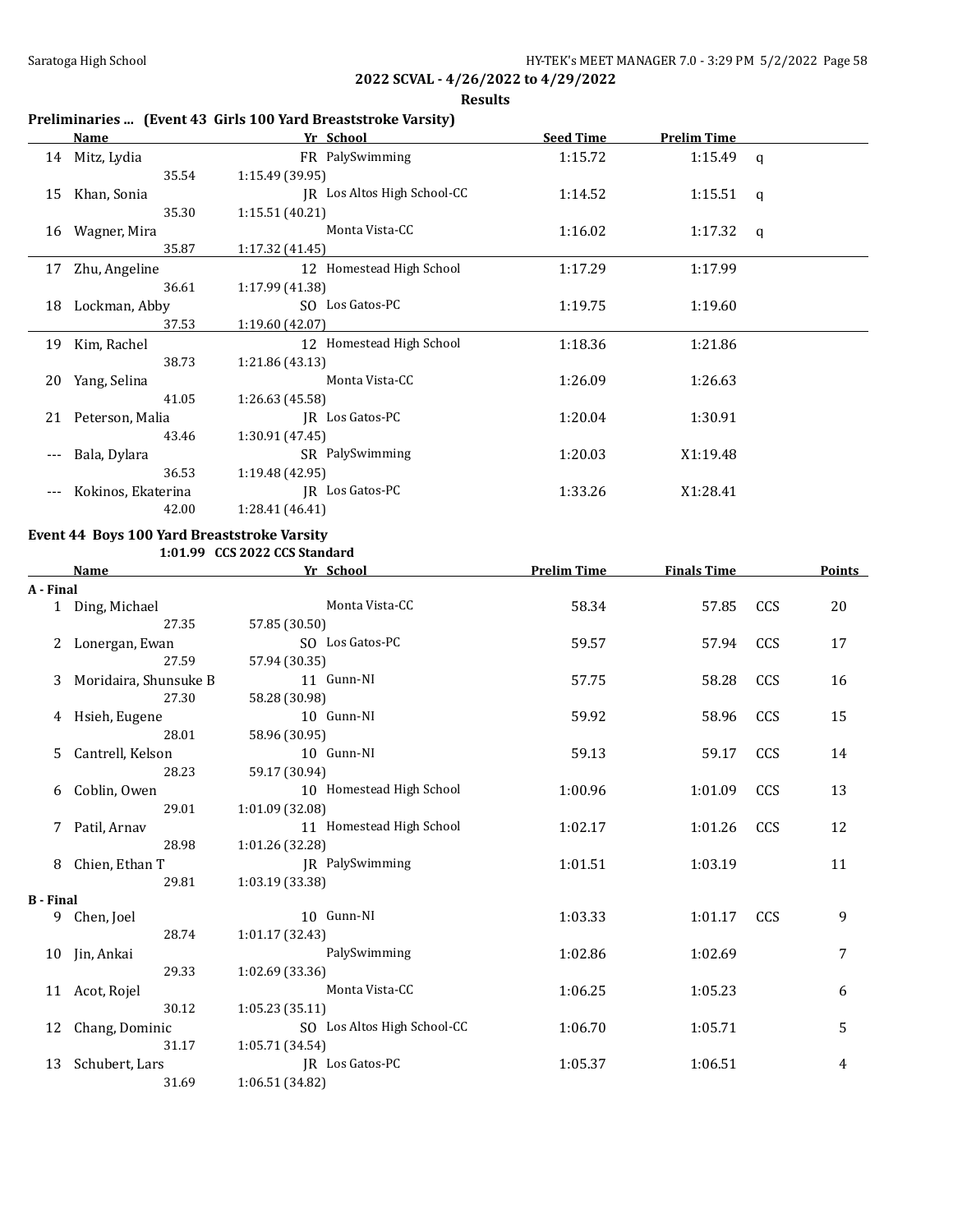## 2022 SCVAL - 4/26/2022 to 4/29/2022

### Results

### Preliminaries ... (Event 43 Girls 100 Yard Breaststroke Varsity)

| | Name | Yr | School | Seed Time | Prelim Time | |
|---|---|---|---|---|---|---|
| 14 | Mitz, Lydia | FR | PalySwimming | 1:15.72 | 1:15.49 | q |
| | 35.54 | 1:15.49 (39.95) | | | | |
| 15 | Khan, Sonia | JR | Los Altos High School-CC | 1:14.52 | 1:15.51 | q |
| | 35.30 | 1:15.51 (40.21) | | | | |
| 16 | Wagner, Mira | | Monta Vista-CC | 1:16.02 | 1:17.32 | q |
| | 35.87 | 1:17.32 (41.45) | | | | |
| 17 | Zhu, Angeline | 12 | Homestead High School | 1:17.29 | 1:17.99 | |
| | 36.61 | 1:17.99 (41.38) | | | | |
| 18 | Lockman, Abby | SO | Los Gatos-PC | 1:19.75 | 1:19.60 | |
| | 37.53 | 1:19.60 (42.07) | | | | |
| 19 | Kim, Rachel | 12 | Homestead High School | 1:18.36 | 1:21.86 | |
| | 38.73 | 1:21.86 (43.13) | | | | |
| 20 | Yang, Selina | | Monta Vista-CC | 1:26.09 | 1:26.63 | |
| | 41.05 | 1:26.63 (45.58) | | | | |
| 21 | Peterson, Malia | JR | Los Gatos-PC | 1:20.04 | 1:30.91 | |
| | 43.46 | 1:30.91 (47.45) | | | | |
| --- | Bala, Dylara | SR | PalySwimming | 1:20.03 | X1:19.48 | |
| | 36.53 | 1:19.48 (42.95) | | | | |
| --- | Kokinos, Ekaterina | JR | Los Gatos-PC | 1:33.26 | X1:28.41 | |
| | 42.00 | 1:28.41 (46.41) | | | | |

### Event 44 Boys 100 Yard Breaststroke Varsity

1:01.99 CCS 2022 CCS Standard

| | Name | Yr | School | Prelim Time | Finals Time | | Points |
|---|---|---|---|---|---|---|---|
| **A - Final** | | | | | | | |
| 1 | Ding, Michael | | Monta Vista-CC | 58.34 | 57.85 | CCS | 20 |
| | 27.35 | 57.85 (30.50) | | | | | |
| 2 | Lonergan, Ewan | SO | Los Gatos-PC | 59.57 | 57.94 | CCS | 17 |
| | 27.59 | 57.94 (30.35) | | | | | |
| 3 | Moridaira, Shunsuke B | 11 | Gunn-NI | 57.75 | 58.28 | CCS | 16 |
| | 27.30 | 58.28 (30.98) | | | | | |
| 4 | Hsieh, Eugene | 10 | Gunn-NI | 59.92 | 58.96 | CCS | 15 |
| | 28.01 | 58.96 (30.95) | | | | | |
| 5 | Cantrell, Kelson | 10 | Gunn-NI | 59.13 | 59.17 | CCS | 14 |
| | 28.23 | 59.17 (30.94) | | | | | |
| 6 | Coblin, Owen | 10 | Homestead High School | 1:00.96 | 1:01.09 | CCS | 13 |
| | 29.01 | 1:01.09 (32.08) | | | | | |
| 7 | Patil, Arnav | 11 | Homestead High School | 1:02.17 | 1:01.26 | CCS | 12 |
| | 28.98 | 1:01.26 (32.28) | | | | | |
| 8 | Chien, Ethan T | JR | PalySwimming | 1:01.51 | 1:03.19 | | 11 |
| | 29.81 | 1:03.19 (33.38) | | | | | |
| **B - Final** | | | | | | | |
| 9 | Chen, Joel | 10 | Gunn-NI | 1:03.33 | 1:01.17 | CCS | 9 |
| | 28.74 | 1:01.17 (32.43) | | | | | |
| 10 | Jin, Ankai | | PalySwimming | 1:02.86 | 1:02.69 | | 7 |
| | 29.33 | 1:02.69 (33.36) | | | | | |
| 11 | Acot, Rojel | | Monta Vista-CC | 1:06.25 | 1:05.23 | | 6 |
| | 30.12 | 1:05.23 (35.11) | | | | | |
| 12 | Chang, Dominic | SO | Los Altos High School-CC | 1:06.70 | 1:05.71 | | 5 |
| | 31.17 | 1:05.71 (34.54) | | | | | |
| 13 | Schubert, Lars | JR | Los Gatos-PC | 1:05.37 | 1:06.51 | | 4 |
| | 31.69 | 1:06.51 (34.82) | | | | | |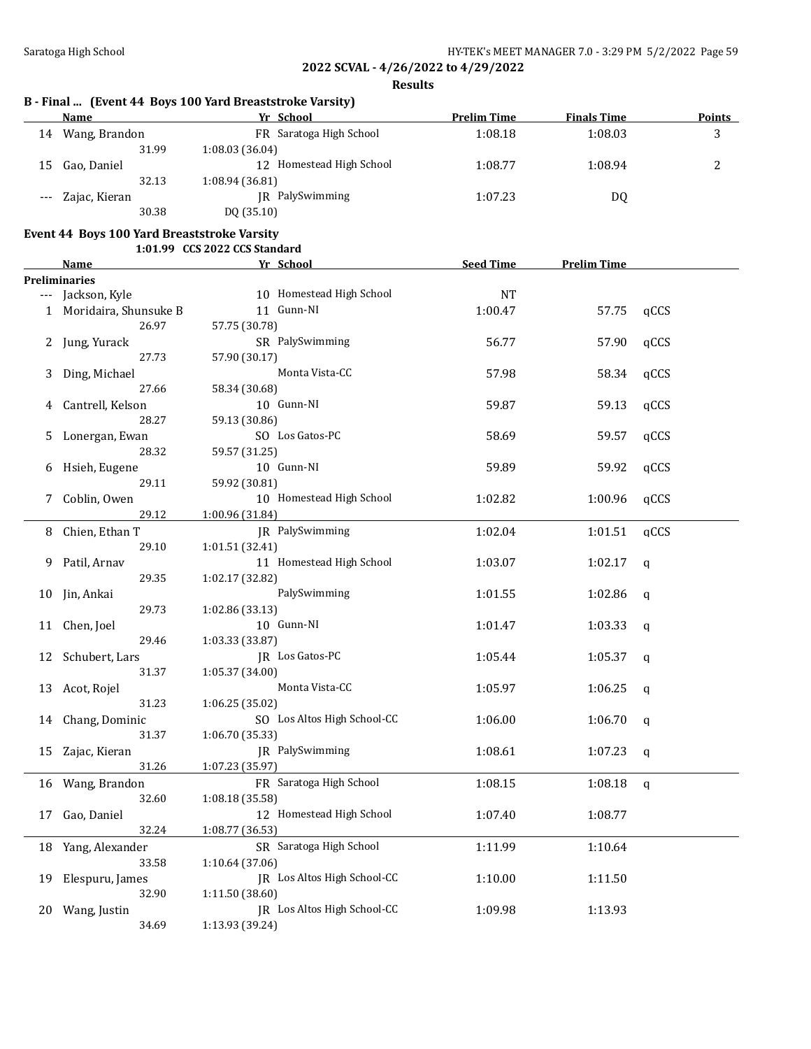**2022 SCVAL - 4/26/2022 to 4/29/2022**

**Results**

### B - Final ... (Event 44 Boys 100 Yard Breaststroke Varsity)

| | Name | Yr | School | Prelim Time | Finals Time | Points |
|---|---|---|---|---|---|---|
| 14 | Wang, Brandon | FR | Saratoga High School | 1:08.18 | 1:08.03 | 3 |
| | 31.99 | 1:08.03 (36.04) | | | | |
| 15 | Gao, Daniel | 12 | Homestead High School | 1:08.77 | 1:08.94 | 2 |
| | 32.13 | 1:08.94 (36.81) | | | | |
| --- | Zajac, Kieran | JR | PalySwimming | 1:07.23 | DQ | |
| | 30.38 | DQ (35.10) | | | | |

### Event 44 Boys 100 Yard Breaststroke Varsity

1:01.99 CCS 2022 CCS Standard

| | Name | Yr | School | Seed Time | Prelim Time | |
|---|---|---|---|---|---|---|
| **Preliminaries** | | | | | | |
| --- | Jackson, Kyle | 10 | Homestead High School | NT | | |
| 1 | Moridaira, Shunsuke B | 11 | Gunn-NI | 1:00.47 | 57.75 | qCCS |
| | 26.97 | 57.75 (30.78) | | | | |
| 2 | Jung, Yurack | SR | PalySwimming | 56.77 | 57.90 | qCCS |
| | 27.73 | 57.90 (30.17) | | | | |
| 3 | Ding, Michael | | Monta Vista-CC | 57.98 | 58.34 | qCCS |
| | 27.66 | 58.34 (30.68) | | | | |
| 4 | Cantrell, Kelson | 10 | Gunn-NI | 59.87 | 59.13 | qCCS |
| | 28.27 | 59.13 (30.86) | | | | |
| 5 | Lonergan, Ewan | SO | Los Gatos-PC | 58.69 | 59.57 | qCCS |
| | 28.32 | 59.57 (31.25) | | | | |
| 6 | Hsieh, Eugene | 10 | Gunn-NI | 59.89 | 59.92 | qCCS |
| | 29.11 | 59.92 (30.81) | | | | |
| 7 | Coblin, Owen | 10 | Homestead High School | 1:02.82 | 1:00.96 | qCCS |
| | 29.12 | 1:00.96 (31.84) | | | | |
| 8 | Chien, Ethan T | JR | PalySwimming | 1:02.04 | 1:01.51 | qCCS |
| | 29.10 | 1:01.51 (32.41) | | | | |
| 9 | Patil, Arnav | 11 | Homestead High School | 1:03.07 | 1:02.17 | q |
| | 29.35 | 1:02.17 (32.82) | | | | |
| 10 | Jin, Ankai | | PalySwimming | 1:01.55 | 1:02.86 | q |
| | 29.73 | 1:02.86 (33.13) | | | | |
| 11 | Chen, Joel | 10 | Gunn-NI | 1:01.47 | 1:03.33 | q |
| | 29.46 | 1:03.33 (33.87) | | | | |
| 12 | Schubert, Lars | JR | Los Gatos-PC | 1:05.44 | 1:05.37 | q |
| | 31.37 | 1:05.37 (34.00) | | | | |
| 13 | Acot, Rojel | | Monta Vista-CC | 1:05.97 | 1:06.25 | q |
| | 31.23 | 1:06.25 (35.02) | | | | |
| 14 | Chang, Dominic | SO | Los Altos High School-CC | 1:06.00 | 1:06.70 | q |
| | 31.37 | 1:06.70 (35.33) | | | | |
| 15 | Zajac, Kieran | JR | PalySwimming | 1:08.61 | 1:07.23 | q |
| | 31.26 | 1:07.23 (35.97) | | | | |
| 16 | Wang, Brandon | FR | Saratoga High School | 1:08.15 | 1:08.18 | q |
| | 32.60 | 1:08.18 (35.58) | | | | |
| 17 | Gao, Daniel | 12 | Homestead High School | 1:07.40 | 1:08.77 | |
| | 32.24 | 1:08.77 (36.53) | | | | |
| 18 | Yang, Alexander | SR | Saratoga High School | 1:11.99 | 1:10.64 | |
| | 33.58 | 1:10.64 (37.06) | | | | |
| 19 | Elespuru, James | JR | Los Altos High School-CC | 1:10.00 | 1:11.50 | |
| | 32.90 | 1:11.50 (38.60) | | | | |
| 20 | Wang, Justin | JR | Los Altos High School-CC | 1:09.98 | 1:13.93 | |
| | 34.69 | 1:13.93 (39.24) | | | | |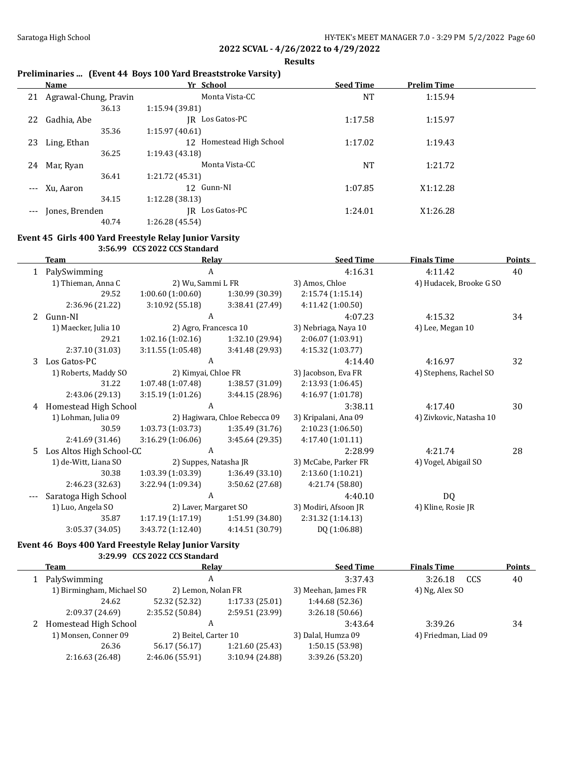## 2022 SCVAL - 4/26/2022 to 4/29/2022

### Results

### Preliminaries ... (Event 44 Boys 100 Yard Breaststroke Varsity)

| | Name | Yr | School | Seed Time | Prelim Time |
|---|---|---|---|---|---|
| 21 | Agrawal-Chung, Pravin | | Monta Vista-CC | NT | 1:15.94 |
| | 36.13 | 1:15.94 (39.81) | | | |
| 22 | Gadhia, Abe | JR | Los Gatos-PC | 1:17.58 | 1:15.97 |
| | 35.36 | 1:15.97 (40.61) | | | |
| 23 | Ling, Ethan | 12 | Homestead High School | 1:17.02 | 1:19.43 |
| | 36.25 | 1:19.43 (43.18) | | | |
| 24 | Mar, Ryan | | Monta Vista-CC | NT | 1:21.72 |
| | 36.41 | 1:21.72 (45.31) | | | |
| --- | Xu, Aaron | 12 | Gunn-NI | 1:07.85 | X1:12.28 |
| | 34.15 | 1:12.28 (38.13) | | | |
| --- | Jones, Brenden | JR | Los Gatos-PC | 1:24.01 | X1:26.28 |
| | 40.74 | 1:26.28 (45.54) | | | |

### Event 45 Girls 400 Yard Freestyle Relay Junior Varsity

3:56.99 CCS 2022 CCS Standard

| | Team | Relay | | Seed Time | Finals Time | Points |
|---|---|---|---|---|---|---|
| 1 | PalySwimming | A | | 4:16.31 | 4:11.42 | 40 |
| | 1) Thieman, Anna C | 2) Wu, Sammi L FR | | 3) Amos, Chloe | 4) Hudacek, Brooke G SO | |
| | 29.52 | 1:00.60 (1:00.60) | 1:30.99 (30.39) | 2:15.74 (1:15.14) | | |
| | 2:36.96 (21.22) | 3:10.92 (55.18) | 3:38.41 (27.49) | 4:11.42 (1:00.50) | | |
| 2 | Gunn-NI | A | | 4:07.23 | 4:15.32 | 34 |
| | 1) Maecker, Julia 10 | 2) Agro, Francesca 10 | | 3) Nebriaga, Naya 10 | 4) Lee, Megan 10 | |
| | 29.21 | 1:02.16 (1:02.16) | 1:32.10 (29.94) | 2:06.07 (1:03.91) | | |
| | 2:37.10 (31.03) | 3:11.55 (1:05.48) | 3:41.48 (29.93) | 4:15.32 (1:03.77) | | |
| 3 | Los Gatos-PC | A | | 4:14.40 | 4:16.97 | 32 |
| | 1) Roberts, Maddy SO | 2) Kimyai, Chloe FR | | 3) Jacobson, Eva FR | 4) Stephens, Rachel SO | |
| | 31.22 | 1:07.48 (1:07.48) | 1:38.57 (31.09) | 2:13.93 (1:06.45) | | |
| | 2:43.06 (29.13) | 3:15.19 (1:01.26) | 3:44.15 (28.96) | 4:16.97 (1:01.78) | | |
| 4 | Homestead High School | A | | 3:38.11 | 4:17.40 | 30 |
| | 1) Lohman, Julia 09 | 2) Hagiwara, Chloe Rebecca 09 | | 3) Kripalani, Ana 09 | 4) Zivkovic, Natasha 10 | |
| | 30.59 | 1:03.73 (1:03.73) | 1:35.49 (31.76) | 2:10.23 (1:06.50) | | |
| | 2:41.69 (31.46) | 3:16.29 (1:06.06) | 3:45.64 (29.35) | 4:17.40 (1:01.11) | | |
| 5 | Los Altos High School-CC | A | | 2:28.99 | 4:21.74 | 28 |
| | 1) de-Witt, Liana SO | 2) Suppes, Natasha JR | | 3) McCabe, Parker FR | 4) Vogel, Abigail SO | |
| | 30.38 | 1:03.39 (1:03.39) | 1:36.49 (33.10) | 2:13.60 (1:10.21) | | |
| | 2:46.23 (32.63) | 3:22.94 (1:09.34) | 3:50.62 (27.68) | 4:21.74 (58.80) | | |
| --- | Saratoga High School | A | | 4:40.10 | DQ | |
| | 1) Luo, Angela SO | 2) Laver, Margaret SO | | 3) Modiri, Afsoon JR | 4) Kline, Rosie JR | |
| | 35.87 | 1:17.19 (1:17.19) | 1:51.99 (34.80) | 2:31.32 (1:14.13) | | |
| | 3:05.37 (34.05) | 3:43.72 (1:12.40) | 4:14.51 (30.79) | DQ (1:06.88) | | |

### Event 46 Boys 400 Yard Freestyle Relay Junior Varsity

3:29.99 CCS 2022 CCS Standard

| | Team | Relay | | Seed Time | Finals Time | Points |
|---|---|---|---|---|---|---|
| 1 | PalySwimming | A | | 3:37.43 | 3:26.18 CCS | 40 |
| | 1) Birmingham, Michael SO | 2) Lemon, Nolan FR | | 3) Meehan, James FR | 4) Ng, Alex SO | |
| | 24.62 | 52.32 (52.32) | 1:17.33 (25.01) | 1:44.68 (52.36) | | |
| | 2:09.37 (24.69) | 2:35.52 (50.84) | 2:59.51 (23.99) | 3:26.18 (50.66) | | |
| 2 | Homestead High School | A | | 3:43.64 | 3:39.26 | 34 |
| | 1) Monsen, Conner 09 | 2) Beitel, Carter 10 | | 3) Dalal, Humza 09 | 4) Friedman, Liad 09 | |
| | 26.36 | 56.17 (56.17) | 1:21.60 (25.43) | 1:50.15 (53.98) | | |
| | 2:16.63 (26.48) | 2:46.06 (55.91) | 3:10.94 (24.88) | 3:39.26 (53.20) | | |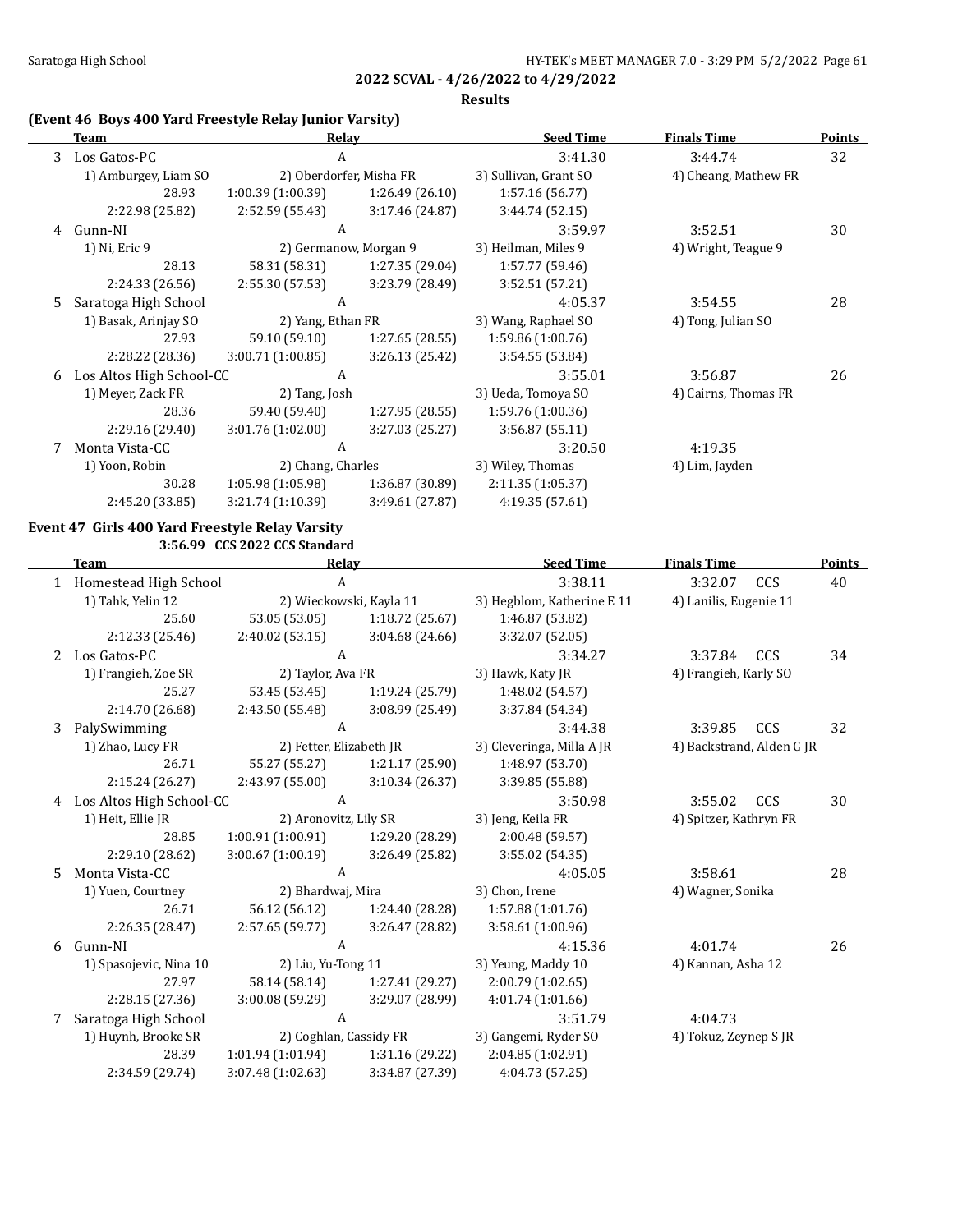**2022 SCVAL - 4/26/2022 to 4/29/2022**

**Results**

### (Event 46 Boys 400 Yard Freestyle Relay Junior Varsity)

| | Team | Relay | | Seed Time | Finals Time | Points |
|---|---|---|---|---|---|---|
| 3 | Los Gatos-PC | A | | 3:41.30 | 3:44.74 | 32 |
| | 1) Amburgey, Liam SO | 2) Oberdorfer, Misha FR | | 3) Sullivan, Grant SO | 4) Cheang, Mathew FR | |
| | 28.93 | 1:00.39 (1:00.39) | 1:26.49 (26.10) | 1:57.16 (56.77) | | |
| | 2:22.98 (25.82) | 2:52.59 (55.43) | 3:17.46 (24.87) | 3:44.74 (52.15) | | |
| 4 | Gunn-NI | A | | 3:59.97 | 3:52.51 | 30 |
| | 1) Ni, Eric 9 | 2) Germanow, Morgan 9 | | 3) Heilman, Miles 9 | 4) Wright, Teague 9 | |
| | 28.13 | 58.31 (58.31) | 1:27.35 (29.04) | 1:57.77 (59.46) | | |
| | 2:24.33 (26.56) | 2:55.30 (57.53) | 3:23.79 (28.49) | 3:52.51 (57.21) | | |
| 5 | Saratoga High School | A | | 4:05.37 | 3:54.55 | 28 |
| | 1) Basak, Arinjay SO | 2) Yang, Ethan FR | | 3) Wang, Raphael SO | 4) Tong, Julian SO | |
| | 27.93 | 59.10 (59.10) | 1:27.65 (28.55) | 1:59.86 (1:00.76) | | |
| | 2:28.22 (28.36) | 3:00.71 (1:00.85) | 3:26.13 (25.42) | 3:54.55 (53.84) | | |
| 6 | Los Altos High School-CC | A | | 3:55.01 | 3:56.87 | 26 |
| | 1) Meyer, Zack FR | 2) Tang, Josh | | 3) Ueda, Tomoya SO | 4) Cairns, Thomas FR | |
| | 28.36 | 59.40 (59.40) | 1:27.95 (28.55) | 1:59.76 (1:00.36) | | |
| | 2:29.16 (29.40) | 3:01.76 (1:02.00) | 3:27.03 (25.27) | 3:56.87 (55.11) | | |
| 7 | Monta Vista-CC | A | | 3:20.50 | 4:19.35 | |
| | 1) Yoon, Robin | 2) Chang, Charles | | 3) Wiley, Thomas | 4) Lim, Jayden | |
| | 30.28 | 1:05.98 (1:05.98) | 1:36.87 (30.89) | 2:11.35 (1:05.37) | | |
| | 2:45.20 (33.85) | 3:21.74 (1:10.39) | 3:49.61 (27.87) | 4:19.35 (57.61) | | |

### Event 47 Girls 400 Yard Freestyle Relay Varsity

3:56.99 CCS 2022 CCS Standard

| | Team | Relay | | Seed Time | Finals Time | Points |
|---|---|---|---|---|---|---|
| 1 | Homestead High School | A | | 3:38.11 | 3:32.07 CCS | 40 |
| | 1) Tahk, Yelin 12 | 2) Wieckowski, Kayla 11 | | 3) Hegblom, Katherine E 11 | 4) Lanilis, Eugenie 11 | |
| | 25.60 | 53.05 (53.05) | 1:18.72 (25.67) | 1:46.87 (53.82) | | |
| | 2:12.33 (25.46) | 2:40.02 (53.15) | 3:04.68 (24.66) | 3:32.07 (52.05) | | |
| 2 | Los Gatos-PC | A | | 3:34.27 | 3:37.84 CCS | 34 |
| | 1) Frangieh, Zoe SR | 2) Taylor, Ava FR | | 3) Hawk, Katy JR | 4) Frangieh, Karly SO | |
| | 25.27 | 53.45 (53.45) | 1:19.24 (25.79) | 1:48.02 (54.57) | | |
| | 2:14.70 (26.68) | 2:43.50 (55.48) | 3:08.99 (25.49) | 3:37.84 (54.34) | | |
| 3 | PalySwimming | A | | 3:44.38 | 3:39.85 CCS | 32 |
| | 1) Zhao, Lucy FR | 2) Fetter, Elizabeth JR | | 3) Cleveringa, Milla A JR | 4) Backstrand, Alden G JR | |
| | 26.71 | 55.27 (55.27) | 1:21.17 (25.90) | 1:48.97 (53.70) | | |
| | 2:15.24 (26.27) | 2:43.97 (55.00) | 3:10.34 (26.37) | 3:39.85 (55.88) | | |
| 4 | Los Altos High School-CC | A | | 3:50.98 | 3:55.02 CCS | 30 |
| | 1) Heit, Ellie JR | 2) Aronovitz, Lily SR | | 3) Jeng, Keila FR | 4) Spitzer, Kathryn FR | |
| | 28.85 | 1:00.91 (1:00.91) | 1:29.20 (28.29) | 2:00.48 (59.57) | | |
| | 2:29.10 (28.62) | 3:00.67 (1:00.19) | 3:26.49 (25.82) | 3:55.02 (54.35) | | |
| 5 | Monta Vista-CC | A | | 4:05.05 | 3:58.61 | 28 |
| | 1) Yuen, Courtney | 2) Bhardwaj, Mira | | 3) Chon, Irene | 4) Wagner, Sonika | |
| | 26.71 | 56.12 (56.12) | 1:24.40 (28.28) | 1:57.88 (1:01.76) | | |
| | 2:26.35 (28.47) | 2:57.65 (59.77) | 3:26.47 (28.82) | 3:58.61 (1:00.96) | | |
| 6 | Gunn-NI | A | | 4:15.36 | 4:01.74 | 26 |
| | 1) Spasojevic, Nina 10 | 2) Liu, Yu-Tong 11 | | 3) Yeung, Maddy 10 | 4) Kannan, Asha 12 | |
| | 27.97 | 58.14 (58.14) | 1:27.41 (29.27) | 2:00.79 (1:02.65) | | |
| | 2:28.15 (27.36) | 3:00.08 (59.29) | 3:29.07 (28.99) | 4:01.74 (1:01.66) | | |
| 7 | Saratoga High School | A | | 3:51.79 | 4:04.73 | |
| | 1) Huynh, Brooke SR | 2) Coghlan, Cassidy FR | | 3) Gangemi, Ryder SO | 4) Tokuz, Zeynep S JR | |
| | 28.39 | 1:01.94 (1:01.94) | 1:31.16 (29.22) | 2:04.85 (1:02.91) | | |
| | 2:34.59 (29.74) | 3:07.48 (1:02.63) | 3:34.87 (27.39) | 4:04.73 (57.25) | | |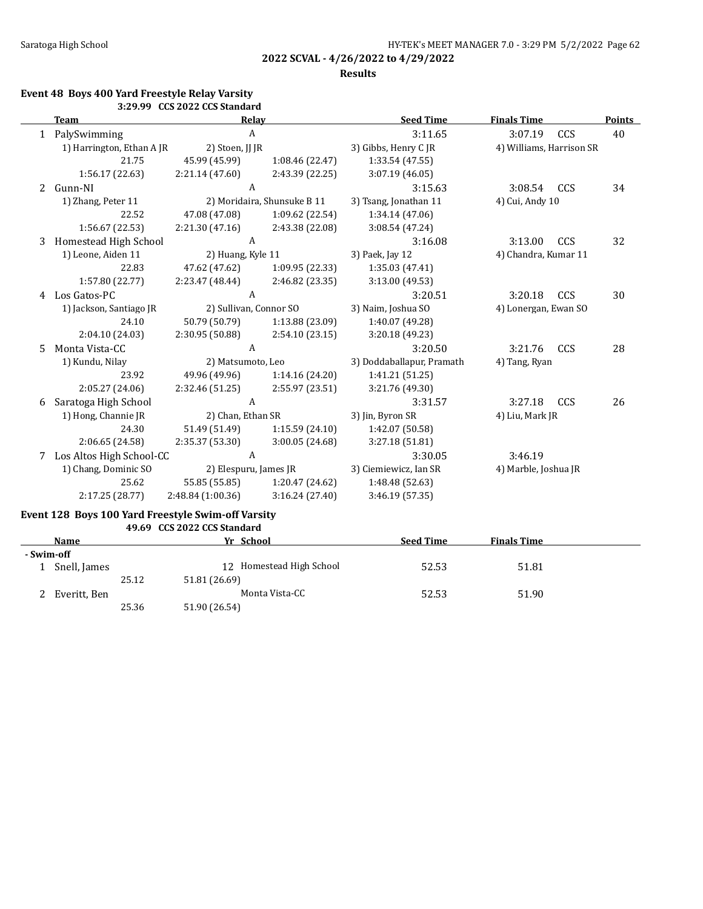## 2022 SCVAL - 4/26/2022 to 4/29/2022

**Results**

### Event 48 Boys 400 Yard Freestyle Relay Varsity

3:29.99 CCS 2022 CCS Standard

| | Team | Relay | | Seed Time | Finals Time | | Points |
|---|---|---|---|---|---|---|---|
| 1 | PalySwimming | A | | 3:11.65 | 3:07.19 | CCS | 40 |
| | 1) Harrington, Ethan A JR | 2) Stoen, JJ JR | | 3) Gibbs, Henry C JR | 4) Williams, Harrison SR | | |
| | 21.75 | 45.99 (45.99) | 1:08.46 (22.47) | 1:33.54 (47.55) | | | |
| | 1:56.17 (22.63) | 2:21.14 (47.60) | 2:43.39 (22.25) | 3:07.19 (46.05) | | | |
| 2 | Gunn-NI | A | | 3:15.63 | 3:08.54 | CCS | 34 |
| | 1) Zhang, Peter 11 | 2) Moridaira, Shunsuke B 11 | | 3) Tsang, Jonathan 11 | 4) Cui, Andy 10 | | |
| | 22.52 | 47.08 (47.08) | 1:09.62 (22.54) | 1:34.14 (47.06) | | | |
| | 1:56.67 (22.53) | 2:21.30 (47.16) | 2:43.38 (22.08) | 3:08.54 (47.24) | | | |
| 3 | Homestead High School | A | | 3:16.08 | 3:13.00 | CCS | 32 |
| | 1) Leone, Aiden 11 | 2) Huang, Kyle 11 | | 3) Paek, Jay 12 | 4) Chandra, Kumar 11 | | |
| | 22.83 | 47.62 (47.62) | 1:09.95 (22.33) | 1:35.03 (47.41) | | | |
| | 1:57.80 (22.77) | 2:23.47 (48.44) | 2:46.82 (23.35) | 3:13.00 (49.53) | | | |
| 4 | Los Gatos-PC | A | | 3:20.51 | 3:20.18 | CCS | 30 |
| | 1) Jackson, Santiago JR | 2) Sullivan, Connor SO | | 3) Naim, Joshua SO | 4) Lonergan, Ewan SO | | |
| | 24.10 | 50.79 (50.79) | 1:13.88 (23.09) | 1:40.07 (49.28) | | | |
| | 2:04.10 (24.03) | 2:30.95 (50.88) | 2:54.10 (23.15) | 3:20.18 (49.23) | | | |
| 5 | Monta Vista-CC | A | | 3:20.50 | 3:21.76 | CCS | 28 |
| | 1) Kundu, Nilay | 2) Matsumoto, Leo | | 3) Doddaballapur, Pramath | 4) Tang, Ryan | | |
| | 23.92 | 49.96 (49.96) | 1:14.16 (24.20) | 1:41.21 (51.25) | | | |
| | 2:05.27 (24.06) | 2:32.46 (51.25) | 2:55.97 (23.51) | 3:21.76 (49.30) | | | |
| 6 | Saratoga High School | A | | 3:31.57 | 3:27.18 | CCS | 26 |
| | 1) Hong, Channie JR | 2) Chan, Ethan SR | | 3) Jin, Byron SR | 4) Liu, Mark JR | | |
| | 24.30 | 51.49 (51.49) | 1:15.59 (24.10) | 1:42.07 (50.58) | | | |
| | 2:06.65 (24.58) | 2:35.37 (53.30) | 3:00.05 (24.68) | 3:27.18 (51.81) | | | |
| 7 | Los Altos High School-CC | A | | 3:30.05 | 3:46.19 | | |
| | 1) Chang, Dominic SO | 2) Elespuru, James JR | | 3) Ciemiewicz, Ian SR | 4) Marble, Joshua JR | | |
| | 25.62 | 55.85 (55.85) | 1:20.47 (24.62) | 1:48.48 (52.63) | | | |
| | 2:17.25 (28.77) | 2:48.84 (1:00.36) | 3:16.24 (27.40) | 3:46.19 (57.35) | | | |

### Event 128 Boys 100 Yard Freestyle Swim-off Varsity

49.69 CCS 2022 CCS Standard

| | Name | | Yr | School | Seed Time | Finals Time |
|---|---|---|---|---|---|---|
| - Swim-off | | | | | | |
| 1 | Snell, James | | 12 | Homestead High School | 52.53 | 51.81 |
| | | 25.12 | 51.81 (26.69) | | | |
| 2 | Everitt, Ben | | | Monta Vista-CC | 52.53 | 51.90 |
| | | 25.36 | 51.90 (26.54) | | | |